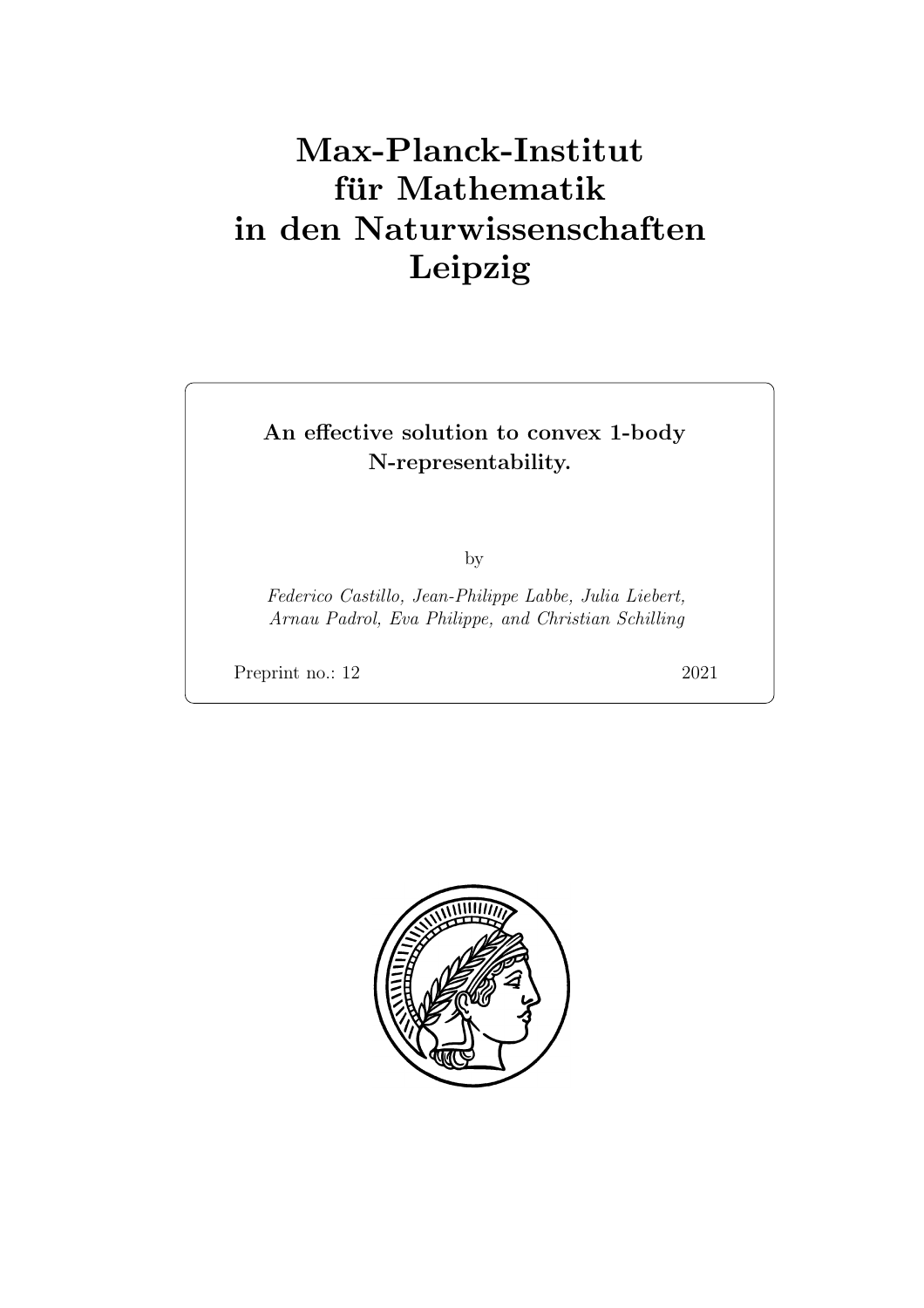# Max-Planck-Institut für Mathematik in den Naturwissenschaften Leipzig

**An effective solution to convex 1-body N-representability.**

by

*Federico Castillo, Jean-Philippe Labbe, Julia Liebert, Arnau Padrol, Eva Philippe, and Christian Schilling*

Preprint no.: 12 2021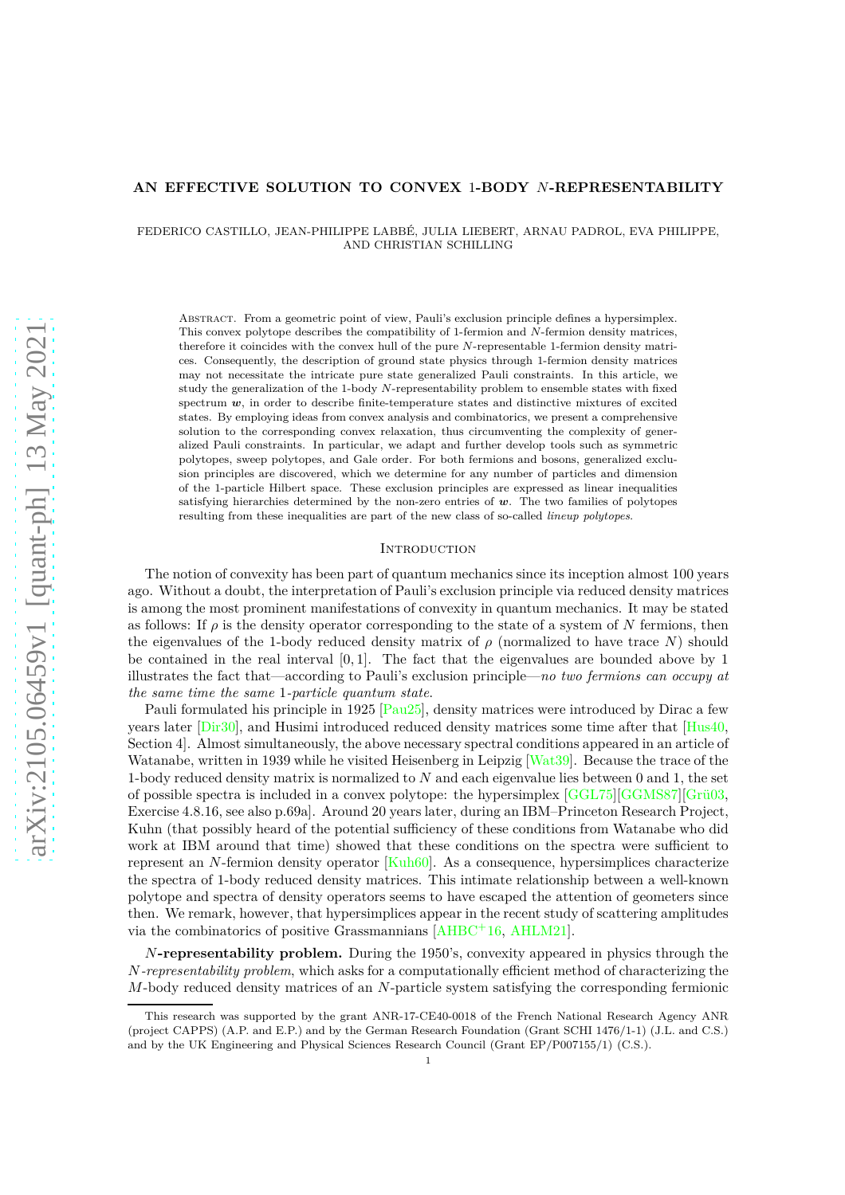# AN EFFECTIVE SOLUTION TO CONVEX 1-BODY $N$-REPRESENTABILITY

FEDERICO CASTILLO, JEAN-PHILIPPE LABBÉ, JULIA LIEBERT, ARNAU PADROL, EVA PHILIPPE, AND CHRISTIAN SCHILLING

Abstract. From a geometric point of view, Pauli's exclusion principle defines a hypersimplex. This convex polytope describes the compatibility of 1-fermion and $N$-fermion density matrices, therefore it coincides with the convex hull of the pure $N$-representable 1-fermion density matrices. Consequently, the description of ground state physics through 1-fermion density matrices may not necessitate the intricate pure state generalized Pauli constraints. In this article, we study the generalization of the 1-body $N$-representability problem to ensemble states with fixed spectrum $\boldsymbol{w}$, in order to describe finite-temperature states and distinctive mixtures of excited states. By employing ideas from convex analysis and combinatorics, we present a comprehensive solution to the corresponding convex relaxation, thus circumventing the complexity of generalized Pauli constraints. In particular, we adapt and further develop tools such as symmetric polytopes, sweep polytopes, and Gale order. For both fermions and bosons, generalized exclusion principles are discovered, which we determine for any number of particles and dimension of the 1-particle Hilbert space. These exclusion principles are expressed as linear inequalities satisfying hierarchies determined by the non-zero entries of $\boldsymbol{w}$. The two families of polytopes resulting from these inequalities are part of the new class of so-called *lineup polytopes*.

## Introduction

The notion of convexity has been part of quantum mechanics since its inception almost 100 years ago. Without a doubt, the interpretation of Pauli's exclusion principle via reduced density matrices is among the most prominent manifestations of convexity in quantum mechanics. It may be stated as follows: If $\rho$ is the density operator corresponding to the state of a system of $N$ fermions, then the eigenvalues of the 1-body reduced density matrix of $\rho$ (normalized to have trace $N$) should be contained in the real interval $[0,1]$. The fact that the eigenvalues are bounded above by 1 illustrates the fact that—according to Pauli's exclusion principle—*no two fermions can occupy at the same time the same 1-particle quantum state.*

Pauli formulated his principle in 1925 [Pau25], density matrices were introduced by Dirac a few years later [Dir30], and Husimi introduced reduced density matrices some time after that [Hus40, Section 4]. Almost simultaneously, the above necessary spectral conditions appeared in an article of Watanabe, written in 1939 while he visited Heisenberg in Leipzig [Wat39]. Because the trace of the 1-body reduced density matrix is normalized to $N$ and each eigenvalue lies between 0 and 1, the set of possible spectra is included in a convex polytope: the hypersimplex [GGL75][GGMS87][Grü03, Exercise 4.8.16, see also p.69a]. Around 20 years later, during an IBM–Princeton Research Project, Kuhn (that possibly heard of the potential sufficiency of these conditions from Watanabe who did work at IBM around that time) showed that these conditions on the spectra were sufficient to represent an $N$-fermion density operator [Kuh60]. As a consequence, hypersimplices characterize the spectra of 1-body reduced density matrices. This intimate relationship between a well-known polytope and spectra of density operators seems to have escaped the attention of geometers since then. We remark, however, that hypersimplices appear in the recent study of scattering amplitudes via the combinatorics of positive Grassmannians [AHBC+16, AHLM21].

**$N$-representability problem.** During the 1950's, convexity appeared in physics through the *$N$-representability problem*, which asks for a computationally efficient method of characterizing the $M$-body reduced density matrices of an $N$-particle system satisfying the corresponding fermionic

This research was supported by the grant ANR-17-CE40-0018 of the French National Research Agency ANR (project CAPPS) (A.P. and E.P.) and by the German Research Foundation (Grant SCHI 1476/1-1) (J.L. and C.S.) and by the UK Engineering and Physical Sciences Research Council (Grant EP/P007155/1) (C.S.).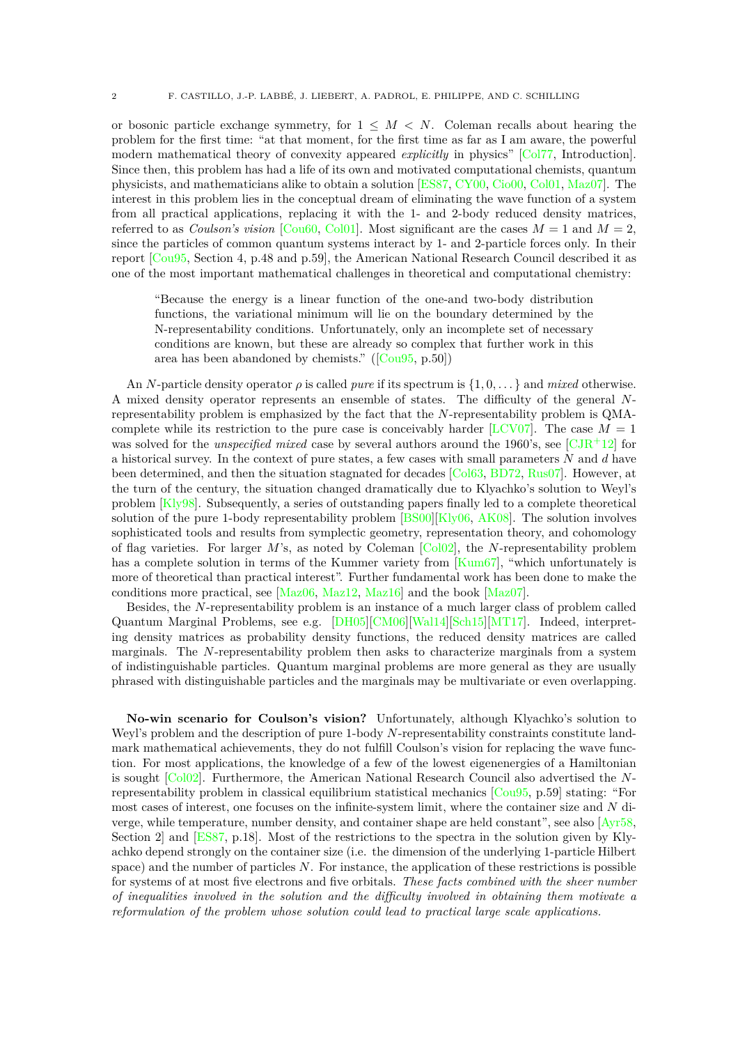or bosonic particle exchange symmetry, for $1 \leq M < N$. Coleman recalls about hearing the problem for the first time: "at that moment, for the first time as far as I am aware, the powerful modern mathematical theory of convexity appeared *explicitly* in physics" [Col77, Introduction]. Since then, this problem has had a life of its own and motivated computational chemists, quantum physicists, and mathematicians alike to obtain a solution [ES87, CY00, Cio00, Col01, Maz07]. The interest in this problem lies in the conceptual dream of eliminating the wave function of a system from all practical applications, replacing it with the 1- and 2-body reduced density matrices, referred to as *Coulson's vision* [Cou60, Col01]. Most significant are the cases $M = 1$ and $M = 2$, since the particles of common quantum systems interact by 1- and 2-particle forces only. In their report [Cou95, Section 4, p.48 and p.59], the American National Research Council described it as one of the most important mathematical challenges in theoretical and computational chemistry:

> "Because the energy is a linear function of the one-and two-body distribution functions, the variational minimum will lie on the boundary determined by the N-representability conditions. Unfortunately, only an incomplete set of necessary conditions are known, but these are already so complex that further work in this area has been abandoned by chemists." ([Cou95, p.50])

An $N$-particle density operator $\rho$ is called *pure* if its spectrum is $\{1, 0, \dots\}$ and *mixed* otherwise. A mixed density operator represents an ensemble of states. The difficulty of the general $N$-representability problem is emphasized by the fact that the $N$-representability problem is QMA-complete while its restriction to the pure case is conceivably harder [LCV07]. The case $M = 1$ was solved for the *unspecified mixed* case by several authors around the 1960's, see [CJR+12] for a historical survey. In the context of pure states, a few cases with small parameters $N$ and $d$ have been determined, and then the situation stagnated for decades [Col63, BD72, Rus07]. However, at the turn of the century, the situation changed dramatically due to Klyachko's solution to Weyl's problem [Kly98]. Subsequently, a series of outstanding papers finally led to a complete theoretical solution of the pure 1-body representability problem [BS00][Kly06, AK08]. The solution involves sophisticated tools and results from symplectic geometry, representation theory, and cohomology of flag varieties. For larger $M$'s, as noted by Coleman [Col02], the $N$-representability problem has a complete solution in terms of the Kummer variety from [Kum67], "which unfortunately is more of theoretical than practical interest". Further fundamental work has been done to make the conditions more practical, see [Maz06, Maz12, Maz16] and the book [Maz07].

Besides, the $N$-representability problem is an instance of a much larger class of problem called Quantum Marginal Problems, see e.g. [DH05][CM06][Wal14][Sch15][MT17]. Indeed, interpreting density matrices as probability density functions, the reduced density matrices are called marginals. The $N$-representability problem then asks to characterize marginals from a system of indistinguishable particles. Quantum marginal problems are more general as they are usually phrased with distinguishable particles and the marginals may be multivariate or even overlapping.

**No-win scenario for Coulson's vision?** Unfortunately, although Klyachko's solution to Weyl's problem and the description of pure 1-body $N$-representability constraints constitute landmark mathematical achievements, they do not fulfill Coulson's vision for replacing the wave function. For most applications, the knowledge of a few of the lowest eigenenergies of a Hamiltonian is sought [Col02]. Furthermore, the American National Research Council also advertised the $N$-representability problem in classical equilibrium statistical mechanics [Cou95, p.59] stating: "For most cases of interest, one focuses on the infinite-system limit, where the container size and $N$ diverge, while temperature, number density, and container shape are held constant", see also [Ayr58, Section 2] and [ES87, p.18]. Most of the restrictions to the spectra in the solution given by Klyachko depend strongly on the container size (i.e. the dimension of the underlying 1-particle Hilbert space) and the number of particles $N$. For instance, the application of these restrictions is possible for systems of at most five electrons and five orbitals. *These facts combined with the sheer number of inequalities involved in the solution and the difficulty involved in obtaining them motivate a reformulation of the problem whose solution could lead to practical large scale applications.*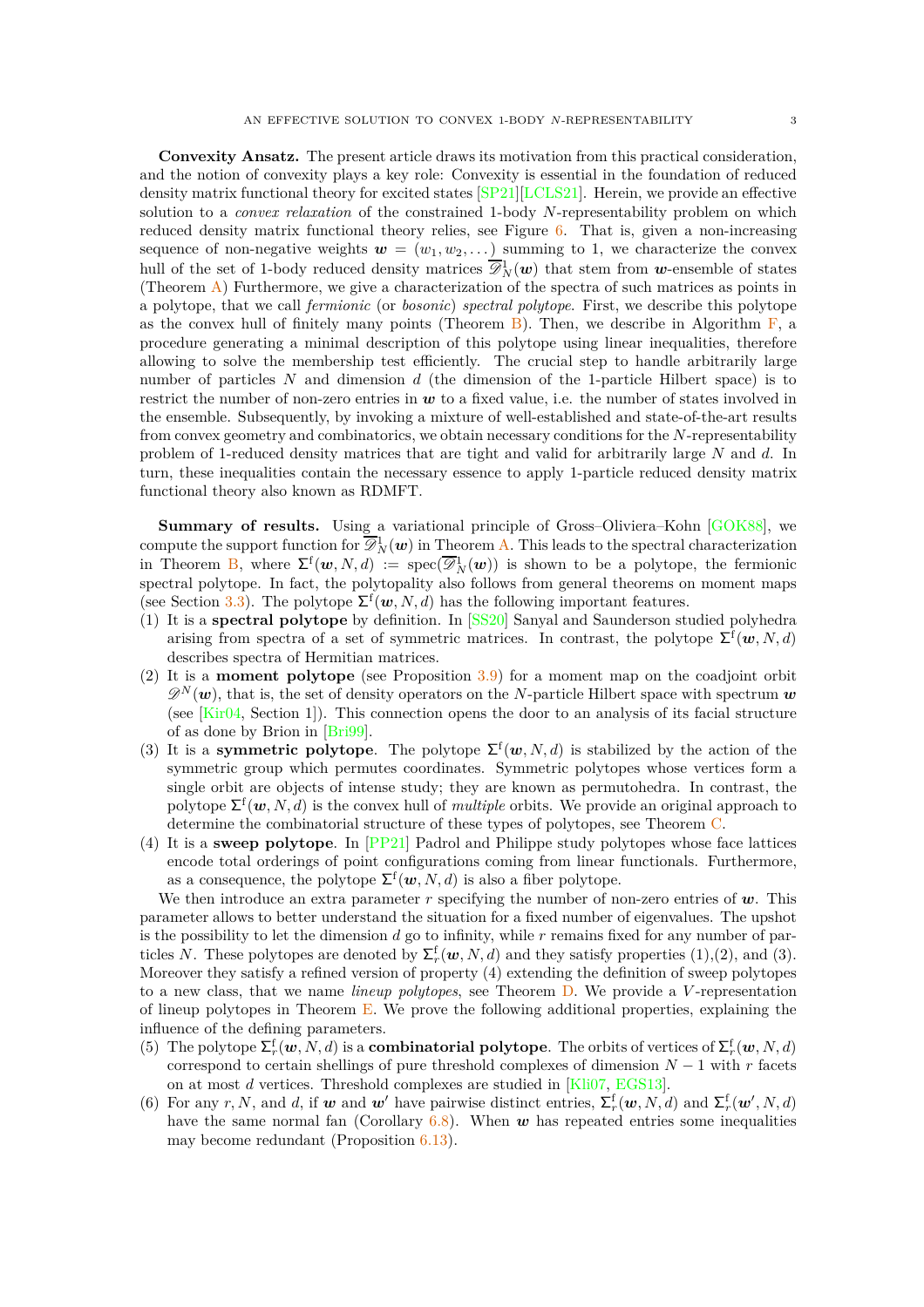**Convexity Ansatz.** The present article draws its motivation from this practical consideration, and the notion of convexity plays a key role: Convexity is essential in the foundation of reduced density matrix functional theory for excited states [SP21][LCLS21]. Herein, we provide an effective solution to a *convex relaxation* of the constrained 1-body $N$-representability problem on which reduced density matrix functional theory relies, see Figure 6. That is, given a non-increasing sequence of non-negative weights $\boldsymbol{w} = (w_1, w_2, \dots)$ summing to 1, we characterize the convex hull of the set of 1-body reduced density matrices $\overline{\mathscr{D}}^1_N(\boldsymbol{w})$ that stem from $\boldsymbol{w}$-ensemble of states (Theorem A) Furthermore, we give a characterization of the spectra of such matrices as points in a polytope, that we call *fermionic* (or *bosonic*) *spectral polytope*. First, we describe this polytope as the convex hull of finitely many points (Theorem B). Then, we describe in Algorithm F, a procedure generating a minimal description of this polytope using linear inequalities, therefore allowing to solve the membership test efficiently. The crucial step to handle arbitrarily large number of particles $N$ and dimension $d$ (the dimension of the 1-particle Hilbert space) is to restrict the number of non-zero entries in $\boldsymbol{w}$ to a fixed value, i.e. the number of states involved in the ensemble. Subsequently, by invoking a mixture of well-established and state-of-the-art results from convex geometry and combinatorics, we obtain necessary conditions for the $N$-representability problem of 1-reduced density matrices that are tight and valid for arbitrarily large $N$ and $d$. In turn, these inequalities contain the necessary essence to apply 1-particle reduced density matrix functional theory also known as RDMFT.

**Summary of results.** Using a variational principle of Gross–Oliviera–Kohn [GOK88], we compute the support function for $\overline{\mathscr{D}}^1_N(\boldsymbol{w})$ in Theorem A. This leads to the spectral characterization in Theorem B, where $\Sigma^{\mathrm{f}}(\boldsymbol{w}, N, d) := \operatorname{spec}(\overline{\mathscr{D}}^1_N(\boldsymbol{w}))$ is shown to be a polytope, the fermionic spectral polytope. In fact, the polytopality also follows from general theorems on moment maps (see Section 3.3). The polytope $\Sigma^{\mathrm{f}}(\boldsymbol{w}, N, d)$ has the following important features.

(1) It is a **spectral polytope** by definition. In [SS20] Sanyal and Saunderson studied polyhedra arising from spectra of a set of symmetric matrices. In contrast, the polytope $\Sigma^{\mathrm{f}}(\boldsymbol{w}, N, d)$ describes spectra of Hermitian matrices.
(2) It is a **moment polytope** (see Proposition 3.9) for a moment map on the coadjoint orbit $\mathscr{D}^N(\boldsymbol{w})$, that is, the set of density operators on the $N$-particle Hilbert space with spectrum $\boldsymbol{w}$ (see [Kir04, Section 1]). This connection opens the door to an analysis of its facial structure of as done by Brion in [Bri99].
(3) It is a **symmetric polytope**. The polytope $\Sigma^{\mathrm{f}}(\boldsymbol{w}, N, d)$ is stabilized by the action of the symmetric group which permutes coordinates. Symmetric polytopes whose vertices form a single orbit are objects of intense study; they are known as permutohedra. In contrast, the polytope $\Sigma^{\mathrm{f}}(\boldsymbol{w}, N, d)$ is the convex hull of *multiple* orbits. We provide an original approach to determine the combinatorial structure of these types of polytopes, see Theorem C.
(4) It is a **sweep polytope**. In [PP21] Padrol and Philippe study polytopes whose face lattices encode total orderings of point configurations coming from linear functionals. Furthermore, as a consequence, the polytope $\Sigma^{\mathrm{f}}(\boldsymbol{w}, N, d)$ is also a fiber polytope.

We then introduce an extra parameter $r$ specifying the number of non-zero entries of $\boldsymbol{w}$. This parameter allows to better understand the situation for a fixed number of eigenvalues. The upshot is the possibility to let the dimension $d$ go to infinity, while $r$ remains fixed for any number of particles $N$. These polytopes are denoted by $\Sigma^{\mathrm{f}}_r(\boldsymbol{w}, N, d)$ and they satisfy properties (1),(2), and (3). Moreover they satisfy a refined version of property (4) extending the definition of sweep polytopes to a new class, that we name *lineup polytopes*, see Theorem D. We provide a $V$-representation of lineup polytopes in Theorem E. We prove the following additional properties, explaining the influence of the defining parameters.

(5) The polytope $\Sigma^{\mathrm{f}}_r(\boldsymbol{w}, N, d)$ is a **combinatorial polytope**. The orbits of vertices of $\Sigma^{\mathrm{f}}_r(\boldsymbol{w}, N, d)$ correspond to certain shellings of pure threshold complexes of dimension $N-1$ with $r$ facets on at most $d$ vertices. Threshold complexes are studied in [Kli07, EGS13].
(6) For any $r, N$, and $d$, if $\boldsymbol{w}$ and $\boldsymbol{w}'$ have pairwise distinct entries, $\Sigma^{\mathrm{f}}_r(\boldsymbol{w}, N, d)$ and $\Sigma^{\mathrm{f}}_r(\boldsymbol{w}', N, d)$ have the same normal fan (Corollary 6.8). When $\boldsymbol{w}$ has repeated entries some inequalities may become redundant (Proposition 6.13).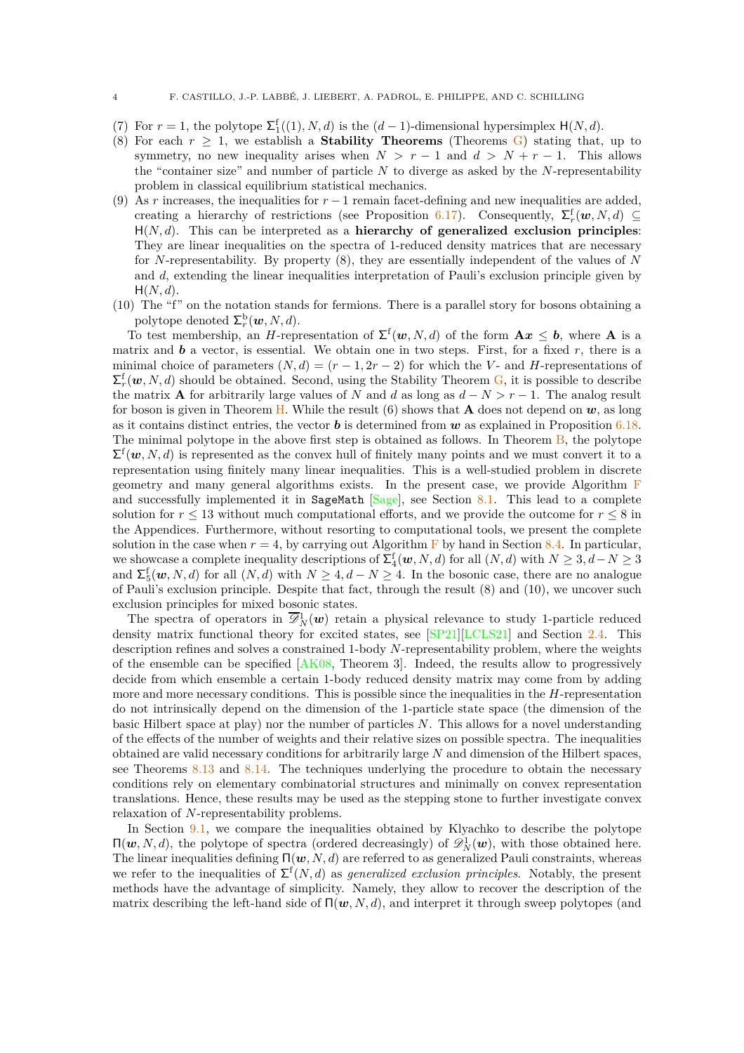(7) For $r = 1$, the polytope $\Sigma^{\mathrm{f}}_1((1), N, d)$ is the $(d-1)$-dimensional hypersimplex $\mathsf{H}(N, d)$.

(8) For each $r \geq 1$, we establish a **Stability Theorems** (Theorems G) stating that, up to symmetry, no new inequality arises when $N > r-1$ and $d > N + r - 1$. This allows the "container size" and number of particle $N$ to diverge as asked by the $N$-representability problem in classical equilibrium statistical mechanics.

(9) As $r$ increases, the inequalities for $r-1$ remain facet-defining and new inequalities are added, creating a hierarchy of restrictions (see Proposition 6.17). Consequently, $\Sigma^{\mathrm{f}}_r(\boldsymbol{w}, N, d) \subseteq \mathsf{H}(N, d)$. This can be interpreted as a **hierarchy of generalized exclusion principles**: They are linear inequalities on the spectra of 1-reduced density matrices that are necessary for $N$-representability. By property (8), they are essentially independent of the values of $N$ and $d$, extending the linear inequalities interpretation of Pauli's exclusion principle given by $\mathsf{H}(N, d)$.

(10) The "f" on the notation stands for fermions. There is a parallel story for bosons obtaining a polytope denoted $\Sigma^{\mathrm{b}}_r(\boldsymbol{w}, N, d)$.

To test membership, an $H$-representation of $\Sigma^{\mathrm{f}}(\boldsymbol{w}, N, d)$ of the form $\mathbf{A}\boldsymbol{x} \leq \boldsymbol{b}$, where $\mathbf{A}$ is a matrix and $\boldsymbol{b}$ a vector, is essential. We obtain one in two steps. First, for a fixed $r$, there is a minimal choice of parameters $(N, d) = (r-1, 2r-2)$ for which the $V$- and $H$-representations of $\Sigma^{\mathrm{f}}_r(\boldsymbol{w}, N, d)$ should be obtained. Second, using the Stability Theorem G, it is possible to describe the matrix $\mathbf{A}$ for arbitrarily large values of $N$ and $d$ as long as $d - N > r - 1$. The analog result for boson is given in Theorem H. While the result (6) shows that $\mathbf{A}$ does not depend on $\boldsymbol{w}$, as long as it contains distinct entries, the vector $\boldsymbol{b}$ is determined from $\boldsymbol{w}$ as explained in Proposition 6.18. The minimal polytope in the above first step is obtained as follows. In Theorem B, the polytope $\Sigma^{\mathrm{f}}(\boldsymbol{w}, N, d)$ is represented as the convex hull of finitely many points and we must convert it to a representation using finitely many linear inequalities. This is a well-studied problem in discrete geometry and many general algorithms exists. In the present case, we provide Algorithm F and successfully implemented it in `SageMath` [Sage], see Section 8.1. This lead to a complete solution for $r \leq 13$ without much computational efforts, and we provide the outcome for $r \leq 8$ in the Appendices. Furthermore, without resorting to computational tools, we present the complete solution in the case when $r = 4$, by carrying out Algorithm F by hand in Section 8.4. In particular, we showcase a complete inequality descriptions of $\Sigma^{\mathrm{f}}_4(\boldsymbol{w}, N, d)$ for all $(N, d)$ with $N \geq 3, d - N \geq 3$ and $\Sigma^{\mathrm{f}}_5(\boldsymbol{w}, N, d)$ for all $(N, d)$ with $N \geq 4, d - N \geq 4$. In the bosonic case, there are no analogue of Pauli's exclusion principle. Despite that fact, through the result (8) and (10), we uncover such exclusion principles for mixed bosonic states.

The spectra of operators in $\overline{\mathscr{D}}^1_N(\boldsymbol{w})$ retain a physical relevance to study 1-particle reduced density matrix functional theory for excited states, see [SP21][LCLS21] and Section 2.4. This description refines and solves a constrained 1-body $N$-representability problem, where the weights of the ensemble can be specified [AK08, Theorem 3]. Indeed, the results allow to progressively decide from which ensemble a certain 1-body reduced density matrix may come from by adding more and more necessary conditions. This is possible since the inequalities in the $H$-representation do not intrinsically depend on the dimension of the 1-particle state space (the dimension of the basic Hilbert space at play) nor the number of particles $N$. This allows for a novel understanding of the effects of the number of weights and their relative sizes on possible spectra. The inequalities obtained are valid necessary conditions for arbitrarily large $N$ and dimension of the Hilbert spaces, see Theorems 8.13 and 8.14. The techniques underlying the procedure to obtain the necessary conditions rely on elementary combinatorial structures and minimally on convex representation translations. Hence, these results may be used as the stepping stone to further investigate convex relaxation of $N$-representability problems.

In Section 9.1, we compare the inequalities obtained by Klyachko to describe the polytope $\Pi(\boldsymbol{w}, N, d)$, the polytope of spectra (ordered decreasingly) of $\mathscr{D}^1_N(\boldsymbol{w})$, with those obtained here. The linear inequalities defining $\Pi(\boldsymbol{w}, N, d)$ are referred to as generalized Pauli constraints, whereas we refer to the inequalities of $\Sigma^{\mathrm{f}}(N, d)$ as *generalized exclusion principles*. Notably, the present methods have the advantage of simplicity. Namely, they allow to recover the description of the matrix describing the left-hand side of $\Pi(\boldsymbol{w}, N, d)$, and interpret it through sweep polytopes (and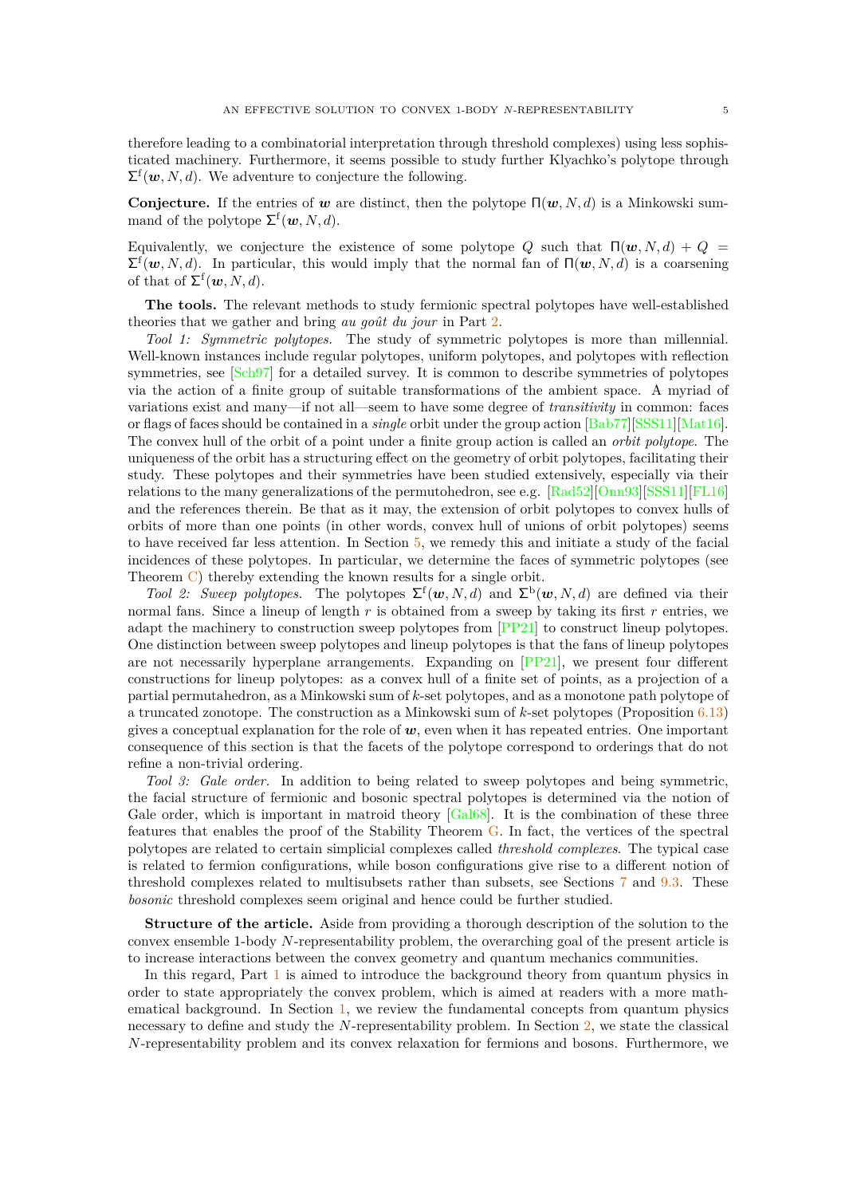therefore leading to a combinatorial interpretation through threshold complexes) using less sophisticated machinery. Furthermore, it seems possible to study further Klyachko's polytope through $\Sigma^{\mathrm{f}}(\boldsymbol{w}, N, d)$. We adventure to conjecture the following.

**Conjecture.** If the entries of $\boldsymbol{w}$ are distinct, then the polytope $\Pi(\boldsymbol{w}, N, d)$ is a Minkowski summand of the polytope $\Sigma^{\mathrm{f}}(\boldsymbol{w}, N, d)$.

Equivalently, we conjecture the existence of some polytope $Q$ such that $\Pi(\boldsymbol{w}, N, d) + Q = \Sigma^{\mathrm{f}}(\boldsymbol{w}, N, d)$. In particular, this would imply that the normal fan of $\Pi(\boldsymbol{w}, N, d)$ is a coarsening of that of $\Sigma^{\mathrm{f}}(\boldsymbol{w}, N, d)$.

**The tools.** The relevant methods to study fermionic spectral polytopes have well-established theories that we gather and bring *au goût du jour* in Part 2.

*Tool 1: Symmetric polytopes.* The study of symmetric polytopes is more than millennial. Well-known instances include regular polytopes, uniform polytopes, and polytopes with reflection symmetries, see [Sch97] for a detailed survey. It is common to describe symmetries of polytopes via the action of a finite group of suitable transformations of the ambient space. A myriad of variations exist and many—if not all—seem to have some degree of *transitivity* in common: faces or flags of faces should be contained in a *single* orbit under the group action [Bab77][SSS11][Mat16]. The convex hull of the orbit of a point under a finite group action is called an *orbit polytope*. The uniqueness of the orbit has a structuring effect on the geometry of orbit polytopes, facilitating their study. These polytopes and their symmetries have been studied extensively, especially via their relations to the many generalizations of the permutohedron, see e.g. [Rad52][Onn93][SSS11][FL16] and the references therein. Be that as it may, the extension of orbit polytopes to convex hulls of orbits of more than one points (in other words, convex hull of unions of orbit polytopes) seems to have received far less attention. In Section 5, we remedy this and initiate a study of the facial incidences of these polytopes. In particular, we determine the faces of symmetric polytopes (see Theorem C) thereby extending the known results for a single orbit.

*Tool 2: Sweep polytopes.* The polytopes $\Sigma^{\mathrm{f}}(\boldsymbol{w}, N, d)$ and $\Sigma^{\mathrm{b}}(\boldsymbol{w}, N, d)$ are defined via their normal fans. Since a lineup of length $r$ is obtained from a sweep by taking its first $r$ entries, we adapt the machinery to construction sweep polytopes from [PP21] to construct lineup polytopes. One distinction between sweep polytopes and lineup polytopes is that the fans of lineup polytopes are not necessarily hyperplane arrangements. Expanding on [PP21], we present four different constructions for lineup polytopes: as a convex hull of a finite set of points, as a projection of a partial permutahedron, as a Minkowski sum of $k$-set polytopes, and as a monotone path polytope of a truncated zonotope. The construction as a Minkowski sum of $k$-set polytopes (Proposition 6.13) gives a conceptual explanation for the role of $\boldsymbol{w}$, even when it has repeated entries. One important consequence of this section is that the facets of the polytope correspond to orderings that do not refine a non-trivial ordering.

*Tool 3: Gale order.* In addition to being related to sweep polytopes and being symmetric, the facial structure of fermionic and bosonic spectral polytopes is determined via the notion of Gale order, which is important in matroid theory [Gal68]. It is the combination of these three features that enables the proof of the Stability Theorem G. In fact, the vertices of the spectral polytopes are related to certain simplicial complexes called *threshold complexes*. The typical case is related to fermion configurations, while boson configurations give rise to a different notion of threshold complexes related to multisubsets rather than subsets, see Sections 7 and 9.3. These *bosonic* threshold complexes seem original and hence could be further studied.

**Structure of the article.** Aside from providing a thorough description of the solution to the convex ensemble 1-body $N$-representability problem, the overarching goal of the present article is to increase interactions between the convex geometry and quantum mechanics communities.

In this regard, Part 1 is aimed to introduce the background theory from quantum physics in order to state appropriately the convex problem, which is aimed at readers with a more mathematical background. In Section 1, we review the fundamental concepts from quantum physics necessary to define and study the $N$-representability problem. In Section 2, we state the classical $N$-representability problem and its convex relaxation for fermions and bosons. Furthermore, we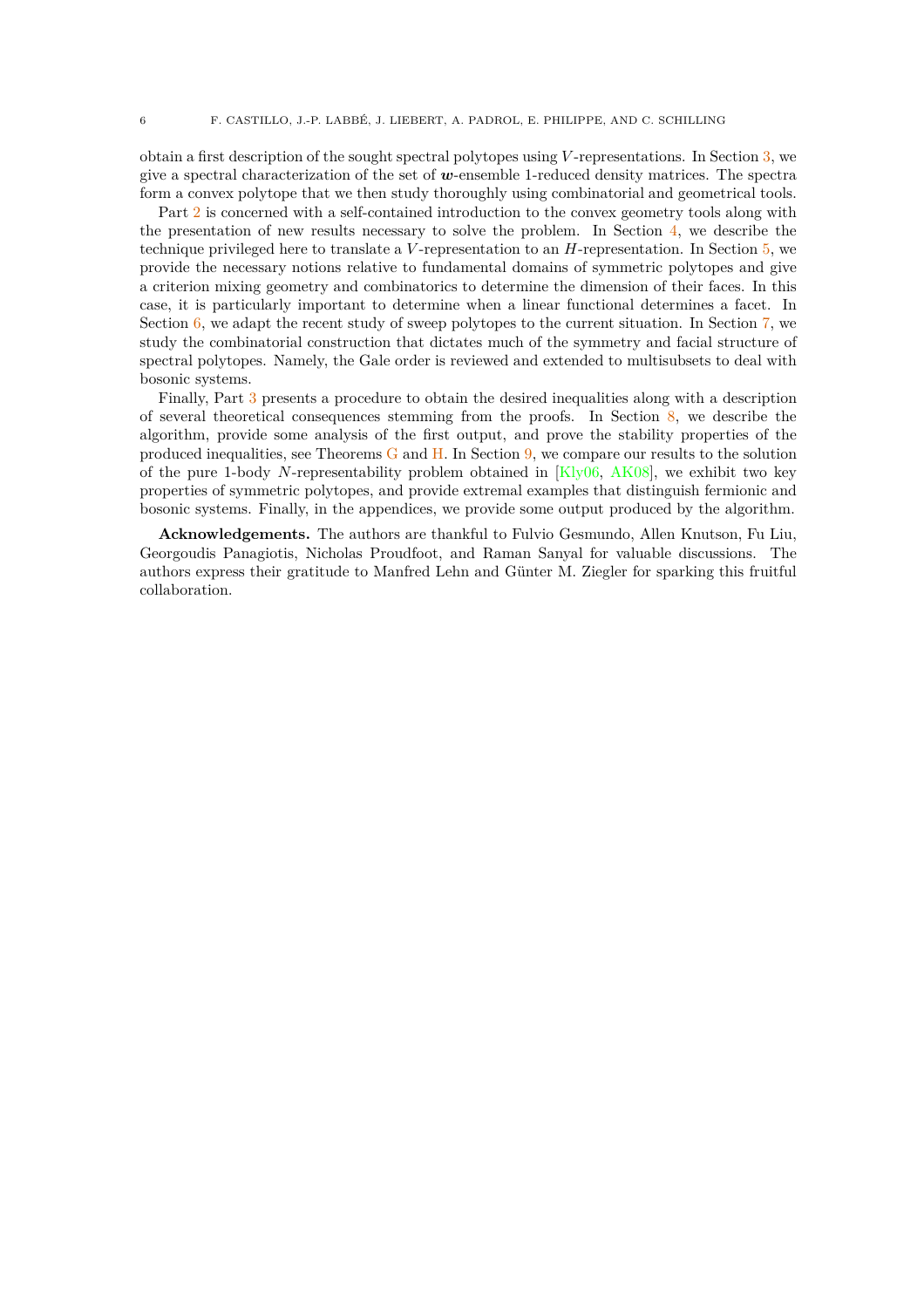obtain a first description of the sought spectral polytopes using $V$-representations. In Section 3, we give a spectral characterization of the set of $\boldsymbol{w}$-ensemble 1-reduced density matrices. The spectra form a convex polytope that we then study thoroughly using combinatorial and geometrical tools.

Part 2 is concerned with a self-contained introduction to the convex geometry tools along with the presentation of new results necessary to solve the problem. In Section 4, we describe the technique privileged here to translate a $V$-representation to an $H$-representation. In Section 5, we provide the necessary notions relative to fundamental domains of symmetric polytopes and give a criterion mixing geometry and combinatorics to determine the dimension of their faces. In this case, it is particularly important to determine when a linear functional determines a facet. In Section 6, we adapt the recent study of sweep polytopes to the current situation. In Section 7, we study the combinatorial construction that dictates much of the symmetry and facial structure of spectral polytopes. Namely, the Gale order is reviewed and extended to multisubsets to deal with bosonic systems.

Finally, Part 3 presents a procedure to obtain the desired inequalities along with a description of several theoretical consequences stemming from the proofs. In Section 8, we describe the algorithm, provide some analysis of the first output, and prove the stability properties of the produced inequalities, see Theorems G and H. In Section 9, we compare our results to the solution of the pure 1-body $N$-representability problem obtained in [Kly06, AK08], we exhibit two key properties of symmetric polytopes, and provide extremal examples that distinguish fermionic and bosonic systems. Finally, in the appendices, we provide some output produced by the algorithm.

**Acknowledgements.** The authors are thankful to Fulvio Gesmundo, Allen Knutson, Fu Liu, Georgoudis Panagiotis, Nicholas Proudfoot, and Raman Sanyal for valuable discussions. The authors express their gratitude to Manfred Lehn and Günter M. Ziegler for sparking this fruitful collaboration.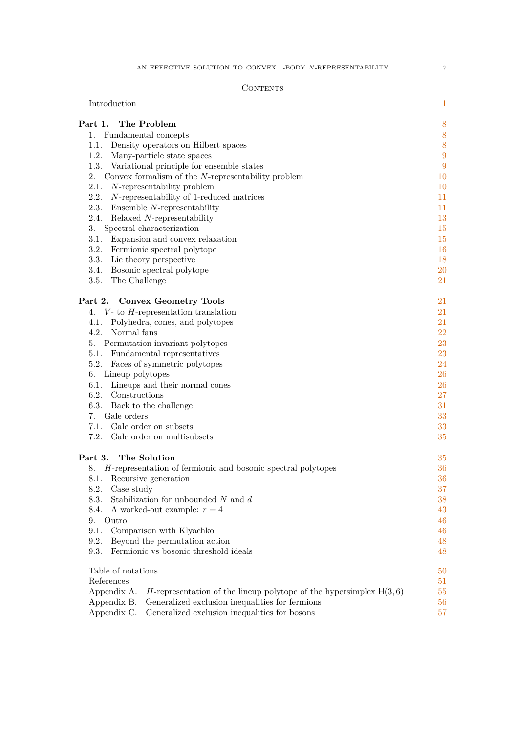# Contents

Introduction 1

**Part 1. The Problem** 8

1. Fundamental concepts 8
   - 1.1. Density operators on Hilbert spaces 8
   - 1.2. Many-particle state spaces 9
   - 1.3. Variational principle for ensemble states 9
2. Convex formalism of the $N$-representability problem 10
   - 2.1. $N$-representability problem 10
   - 2.2. $N$-representability of 1-reduced matrices 11
   - 2.3. Ensemble $N$-representability 11
   - 2.4. Relaxed $N$-representability 13
3. Spectral characterization 15
   - 3.1. Expansion and convex relaxation 15
   - 3.2. Fermionic spectral polytope 16
   - 3.3. Lie theory perspective 18
   - 3.4. Bosonic spectral polytope 20
   - 3.5. The Challenge 21

**Part 2. Convex Geometry Tools** 21

4. $V$- to $H$-representation translation 21
   - 4.1. Polyhedra, cones, and polytopes 21
   - 4.2. Normal fans 22
5. Permutation invariant polytopes 23
   - 5.1. Fundamental representatives 23
   - 5.2. Faces of symmetric polytopes 24
6. Lineup polytopes 26
   - 6.1. Lineups and their normal cones 26
   - 6.2. Constructions 27
   - 6.3. Back to the challenge 31
7. Gale orders 33
   - 7.1. Gale order on subsets 33
   - 7.2. Gale order on multisubsets 35

**Part 3. The Solution** 35

8. $H$-representation of fermionic and bosonic spectral polytopes 36
   - 8.1. Recursive generation 36
   - 8.2. Case study 37
   - 8.3. Stabilization for unbounded $N$ and $d$ 38
   - 8.4. A worked-out example: $r = 4$ 43
9. Outro 46
   - 9.1. Comparison with Klyachko 46
   - 9.2. Beyond the permutation action 48
   - 9.3. Fermionic vs bosonic threshold ideals 48

Table of notations 50

References 51

Appendix A. $H$-representation of the lineup polytope of the hypersimplex $\mathsf{H}(3, 6)$ 55

Appendix B. Generalized exclusion inequalities for fermions 56

Appendix C. Generalized exclusion inequalities for bosons 57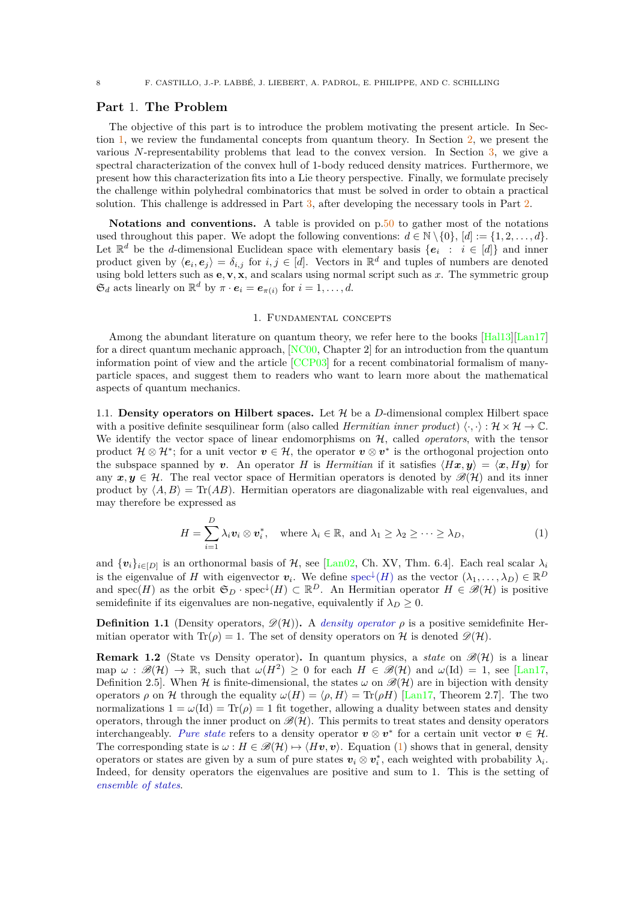# Part 1. The Problem

The objective of this part is to introduce the problem motivating the present article. In Section 1, we review the fundamental concepts from quantum theory. In Section 2, we present the various $N$-representability problems that lead to the convex version. In Section 3, we give a spectral characterization of the convex hull of 1-body reduced density matrices. Furthermore, we present how this characterization fits into a Lie theory perspective. Finally, we formulate precisely the challenge within polyhedral combinatorics that must be solved in order to obtain a practical solution. This challenge is addressed in Part 3, after developing the necessary tools in Part 2.

**Notations and conventions.** A table is provided on p.50 to gather most of the notations used throughout this paper. We adopt the following conventions: $d \in \mathbb{N} \setminus \{0\}$, $[d] := \{1, 2, \ldots, d\}$. Let $\mathbb{R}^d$ be the $d$-dimensional Euclidean space with elementary basis $\{\boldsymbol{e}_i \ : \ i \in [d]\}$ and inner product given by $\langle \boldsymbol{e}_i, \boldsymbol{e}_j \rangle = \delta_{i,j}$ for $i, j \in [d]$. Vectors in $\mathbb{R}^d$ and tuples of numbers are denoted using bold letters such as $\mathbf{e}, \mathbf{v}, \mathbf{x}$, and scalars using normal script such as $x$. The symmetric group $\mathfrak{S}_d$ acts linearly on $\mathbb{R}^d$ by $\pi \cdot \boldsymbol{e}_i = \boldsymbol{e}_{\pi(i)}$ for $i = 1, \ldots, d$.

## 1. Fundamental concepts

Among the abundant literature on quantum theory, we refer here to the books [Hal13][Lan17] for a direct quantum mechanic approach, [NC00, Chapter 2] for an introduction from the quantum information point of view and the article [CCP03] for a recent combinatorial formalism of many-particle spaces, and suggest them to readers who want to learn more about the mathematical aspects of quantum mechanics.

1.1. **Density operators on Hilbert spaces.** Let $\mathcal{H}$ be a $D$-dimensional complex Hilbert space with a positive definite sesquilinear form (also called *Hermitian inner product*) $\langle \cdot, \cdot \rangle : \mathcal{H} \times \mathcal{H} \to \mathbb{C}$. We identify the vector space of linear endomorphisms on $\mathcal{H}$, called *operators*, with the tensor product $\mathcal{H} \otimes \mathcal{H}^*$; for a unit vector $\boldsymbol{v} \in \mathcal{H}$, the operator $\boldsymbol{v} \otimes \boldsymbol{v}^*$ is the orthogonal projection onto the subspace spanned by $\boldsymbol{v}$. An operator $H$ is *Hermitian* if it satisfies $\langle H\boldsymbol{x}, \boldsymbol{y} \rangle = \langle \boldsymbol{x}, H\boldsymbol{y} \rangle$ for any $\boldsymbol{x}, \boldsymbol{y} \in \mathcal{H}$. The real vector space of Hermitian operators is denoted by $\mathscr{B}(\mathcal{H})$ and its inner product by $\langle A, B \rangle = \operatorname{Tr}(AB)$. Hermitian operators are diagonalizable with real eigenvalues, and may therefore be expressed as

$$H = \sum_{i=1}^{D} \lambda_i \boldsymbol{v}_i \otimes \boldsymbol{v}_i^*, \quad \text{where } \lambda_i \in \mathbb{R}, \text{ and } \lambda_1 \geq \lambda_2 \geq \cdots \geq \lambda_D, \tag{1}$$

and $\{\boldsymbol{v}_i\}_{i \in [D]}$ is an orthonormal basis of $\mathcal{H}$, see [Lan02, Ch. XV, Thm. 6.4]. Each real scalar $\lambda_i$ is the eigenvalue of $H$ with eigenvector $\boldsymbol{v}_i$. We define $\operatorname{spec}^{\downarrow}(H)$ as the vector $(\lambda_1, \ldots, \lambda_D) \in \mathbb{R}^D$ and $\operatorname{spec}(H)$ as the orbit $\mathfrak{S}_D \cdot \operatorname{spec}^{\downarrow}(H) \subset \mathbb{R}^D$. An Hermitian operator $H \in \mathscr{B}(\mathcal{H})$ is positive semidefinite if its eigenvalues are non-negative, equivalently if $\lambda_D \geq 0$.

**Definition 1.1** (Density operators, $\mathscr{D}(\mathcal{H})$)**.** A *density operator* $\rho$ is a positive semidefinite Hermitian operator with $\operatorname{Tr}(\rho) = 1$. The set of density operators on $\mathcal{H}$ is denoted $\mathscr{D}(\mathcal{H})$.

**Remark 1.2** (State vs Density operator)**.** In quantum physics, a *state* on $\mathscr{B}(\mathcal{H})$ is a linear map $\omega : \mathscr{B}(\mathcal{H}) \to \mathbb{R}$, such that $\omega(H^2) \geq 0$ for each $H \in \mathscr{B}(\mathcal{H})$ and $\omega(\mathrm{Id}) = 1$, see [Lan17, Definition 2.5]. When $\mathcal{H}$ is finite-dimensional, the states $\omega$ on $\mathscr{B}(\mathcal{H})$ are in bijection with density operators $\rho$ on $\mathcal{H}$ through the equality $\omega(H) = \langle \rho, H \rangle = \operatorname{Tr}(\rho H)$ [Lan17, Theorem 2.7]. The two normalizations $1 = \omega(\mathrm{Id}) = \operatorname{Tr}(\rho) = 1$ fit together, allowing a duality between states and density operators, through the inner product on $\mathscr{B}(\mathcal{H})$. This permits to treat states and density operators interchangeably. *Pure state* refers to a density operator $\boldsymbol{v} \otimes \boldsymbol{v}^*$ for a certain unit vector $\boldsymbol{v} \in \mathcal{H}$. The corresponding state is $\omega : H \in \mathscr{B}(\mathcal{H}) \mapsto \langle H\boldsymbol{v}, \boldsymbol{v} \rangle$. Equation (1) shows that in general, density operators or states are given by a sum of pure states $\boldsymbol{v}_i \otimes \boldsymbol{v}_i^*$, each weighted with probability $\lambda_i$. Indeed, for density operators the eigenvalues are positive and sum to 1. This is the setting of *ensemble of states*.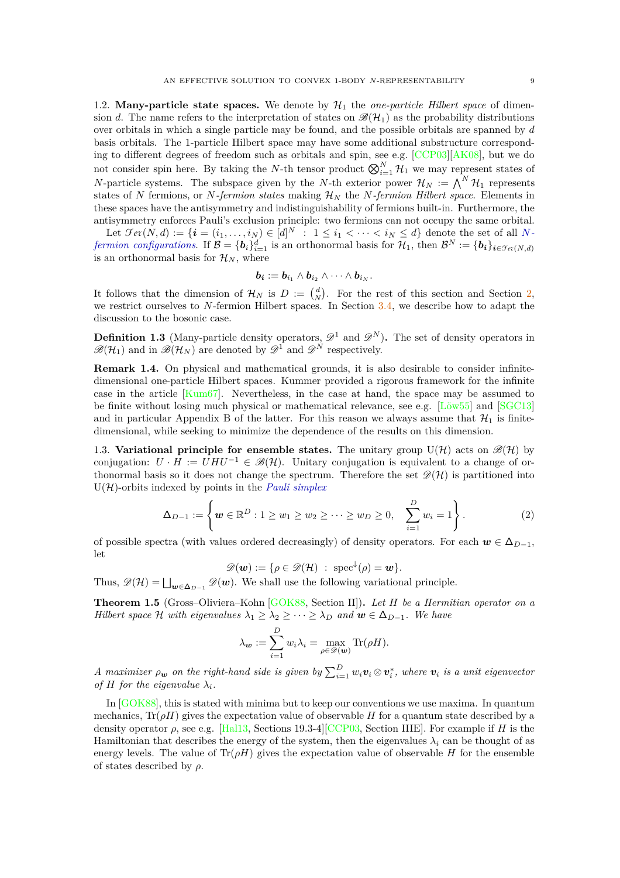1.2. **Many-particle state spaces.** We denote by $\mathcal{H}_1$ the *one-particle Hilbert space* of dimension $d$. The name refers to the interpretation of states on $\mathscr{B}(\mathcal{H}_1)$ as the probability distributions over orbitals in which a single particle may be found, and the possible orbitals are spanned by $d$ basis orbitals. The 1-particle Hilbert space may have some additional substructure corresponding to different degrees of freedom such as orbitals and spin, see e.g. [CCP03][AK08], but we do not consider spin here. By taking the $N$-th tensor product $\bigotimes_{i=1}^{N} \mathcal{H}_1$ we may represent states of $N$-particle systems. The subspace given by the $N$-th exterior power $\mathcal{H}_N := \bigwedge^N \mathcal{H}_1$ represents states of $N$ fermions, or *$N$-fermion states* making $\mathcal{H}_N$ the *$N$-fermion Hilbert space.* Elements in these spaces have the antisymmetry and indistinguishability of fermions built-in. Furthermore, the antisymmetry enforces Pauli's exclusion principle: two fermions can not occupy the same orbital.

Let $\mathscr{Fer}(N,d) := \{\boldsymbol{i} = (i_1,\ldots,i_N) \in [d]^N \ : \ 1 \le i_1 < \cdots < i_N \le d\}$ denote the set of all *$N$-fermion configurations*. If $\mathcal{B} = \{\boldsymbol{b}_i\}_{i=1}^d$ is an orthonormal basis for $\mathcal{H}_1$, then $\mathcal{B}^N := \{\boldsymbol{b}_{\boldsymbol{i}}\}_{\boldsymbol{i}\in\mathscr{Fer}(N,d)}$ is an orthonormal basis for $\mathcal{H}_N$, where

$$\boldsymbol{b}_{\boldsymbol{i}} := \boldsymbol{b}_{i_1} \wedge \boldsymbol{b}_{i_2} \wedge \cdots \wedge \boldsymbol{b}_{i_N}.$$

It follows that the dimension of $\mathcal{H}_N$ is $D := \binom{d}{N}$. For the rest of this section and Section 2, we restrict ourselves to $N$-fermion Hilbert spaces. In Section 3.4, we describe how to adapt the discussion to the bosonic case.

**Definition 1.3** (Many-particle density operators, $\mathscr{D}^1$ and $\mathscr{D}^N$)**.** The set of density operators in $\mathscr{B}(\mathcal{H}_1)$ and in $\mathscr{B}(\mathcal{H}_N)$ are denoted by $\mathscr{D}^1$ and $\mathscr{D}^N$ respectively.

**Remark 1.4.** On physical and mathematical grounds, it is also desirable to consider infinite-dimensional one-particle Hilbert spaces. Kummer provided a rigorous framework for the infinite case in the article [Kum67]. Nevertheless, in the case at hand, the space may be assumed to be finite without losing much physical or mathematical relevance, see e.g. [Löw55] and [SGC13] and in particular Appendix B of the latter. For this reason we always assume that $\mathcal{H}_1$ is finite-dimensional, while seeking to minimize the dependence of the results on this dimension.

1.3. **Variational principle for ensemble states.** The unitary group $\mathrm{U}(\mathcal{H})$ acts on $\mathscr{B}(\mathcal{H})$ by conjugation: $U \cdot H := UHU^{-1} \in \mathscr{B}(\mathcal{H})$. Unitary conjugation is equivalent to a change of orthonormal basis so it does not change the spectrum. Therefore the set $\mathscr{D}(\mathcal{H})$ is partitioned into $\mathrm{U}(\mathcal{H})$-orbits indexed by points in the *Pauli simplex*

$$\Delta_{D-1} := \left\{ \boldsymbol{w} \in \mathbb{R}^D : 1 \ge w_1 \ge w_2 \ge \cdots \ge w_D \ge 0, \quad \sum_{i=1}^{D} w_i = 1 \right\}. \tag{2}$$

of possible spectra (with values ordered decreasingly) of density operators. For each $\boldsymbol{w} \in \Delta_{D-1}$, let

$$\mathscr{D}(\boldsymbol{w}) := \{\rho \in \mathscr{D}(\mathcal{H}) \ : \ \mathrm{spec}^{\downarrow}(\rho) = \boldsymbol{w}\}.$$

Thus, $\mathscr{D}(\mathcal{H}) = \bigsqcup_{\boldsymbol{w}\in\Delta_{D-1}} \mathscr{D}(\boldsymbol{w})$. We shall use the following variational principle.

**Theorem 1.5** (Gross–Oliviera–Kohn [GOK88, Section II])**.** *Let $H$ be a Hermitian operator on a Hilbert space $\mathcal{H}$ with eigenvalues $\lambda_1 \ge \lambda_2 \ge \cdots \ge \lambda_D$ and $\boldsymbol{w} \in \Delta_{D-1}$. We have*

$$\lambda_{\boldsymbol{w}} := \sum_{i=1}^{D} w_i \lambda_i = \max_{\rho\in\mathscr{D}(\boldsymbol{w})} \mathrm{Tr}(\rho H).$$

*A maximizer $\rho_{\boldsymbol{w}}$ on the right-hand side is given by $\sum_{i=1}^{D} w_i \boldsymbol{v}_i \otimes \boldsymbol{v}_i^*$, where $\boldsymbol{v}_i$ is a unit eigenvector of $H$ for the eigenvalue $\lambda_i$.*

In [GOK88], this is stated with minima but to keep our conventions we use maxima. In quantum mechanics, $\mathrm{Tr}(\rho H)$ gives the expectation value of observable $H$ for a quantum state described by a density operator $\rho$, see e.g. [Hal13, Sections 19.3-4][CCP03, Section IIIE]. For example if $H$ is the Hamiltonian that describes the energy of the system, then the eigenvalues $\lambda_i$ can be thought of as energy levels. The value of $\mathrm{Tr}(\rho H)$ gives the expectation value of observable $H$ for the ensemble of states described by $\rho$.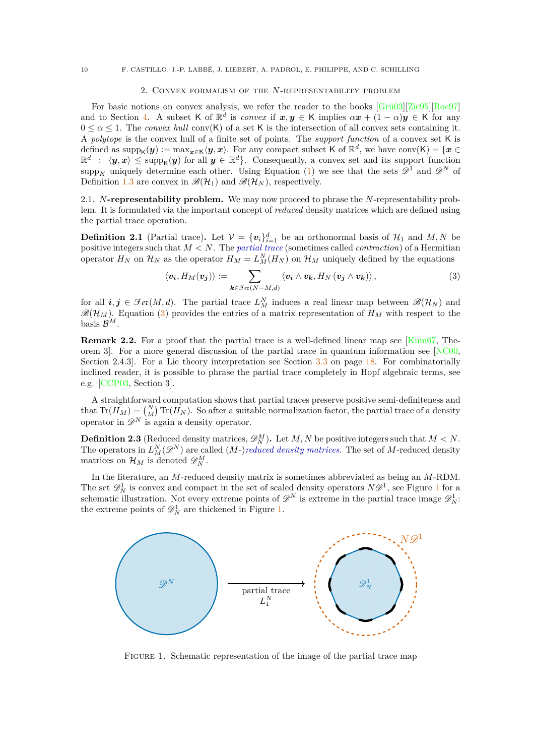## 2. Convex formalism of the $N$-representability problem

For basic notions on convex analysis, we refer the reader to the books [Grü03][Zie95][Roc97] and to Section 4. A subset $\mathsf{K}$ of $\mathbb{R}^d$ is *convex* if $\boldsymbol{x}, \boldsymbol{y} \in \mathsf{K}$ implies $\alpha\boldsymbol{x} + (1-\alpha)\boldsymbol{y} \in \mathsf{K}$ for any $0 \leq \alpha \leq 1$. The *convex hull* $\mathrm{conv}(\mathsf{K})$ of a set $\mathsf{K}$ is the intersection of all convex sets containing it. A *polytope* is the convex hull of a finite set of points. The *support function* of a convex set $\mathsf{K}$ is defined as $\mathrm{supp}_{\mathsf{K}}(\boldsymbol{y}) := \max_{\boldsymbol{x}\in\mathsf{K}} \langle \boldsymbol{y}, \boldsymbol{x} \rangle$. For any compact subset $\mathsf{K}$ of $\mathbb{R}^d$, we have $\mathrm{conv}(\mathsf{K}) = \{\boldsymbol{x} \in \mathbb{R}^d \ : \ \langle \boldsymbol{y}, \boldsymbol{x} \rangle \leq \mathrm{supp}_{\mathsf{K}}(\boldsymbol{y}) \text{ for all } \boldsymbol{y} \in \mathbb{R}^d\}$. Consequently, a convex set and its support function $\mathrm{supp}_K$ uniquely determine each other. Using Equation (1) we see that the sets $\mathscr{D}^1$ and $\mathscr{D}^N$ of Definition 1.3 are convex in $\mathscr{B}(\mathcal{H}_1)$ and $\mathscr{B}(\mathcal{H}_N)$, respectively.

### 2.1. $N$-representability problem.

We may now proceed to phrase the $N$-representability problem. It is formulated via the important concept of *reduced* density matrices which are defined using the partial trace operation.

**Definition 2.1** (Partial trace)**.** Let $\mathcal{V} = \{\boldsymbol{v}_i\}_{i=1}^d$ be an orthonormal basis of $\mathcal{H}_1$ and $M, N$ be positive integers such that $M < N$. The *partial trace* (sometimes called *contraction*) of a Hermitian operator $H_N$ on $\mathcal{H}_N$ as the operator $H_M = L_M^N(H_N)$ on $\mathcal{H}_M$ uniquely defined by the equations

$$\langle \boldsymbol{v_i}, H_M(\boldsymbol{v_j}) \rangle := \sum_{\boldsymbol{k}\in\mathscr{F}er(N-M,d)} \langle \boldsymbol{v_i} \wedge \boldsymbol{v_k}, H_N\left(\boldsymbol{v_j} \wedge \boldsymbol{v_k}\right) \rangle, \tag{3}$$

for all $\boldsymbol{i}, \boldsymbol{j} \in \mathscr{F}er(M, d)$. The partial trace $L_M^N$ induces a real linear map between $\mathscr{B}(\mathcal{H}_N)$ and $\mathscr{B}(\mathcal{H}_M)$. Equation (3) provides the entries of a matrix representation of $H_M$ with respect to the basis $\mathcal{B}^M$.

**Remark 2.2.** For a proof that the partial trace is a well-defined linear map see [Kum67, Theorem 3]. For a more general discussion of the partial trace in quantum information see [NC00, Section 2.4.3]. For a Lie theory interpretation see Section 3.3 on page 18. For combinatorially inclined reader, it is possible to phrase the partial trace completely in Hopf algebraic terms, see e.g. [CCP03, Section 3].

A straightforward computation shows that partial traces preserve positive semi-definiteness and that $\mathrm{Tr}(H_M) = \binom{N}{M}\mathrm{Tr}(H_N)$. So after a suitable normalization factor, the partial trace of a density operator in $\mathscr{D}^N$ is again a density operator.

**Definition 2.3** (Reduced density matrices, $\mathscr{D}_N^M$)**.** Let $M, N$ be positive integers such that $M < N$. The operators in $L_M^N(\mathscr{D}^N)$ are called ($M$-)*reduced density matrices*. The set of $M$-reduced density matrices on $\mathcal{H}_M$ is denoted $\mathscr{D}_N^M$.

In the literature, an $M$-reduced density matrix is sometimes abbreviated as being an $M$-RDM. The set $\mathscr{D}_N^1$ is convex and compact in the set of scaled density operators $N\mathscr{D}^1$, see Figure 1 for a schematic illustration. Not every extreme points of $\mathscr{D}^N$ is extreme in the partial trace image $\mathscr{D}_N^1$: the extreme points of $\mathscr{D}_N^1$ are thickened in Figure 1.

Figure 1. Schematic representation of the image of the partial trace map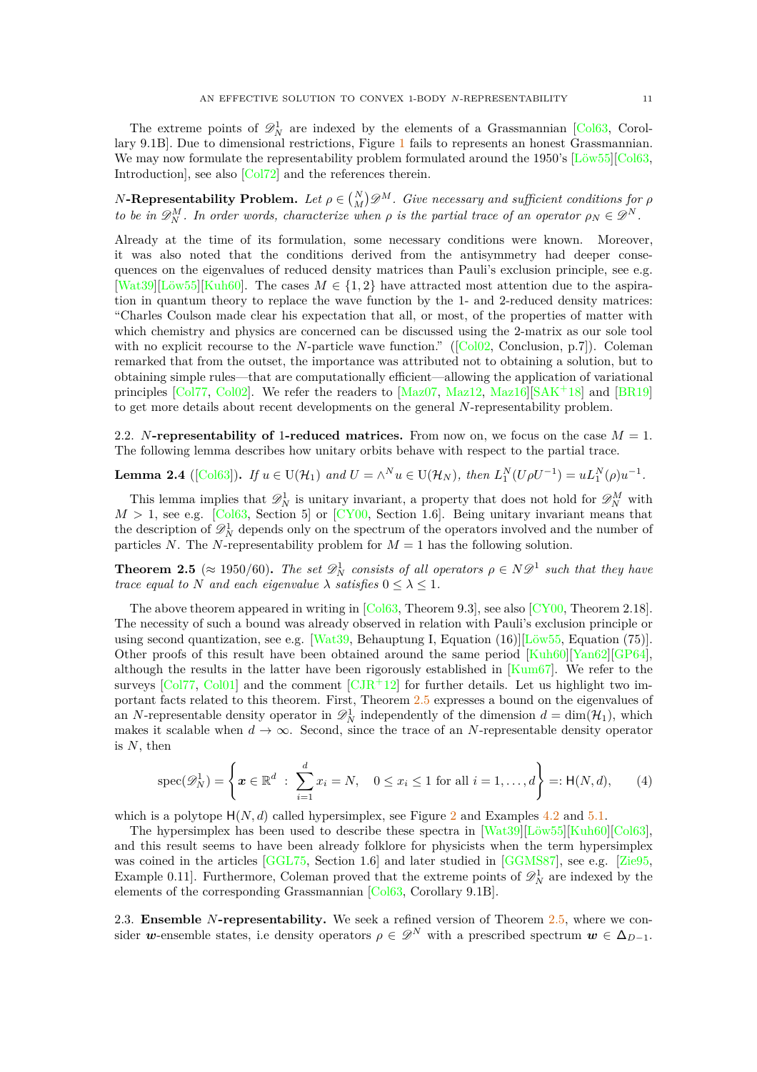The extreme points of $\mathscr{D}_N^1$ are indexed by the elements of a Grassmannian [Col63, Corollary 9.1B]. Due to dimensional restrictions, Figure 1 fails to represents an honest Grassmannian. We may now formulate the representability problem formulated around the 1950's [Löw55][Col63, Introduction], see also [Col72] and the references therein.

**$N$-Representability Problem.** *Let $\rho \in \binom{N}{M}\mathscr{D}^M$. Give necessary and sufficient conditions for $\rho$ to be in $\mathscr{D}_N^M$. In order words, characterize when $\rho$ is the partial trace of an operator $\rho_N \in \mathscr{D}^N$.*

Already at the time of its formulation, some necessary conditions were known. Moreover, it was also noted that the conditions derived from the antisymmetry had deeper consequences on the eigenvalues of reduced density matrices than Pauli's exclusion principle, see e.g. [Wat39][Löw55][Kuh60]. The cases $M \in \{1, 2\}$ have attracted most attention due to the aspiration in quantum theory to replace the wave function by the 1- and 2-reduced density matrices: "Charles Coulson made clear his expectation that all, or most, of the properties of matter with which chemistry and physics are concerned can be discussed using the 2-matrix as our sole tool with no explicit recourse to the $N$-particle wave function." ([Col02, Conclusion, p.7]). Coleman remarked that from the outset, the importance was attributed not to obtaining a solution, but to obtaining simple rules—that are computationally efficient—allowing the application of variational principles [Col77, Col02]. We refer the readers to [Maz07, Maz12, Maz16][SAK+18] and [BR19] to get more details about recent developments on the general $N$-representability problem.

2.2. **$N$-representability of 1-reduced matrices.** From now on, we focus on the case $M = 1$. The following lemma describes how unitary orbits behave with respect to the partial trace.

**Lemma 2.4** ([Col63])**.** *If $u \in \mathrm{U}(\mathcal{H}_1)$ and $U = \wedge^N u \in \mathrm{U}(\mathcal{H}_N)$, then $L_1^N(U\rho U^{-1}) = uL_1^N(\rho)u^{-1}$.*

This lemma implies that $\mathscr{D}_N^1$ is unitary invariant, a property that does not hold for $\mathscr{D}_N^M$ with $M > 1$, see e.g. [Col63, Section 5] or [CY00, Section 1.6]. Being unitary invariant means that the description of $\mathscr{D}_N^1$ depends only on the spectrum of the operators involved and the number of particles $N$. The $N$-representability problem for $M = 1$ has the following solution.

**Theorem 2.5** ($\approx$ 1950/60)**.** *The set $\mathscr{D}_N^1$ consists of all operators $\rho \in N\mathscr{D}^1$ such that they have trace equal to $N$ and each eigenvalue $\lambda$ satisfies $0 \leq \lambda \leq 1$.*

The above theorem appeared in writing in [Col63, Theorem 9.3], see also [CY00, Theorem 2.18]. The necessity of such a bound was already observed in relation with Pauli's exclusion principle or using second quantization, see e.g. [Wat39, Behauptung I, Equation (16)][Löw55, Equation (75)]. Other proofs of this result have been obtained around the same period [Kuh60][Yan62][GP64], although the results in the latter have been rigorously established in [Kum67]. We refer to the surveys [Col77, Col01] and the comment [CJR+12] for further details. Let us highlight two important facts related to this theorem. First, Theorem 2.5 expresses a bound on the eigenvalues of an $N$-representable density operator in $\mathscr{D}_N^1$ independently of the dimension $d = \dim(\mathcal{H}_1)$, which makes it scalable when $d \to \infty$. Second, since the trace of an $N$-representable density operator is $N$, then

$$\operatorname{spec}(\mathscr{D}_N^1) = \left\{ \boldsymbol{x} \in \mathbb{R}^d \ : \ \sum_{i=1}^d x_i = N, \quad 0 \leq x_i \leq 1 \text{ for all } i = 1, \dots, d \right\} =: \mathsf{H}(N, d), \tag{4}$$

which is a polytope $\mathsf{H}(N, d)$ called hypersimplex, see Figure 2 and Examples 4.2 and 5.1.

The hypersimplex has been used to describe these spectra in [Wat39][Löw55][Kuh60][Col63], and this result seems to have been already folklore for physicists when the term hypersimplex was coined in the articles [GGL75, Section 1.6] and later studied in [GGMS87], see e.g. [Zie95, Example 0.11]. Furthermore, Coleman proved that the extreme points of $\mathscr{D}_N^1$ are indexed by the elements of the corresponding Grassmannian [Col63, Corollary 9.1B].

2.3. **Ensemble $N$-representability.** We seek a refined version of Theorem 2.5, where we consider $\boldsymbol{w}$-ensemble states, i.e density operators $\rho \in \mathscr{D}^N$ with a prescribed spectrum $\boldsymbol{w} \in \Delta_{D-1}$.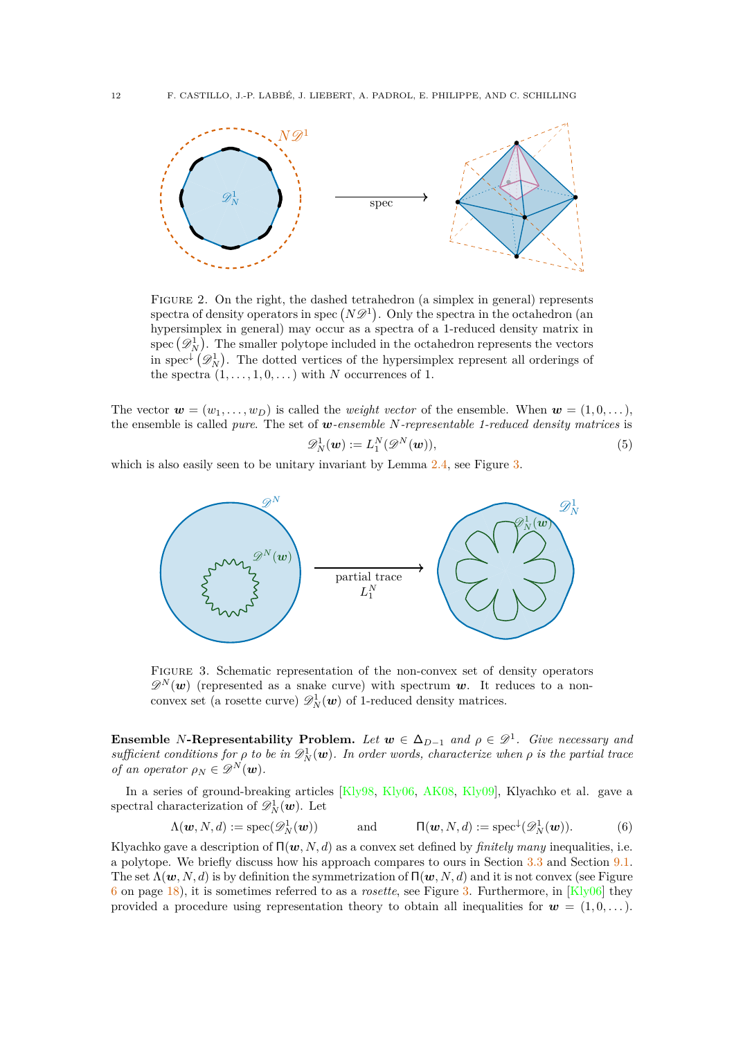Figure 2. On the right, the dashed tetrahedron (a simplex in general) represents spectra of density operators in spec $(N\mathscr{D}^1)$. Only the spectra in the octahedron (an hypersimplex in general) may occur as a spectra of a 1-reduced density matrix in spec $(\mathscr{D}^1_N)$. The smaller polytope included in the octahedron represents the vectors in spec$^\downarrow(\mathscr{D}^1_N)$. The dotted vertices of the hypersimplex represent all orderings of the spectra $(1,\ldots,1,0,\ldots)$ with $N$ occurrences of 1.

The vector $\boldsymbol{w} = (w_1,\ldots,w_D)$ is called the *weight vector* of the ensemble. When $\boldsymbol{w} = (1,0,\ldots)$, the ensemble is called *pure*. The set of *$\boldsymbol{w}$-ensemble $N$-representable 1-reduced density matrices* is

$$\mathscr{D}^1_N(\boldsymbol{w}) := L^N_1(\mathscr{D}^N(\boldsymbol{w})), \tag{5}$$

which is also easily seen to be unitary invariant by Lemma 2.4, see Figure 3.

Figure 3. Schematic representation of the non-convex set of density operators $\mathscr{D}^N(\boldsymbol{w})$ (represented as a snake curve) with spectrum $\boldsymbol{w}$. It reduces to a non-convex set (a rosette curve) $\mathscr{D}^1_N(\boldsymbol{w})$ of 1-reduced density matrices.

**Ensemble $N$-Representability Problem.** *Let $\boldsymbol{w} \in \Delta_{D-1}$ and $\rho \in \mathscr{D}^1$. Give necessary and sufficient conditions for $\rho$ to be in $\mathscr{D}^1_N(\boldsymbol{w})$. In order words, characterize when $\rho$ is the partial trace of an operator $\rho_N \in \mathscr{D}^N(\boldsymbol{w})$.*

In a series of ground-breaking articles [Kly98, Kly06, AK08, Kly09], Klyachko et al. gave a spectral characterization of $\mathscr{D}^1_N(\boldsymbol{w})$. Let

$$\Lambda(\boldsymbol{w}, N, d) := \operatorname{spec}(\mathscr{D}^1_N(\boldsymbol{w})) \qquad \text{and} \qquad \Pi(\boldsymbol{w}, N, d) := \operatorname{spec}^\downarrow(\mathscr{D}^1_N(\boldsymbol{w})). \tag{6}$$

Klyachko gave a description of $\Pi(\boldsymbol{w}, N, d)$ as a convex set defined by *finitely many* inequalities, i.e. a polytope. We briefly discuss how his approach compares to ours in Section 3.3 and Section 9.1. The set $\Lambda(\boldsymbol{w}, N, d)$ is by definition the symmetrization of $\Pi(\boldsymbol{w}, N, d)$ and it is not convex (see Figure 6 on page 18), it is sometimes referred to as a *rosette*, see Figure 3. Furthermore, in [Kly06] they provided a procedure using representation theory to obtain all inequalities for $\boldsymbol{w} = (1, 0, \ldots)$.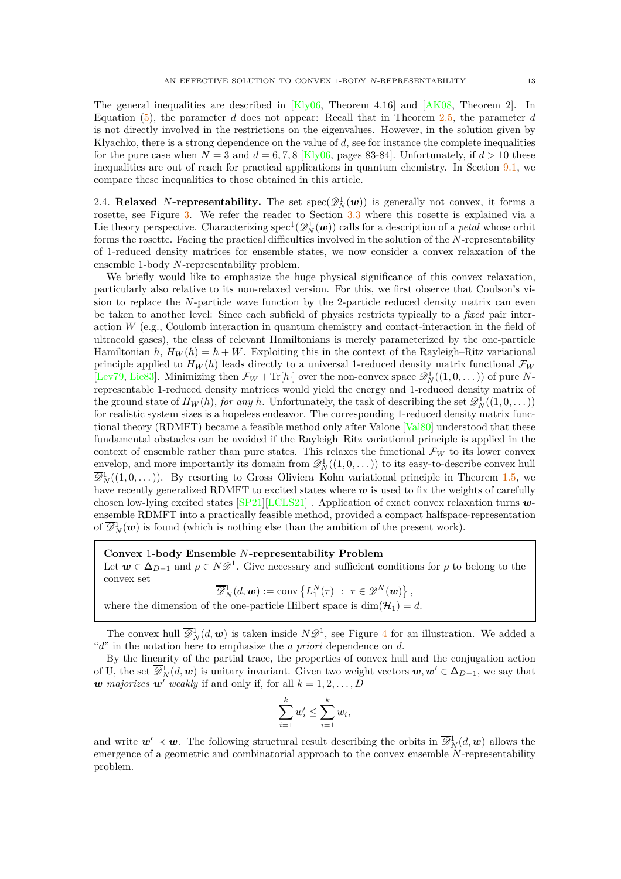The general inequalities are described in [Kly06, Theorem 4.16] and [AK08, Theorem 2]. In Equation (5), the parameter $d$ does not appear: Recall that in Theorem 2.5, the parameter $d$ is not directly involved in the restrictions on the eigenvalues. However, in the solution given by Klyachko, there is a strong dependence on the value of $d$, see for instance the complete inequalities for the pure case when $N = 3$ and $d = 6, 7, 8$ [Kly06, pages 83-84]. Unfortunately, if $d > 10$ these inequalities are out of reach for practical applications in quantum chemistry. In Section 9.1, we compare these inequalities to those obtained in this article.

2.4. **Relaxed $N$-representability.** The set $\operatorname{spec}(\mathscr{D}^1_N(\boldsymbol{w}))$ is generally not convex, it forms a rosette, see Figure 3. We refer the reader to Section 3.3 where this rosette is explained via a Lie theory perspective. Characterizing $\operatorname{spec}^{\downarrow}(\mathscr{D}^1_N(\boldsymbol{w}))$ calls for a description of a *petal* whose orbit forms the rosette. Facing the practical difficulties involved in the solution of the $N$-representability of 1-reduced density matrices for ensemble states, we now consider a convex relaxation of the ensemble 1-body $N$-representability problem.

We briefly would like to emphasize the huge physical significance of this convex relaxation, particularly also relative to its non-relaxed version. For this, we first observe that Coulson's vision to replace the $N$-particle wave function by the 2-particle reduced density matrix can even be taken to another level: Since each subfield of physics restricts typically to a *fixed* pair interaction $W$ (e.g., Coulomb interaction in quantum chemistry and contact-interaction in the field of ultracold gases), the class of relevant Hamiltonians is merely parameterized by the one-particle Hamiltonian $h$, $H_W(h) = h + W$. Exploiting this in the context of the Rayleigh–Ritz variational principle applied to $H_W(h)$ leads directly to a universal 1-reduced density matrix functional $\mathcal{F}_W$ [Lev79, Lie83]. Minimizing then $\mathcal{F}_W + \operatorname{Tr}[h\cdot]$ over the non-convex space $\mathscr{D}^1_N((1,0,\dots))$ of pure $N$-representable 1-reduced density matrices would yield the energy and 1-reduced density matrix of the ground state of $H_W(h)$, *for any* $h$. Unfortunately, the task of describing the set $\mathscr{D}^1_N((1,0,\dots))$ for realistic system sizes is a hopeless endeavor. The corresponding 1-reduced density matrix functional theory (RDMFT) became a feasible method only after Valone [Val80] understood that these fundamental obstacles can be avoided if the Rayleigh–Ritz variational principle is applied in the context of ensemble rather than pure states. This relaxes the functional $\mathcal{F}_W$ to its lower convex envelop, and more importantly its domain from $\mathscr{D}^1_N((1,0,\dots))$ to its easy-to-describe convex hull $\overline{\mathscr{D}}^1_N((1,0,\dots))$. By resorting to Gross–Oliviera–Kohn variational principle in Theorem 1.5, we have recently generalized RDMFT to excited states where $\boldsymbol{w}$ is used to fix the weights of carefully chosen low-lying excited states [SP21][LCLS21] . Application of exact convex relaxation turns $\boldsymbol{w}$-ensemble RDMFT into a practically feasible method, provided a compact halfspace-representation of $\overline{\mathscr{D}}^1_N(\boldsymbol{w})$ is found (which is nothing else than the ambition of the present work).

> **Convex 1-body Ensemble $N$-representability Problem**
> Let $\boldsymbol{w} \in \Delta_{D-1}$ and $\rho \in N\mathscr{D}^1$. Give necessary and sufficient conditions for $\rho$ to belong to the convex set
> $$\overline{\mathscr{D}}^1_N(d,\boldsymbol{w}) := \operatorname{conv}\left\{L^N_1(\tau) \;:\; \tau \in \mathscr{D}^N(\boldsymbol{w})\right\},$$
> where the dimension of the one-particle Hilbert space is $\dim(\mathcal{H}_1) = d$.

The convex hull $\overline{\mathscr{D}}^1_N(d,\boldsymbol{w})$ is taken inside $N\mathscr{D}^1$, see Figure 4 for an illustration. We added a "$d$" in the notation here to emphasize the *a priori* dependence on $d$.

By the linearity of the partial trace, the properties of convex hull and the conjugation action of U, the set $\overline{\mathscr{D}}^1_N(d,\boldsymbol{w})$ is unitary invariant. Given two weight vectors $\boldsymbol{w}, \boldsymbol{w}' \in \Delta_{D-1}$, we say that $\boldsymbol{w}$ *majorizes* $\boldsymbol{w}'$ *weakly* if and only if, for all $k = 1, 2, \dots, D$

$$\sum_{i=1}^{k} w'_i \leq \sum_{i=1}^{k} w_i,$$

and write $\boldsymbol{w}' \prec \boldsymbol{w}$. The following structural result describing the orbits in $\overline{\mathscr{D}}^1_N(d,\boldsymbol{w})$ allows the emergence of a geometric and combinatorial approach to the convex ensemble $N$-representability problem.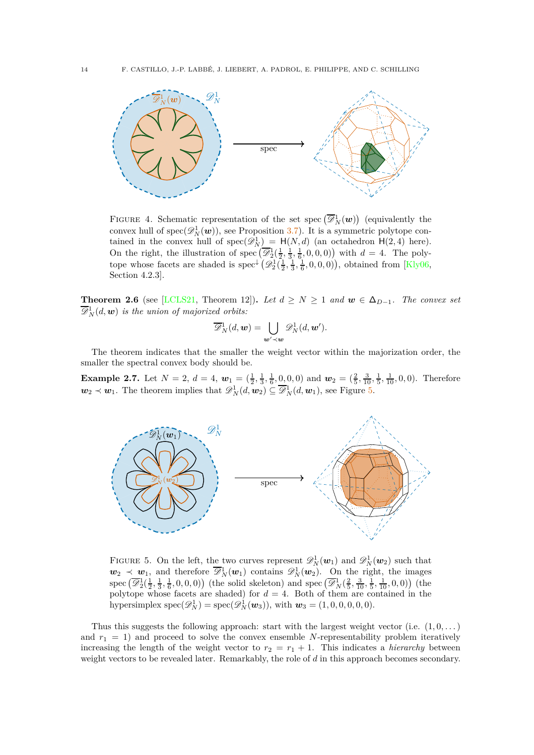FIGURE 4. Schematic representation of the set $\operatorname{spec}\left(\overline{\mathscr{D}}_N^1(\boldsymbol{w})\right)$ (equivalently the convex hull of $\operatorname{spec}(\mathscr{D}_N^1(\boldsymbol{w}))$, see Proposition 3.7). It is a symmetric polytope contained in the convex hull of $\operatorname{spec}(\mathscr{D}_N^1) = \mathsf{H}(N,d)$ (an octahedron $\mathsf{H}(2,4)$ here). On the right, the illustration of $\operatorname{spec}\left(\overline{\mathscr{D}}_2^1(\frac{1}{2},\frac{1}{3},\frac{1}{6},0,0,0)\right)$ with $d=4$. The polytope whose facets are shaded is $\operatorname{spec}^{\downarrow}\left(\mathscr{D}_2^1(\frac{1}{2},\frac{1}{3},\frac{1}{6},0,0,0)\right)$, obtained from [Kly06, Section 4.2.3].

**Theorem 2.6** (see [LCLS21, Theorem 12])**.** *Let $d \geq N \geq 1$ and $\boldsymbol{w} \in \Delta_{D-1}$. The convex set $\overline{\mathscr{D}}_N^1(d,\boldsymbol{w})$ is the union of majorized orbits:*

$$\overline{\mathscr{D}}_N^1(d,\boldsymbol{w}) = \bigcup_{\boldsymbol{w}' \prec \boldsymbol{w}} \mathscr{D}_N^1(d,\boldsymbol{w}').$$

The theorem indicates that the smaller the weight vector within the majorization order, the smaller the spectral convex body should be.

**Example 2.7.** Let $N=2$, $d=4$, $\boldsymbol{w}_1 = (\frac{1}{2},\frac{1}{3},\frac{1}{6},0,0,0)$ and $\boldsymbol{w}_2 = (\frac{2}{5},\frac{3}{10},\frac{1}{5},\frac{1}{10},0,0)$. Therefore $\boldsymbol{w}_2 \prec \boldsymbol{w}_1$. The theorem implies that $\mathscr{D}_N^1(d,\boldsymbol{w}_2) \subseteq \overline{\mathscr{D}}_N^1(d,\boldsymbol{w}_1)$, see Figure 5.

FIGURE 5. On the left, the two curves represent $\mathscr{D}_N^1(\boldsymbol{w}_1)$ and $\mathscr{D}_N^1(\boldsymbol{w}_2)$ such that $\boldsymbol{w}_2 \prec \boldsymbol{w}_1$, and therefore $\overline{\mathscr{D}}_N^1(\boldsymbol{w}_1)$ contains $\mathscr{D}_N^1(\boldsymbol{w}_2)$. On the right, the images $\operatorname{spec}\left(\overline{\mathscr{D}}_2^1(\frac{1}{2},\frac{1}{3},\frac{1}{6},0,0,0)\right)$ (the solid skeleton) and $\operatorname{spec}\left(\overline{\mathscr{D}}_N^1(\frac{2}{5},\frac{3}{10},\frac{1}{5},\frac{1}{10},0,0)\right)$ (the polytope whose facets are shaded) for $d=4$. Both of them are contained in the hypersimplex $\operatorname{spec}(\mathscr{D}_N^1) = \operatorname{spec}(\mathscr{D}_N^1(\boldsymbol{w}_3))$, with $\boldsymbol{w}_3 = (1,0,0,0,0,0)$.

Thus this suggests the following approach: start with the largest weight vector (i.e. $(1,0,\dots)$ and $r_1 = 1$) and proceed to solve the convex ensemble $N$-representability problem iteratively increasing the length of the weight vector to $r_2 = r_1 + 1$. This indicates a *hierarchy* between weight vectors to be revealed later. Remarkably, the role of $d$ in this approach becomes secondary.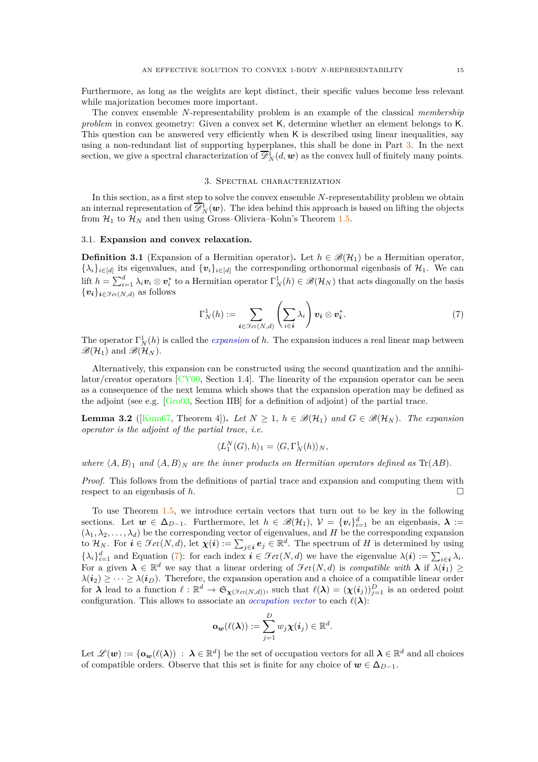Furthermore, as long as the weights are kept distinct, their specific values become less relevant while majorization becomes more important.

The convex ensemble $N$-representability problem is an example of the classical *membership problem* in convex geometry: Given a convex set $\mathsf{K}$, determine whether an element belongs to $\mathsf{K}$. This question can be answered very efficiently when $\mathsf{K}$ is described using linear inequalities, say using a non-redundant list of supporting hyperplanes, this shall be done in Part 3. In the next section, we give a spectral characterization of $\overline{\mathscr{D}}^1_N(d, \boldsymbol{w})$ as the convex hull of finitely many points.

## 3. Spectral characterization

In this section, as a first step to solve the convex ensemble $N$-representability problem we obtain an internal representation of $\overline{\mathscr{D}}^1_N(\boldsymbol{w})$. The idea behind this approach is based on lifting the objects from $\mathcal{H}_1$ to $\mathcal{H}_N$ and then using Gross–Oliviera–Kohn's Theorem 1.5.

### 3.1. Expansion and convex relaxation.

**Definition 3.1** (Expansion of a Hermitian operator)**.** Let $h \in \mathscr{B}(\mathcal{H}_1)$ be a Hermitian operator, $\{\lambda_i\}_{i\in[d]}$ its eigenvalues, and $\{\boldsymbol{v}_i\}_{i\in[d]}$ the corresponding orthonormal eigenbasis of $\mathcal{H}_1$. We can lift $h = \sum_{i=1}^d \lambda_i \boldsymbol{v}_i \otimes \boldsymbol{v}_i^*$ to a Hermitian operator $\Gamma^1_N(h) \in \mathscr{B}(\mathcal{H}_N)$ that acts diagonally on the basis $\{\boldsymbol{v}_{\boldsymbol{i}}\}_{\boldsymbol{i}\in\mathscr{F}er(N,d)}$ as follows

$$\Gamma^1_N(h) := \sum_{\boldsymbol{i}\in\mathscr{F}er(N,d)} \left(\sum_{i\in\boldsymbol{i}} \lambda_i\right) \boldsymbol{v}_{\boldsymbol{i}} \otimes \boldsymbol{v}_{\boldsymbol{i}}^*. \tag{7}$$

The operator $\Gamma^1_N(h)$ is called the *expansion* of $h$. The expansion induces a real linear map between $\mathscr{B}(\mathcal{H}_1)$ and $\mathscr{B}(\mathcal{H}_N)$.

Alternatively, this expansion can be constructed using the second quantization and the annihilator/creator operators [CY00, Section 1.4]. The linearity of the expansion operator can be seen as a consequence of the next lemma which shows that the expansion operation may be defined as the adjoint (see e.g. [Gro03, Section IIB] for a definition of adjoint) of the partial trace.

**Lemma 3.2** ([Kum67, Theorem 4])**.** *Let $N \geq 1$, $h \in \mathscr{B}(\mathcal{H}_1)$ and $G \in \mathscr{B}(\mathcal{H}_N)$. The expansion operator is the adjoint of the partial trace, i.e.*

$$\langle L^N_1(G), h\rangle_1 = \langle G, \Gamma^1_N(h)\rangle_N,$$

*where $\langle A, B\rangle_1$ and $\langle A, B\rangle_N$ are the inner products on Hermitian operators defined as $\mathrm{Tr}(AB)$.*

*Proof.* This follows from the definitions of partial trace and expansion and computing them with respect to an eigenbasis of $h$. □

To use Theorem 1.5, we introduce certain vectors that turn out to be key in the following sections. Let $\boldsymbol{w} \in \Delta_{D-1}$. Furthermore, let $h \in \mathscr{B}(\mathcal{H}_1)$, $\mathcal{V} = \{\boldsymbol{v}_i\}_{i=1}^d$ be an eigenbasis, $\boldsymbol{\lambda} := (\lambda_1, \lambda_2, \ldots, \lambda_d)$ be the corresponding vector of eigenvalues, and $H$ be the corresponding expansion to $\mathcal{H}_N$. For $\boldsymbol{i} \in \mathscr{F}er(N,d)$, let $\boldsymbol{\chi}(\boldsymbol{i}) := \sum_{j\in\boldsymbol{i}} \boldsymbol{e}_j \in \mathbb{R}^d$. The spectrum of $H$ is determined by using $\{\lambda_i\}_{i=1}^d$ and Equation (7): for each index $\boldsymbol{i} \in \mathscr{F}er(N,d)$ we have the eigenvalue $\lambda(\boldsymbol{i}) := \sum_{i\in\boldsymbol{i}} \lambda_i$. For a given $\boldsymbol{\lambda} \in \mathbb{R}^d$ we say that a linear ordering of $\mathscr{F}er(N,d)$ is *compatible with* $\boldsymbol{\lambda}$ if $\lambda(\boldsymbol{i}_1) \geq \lambda(\boldsymbol{i}_2) \geq \cdots \geq \lambda(\boldsymbol{i}_D)$. Therefore, the expansion operation and a choice of a compatible linear order for $\boldsymbol{\lambda}$ lead to a function $\ell : \mathbb{R}^d \to \mathfrak{S}_{\boldsymbol{\chi}(\mathscr{F}er(N,d))}$, such that $\ell(\boldsymbol{\lambda}) = (\boldsymbol{\chi}(\boldsymbol{i}_j))_{j=1}^D$ is an ordered point configuration. This allows to associate an *occupation vector* to each $\ell(\boldsymbol{\lambda})$:

$$\mathbf{o}_{\boldsymbol{w}}(\ell(\boldsymbol{\lambda})) := \sum_{j=1}^D w_j \boldsymbol{\chi}(\boldsymbol{i}_j) \in \mathbb{R}^d.$$

Let $\mathscr{L}(\boldsymbol{w}) := \{\mathbf{o}_{\boldsymbol{w}}(\ell(\boldsymbol{\lambda})) \ : \ \boldsymbol{\lambda} \in \mathbb{R}^d\}$ be the set of occupation vectors for all $\boldsymbol{\lambda} \in \mathbb{R}^d$ and all choices of compatible orders. Observe that this set is finite for any choice of $\boldsymbol{w} \in \Delta_{D-1}$.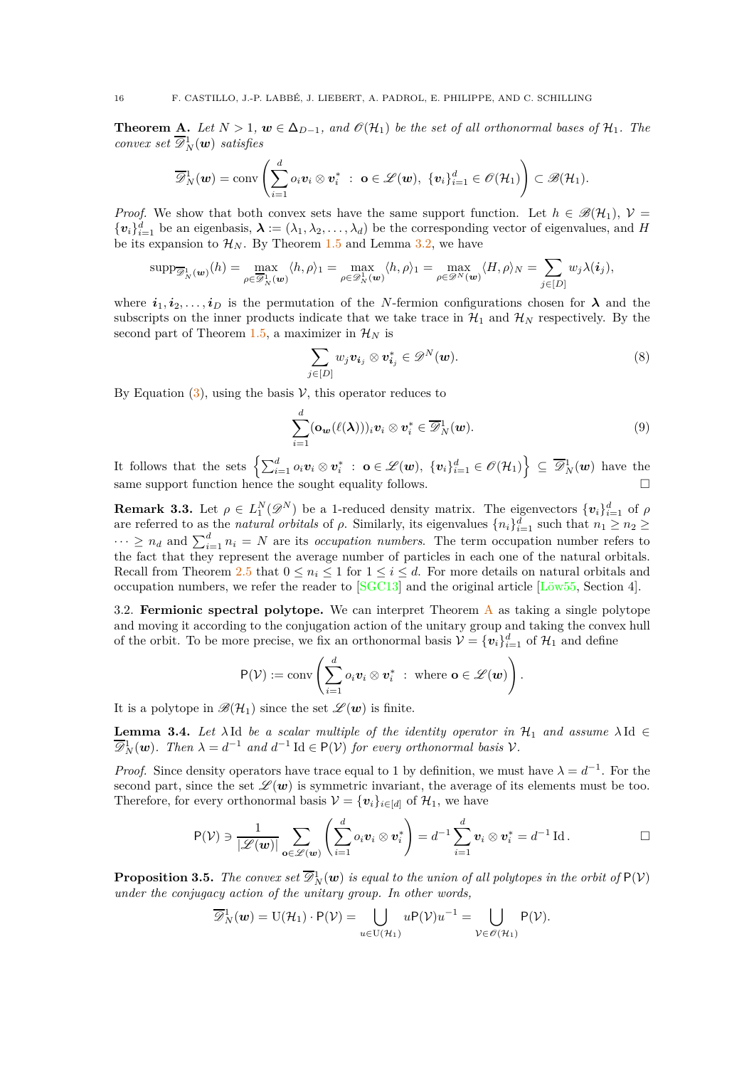**Theorem A.** *Let $N > 1$, $\boldsymbol{w} \in \Delta_{D-1}$, and $\mathscr{O}(\mathcal{H}_1)$ be the set of all orthonormal bases of $\mathcal{H}_1$. The convex set $\overline{\mathscr{D}}_N^1(\boldsymbol{w})$ satisfies*

$$\overline{\mathscr{D}}_N^1(\boldsymbol{w}) = \operatorname{conv}\left( \sum_{i=1}^{d} o_i \boldsymbol{v}_i \otimes \boldsymbol{v}_i^* \ : \ \mathbf{o} \in \mathscr{L}(\boldsymbol{w}),\ \{\boldsymbol{v}_i\}_{i=1}^d \in \mathscr{O}(\mathcal{H}_1) \right) \subset \mathscr{B}(\mathcal{H}_1).$$

*Proof.* We show that both convex sets have the same support function. Let $h \in \mathscr{B}(\mathcal{H}_1)$, $\mathcal{V} = \{\boldsymbol{v}_i\}_{i=1}^d$ be an eigenbasis, $\boldsymbol{\lambda} := (\lambda_1, \lambda_2, \dots, \lambda_d)$ be the corresponding vector of eigenvalues, and $H$ be its expansion to $\mathcal{H}_N$. By Theorem 1.5 and Lemma 3.2, we have

$$\operatorname{supp}_{\overline{\mathscr{D}}_N^1(\boldsymbol{w})}(h) = \max_{\rho \in \overline{\mathscr{D}}_N^1(\boldsymbol{w})} \langle h, \rho \rangle_1 = \max_{\rho \in \mathscr{D}_N^1(\boldsymbol{w})} \langle h, \rho \rangle_1 = \max_{\rho \in \mathscr{D}^N(\boldsymbol{w})} \langle H, \rho \rangle_N = \sum_{j \in [D]} w_j \lambda(\boldsymbol{i}_j),$$

where $\boldsymbol{i}_1, \boldsymbol{i}_2, \dots, \boldsymbol{i}_D$ is the permutation of the $N$-fermion configurations chosen for $\boldsymbol{\lambda}$ and the subscripts on the inner products indicate that we take trace in $\mathcal{H}_1$ and $\mathcal{H}_N$ respectively. By the second part of Theorem 1.5, a maximizer in $\mathcal{H}_N$ is

$$\sum_{j \in [D]} w_j \boldsymbol{v}_{\boldsymbol{i}_j} \otimes \boldsymbol{v}_{\boldsymbol{i}_j}^* \in \mathscr{D}^N(\boldsymbol{w}). \tag{8}$$

By Equation (3), using the basis $\mathcal{V}$, this operator reduces to

$$\sum_{i=1}^{d} (\mathbf{o}_{\boldsymbol{w}}(\ell(\boldsymbol{\lambda})))_i \boldsymbol{v}_i \otimes \boldsymbol{v}_i^* \in \overline{\mathscr{D}}_N^1(\boldsymbol{w}). \tag{9}$$

It follows that the sets $\left\{ \sum_{i=1}^d o_i \boldsymbol{v}_i \otimes \boldsymbol{v}_i^* \ : \ \mathbf{o} \in \mathscr{L}(\boldsymbol{w}),\ \{\boldsymbol{v}_i\}_{i=1}^d \in \mathscr{O}(\mathcal{H}_1) \right\} \subseteq \overline{\mathscr{D}}_N^1(\boldsymbol{w})$ have the same support function hence the sought equality follows. $\square$

**Remark 3.3.** Let $\rho \in L_1^N(\mathscr{D}^N)$ be a 1-reduced density matrix. The eigenvectors $\{\boldsymbol{v}_i\}_{i=1}^d$ of $\rho$ are referred to as the *natural orbitals* of $\rho$. Similarly, its eigenvalues $\{n_i\}_{i=1}^d$ such that $n_1 \geq n_2 \geq \cdots \geq n_d$ and $\sum_{i=1}^d n_i = N$ are its *occupation numbers*. The term occupation number refers to the fact that they represent the average number of particles in each one of the natural orbitals. Recall from Theorem 2.5 that $0 \leq n_i \leq 1$ for $1 \leq i \leq d$. For more details on natural orbitals and occupation numbers, we refer the reader to [SGC13] and the original article [Löw55, Section 4].

3.2. **Fermionic spectral polytope.** We can interpret Theorem A as taking a single polytope and moving it according to the conjugation action of the unitary group and taking the convex hull of the orbit. To be more precise, we fix an orthonormal basis $\mathcal{V} = \{\boldsymbol{v}_i\}_{i=1}^d$ of $\mathcal{H}_1$ and define

$$\mathsf{P}(\mathcal{V}) := \operatorname{conv}\left( \sum_{i=1}^{d} o_i \boldsymbol{v}_i \otimes \boldsymbol{v}_i^* \ : \ \text{where } \mathbf{o} \in \mathscr{L}(\boldsymbol{w}) \right).$$

It is a polytope in $\mathscr{B}(\mathcal{H}_1)$ since the set $\mathscr{L}(\boldsymbol{w})$ is finite.

**Lemma 3.4.** *Let $\lambda \operatorname{Id}$ be a scalar multiple of the identity operator in $\mathcal{H}_1$ and assume $\lambda \operatorname{Id} \in \overline{\mathscr{D}}_N^1(\boldsymbol{w})$. Then $\lambda = d^{-1}$ and $d^{-1} \operatorname{Id} \in \mathsf{P}(\mathcal{V})$ for every orthonormal basis $\mathcal{V}$.*

*Proof.* Since density operators have trace equal to 1 by definition, we must have $\lambda = d^{-1}$. For the second part, since the set $\mathscr{L}(\boldsymbol{w})$ is symmetric invariant, the average of its elements must be too. Therefore, for every orthonormal basis $\mathcal{V} = \{\boldsymbol{v}_i\}_{i \in [d]}$ of $\mathcal{H}_1$, we have

$$\mathsf{P}(\mathcal{V}) \ni \frac{1}{|\mathscr{L}(\boldsymbol{w})|} \sum_{\mathbf{o} \in \mathscr{L}(\boldsymbol{w})} \left( \sum_{i=1}^{d} o_i \boldsymbol{v}_i \otimes \boldsymbol{v}_i^* \right) = d^{-1} \sum_{i=1}^{d} \boldsymbol{v}_i \otimes \boldsymbol{v}_i^* = d^{-1} \operatorname{Id}. \qquad \square$$

**Proposition 3.5.** *The convex set $\overline{\mathscr{D}}_N^1(\boldsymbol{w})$ is equal to the union of all polytopes in the orbit of $\mathsf{P}(\mathcal{V})$ under the conjugacy action of the unitary group. In other words,*

$$\overline{\mathscr{D}}_N^1(\boldsymbol{w}) = \mathrm{U}(\mathcal{H}_1) \cdot \mathsf{P}(\mathcal{V}) = \bigcup_{u \in \mathrm{U}(\mathcal{H}_1)} u \mathsf{P}(\mathcal{V}) u^{-1} = \bigcup_{\mathcal{V} \in \mathscr{O}(\mathcal{H}_1)} \mathsf{P}(\mathcal{V}).$$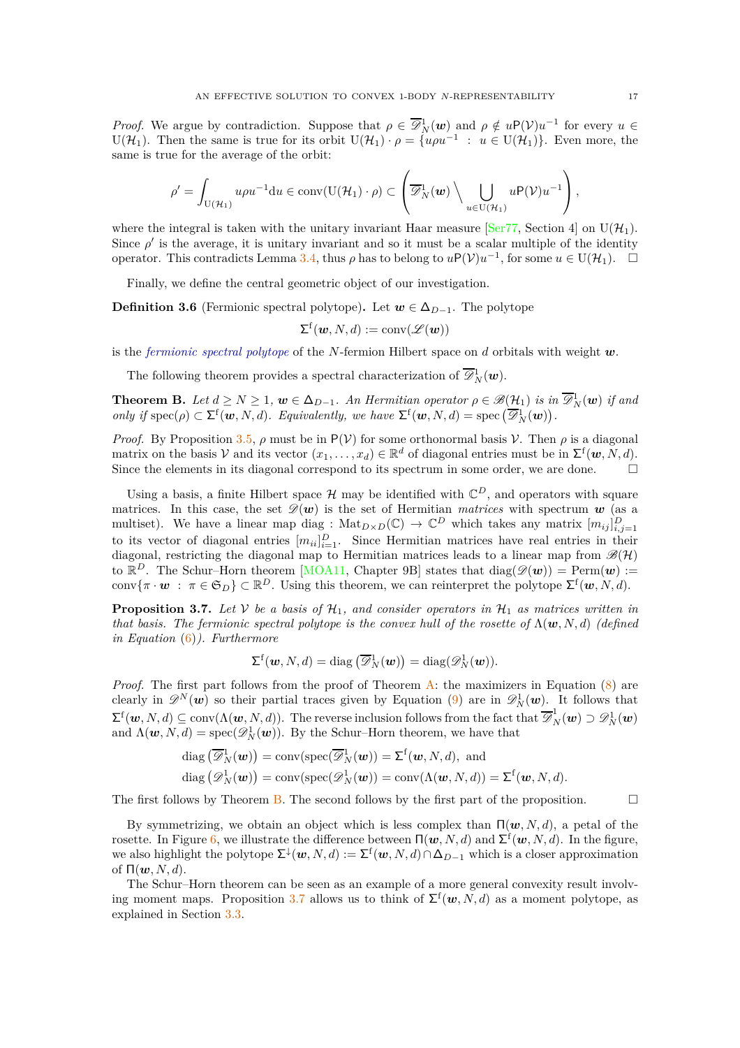*Proof.* We argue by contradiction. Suppose that $\rho \in \overline{\mathscr{D}}^1_N(\boldsymbol{w})$ and $\rho \notin u\mathsf{P}(\mathcal{V})u^{-1}$ for every $u \in \mathrm{U}(\mathcal{H}_1)$. Then the same is true for its orbit $\mathrm{U}(\mathcal{H}_1)\cdot\rho = \{u\rho u^{-1} \;:\; u \in \mathrm{U}(\mathcal{H}_1)\}$. Even more, the same is true for the average of the orbit:

$$\rho' = \int_{\mathrm{U}(\mathcal{H}_1)} u\rho u^{-1}\mathrm{d}u \in \operatorname{conv}(\mathrm{U}(\mathcal{H}_1)\cdot\rho) \subset \left(\overline{\mathscr{D}}^1_N(\boldsymbol{w}) \setminus \bigcup_{u\in\mathrm{U}(\mathcal{H}_1)} u\mathsf{P}(\mathcal{V})u^{-1}\right),$$

where the integral is taken with the unitary invariant Haar measure [Ser77, Section 4] on $\mathrm{U}(\mathcal{H}_1)$. Since $\rho'$ is the average, it is unitary invariant and so it must be a scalar multiple of the identity operator. This contradicts Lemma 3.4, thus $\rho$ has to belong to $u\mathsf{P}(\mathcal{V})u^{-1}$, for some $u \in \mathrm{U}(\mathcal{H}_1)$. $\square$

Finally, we define the central geometric object of our investigation.

**Definition 3.6** (Fermionic spectral polytope)**.** Let $\boldsymbol{w} \in \Delta_{D-1}$. The polytope

$$\Sigma^{\mathrm{f}}(\boldsymbol{w}, N, d) := \operatorname{conv}(\mathscr{L}(\boldsymbol{w}))$$

is the *fermionic spectral polytope* of the $N$-fermion Hilbert space on $d$ orbitals with weight $\boldsymbol{w}$.

The following theorem provides a spectral characterization of $\overline{\mathscr{D}}^1_N(\boldsymbol{w})$.

**Theorem B.** *Let $d \geq N \geq 1$, $\boldsymbol{w} \in \Delta_{D-1}$. An Hermitian operator $\rho \in \mathscr{B}(\mathcal{H}_1)$ is in $\overline{\mathscr{D}}^1_N(\boldsymbol{w})$ if and only if $\operatorname{spec}(\rho) \subset \Sigma^{\mathrm{f}}(\boldsymbol{w}, N, d)$. Equivalently, we have $\Sigma^{\mathrm{f}}(\boldsymbol{w}, N, d) = \operatorname{spec}\left(\overline{\mathscr{D}}^1_N(\boldsymbol{w})\right)$.*

*Proof.* By Proposition 3.5, $\rho$ must be in $\mathsf{P}(\mathcal{V})$ for some orthonormal basis $\mathcal{V}$. Then $\rho$ is a diagonal matrix on the basis $\mathcal{V}$ and its vector $(x_1, \dots, x_d) \in \mathbb{R}^d$ of diagonal entries must be in $\Sigma^{\mathrm{f}}(\boldsymbol{w}, N, d)$. Since the elements in its diagonal correspond to its spectrum in some order, we are done. $\square$

Using a basis, a finite Hilbert space $\mathcal{H}$ may be identified with $\mathbb{C}^D$, and operators with square matrices. In this case, the set $\mathscr{D}(\boldsymbol{w})$ is the set of Hermitian *matrices* with spectrum $\boldsymbol{w}$ (as a multiset). We have a linear map $\operatorname{diag} : \operatorname{Mat}_{D\times D}(\mathbb{C}) \to \mathbb{C}^D$ which takes any matrix $[m_{ij}]^D_{i,j=1}$ to its vector of diagonal entries $[m_{ii}]^D_{i=1}$. Since Hermitian matrices have real entries in their diagonal, restricting the diagonal map to Hermitian matrices leads to a linear map from $\mathscr{B}(\mathcal{H})$ to $\mathbb{R}^D$. The Schur–Horn theorem [MOA11, Chapter 9B] states that $\operatorname{diag}(\mathscr{D}(\boldsymbol{w})) = \operatorname{Perm}(\boldsymbol{w}) := \operatorname{conv}\{\pi\cdot\boldsymbol{w} \;:\; \pi \in \mathfrak{S}_D\} \subset \mathbb{R}^D$. Using this theorem, we can reinterpret the polytope $\Sigma^{\mathrm{f}}(\boldsymbol{w}, N, d)$.

**Proposition 3.7.** *Let $\mathcal{V}$ be a basis of $\mathcal{H}_1$, and consider operators in $\mathcal{H}_1$ as matrices written in that basis. The fermionic spectral polytope is the convex hull of the rosette of $\Lambda(\boldsymbol{w}, N, d)$ (defined in Equation (6)). Furthermore*

$$\Sigma^{\mathrm{f}}(\boldsymbol{w}, N, d) = \operatorname{diag}\left(\overline{\mathscr{D}}^1_N(\boldsymbol{w})\right) = \operatorname{diag}(\mathscr{D}^1_N(\boldsymbol{w})).$$

*Proof.* The first part follows from the proof of Theorem A: the maximizers in Equation (8) are clearly in $\mathscr{D}^N(\boldsymbol{w})$ so their partial traces given by Equation (9) are in $\mathscr{D}^1_N(\boldsymbol{w})$. It follows that $\Sigma^{\mathrm{f}}(\boldsymbol{w}, N, d) \subseteq \operatorname{conv}(\Lambda(\boldsymbol{w}, N, d))$. The reverse inclusion follows from the fact that $\overline{\mathscr{D}}^1_N(\boldsymbol{w}) \supset \mathscr{D}^1_N(\boldsymbol{w})$ and $\Lambda(\boldsymbol{w}, N, d) = \operatorname{spec}(\mathscr{D}^1_N(\boldsymbol{w}))$. By the Schur–Horn theorem, we have that

$$\operatorname{diag}\left(\overline{\mathscr{D}}^1_N(\boldsymbol{w})\right) = \operatorname{conv}(\operatorname{spec}(\overline{\mathscr{D}}^1_N(\boldsymbol{w})) = \Sigma^{\mathrm{f}}(\boldsymbol{w}, N, d), \text{ and}$$
$$\operatorname{diag}\left(\mathscr{D}^1_N(\boldsymbol{w})\right) = \operatorname{conv}(\operatorname{spec}(\mathscr{D}^1_N(\boldsymbol{w})) = \operatorname{conv}(\Lambda(\boldsymbol{w}, N, d)) = \Sigma^{\mathrm{f}}(\boldsymbol{w}, N, d).$$

The first follows by Theorem B. The second follows by the first part of the proposition. $\square$

By symmetrizing, we obtain an object which is less complex than $\Pi(\boldsymbol{w}, N, d)$, a petal of the rosette. In Figure 6, we illustrate the difference between $\Pi(\boldsymbol{w}, N, d)$ and $\Sigma^{\mathrm{f}}(\boldsymbol{w}, N, d)$. In the figure, we also highlight the polytope $\Sigma^{\downarrow}(\boldsymbol{w}, N, d) := \Sigma^{\mathrm{f}}(\boldsymbol{w}, N, d) \cap \Delta_{D-1}$ which is a closer approximation of $\Pi(\boldsymbol{w}, N, d)$.

The Schur–Horn theorem can be seen as an example of a more general convexity result involving moment maps. Proposition 3.7 allows us to think of $\Sigma^{\mathrm{f}}(\boldsymbol{w}, N, d)$ as a moment polytope, as explained in Section 3.3.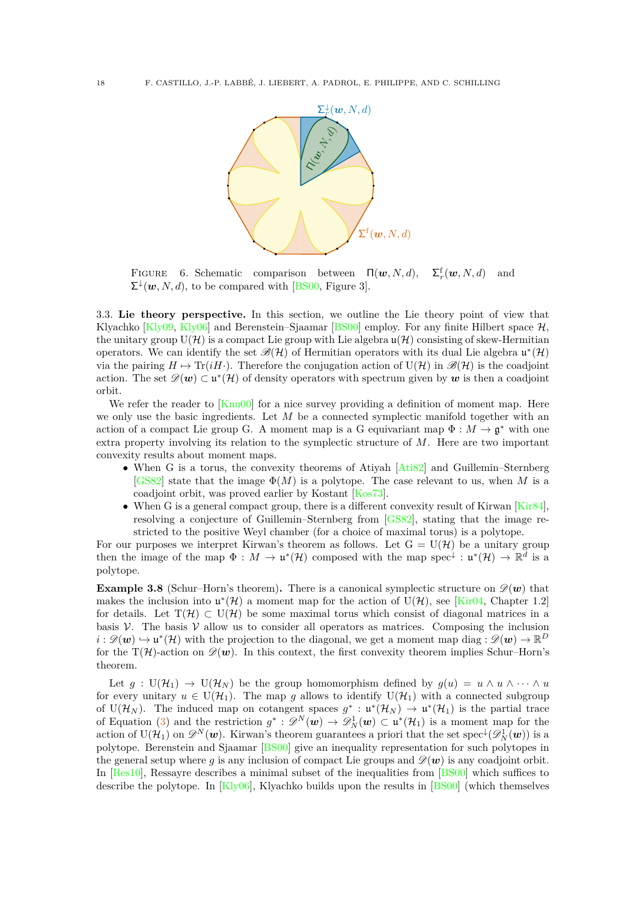FIGURE 6. Schematic comparison between $\Pi(\boldsymbol{w}, N, d)$, $\Sigma^{\mathrm{f}}_r(\boldsymbol{w}, N, d)$ and $\Sigma^{\downarrow}(\boldsymbol{w}, N, d)$, to be compared with [BS00, Figure 3].

**3.3. Lie theory perspective.** In this section, we outline the Lie theory point of view that Klyachko [Kly09, Kly06] and Berenstein–Sjaamar [BS00] employ. For any finite Hilbert space $\mathcal{H}$, the unitary group $\mathrm{U}(\mathcal{H})$ is a compact Lie group with Lie algebra $\mathfrak{u}(\mathcal{H})$ consisting of skew-Hermitian operators. We can identify the set $\mathscr{B}(\mathcal{H})$ of Hermitian operators with its dual Lie algebra $\mathfrak{u}^*(\mathcal{H})$ via the pairing $H \mapsto \mathrm{Tr}(iH\cdot)$. Therefore the conjugation action of $\mathrm{U}(\mathcal{H})$ in $\mathscr{B}(\mathcal{H})$ is the coadjoint action. The set $\mathscr{D}(\boldsymbol{w}) \subset \mathfrak{u}^*(\mathcal{H})$ of density operators with spectrum given by $\boldsymbol{w}$ is then a coadjoint orbit.

We refer the reader to [Knu00] for a nice survey providing a definition of moment map. Here we only use the basic ingredients. Let $M$ be a connected symplectic manifold together with an action of a compact Lie group G. A moment map is a G equivariant map $\Phi : M \to \mathfrak{g}^*$ with one extra property involving its relation to the symplectic structure of $M$. Here are two important convexity results about moment maps.

- When G is a torus, the convexity theorems of Atiyah [Ati82] and Guillemin–Sternberg [GS82] state that the image $\Phi(M)$ is a polytope. The case relevant to us, when $M$ is a coadjoint orbit, was proved earlier by Kostant [Kos73].
- When G is a general compact group, there is a different convexity result of Kirwan [Kir84], resolving a conjecture of Guillemin–Sternberg from [GS82], stating that the image restricted to the positive Weyl chamber (for a choice of maximal torus) is a polytope.

For our purposes we interpret Kirwan's theorem as follows. Let $\mathrm{G} = \mathrm{U}(\mathcal{H})$ be a unitary group then the image of the map $\Phi : M \to \mathfrak{u}^*(\mathcal{H})$ composed with the map $\mathrm{spec}^{\downarrow} : \mathfrak{u}^*(\mathcal{H}) \to \mathbb{R}^d$ is a polytope.

**Example 3.8** (Schur–Horn's theorem)**.** There is a canonical symplectic structure on $\mathscr{D}(\boldsymbol{w})$ that makes the inclusion into $\mathfrak{u}^*(\mathcal{H})$ a moment map for the action of $\mathrm{U}(\mathcal{H})$, see [Kir04, Chapter 1.2] for details. Let $\mathrm{T}(\mathcal{H}) \subset \mathrm{U}(\mathcal{H})$ be some maximal torus which consist of diagonal matrices in a basis $\mathcal{V}$. The basis $\mathcal{V}$ allow us to consider all operators as matrices. Composing the inclusion $i : \mathscr{D}(\boldsymbol{w}) \hookrightarrow \mathfrak{u}^*(\mathcal{H})$ with the projection to the diagonal, we get a moment map $\mathrm{diag} : \mathscr{D}(\boldsymbol{w}) \to \mathbb{R}^D$ for the $\mathrm{T}(\mathcal{H})$-action on $\mathscr{D}(\boldsymbol{w})$. In this context, the first convexity theorem implies Schur–Horn's theorem.

Let $g : \mathrm{U}(\mathcal{H}_1) \to \mathrm{U}(\mathcal{H}_N)$ be the group homomorphism defined by $g(u) = u \wedge u \wedge \cdots \wedge u$ for every unitary $u \in \mathrm{U}(\mathcal{H}_1)$. The map $g$ allows to identify $\mathrm{U}(\mathcal{H}_1)$ with a connected subgroup of $\mathrm{U}(\mathcal{H}_N)$. The induced map on cotangent spaces $g^* : \mathfrak{u}^*(\mathcal{H}_N) \to \mathfrak{u}^*(\mathcal{H}_1)$ is the partial trace of Equation (3) and the restriction $g^* : \mathscr{D}^N(\boldsymbol{w}) \to \mathscr{D}^1_N(\boldsymbol{w}) \subset \mathfrak{u}^*(\mathcal{H}_1)$ is a moment map for the action of $\mathrm{U}(\mathcal{H}_1)$ on $\mathscr{D}^N(\boldsymbol{w})$. Kirwan's theorem guarantees a priori that the set $\mathrm{spec}^{\downarrow}(\mathscr{D}^1_N(\boldsymbol{w}))$ is a polytope. Berenstein and Sjaamar [BS00] give an inequality representation for such polytopes in the general setup where $g$ is any inclusion of compact Lie groups and $\mathscr{D}(\boldsymbol{w})$ is any coadjoint orbit. In [Res10], Ressayre describes a minimal subset of the inequalities from [BS00] which suffices to describe the polytope. In [Kly06], Klyachko builds upon the results in [BS00] (which themselves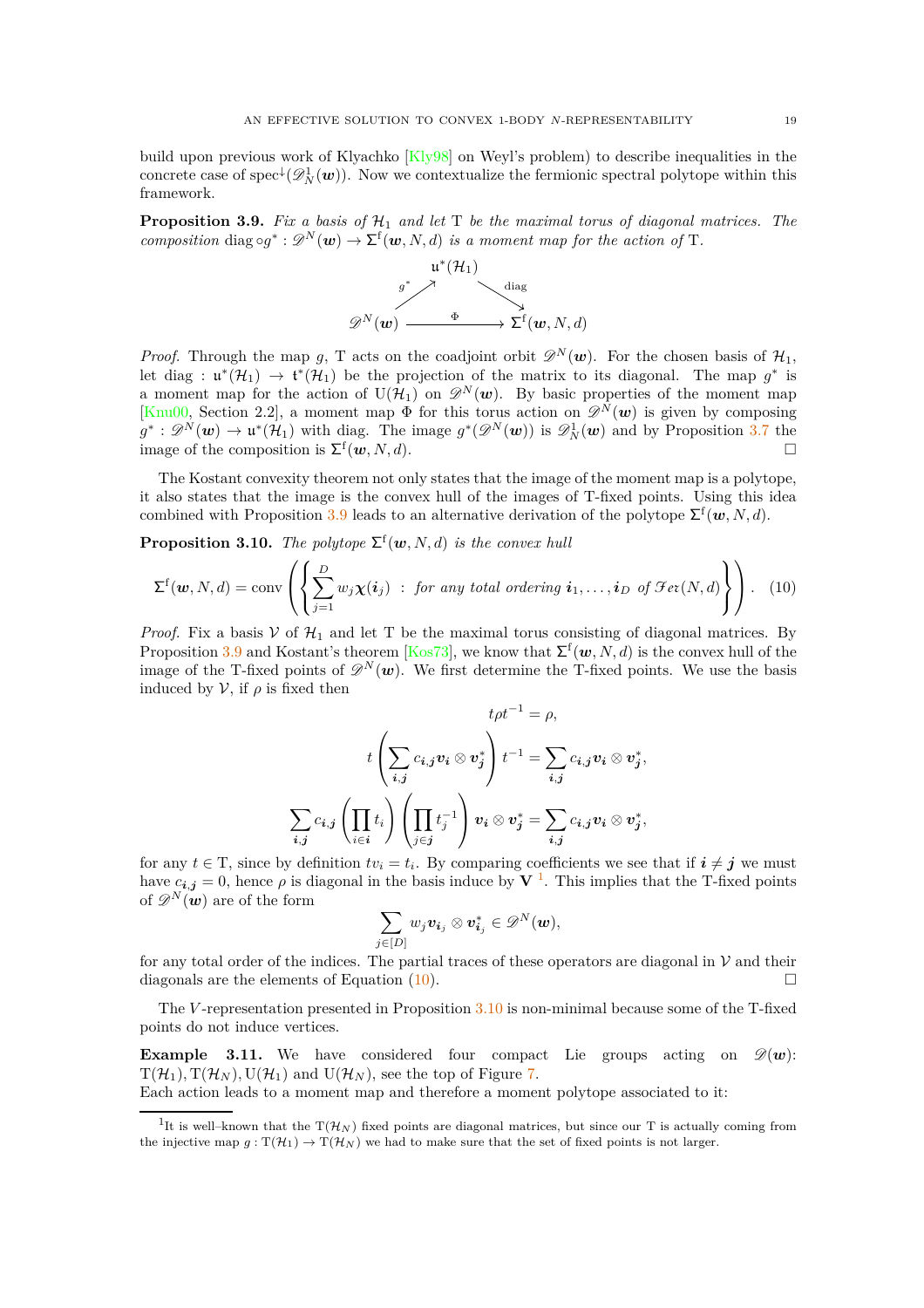build upon previous work of Klyachko [Kly98] on Weyl's problem) to describe inequalities in the concrete case of $\operatorname{spec}^{\downarrow}(\mathscr{D}^1_N(\boldsymbol{w}))$. Now we contextualize the fermionic spectral polytope within this framework.

**Proposition 3.9.** *Fix a basis of $\mathcal{H}_1$ and let $\mathrm{T}$ be the maximal torus of diagonal matrices. The composition $\operatorname{diag}\circ g^* : \mathscr{D}^N(\boldsymbol{w}) \to \Sigma^{\mathrm{f}}(\boldsymbol{w}, N, d)$ is a moment map for the action of $\mathrm{T}$.*

$$\begin{array}{ccc} & \mathfrak{u}^*(\mathcal{H}_1) & \\ {\scriptstyle g^*}\nearrow & & \searrow{\scriptstyle \operatorname{diag}} \\ \mathscr{D}^N(\boldsymbol{w}) & \xrightarrow{\quad\Phi\quad} & \Sigma^{\mathrm{f}}(\boldsymbol{w}, N, d) \end{array}$$

*Proof.* Through the map $g$, $\mathrm{T}$ acts on the coadjoint orbit $\mathscr{D}^N(\boldsymbol{w})$. For the chosen basis of $\mathcal{H}_1$, let $\operatorname{diag} : \mathfrak{u}^*(\mathcal{H}_1) \to \mathfrak{t}^*(\mathcal{H}_1)$ be the projection of the matrix to its diagonal. The map $g^*$ is a moment map for the action of $\mathrm{U}(\mathcal{H}_1)$ on $\mathscr{D}^N(\boldsymbol{w})$. By basic properties of the moment map [Knu00, Section 2.2], a moment map $\Phi$ for this torus action on $\mathscr{D}^N(\boldsymbol{w})$ is given by composing $g^* : \mathscr{D}^N(\boldsymbol{w}) \to \mathfrak{u}^*(\mathcal{H}_1)$ with diag. The image $g^*(\mathscr{D}^N(\boldsymbol{w}))$ is $\mathscr{D}^1_N(\boldsymbol{w})$ and by Proposition 3.7 the image of the composition is $\Sigma^{\mathrm{f}}(\boldsymbol{w}, N, d)$. $\square$

The Kostant convexity theorem not only states that the image of the moment map is a polytope, it also states that the image is the convex hull of the images of $\mathrm{T}$-fixed points. Using this idea combined with Proposition 3.9 leads to an alternative derivation of the polytope $\Sigma^{\mathrm{f}}(\boldsymbol{w}, N, d)$.

**Proposition 3.10.** *The polytope $\Sigma^{\mathrm{f}}(\boldsymbol{w}, N, d)$ is the convex hull*

$$\Sigma^{\mathrm{f}}(\boldsymbol{w}, N, d) = \operatorname{conv}\left(\left\{\sum_{j=1}^{D} w_j \boldsymbol{\chi}(\boldsymbol{i}_j) \ : \ \textit{for any total ordering } \boldsymbol{i}_1, \dots, \boldsymbol{i}_D \textit{ of } \mathscr{Fer}(N, d)\right\}\right). \quad (10)$$

*Proof.* Fix a basis $\mathcal{V}$ of $\mathcal{H}_1$ and let $\mathrm{T}$ be the maximal torus consisting of diagonal matrices. By Proposition 3.9 and Kostant's theorem [Kos73], we know that $\Sigma^{\mathrm{f}}(\boldsymbol{w}, N, d)$ is the convex hull of the image of the $\mathrm{T}$-fixed points of $\mathscr{D}^N(\boldsymbol{w})$. We first determine the $\mathrm{T}$-fixed points. We use the basis induced by $\mathcal{V}$, if $\rho$ is fixed then

$$t\rho t^{-1} = \rho,$$

$$t\left(\sum_{\boldsymbol{i},\boldsymbol{j}} c_{\boldsymbol{i},\boldsymbol{j}} \boldsymbol{v}_{\boldsymbol{i}} \otimes \boldsymbol{v}^*_{\boldsymbol{j}}\right) t^{-1} = \sum_{\boldsymbol{i},\boldsymbol{j}} c_{\boldsymbol{i},\boldsymbol{j}} \boldsymbol{v}_{\boldsymbol{i}} \otimes \boldsymbol{v}^*_{\boldsymbol{j}},$$

$$\sum_{\boldsymbol{i},\boldsymbol{j}} c_{\boldsymbol{i},\boldsymbol{j}} \left(\prod_{i\in\boldsymbol{i}} t_i\right)\left(\prod_{j\in\boldsymbol{j}} t_j^{-1}\right) \boldsymbol{v}_{\boldsymbol{i}} \otimes \boldsymbol{v}^*_{\boldsymbol{j}} = \sum_{\boldsymbol{i},\boldsymbol{j}} c_{\boldsymbol{i},\boldsymbol{j}} \boldsymbol{v}_{\boldsymbol{i}} \otimes \boldsymbol{v}^*_{\boldsymbol{j}},$$

for any $t \in \mathrm{T}$, since by definition $tv_i = t_i$. By comparing coefficients we see that if $\boldsymbol{i} \neq \boldsymbol{j}$ we must have $c_{\boldsymbol{i},\boldsymbol{j}} = 0$, hence $\rho$ is diagonal in the basis induce by $\mathbf{V}$ [1]. This implies that the $\mathrm{T}$-fixed points of $\mathscr{D}^N(\boldsymbol{w})$ are of the form

$$\sum_{j\in[D]} w_j \boldsymbol{v}_{\boldsymbol{i}_j} \otimes \boldsymbol{v}^*_{\boldsymbol{i}_j} \in \mathscr{D}^N(\boldsymbol{w}),$$

for any total order of the indices. The partial traces of these operators are diagonal in $\mathcal{V}$ and their diagonals are the elements of Equation (10). $\square$

The $V$-representation presented in Proposition 3.10 is non-minimal because some of the $\mathrm{T}$-fixed points do not induce vertices.

**Example 3.11.** We have considered four compact Lie groups acting on $\mathscr{D}(\boldsymbol{w})$: $\mathrm{T}(\mathcal{H}_1), \mathrm{T}(\mathcal{H}_N), \mathrm{U}(\mathcal{H}_1)$ and $\mathrm{U}(\mathcal{H}_N)$, see the top of Figure 7.
Each action leads to a moment map and therefore a moment polytope associated to it:

---

[1] It is well–known that the $\mathrm{T}(\mathcal{H}_N)$ fixed points are diagonal matrices, but since our $\mathrm{T}$ is actually coming from the injective map $g : \mathrm{T}(\mathcal{H}_1) \to \mathrm{T}(\mathcal{H}_N)$ we had to make sure that the set of fixed points is not larger.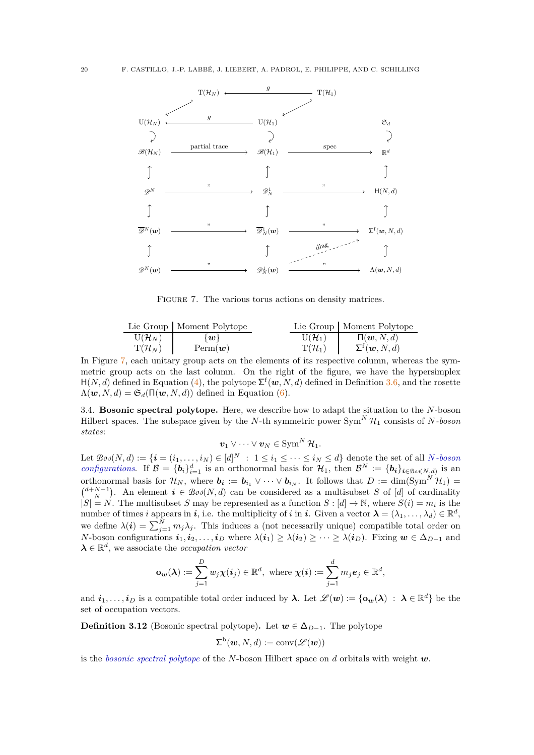$$
\begin{array}{ccccc}
 & \mathrm{T}(\mathcal{H}_N) & \xleftarrow{\quad g \quad} & \mathrm{T}(\mathcal{H}_1) & \\
\mathrm{U}(\mathcal{H}_N) & \xleftarrow{\quad g \quad} & \mathrm{U}(\mathcal{H}_1) & & \mathfrak{S}_d \\
\circlearrowright & & \circlearrowright & & \circlearrowright \\
\mathscr{B}(\mathcal{H}_N) & \xrightarrow{\text{partial trace}} & \mathscr{B}(\mathcal{H}_1) & \xrightarrow{\text{spec}} & \mathbb{R}^d \\
\uparrow & & \uparrow & & \uparrow \\
\mathscr{D}^N & \xrightarrow{\quad " \quad} & \mathscr{D}^1_N & \xrightarrow{\quad " \quad} & \mathsf{H}(N,d) \\
\uparrow & & \uparrow & & \uparrow \\
\overline{\mathscr{D}}^N(\boldsymbol{w}) & \xrightarrow{\quad " \quad} & \overline{\mathscr{D}}^1_N(\boldsymbol{w}) & \xrightarrow{\quad " \quad} & \Sigma^{\mathrm{f}}(\boldsymbol{w},N,d) \\
\uparrow & & \uparrow & \overset{\text{diag}}{\nearrow} & \uparrow \\
\mathscr{D}^N(\boldsymbol{w}) & \xrightarrow{\quad " \quad} & \mathscr{D}^1_N(\boldsymbol{w}) & \xrightarrow{\quad " \quad} & \Lambda(\boldsymbol{w},N,d)
\end{array}
$$

Figure 7. The various torus actions on density matrices.

| Lie Group | Moment Polytope |
|---|---|
| $\mathrm{U}(\mathcal{H}_N)$ | $\{\boldsymbol{w}\}$ |
| $\mathrm{T}(\mathcal{H}_N)$ | $\mathrm{Perm}(\boldsymbol{w})$ |

| Lie Group | Moment Polytope |
|---|---|
| $\mathrm{U}(\mathcal{H}_1)$ | $\Pi(\boldsymbol{w}, N, d)$ |
| $\mathrm{T}(\mathcal{H}_1)$ | $\Sigma^{\mathrm{f}}(\boldsymbol{w}, N, d)$ |

In Figure 7, each unitary group acts on the elements of its respective column, whereas the symmetric group acts on the last column. On the right of the figure, we have the hypersimplex $\mathsf{H}(N,d)$ defined in Equation (4), the polytope $\Sigma^{\mathrm{f}}(\boldsymbol{w},N,d)$ defined in Definition 3.6, and the rosette $\Lambda(\boldsymbol{w},N,d) = \mathfrak{S}_d(\Pi(\boldsymbol{w},N,d))$ defined in Equation (6).

3.4. **Bosonic spectral polytope.** Here, we describe how to adapt the situation to the $N$-boson Hilbert spaces. The subspace given by the $N$-th symmetric power $\mathrm{Sym}^N \mathcal{H}_1$ consists of *$N$-boson states*:

$$\boldsymbol{v}_1 \vee \cdots \vee \boldsymbol{v}_N \in \mathrm{Sym}^N \mathcal{H}_1.$$

Let $\mathcal{B}os(N,d) := \{\boldsymbol{i} = (i_1,\ldots,i_N) \in [d]^N \ : \ 1 \leq i_1 \leq \cdots \leq i_N \leq d\}$ denote the set of all *$N$-boson configurations*. If $\mathcal{B} = \{\boldsymbol{b}_i\}_{i=1}^d$ is an orthonormal basis for $\mathcal{H}_1$, then $\mathcal{B}^N := \{\boldsymbol{b}_{\boldsymbol{i}}\}_{\boldsymbol{i}\in\mathcal{B}os(N,d)}$ is an orthonormal basis for $\mathcal{H}_N$, where $\boldsymbol{b}_{\boldsymbol{i}} := \boldsymbol{b}_{i_1} \vee \cdots \vee \boldsymbol{b}_{i_N}$. It follows that $D := \dim(\mathrm{Sym}^N \mathcal{H}_1) = \binom{d+N-1}{N}$. An element $\boldsymbol{i} \in \mathcal{B}os(N,d)$ can be considered as a multisubset $S$ of $[d]$ of cardinality $|S| = N$. The multisubset $S$ may be represented as a function $S : [d] \to \mathbb{N}$, where $S(i) = m_i$ is the number of times $i$ appears in $\boldsymbol{i}$, i.e. the multiplicity of $i$ in $\boldsymbol{i}$. Given a vector $\boldsymbol{\lambda} = (\lambda_1,\ldots,\lambda_d) \in \mathbb{R}^d$, we define $\lambda(\boldsymbol{i}) = \sum_{j=1}^N m_j\lambda_j$. This induces a (not necessarily unique) compatible total order on $N$-boson configurations $\boldsymbol{i}_1, \boldsymbol{i}_2, \ldots, \boldsymbol{i}_D$ where $\lambda(\boldsymbol{i}_1) \geq \lambda(\boldsymbol{i}_2) \geq \cdots \geq \lambda(\boldsymbol{i}_D)$. Fixing $\boldsymbol{w} \in \Delta_{D-1}$ and $\boldsymbol{\lambda} \in \mathbb{R}^d$, we associate the *occupation vector*

$$\mathbf{o}_{\boldsymbol{w}}(\boldsymbol{\lambda}) := \sum_{j=1}^D w_j \boldsymbol{\chi}(\boldsymbol{i}_j) \in \mathbb{R}^d, \text{ where } \boldsymbol{\chi}(\boldsymbol{i}) := \sum_{j=1}^d m_j \boldsymbol{e}_j \in \mathbb{R}^d,$$

and $\boldsymbol{i}_1,\ldots,\boldsymbol{i}_D$ is a compatible total order induced by $\boldsymbol{\lambda}$. Let $\mathscr{L}(\boldsymbol{w}) := \{\mathbf{o}_{\boldsymbol{w}}(\boldsymbol{\lambda}) \ : \ \boldsymbol{\lambda} \in \mathbb{R}^d\}$ be the set of occupation vectors.

**Definition 3.12** (Bosonic spectral polytope)**.** Let $\boldsymbol{w} \in \Delta_{D-1}$. The polytope

$$\Sigma^{\mathrm{b}}(\boldsymbol{w}, N, d) := \mathrm{conv}(\mathscr{L}(\boldsymbol{w}))$$

is the *bosonic spectral polytope* of the $N$-boson Hilbert space on $d$ orbitals with weight $\boldsymbol{w}$.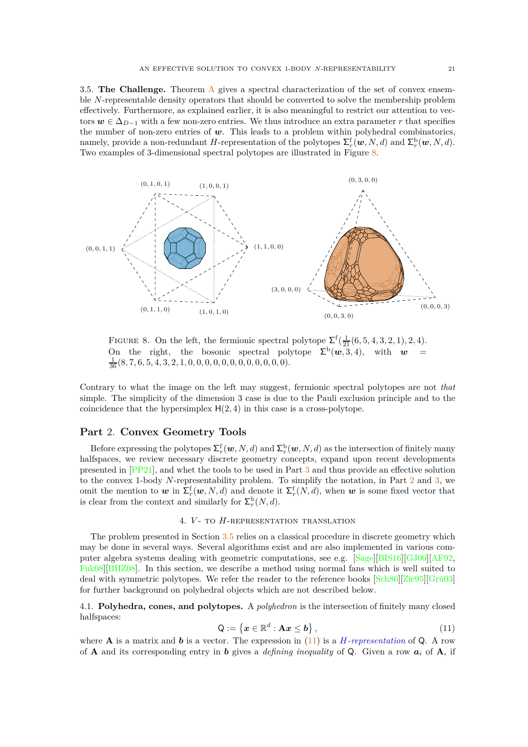3.5. **The Challenge.** Theorem A gives a spectral characterization of the set of convex ensemble $N$-representable density operators that should be converted to solve the membership problem effectively. Furthermore, as explained earlier, it is also meaningful to restrict our attention to vectors $\boldsymbol{w} \in \Delta_{D-1}$ with a few non-zero entries. We thus introduce an extra parameter $r$ that specifies the number of non-zero entries of $\boldsymbol{w}$. This leads to a problem within polyhedral combinatorics, namely, provide a non-redundant $H$-representation of the polytopes $\Sigma_r^{\mathrm{f}}(\boldsymbol{w}, N, d)$ and $\Sigma_r^{\mathrm{b}}(\boldsymbol{w}, N, d)$. Two examples of 3-dimensional spectral polytopes are illustrated in Figure 8.

FIGURE 8. On the left, the fermionic spectral polytope $\Sigma^{\mathrm{f}}(\frac{1}{21}(6,5,4,3,2,1), 2, 4)$. On the right, the bosonic spectral polytope $\Sigma^{\mathrm{b}}(\boldsymbol{w}, 3, 4)$, with $\boldsymbol{w} = \frac{1}{36}(8,7,6,5,4,3,2,1,0,0,0,0,0,0,0,0,0,0,0,0)$.

Contrary to what the image on the left may suggest, fermionic spectral polytopes are not *that* simple. The simplicity of the dimension 3 case is due to the Pauli exclusion principle and to the coincidence that the hypersimplex $\mathsf{H}(2,4)$ in this case is a cross-polytope.

# Part 2. Convex Geometry Tools

Before expressing the polytopes $\Sigma_r^{\mathrm{f}}(\boldsymbol{w}, N, d)$ and $\Sigma_r^{\mathrm{b}}(\boldsymbol{w}, N, d)$ as the intersection of finitely many halfspaces, we review necessary discrete geometry concepts, expand upon recent developments presented in [PP21], and whet the tools to be used in Part 3 and thus provide an effective solution to the convex 1-body $N$-representability problem. To simplify the notation, in Part 2 and 3, we omit the mention to $\boldsymbol{w}$ in $\Sigma_r^{\mathrm{f}}(\boldsymbol{w}, N, d)$ and denote it $\Sigma_r^{\mathrm{f}}(N, d)$, when $\boldsymbol{w}$ is some fixed vector that is clear from the context and similarly for $\Sigma_r^{\mathrm{b}}(N, d)$.

## 4. $V$- to $H$-representation translation

The problem presented in Section 3.5 relies on a classical procedure in discrete geometry which may be done in several ways. Several algorithms exist and are also implemented in various computer algebra systems dealing with geometric computations, see e.g. [Sage][BIS16][GJ00][AF92, Fuk08][BHZ08]. In this section, we describe a method using normal fans which is well suited to deal with symmetric polytopes. We refer the reader to the reference books [Sch86][Zie95][Grü03] for further background on polyhedral objects which are not described below.

4.1. **Polyhedra, cones, and polytopes.** A *polyhedron* is the intersection of finitely many closed halfspaces:

$$\mathsf{Q} := \left\{ \boldsymbol{x} \in \mathbb{R}^d : \mathbf{A}\boldsymbol{x} \leq \boldsymbol{b} \right\}, \tag{11}$$

where $\mathbf{A}$ is a matrix and $\boldsymbol{b}$ is a vector. The expression in (11) is a *$H$-representation* of $\mathsf{Q}$. A row of $\mathbf{A}$ and its corresponding entry in $\boldsymbol{b}$ gives a *defining inequality* of $\mathsf{Q}$. Given a row $\boldsymbol{a}_i$ of $\mathbf{A}$, if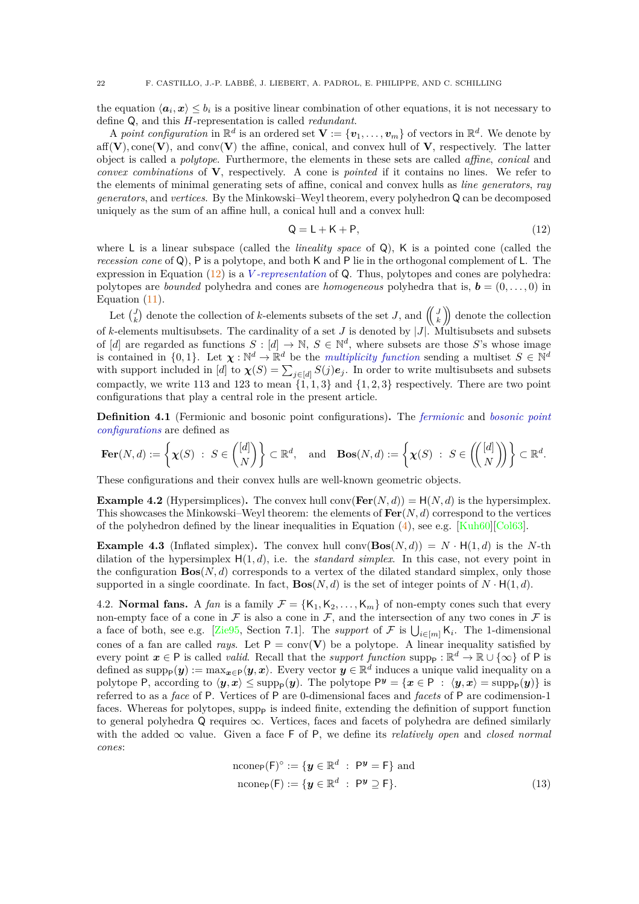the equation $\langle \boldsymbol{a}_i, \boldsymbol{x}\rangle \leq b_i$ is a positive linear combination of other equations, it is not necessary to define $\mathsf{Q}$, and this $H$-representation is called *redundant*.

A *point configuration* in $\mathbb{R}^d$ is an ordered set $\mathbf{V} := \{\boldsymbol{v}_1, \dots, \boldsymbol{v}_m\}$ of vectors in $\mathbb{R}^d$. We denote by $\operatorname{aff}(\mathbf{V}), \operatorname{cone}(\mathbf{V})$, and $\operatorname{conv}(\mathbf{V})$ the affine, conical, and convex hull of $\mathbf{V}$, respectively. The latter object is called a *polytope*. Furthermore, the elements in these sets are called *affine*, *conical* and *convex combinations* of $\mathbf{V}$, respectively. A cone is *pointed* if it contains no lines. We refer to the elements of minimal generating sets of affine, conical and convex hulls as *line generators*, *ray generators*, and *vertices*. By the Minkowski–Weyl theorem, every polyhedron $\mathsf{Q}$ can be decomposed uniquely as the sum of an affine hull, a conical hull and a convex hull:

$$\mathsf{Q} = \mathsf{L} + \mathsf{K} + \mathsf{P}, \tag{12}$$

where $\mathsf{L}$ is a linear subspace (called the *lineality space* of $\mathsf{Q}$), $\mathsf{K}$ is a pointed cone (called the *recession cone* of $\mathsf{Q}$), $\mathsf{P}$ is a polytope, and both $\mathsf{K}$ and $\mathsf{P}$ lie in the orthogonal complement of $\mathsf{L}$. The expression in Equation (12) is a *$V$-representation* of $\mathsf{Q}$. Thus, polytopes and cones are polyhedra: polytopes are *bounded* polyhedra and cones are *homogeneous* polyhedra that is, $\boldsymbol{b} = (0, \dots, 0)$ in Equation (11).

Let $\binom{J}{k}$ denote the collection of $k$-elements subsets of the set $J$, and $\left(\!\binom{J}{k}\!\right)$ denote the collection of $k$-elements multisubsets. The cardinality of a set $J$ is denoted by $|J|$. Multisubsets and subsets of $[d]$ are regarded as functions $S : [d] \to \mathbb{N}$, $S \in \mathbb{N}^d$, where subsets are those $S$'s whose image is contained in $\{0, 1\}$. Let $\boldsymbol{\chi} : \mathbb{N}^d \to \mathbb{R}^d$ be the *multiplicity function* sending a multiset $S \in \mathbb{N}^d$ with support included in $[d]$ to $\boldsymbol{\chi}(S) = \sum_{j\in[d]} S(j)\boldsymbol{e}_j$. In order to write multisubsets and subsets compactly, we write 113 and 123 to mean $\{1, 1, 3\}$ and $\{1, 2, 3\}$ respectively. There are two point configurations that play a central role in the present article.

**Definition 4.1** (Fermionic and bosonic point configurations)**.** The *fermionic* and *bosonic point configurations* are defined as

$$\mathbf{Fer}(N, d) := \left\{ \boldsymbol{\chi}(S) \ : \ S \in \binom{[d]}{N} \right\} \subset \mathbb{R}^d, \quad \text{and} \quad \mathbf{Bos}(N, d) := \left\{ \boldsymbol{\chi}(S) \ : \ S \in \left(\!\binom{[d]}{N}\!\right) \right\} \subset \mathbb{R}^d.$$

These configurations and their convex hulls are well-known geometric objects.

**Example 4.2** (Hypersimplices)**.** The convex hull $\operatorname{conv}(\mathbf{Fer}(N, d)) = \mathsf{H}(N, d)$ is the hypersimplex. This showcases the Minkowski–Weyl theorem: the elements of $\mathbf{Fer}(N, d)$ correspond to the vertices of the polyhedron defined by the linear inequalities in Equation (4), see e.g. [Kuh60][Col63].

**Example 4.3** (Inflated simplex)**.** The convex hull $\operatorname{conv}(\mathbf{Bos}(N, d)) = N \cdot \mathsf{H}(1, d)$ is the $N$-th dilation of the hypersimplex $\mathsf{H}(1, d)$, i.e. the *standard simplex*. In this case, not every point in the configuration $\mathbf{Bos}(N, d)$ corresponds to a vertex of the dilated standard simplex, only those supported in a single coordinate. In fact, $\mathbf{Bos}(N, d)$ is the set of integer points of $N \cdot \mathsf{H}(1, d)$.

4.2. **Normal fans.** A *fan* is a family $\mathcal{F} = \{\mathsf{K}_1, \mathsf{K}_2, \dots, \mathsf{K}_m\}$ of non-empty cones such that every non-empty face of a cone in $\mathcal{F}$ is also a cone in $\mathcal{F}$, and the intersection of any two cones in $\mathcal{F}$ is a face of both, see e.g. [Zie95, Section 7.1]. The *support* of $\mathcal{F}$ is $\bigcup_{i\in[m]} \mathsf{K}_i$. The 1-dimensional cones of a fan are called *rays*. Let $\mathsf{P} = \operatorname{conv}(\mathbf{V})$ be a polytope. A linear inequality satisfied by every point $\boldsymbol{x} \in \mathsf{P}$ is called *valid*. Recall that the *support function* $\operatorname{supp}_{\mathsf{P}} : \mathbb{R}^d \to \mathbb{R} \cup \{\infty\}$ of $\mathsf{P}$ is defined as $\operatorname{supp}_{\mathsf{P}}(\boldsymbol{y}) := \max_{\boldsymbol{x}\in\mathsf{P}} \langle \boldsymbol{y}, \boldsymbol{x}\rangle$. Every vector $\boldsymbol{y} \in \mathbb{R}^d$ induces a unique valid inequality on a polytope $\mathsf{P}$, according to $\langle \boldsymbol{y}, \boldsymbol{x}\rangle \leq \operatorname{supp}_{\mathsf{P}}(\boldsymbol{y})$. The polytope $\mathsf{P}^{\boldsymbol{y}} = \{\boldsymbol{x} \in \mathsf{P} \ : \ \langle \boldsymbol{y}, \boldsymbol{x}\rangle = \operatorname{supp}_{\mathsf{P}}(\boldsymbol{y})\}$ is referred to as a *face* of $\mathsf{P}$. Vertices of $\mathsf{P}$ are 0-dimensional faces and *facets* of $\mathsf{P}$ are codimension-1 faces. Whereas for polytopes, $\operatorname{supp}_{\mathsf{P}}$ is indeed finite, extending the definition of support function to general polyhedra $\mathsf{Q}$ requires $\infty$. Vertices, faces and facets of polyhedra are defined similarly with the added $\infty$ value. Given a face $\mathsf{F}$ of $\mathsf{P}$, we define its *relatively open* and *closed normal cones*:

$$\begin{aligned} \operatorname{ncone}_{\mathsf{P}}(\mathsf{F})^{\circ} &:= \{\boldsymbol{y} \in \mathbb{R}^d \ : \ \mathsf{P}^{\boldsymbol{y}} = \mathsf{F}\} \text{ and} \\ \operatorname{ncone}_{\mathsf{P}}(\mathsf{F}) &:= \{\boldsymbol{y} \in \mathbb{R}^d \ : \ \mathsf{P}^{\boldsymbol{y}} \supseteq \mathsf{F}\}. \end{aligned} \tag{13}$$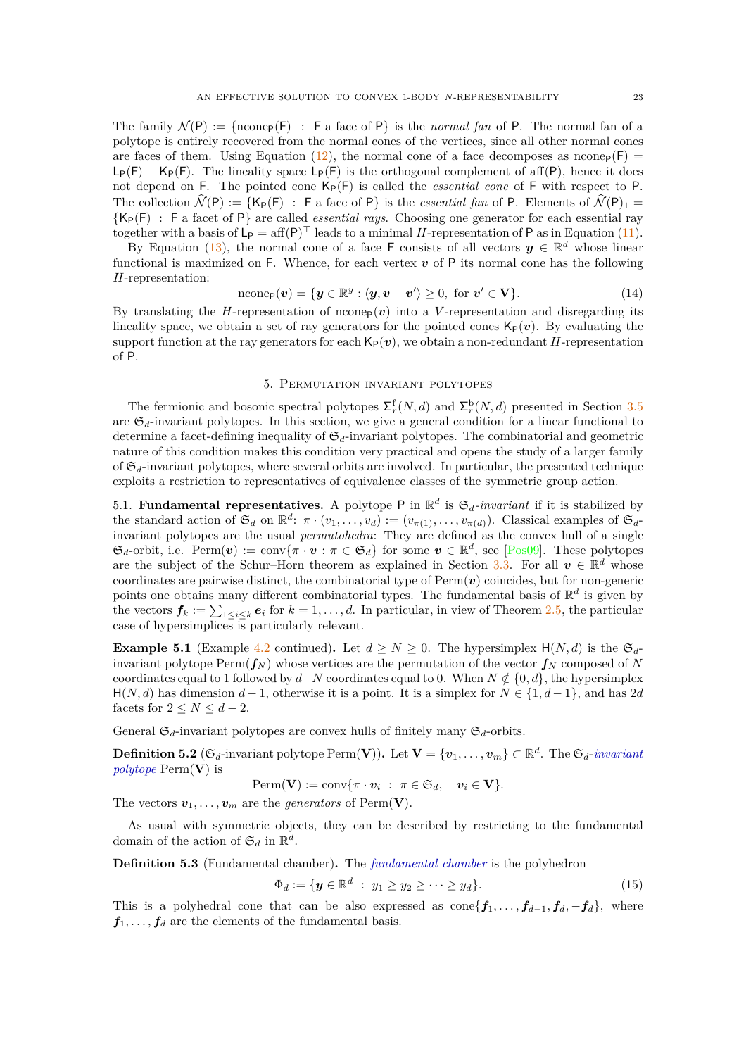The family $\mathcal{N}(\mathsf{P}) := \{\text{ncone}_{\mathsf{P}}(\mathsf{F}) \;:\; \mathsf{F} \text{ a face of } \mathsf{P}\}$ is the *normal fan* of $\mathsf{P}$. The normal fan of a polytope is entirely recovered from the normal cones of the vertices, since all other normal cones are faces of them. Using Equation (12), the normal cone of a face decomposes as $\text{ncone}_{\mathsf{P}}(\mathsf{F}) = \mathsf{L}_{\mathsf{P}}(\mathsf{F}) + \mathsf{K}_{\mathsf{P}}(\mathsf{F})$. The lineality space $\mathsf{L}_{\mathsf{P}}(\mathsf{F})$ is the orthogonal complement of $\text{aff}(\mathsf{P})$, hence it does not depend on $\mathsf{F}$. The pointed cone $\mathsf{K}_{\mathsf{P}}(\mathsf{F})$ is called the *essential cone* of $\mathsf{F}$ with respect to $\mathsf{P}$. The collection $\widehat{\mathcal{N}}(\mathsf{P}) := \{\mathsf{K}_{\mathsf{P}}(\mathsf{F}) \;:\; \mathsf{F} \text{ a face of } \mathsf{P}\}$ is the *essential fan* of $\mathsf{P}$. Elements of $\widehat{\mathcal{N}}(\mathsf{P})_1 = \{\mathsf{K}_{\mathsf{P}}(\mathsf{F}) \;:\; \mathsf{F} \text{ a facet of } \mathsf{P}\}$ are called *essential rays*. Choosing one generator for each essential ray together with a basis of $\mathsf{L}_{\mathsf{P}} = \text{aff}(\mathsf{P})^{\top}$ leads to a minimal $H$-representation of $\mathsf{P}$ as in Equation (11).

By Equation (13), the normal cone of a face $\mathsf{F}$ consists of all vectors $\boldsymbol{y} \in \mathbb{R}^d$ whose linear functional is maximized on $\mathsf{F}$. Whence, for each vertex $\boldsymbol{v}$ of $\mathsf{P}$ its normal cone has the following $H$-representation:

$$\text{ncone}_{\mathsf{P}}(\boldsymbol{v}) = \{\boldsymbol{y} \in \mathbb{R}^y : \langle \boldsymbol{y}, \boldsymbol{v} - \boldsymbol{v}' \rangle \geq 0, \text{ for } \boldsymbol{v}' \in \mathbf{V}\}. \tag{14}$$

By translating the $H$-representation of $\text{ncone}_{\mathsf{P}}(\boldsymbol{v})$ into a $V$-representation and disregarding its lineality space, we obtain a set of ray generators for the pointed cones $\mathsf{K}_{\mathsf{P}}(\boldsymbol{v})$. By evaluating the support function at the ray generators for each $\mathsf{K}_{\mathsf{P}}(\boldsymbol{v})$, we obtain a non-redundant $H$-representation of $\mathsf{P}$.

## 5. Permutation invariant polytopes

The fermionic and bosonic spectral polytopes $\Sigma_r^{\mathrm{f}}(N,d)$ and $\Sigma_r^{\mathrm{b}}(N,d)$ presented in Section 3.5 are $\mathfrak{S}_d$-invariant polytopes. In this section, we give a general condition for a linear functional to determine a facet-defining inequality of $\mathfrak{S}_d$-invariant polytopes. The combinatorial and geometric nature of this condition makes this condition very practical and opens the study of a larger family of $\mathfrak{S}_d$-invariant polytopes, where several orbits are involved. In particular, the presented technique exploits a restriction to representatives of equivalence classes of the symmetric group action.

5.1. **Fundamental representatives.** A polytope $\mathsf{P}$ in $\mathbb{R}^d$ is $\mathfrak{S}_d$-*invariant* if it is stabilized by the standard action of $\mathfrak{S}_d$ on $\mathbb{R}^d$: $\pi \cdot (v_1, \ldots, v_d) := (v_{\pi(1)}, \ldots, v_{\pi(d)})$. Classical examples of $\mathfrak{S}_d$-invariant polytopes are the usual *permutohedra*: They are defined as the convex hull of a single $\mathfrak{S}_d$-orbit, i.e. $\text{Perm}(\boldsymbol{v}) := \text{conv}\{\pi \cdot \boldsymbol{v} : \pi \in \mathfrak{S}_d\}$ for some $\boldsymbol{v} \in \mathbb{R}^d$, see [Pos09]. These polytopes are the subject of the Schur–Horn theorem as explained in Section 3.3. For all $\boldsymbol{v} \in \mathbb{R}^d$ whose coordinates are pairwise distinct, the combinatorial type of $\text{Perm}(\boldsymbol{v})$ coincides, but for non-generic points one obtains many different combinatorial types. The fundamental basis of $\mathbb{R}^d$ is given by the vectors $\boldsymbol{f}_k := \sum_{1 \leq i \leq k} \boldsymbol{e}_i$ for $k = 1, \ldots, d$. In particular, in view of Theorem 2.5, the particular case of hypersimplices is particularly relevant.

**Example 5.1** (Example 4.2 continued)**.** Let $d \geq N \geq 0$. The hypersimplex $\mathsf{H}(N,d)$ is the $\mathfrak{S}_d$-invariant polytope $\text{Perm}(\boldsymbol{f}_N)$ whose vertices are the permutation of the vector $\boldsymbol{f}_N$ composed of $N$ coordinates equal to 1 followed by $d-N$ coordinates equal to 0. When $N \notin \{0,d\}$, the hypersimplex $\mathsf{H}(N,d)$ has dimension $d-1$, otherwise it is a point. It is a simplex for $N \in \{1, d-1\}$, and has $2d$ facets for $2 \leq N \leq d-2$.

General $\mathfrak{S}_d$-invariant polytopes are convex hulls of finitely many $\mathfrak{S}_d$-orbits.

**Definition 5.2** ($\mathfrak{S}_d$-invariant polytope $\text{Perm}(\mathbf{V})$)**.** Let $\mathbf{V} = \{\boldsymbol{v}_1, \ldots, \boldsymbol{v}_m\} \subset \mathbb{R}^d$. The $\mathfrak{S}_d$-*invariant polytope* $\text{Perm}(\mathbf{V})$ is

$$\text{Perm}(\mathbf{V}) := \text{conv}\{\pi \cdot \boldsymbol{v}_i \;:\; \pi \in \mathfrak{S}_d, \quad \boldsymbol{v}_i \in \mathbf{V}\}.$$

The vectors $\boldsymbol{v}_1, \ldots, \boldsymbol{v}_m$ are the *generators* of $\text{Perm}(\mathbf{V})$.

As usual with symmetric objects, they can be described by restricting to the fundamental domain of the action of $\mathfrak{S}_d$ in $\mathbb{R}^d$.

**Definition 5.3** (Fundamental chamber)**.** The *fundamental chamber* is the polyhedron

$$\Phi_d := \{\boldsymbol{y} \in \mathbb{R}^d \;:\; y_1 \geq y_2 \geq \cdots \geq y_d\}. \tag{15}$$

This is a polyhedral cone that can be also expressed as $\text{cone}\{\boldsymbol{f}_1, \ldots, \boldsymbol{f}_{d-1}, \boldsymbol{f}_d, -\boldsymbol{f}_d\}$, where $\boldsymbol{f}_1, \ldots, \boldsymbol{f}_d$ are the elements of the fundamental basis.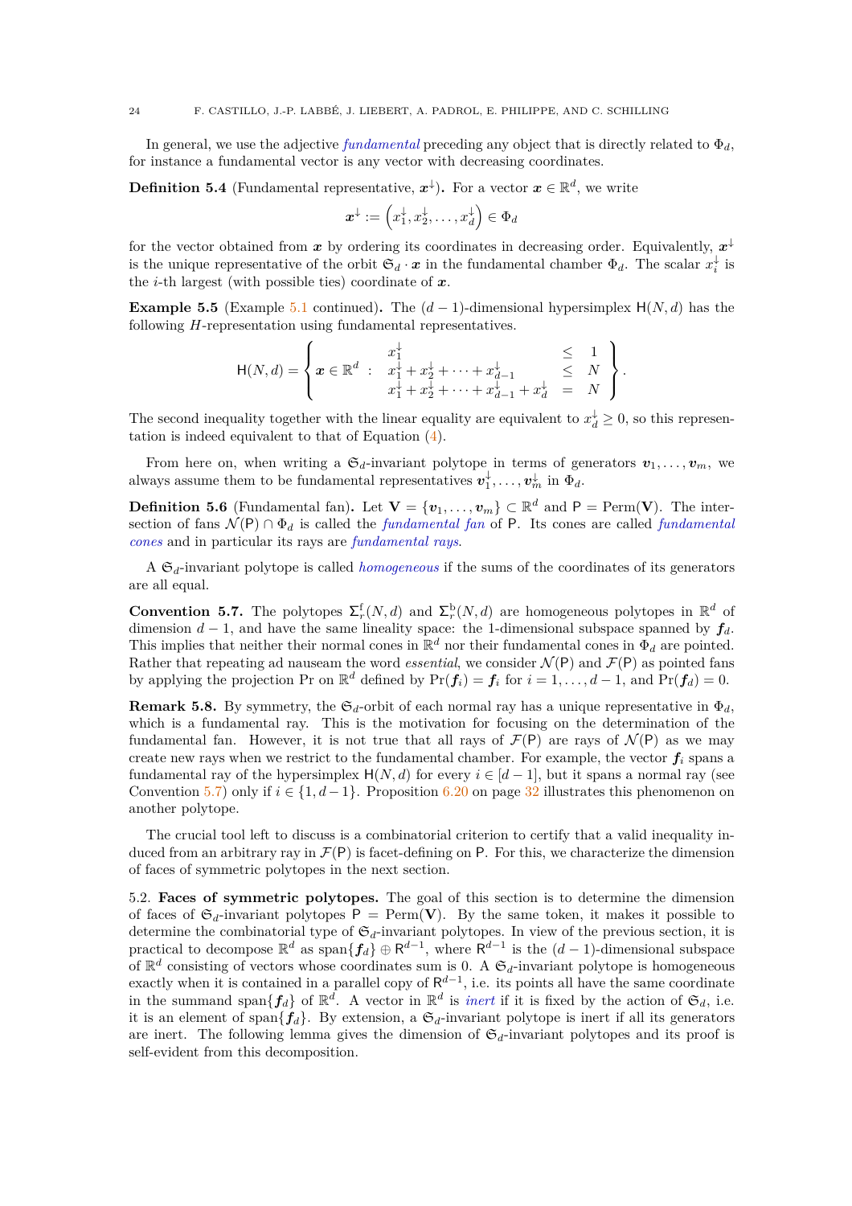In general, we use the adjective *fundamental* preceding any object that is directly related to $\Phi_d$, for instance a fundamental vector is any vector with decreasing coordinates.

**Definition 5.4** (Fundamental representative, $\boldsymbol{x}^{\downarrow}$)**.** For a vector $\boldsymbol{x} \in \mathbb{R}^d$, we write

$$\boldsymbol{x}^{\downarrow} := \left(x_1^{\downarrow}, x_2^{\downarrow}, \ldots, x_d^{\downarrow}\right) \in \Phi_d$$

for the vector obtained from $\boldsymbol{x}$ by ordering its coordinates in decreasing order. Equivalently, $\boldsymbol{x}^{\downarrow}$ is the unique representative of the orbit $\mathfrak{S}_d \cdot \boldsymbol{x}$ in the fundamental chamber $\Phi_d$. The scalar $x_i^{\downarrow}$ is the $i$-th largest (with possible ties) coordinate of $\boldsymbol{x}$.

**Example 5.5** (Example 5.1 continued)**.** The $(d-1)$-dimensional hypersimplex $\mathsf{H}(N,d)$ has the following $H$-representation using fundamental representatives.

$$\mathsf{H}(N,d) = \left\{ \boldsymbol{x} \in \mathbb{R}^d \ : \ \begin{array}{lcl} x_1^{\downarrow} & \leq & 1 \\ x_1^{\downarrow} + x_2^{\downarrow} + \cdots + x_{d-1}^{\downarrow} & \leq & N \\ x_1^{\downarrow} + x_2^{\downarrow} + \cdots + x_{d-1}^{\downarrow} + x_d^{\downarrow} & = & N \end{array} \right\}.$$

The second inequality together with the linear equality are equivalent to $x_d^{\downarrow} \geq 0$, so this representation is indeed equivalent to that of Equation (4).

From here on, when writing a $\mathfrak{S}_d$-invariant polytope in terms of generators $\boldsymbol{v}_1, \ldots, \boldsymbol{v}_m$, we always assume them to be fundamental representatives $\boldsymbol{v}_1^{\downarrow}, \ldots, \boldsymbol{v}_m^{\downarrow}$ in $\Phi_d$.

**Definition 5.6** (Fundamental fan)**.** Let $\mathbf{V} = \{\boldsymbol{v}_1, \ldots, \boldsymbol{v}_m\} \subset \mathbb{R}^d$ and $\mathsf{P} = \mathrm{Perm}(\mathbf{V})$. The intersection of fans $\mathcal{N}(\mathsf{P}) \cap \Phi_d$ is called the *fundamental fan* of $\mathsf{P}$. Its cones are called *fundamental cones* and in particular its rays are *fundamental rays*.

A $\mathfrak{S}_d$-invariant polytope is called *homogeneous* if the sums of the coordinates of its generators are all equal.

**Convention 5.7.** The polytopes $\Sigma_r^{\mathrm{f}}(N,d)$ and $\Sigma_r^{\mathrm{b}}(N,d)$ are homogeneous polytopes in $\mathbb{R}^d$ of dimension $d-1$, and have the same lineality space: the 1-dimensional subspace spanned by $\boldsymbol{f}_d$. This implies that neither their normal cones in $\mathbb{R}^d$ nor their fundamental cones in $\Phi_d$ are pointed. Rather that repeating ad nauseam the word *essential*, we consider $\mathcal{N}(\mathsf{P})$ and $\mathcal{F}(\mathsf{P})$ as pointed fans by applying the projection Pr on $\mathbb{R}^d$ defined by $\Pr(\boldsymbol{f}_i) = \boldsymbol{f}_i$ for $i = 1, \ldots, d-1$, and $\Pr(\boldsymbol{f}_d) = 0$.

**Remark 5.8.** By symmetry, the $\mathfrak{S}_d$-orbit of each normal ray has a unique representative in $\Phi_d$, which is a fundamental ray. This is the motivation for focusing on the determination of the fundamental fan. However, it is not true that all rays of $\mathcal{F}(\mathsf{P})$ are rays of $\mathcal{N}(\mathsf{P})$ as we may create new rays when we restrict to the fundamental chamber. For example, the vector $\boldsymbol{f}_i$ spans a fundamental ray of the hypersimplex $\mathsf{H}(N,d)$ for every $i \in [d-1]$, but it spans a normal ray (see Convention 5.7) only if $i \in \{1, d-1\}$. Proposition 6.20 on page 32 illustrates this phenomenon on another polytope.

The crucial tool left to discuss is a combinatorial criterion to certify that a valid inequality induced from an arbitrary ray in $\mathcal{F}(\mathsf{P})$ is facet-defining on $\mathsf{P}$. For this, we characterize the dimension of faces of symmetric polytopes in the next section.

5.2. **Faces of symmetric polytopes.** The goal of this section is to determine the dimension of faces of $\mathfrak{S}_d$-invariant polytopes $\mathsf{P} = \mathrm{Perm}(\mathbf{V})$. By the same token, it makes it possible to determine the combinatorial type of $\mathfrak{S}_d$-invariant polytopes. In view of the previous section, it is practical to decompose $\mathbb{R}^d$ as $\mathrm{span}\{\boldsymbol{f}_d\} \oplus \mathsf{R}^{d-1}$, where $\mathsf{R}^{d-1}$ is the $(d-1)$-dimensional subspace of $\mathbb{R}^d$ consisting of vectors whose coordinates sum is 0. A $\mathfrak{S}_d$-invariant polytope is homogeneous exactly when it is contained in a parallel copy of $\mathsf{R}^{d-1}$, i.e. its points all have the same coordinate in the summand $\mathrm{span}\{\boldsymbol{f}_d\}$ of $\mathbb{R}^d$. A vector in $\mathbb{R}^d$ is *inert* if it is fixed by the action of $\mathfrak{S}_d$, i.e. it is an element of $\mathrm{span}\{\boldsymbol{f}_d\}$. By extension, a $\mathfrak{S}_d$-invariant polytope is inert if all its generators are inert. The following lemma gives the dimension of $\mathfrak{S}_d$-invariant polytopes and its proof is self-evident from this decomposition.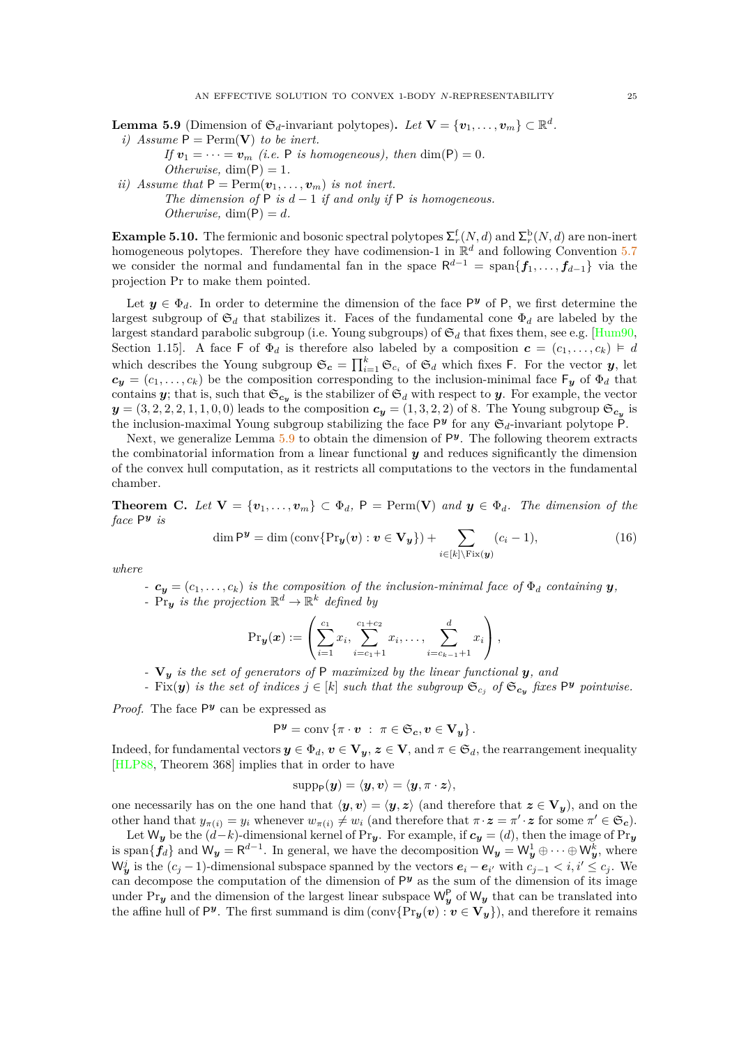**Lemma 5.9** (Dimension of $\mathfrak{S}_d$-invariant polytopes). *Let $\mathbf{V} = \{\boldsymbol{v}_1, \dots, \boldsymbol{v}_m\} \subset \mathbb{R}^d$.*

*i) Assume $\mathsf{P} = \mathrm{Perm}(\mathbf{V})$ to be inert.*
*If $\boldsymbol{v}_1 = \cdots = \boldsymbol{v}_m$ (i.e. $\mathsf{P}$ is homogeneous), then $\dim(\mathsf{P}) = 0$.*
*Otherwise, $\dim(\mathsf{P}) = 1$.*

*ii) Assume that $\mathsf{P} = \mathrm{Perm}(\boldsymbol{v}_1, \dots, \boldsymbol{v}_m)$ is not inert.*
*The dimension of $\mathsf{P}$ is $d-1$ if and only if $\mathsf{P}$ is homogeneous.*
*Otherwise, $\dim(\mathsf{P}) = d$.*

**Example 5.10.** The fermionic and bosonic spectral polytopes $\Sigma_r^{\mathrm{f}}(N, d)$ and $\Sigma_r^{\mathrm{b}}(N, d)$ are non-inert homogeneous polytopes. Therefore they have codimension-1 in $\mathbb{R}^d$ and following Convention 5.7 we consider the normal and fundamental fan in the space $\mathsf{R}^{d-1} = \mathrm{span}\{\boldsymbol{f}_1, \dots, \boldsymbol{f}_{d-1}\}$ via the projection Pr to make them pointed.

Let $\boldsymbol{y} \in \Phi_d$. In order to determine the dimension of the face $\mathsf{P}^{\boldsymbol{y}}$ of $\mathsf{P}$, we first determine the largest subgroup of $\mathfrak{S}_d$ that stabilizes it. Faces of the fundamental cone $\Phi_d$ are labeled by the largest standard parabolic subgroup (i.e. Young subgroups) of $\mathfrak{S}_d$ that fixes them, see e.g. [Hum90, Section 1.15]. A face $\mathsf{F}$ of $\Phi_d$ is therefore also labeled by a composition $\boldsymbol{c} = (c_1, \dots, c_k) \vDash d$ which describes the Young subgroup $\mathfrak{S}_{\boldsymbol{c}} = \prod_{i=1}^k \mathfrak{S}_{c_i}$ of $\mathfrak{S}_d$ which fixes $\mathsf{F}$. For the vector $\boldsymbol{y}$, let $\boldsymbol{c}_{\boldsymbol{y}} = (c_1, \dots, c_k)$ be the composition corresponding to the inclusion-minimal face $\mathsf{F}_{\boldsymbol{y}}$ of $\Phi_d$ that contains $\boldsymbol{y}$; that is, such that $\mathfrak{S}_{\boldsymbol{c}_{\boldsymbol{y}}}$ is the stabilizer of $\mathfrak{S}_d$ with respect to $\boldsymbol{y}$. For example, the vector $\boldsymbol{y} = (3, 2, 2, 2, 1, 1, 0, 0)$ leads to the composition $\boldsymbol{c}_{\boldsymbol{y}} = (1, 3, 2, 2)$ of 8. The Young subgroup $\mathfrak{S}_{\boldsymbol{c}_{\boldsymbol{y}}}$ is the inclusion-maximal Young subgroup stabilizing the face $\mathsf{P}^{\boldsymbol{y}}$ for any $\mathfrak{S}_d$-invariant polytope $\mathsf{P}$.

Next, we generalize Lemma 5.9 to obtain the dimension of $\mathsf{P}^{\boldsymbol{y}}$. The following theorem extracts the combinatorial information from a linear functional $\boldsymbol{y}$ and reduces significantly the dimension of the convex hull computation, as it restricts all computations to the vectors in the fundamental chamber.

**Theorem C.** *Let $\mathbf{V} = \{\boldsymbol{v}_1, \dots, \boldsymbol{v}_m\} \subset \Phi_d$, $\mathsf{P} = \mathrm{Perm}(\mathbf{V})$ and $\boldsymbol{y} \in \Phi_d$. The dimension of the face $\mathsf{P}^{\boldsymbol{y}}$ is*

$$\dim \mathsf{P}^{\boldsymbol{y}} = \dim\left(\mathrm{conv}\{\mathrm{Pr}_{\boldsymbol{y}}(\boldsymbol{v}) : \boldsymbol{v} \in \mathbf{V}_{\boldsymbol{y}}\}\right) + \sum_{i \in [k] \setminus \mathrm{Fix}(\boldsymbol{y})} (c_i - 1), \tag{16}$$

*where*

- *$\boldsymbol{c}_{\boldsymbol{y}} = (c_1, \dots, c_k)$ is the composition of the inclusion-minimal face of $\Phi_d$ containing $\boldsymbol{y}$,*
- *$\mathrm{Pr}_{\boldsymbol{y}}$ is the projection $\mathbb{R}^d \to \mathbb{R}^k$ defined by*

$$\mathrm{Pr}_{\boldsymbol{y}}(\boldsymbol{x}) := \left(\sum_{i=1}^{c_1} x_i, \sum_{i=c_1+1}^{c_1+c_2} x_i, \dots, \sum_{i=c_{k-1}+1}^{d} x_i\right),$$

- *$\mathbf{V}_{\boldsymbol{y}}$ is the set of generators of $\mathsf{P}$ maximized by the linear functional $\boldsymbol{y}$, and*
- *$\mathrm{Fix}(\boldsymbol{y})$ is the set of indices $j \in [k]$ such that the subgroup $\mathfrak{S}_{c_j}$ of $\mathfrak{S}_{\boldsymbol{c}_{\boldsymbol{y}}}$ fixes $\mathsf{P}^{\boldsymbol{y}}$ pointwise.*

*Proof.* The face $\mathsf{P}^{\boldsymbol{y}}$ can be expressed as

$$\mathsf{P}^{\boldsymbol{y}} = \mathrm{conv}\{\pi \cdot \boldsymbol{v} \ : \ \pi \in \mathfrak{S}_{\boldsymbol{c}}, \boldsymbol{v} \in \mathbf{V}_{\boldsymbol{y}}\}.$$

Indeed, for fundamental vectors $\boldsymbol{y} \in \Phi_d$, $\boldsymbol{v} \in \mathbf{V}_{\boldsymbol{y}}$, $\boldsymbol{z} \in \mathbf{V}$, and $\pi \in \mathfrak{S}_d$, the rearrangement inequality [HLP88, Theorem 368] implies that in order to have

$$\mathrm{supp}_{\mathsf{P}}(\boldsymbol{y}) = \langle \boldsymbol{y}, \boldsymbol{v} \rangle = \langle \boldsymbol{y}, \pi \cdot \boldsymbol{z} \rangle,$$

one necessarily has on the one hand that $\langle \boldsymbol{y}, \boldsymbol{v} \rangle = \langle \boldsymbol{y}, \boldsymbol{z} \rangle$ (and therefore that $\boldsymbol{z} \in \mathbf{V}_{\boldsymbol{y}}$), and on the other hand that $y_{\pi(i)} = y_i$ whenever $w_{\pi(i)} \neq w_i$ (and therefore that $\pi \cdot \boldsymbol{z} = \pi' \cdot \boldsymbol{z}$ for some $\pi' \in \mathfrak{S}_{\boldsymbol{c}}$).

Let $\mathsf{W}_{\boldsymbol{y}}$ be the $(d-k)$-dimensional kernel of $\mathrm{Pr}_{\boldsymbol{y}}$. For example, if $\boldsymbol{c}_{\boldsymbol{y}} = (d)$, then the image of $\mathrm{Pr}_{\boldsymbol{y}}$ is $\mathrm{span}\{\boldsymbol{f}_d\}$ and $\mathsf{W}_{\boldsymbol{y}} = \mathsf{R}^{d-1}$. In general, we have the decomposition $\mathsf{W}_{\boldsymbol{y}} = \mathsf{W}_{\boldsymbol{y}}^1 \oplus \cdots \oplus \mathsf{W}_{\boldsymbol{y}}^k$, where $\mathsf{W}_{\boldsymbol{y}}^j$ is the $(c_j - 1)$-dimensional subspace spanned by the vectors $\boldsymbol{e}_i - \boldsymbol{e}_{i'}$ with $c_{j-1} < i, i' \leq c_j$. We can decompose the computation of the dimension of $\mathsf{P}^{\boldsymbol{y}}$ as the sum of the dimension of its image under $\mathrm{Pr}_{\boldsymbol{y}}$ and the dimension of the largest linear subspace $\mathsf{W}_{\boldsymbol{y}}^{\mathsf{P}}$ of $\mathsf{W}_{\boldsymbol{y}}$ that can be translated into the affine hull of $\mathsf{P}^{\boldsymbol{y}}$. The first summand is $\dim\left(\mathrm{conv}\{\mathrm{Pr}_{\boldsymbol{y}}(\boldsymbol{v}) : \boldsymbol{v} \in \mathbf{V}_{\boldsymbol{y}}\}\right)$, and therefore it remains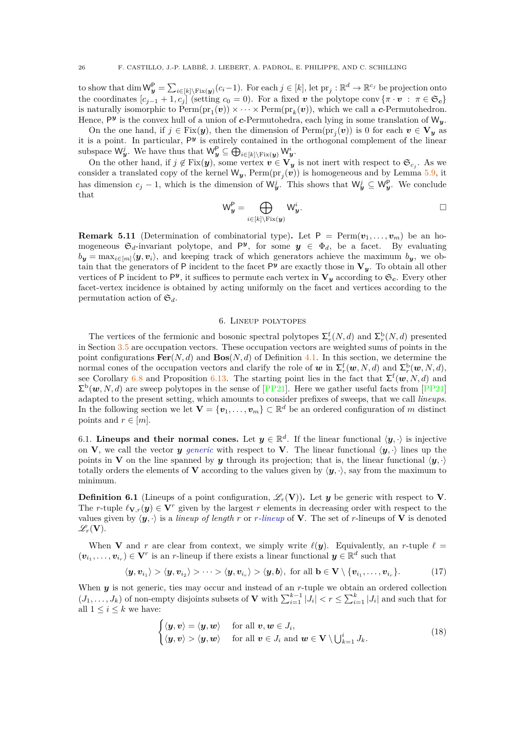to show that $\dim \mathsf{W}^{\mathsf{P}}_{\boldsymbol{y}} = \sum_{i\in[k]\setminus \mathrm{Fix}(\boldsymbol{y})}(c_i - 1)$. For each $j \in [k]$, let $\mathrm{pr}_j : \mathbb{R}^d \to \mathbb{R}^{c_j}$ be projection onto the coordinates $[c_{j-1}+1, c_j]$ (setting $c_0 = 0$). For a fixed $\boldsymbol{v}$ the polytope $\operatorname{conv}\{\pi \cdot \boldsymbol{v} \ :\ \pi \in \mathfrak{S}_{\boldsymbol{c}}\}$ is naturally isomorphic to $\mathrm{Perm}(\mathrm{pr}_1(\boldsymbol{v})) \times \cdots \times \mathrm{Perm}(\mathrm{pr}_k(\boldsymbol{v}))$, which we call a $\boldsymbol{c}$-Permutohedron. Hence, $\mathsf{P}^{\boldsymbol{y}}$ is the convex hull of a union of $\boldsymbol{c}$-Permutohedra, each lying in some translation of $\mathsf{W}_{\boldsymbol{y}}$.

On the one hand, if $j \in \mathrm{Fix}(\boldsymbol{y})$, then the dimension of $\mathrm{Perm}(\mathrm{pr}_j(\boldsymbol{v}))$ is 0 for each $\boldsymbol{v} \in \mathbf{V}_{\boldsymbol{y}}$ as it is a point. In particular, $\mathsf{P}^{\boldsymbol{y}}$ is entirely contained in the orthogonal complement of the linear subspace $\mathsf{W}^j_{\boldsymbol{y}}$. We have thus that $\mathsf{W}^{\mathsf{P}}_{\boldsymbol{y}} \subseteq \bigoplus_{i\in[k]\setminus\mathrm{Fix}(\boldsymbol{y})} \mathsf{W}^i_{\boldsymbol{y}}$.

On the other hand, if $j \notin \mathrm{Fix}(\boldsymbol{y})$, some vertex $\boldsymbol{v} \in \mathbf{V}_{\boldsymbol{y}}$ is not inert with respect to $\mathfrak{S}_{c_j}$. As we consider a translated copy of the kernel $\mathsf{W}_{\boldsymbol{y}}$, $\mathrm{Perm}(\mathrm{pr}_j(\boldsymbol{v}))$ is homogeneous and by Lemma 5.9, it has dimension $c_j - 1$, which is the dimension of $\mathsf{W}^j_{\boldsymbol{y}}$. This shows that $\mathsf{W}^j_{\boldsymbol{y}} \subseteq \mathsf{W}^{\mathsf{P}}_{\boldsymbol{y}}$. We conclude that

$$\mathsf{W}^{\mathsf{P}}_{\boldsymbol{y}} = \bigoplus_{i\in[k]\setminus\mathrm{Fix}(\boldsymbol{y})} \mathsf{W}^i_{\boldsymbol{y}}. \qquad \square$$

**Remark 5.11** (Determination of combinatorial type)**.** Let $\mathsf{P} = \mathrm{Perm}(\boldsymbol{v}_1, \dots, \boldsymbol{v}_m)$ be an homogeneous $\mathfrak{S}_d$-invariant polytope, and $\mathsf{P}^{\boldsymbol{y}}$, for some $\boldsymbol{y} \in \Phi_d$, be a facet. By evaluating $b_{\boldsymbol{y}} = \max_{i\in[m]}\langle \boldsymbol{y}, \boldsymbol{v}_i\rangle$, and keeping track of which generators achieve the maximum $b_{\boldsymbol{y}}$, we obtain that the generators of $\mathsf{P}$ incident to the facet $\mathsf{P}^{\boldsymbol{y}}$ are exactly those in $\mathbf{V}_{\boldsymbol{y}}$. To obtain all other vertices of $\mathsf{P}$ incident to $\mathsf{P}^{\boldsymbol{y}}$, it suffices to permute each vertex in $\mathbf{V}_{\boldsymbol{y}}$ according to $\mathfrak{S}_{\boldsymbol{c}}$. Every other facet-vertex incidence is obtained by acting uniformly on the facet and vertices according to the permutation action of $\mathfrak{S}_d$.

## 6. Lineup polytopes

The vertices of the fermionic and bosonic spectral polytopes $\Sigma^{\mathrm{f}}_r(N, d)$ and $\Sigma^{\mathrm{b}}_r(N, d)$ presented in Section 3.5 are occupation vectors. These occupation vectors are weighted sums of points in the point configurations $\mathbf{Fer}(N, d)$ and $\mathbf{Bos}(N, d)$ of Definition 4.1. In this section, we determine the normal cones of the occupation vectors and clarify the role of $\boldsymbol{w}$ in $\Sigma^{\mathrm{f}}_r(\boldsymbol{w}, N, d)$ and $\Sigma^{\mathrm{b}}_r(\boldsymbol{w}, N, d)$, see Corollary 6.8 and Proposition 6.13. The starting point lies in the fact that $\Sigma^{\mathrm{f}}(\boldsymbol{w}, N, d)$ and $\Sigma^{\mathrm{b}}(\boldsymbol{w}, N, d)$ are sweep polytopes in the sense of [PP21]. Here we gather useful facts from [PP21] adapted to the present setting, which amounts to consider prefixes of sweeps, that we call *lineups*. In the following section we let $\mathbf{V} = \{\boldsymbol{v}_1, \dots, \boldsymbol{v}_m\} \subset \mathbb{R}^d$ be an ordered configuration of $m$ distinct points and $r \in [m]$.

### 6.1. Lineups and their normal cones.

Let $\boldsymbol{y} \in \mathbb{R}^d$. If the linear functional $\langle \boldsymbol{y}, \cdot\rangle$ is injective on $\mathbf{V}$, we call the vector $\boldsymbol{y}$ *generic* with respect to $\mathbf{V}$. The linear functional $\langle \boldsymbol{y}, \cdot\rangle$ lines up the points in $\mathbf{V}$ on the line spanned by $\boldsymbol{y}$ through its projection; that is, the linear functional $\langle \boldsymbol{y}, \cdot\rangle$ totally orders the elements of $\mathbf{V}$ according to the values given by $\langle \boldsymbol{y}, \cdot\rangle$, say from the maximum to minimum.

**Definition 6.1** (Lineups of a point configuration, $\mathscr{L}_r(\mathbf{V})$)**.** Let $\boldsymbol{y}$ be generic with respect to $\mathbf{V}$. The $r$-tuple $\ell_{\mathbf{V},r}(\boldsymbol{y}) \in \mathbf{V}^r$ given by the largest $r$ elements in decreasing order with respect to the values given by $\langle \boldsymbol{y}, \cdot\rangle$ is a *lineup of length* $r$ or *$r$-lineup* of $\mathbf{V}$. The set of $r$-lineups of $\mathbf{V}$ is denoted $\mathscr{L}_r(\mathbf{V})$.

When $\mathbf{V}$ and $r$ are clear from context, we simply write $\ell(\boldsymbol{y})$. Equivalently, an $r$-tuple $\ell = (\boldsymbol{v}_{i_1}, \dots, \boldsymbol{v}_{i_r}) \in \mathbf{V}^r$ is an $r$-lineup if there exists a linear functional $\boldsymbol{y} \in \mathbb{R}^d$ such that

$$\langle \boldsymbol{y}, \boldsymbol{v}_{i_1}\rangle > \langle \boldsymbol{y}, \boldsymbol{v}_{i_2}\rangle > \cdots > \langle \boldsymbol{y}, \boldsymbol{v}_{i_r}\rangle > \langle \boldsymbol{y}, \mathbf{b}\rangle, \text{ for all } \mathbf{b} \in \mathbf{V} \setminus \{\boldsymbol{v}_{i_1}, \dots, \boldsymbol{v}_{i_r}\}. \tag{17}$$

When $\boldsymbol{y}$ is not generic, ties may occur and instead of an $r$-tuple we obtain an ordered collection $(J_1, \dots, J_k)$ of non-empty disjoints subsets of $\mathbf{V}$ with $\sum_{i=1}^{k-1}|J_i| < r \le \sum_{i=1}^{k}|J_i|$ and such that for all $1 \le i \le k$ we have:

$$\begin{cases} \langle \boldsymbol{y}, \boldsymbol{v}\rangle = \langle \boldsymbol{y}, \boldsymbol{w}\rangle & \text{for all } \boldsymbol{v}, \boldsymbol{w} \in J_i, \\ \langle \boldsymbol{y}, \boldsymbol{v}\rangle > \langle \boldsymbol{y}, \boldsymbol{w}\rangle & \text{for all } \boldsymbol{v} \in J_i \text{ and } \boldsymbol{w} \in \mathbf{V} \setminus \bigcup_{k=1}^{i} J_k. \end{cases} \tag{18}$$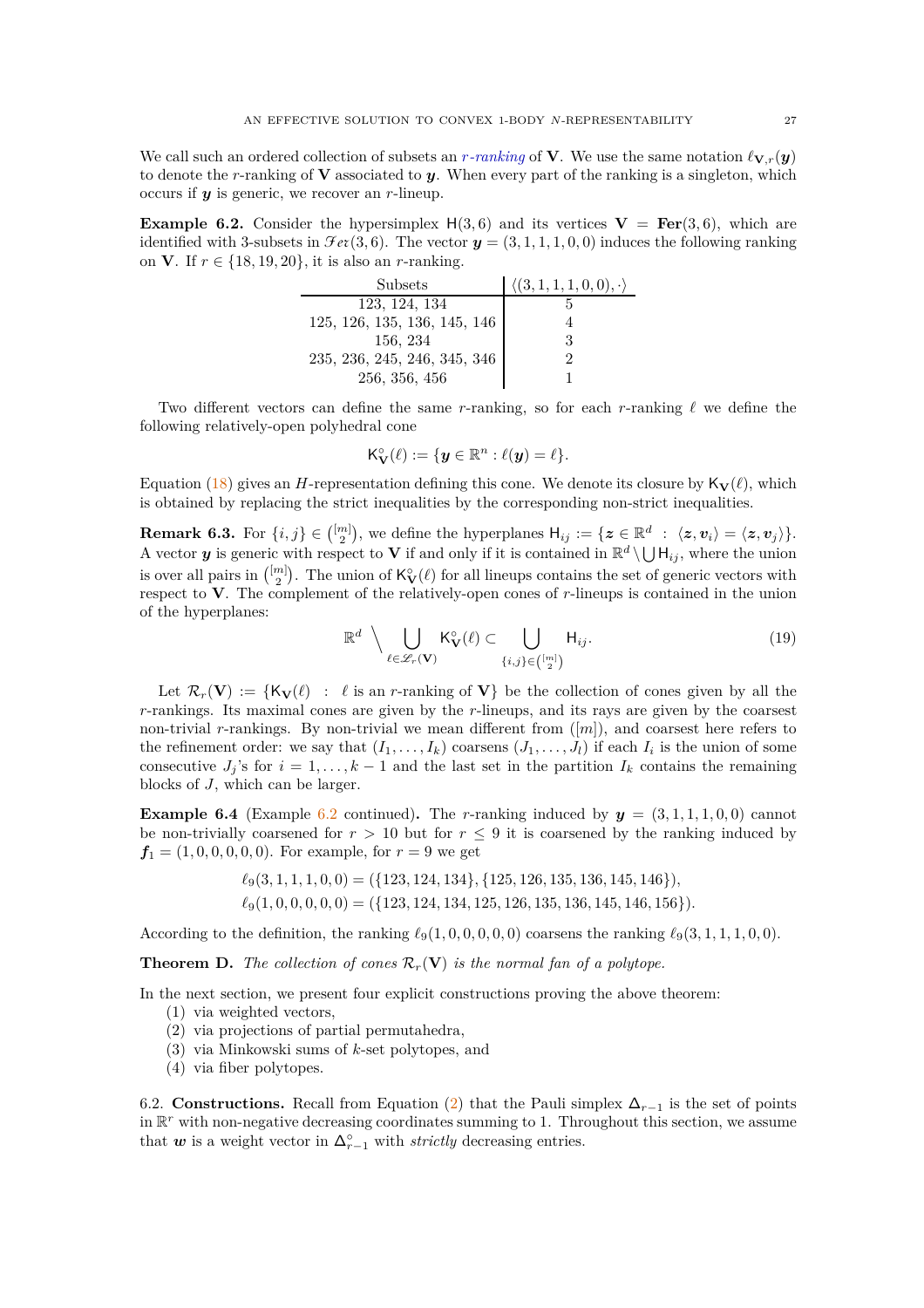We call such an ordered collection of subsets an *r-ranking* of $\mathbf{V}$. We use the same notation $\ell_{\mathbf{V},r}(\boldsymbol{y})$ to denote the $r$-ranking of $\mathbf{V}$ associated to $\boldsymbol{y}$. When every part of the ranking is a singleton, which occurs if $\boldsymbol{y}$ is generic, we recover an $r$-lineup.

**Example 6.2.** Consider the hypersimplex $\mathsf{H}(3,6)$ and its vertices $\mathbf{V} = \mathbf{Fer}(3,6)$, which are identified with 3-subsets in $\mathscr{Fer}(3,6)$. The vector $\boldsymbol{y} = (3,1,1,1,0,0)$ induces the following ranking on $\mathbf{V}$. If $r \in \{18, 19, 20\}$, it is also an $r$-ranking.

| Subsets | $\langle(3,1,1,1,0,0),\cdot\rangle$ |
|---|---|
| 123, 124, 134 | 5 |
| 125, 126, 135, 136, 145, 146 | 4 |
| 156, 234 | 3 |
| 235, 236, 245, 246, 345, 346 | 2 |
| 256, 356, 456 | 1 |

Two different vectors can define the same $r$-ranking, so for each $r$-ranking $\ell$ we define the following relatively-open polyhedral cone

$$\mathsf{K}^\circ_{\mathbf{V}}(\ell) := \{\boldsymbol{y} \in \mathbb{R}^n : \ell(\boldsymbol{y}) = \ell\}.$$

Equation (18) gives an $H$-representation defining this cone. We denote its closure by $\mathsf{K}_{\mathbf{V}}(\ell)$, which is obtained by replacing the strict inequalities by the corresponding non-strict inequalities.

**Remark 6.3.** For $\{i,j\} \in \binom{[m]}{2}$, we define the hyperplanes $\mathsf{H}_{ij} := \{\boldsymbol{z} \in \mathbb{R}^d : \langle \boldsymbol{z}, \boldsymbol{v}_i\rangle = \langle \boldsymbol{z}, \boldsymbol{v}_j\rangle\}$. A vector $\boldsymbol{y}$ is generic with respect to $\mathbf{V}$ if and only if it is contained in $\mathbb{R}^d \setminus \bigcup \mathsf{H}_{ij}$, where the union is over all pairs in $\binom{[m]}{2}$. The union of $\mathsf{K}^\circ_{\mathbf{V}}(\ell)$ for all lineups contains the set of generic vectors with respect to $\mathbf{V}$. The complement of the relatively-open cones of $r$-lineups is contained in the union of the hyperplanes:

$$\mathbb{R}^d \setminus \bigcup_{\ell \in \mathscr{L}_r(\mathbf{V})} \mathsf{K}^\circ_{\mathbf{V}}(\ell) \subset \bigcup_{\{i,j\}\in\binom{[m]}{2}} \mathsf{H}_{ij}. \tag{19}$$

Let $\mathcal{R}_r(\mathbf{V}) := \{\mathsf{K}_{\mathbf{V}}(\ell) : \ell \text{ is an } r\text{-ranking of } \mathbf{V}\}$ be the collection of cones given by all the $r$-rankings. Its maximal cones are given by the $r$-lineups, and its rays are given by the coarsest non-trivial $r$-rankings. By non-trivial we mean different from $([m])$, and coarsest here refers to the refinement order: we say that $(I_1,\ldots,I_k)$ coarsens $(J_1,\ldots,J_l)$ if each $I_i$ is the union of some consecutive $J_j$'s for $i = 1,\ldots,k-1$ and the last set in the partition $I_k$ contains the remaining blocks of $J$, which can be larger.

**Example 6.4** (Example 6.2 continued)**.** The $r$-ranking induced by $\boldsymbol{y} = (3,1,1,1,0,0)$ cannot be non-trivially coarsened for $r > 10$ but for $r \le 9$ it is coarsened by the ranking induced by $\boldsymbol{f}_1 = (1,0,0,0,0,0)$. For example, for $r = 9$ we get

$$\ell_9(3,1,1,1,0,0) = (\{123,124,134\},\{125,126,135,136,145,146\}),$$
$$\ell_9(1,0,0,0,0,0) = (\{123,124,134,125,126,135,136,145,146,156\}).$$

According to the definition, the ranking $\ell_9(1,0,0,0,0,0)$ coarsens the ranking $\ell_9(3,1,1,1,0,0)$.

**Theorem D.** *The collection of cones $\mathcal{R}_r(\mathbf{V})$ is the normal fan of a polytope.*

In the next section, we present four explicit constructions proving the above theorem:

1. via weighted vectors,
2. via projections of partial permutahedra,
3. via Minkowski sums of $k$-set polytopes, and
4. via fiber polytopes.

6.2. **Constructions.** Recall from Equation (2) that the Pauli simplex $\Delta_{r-1}$ is the set of points in $\mathbb{R}^r$ with non-negative decreasing coordinates summing to 1. Throughout this section, we assume that $\boldsymbol{w}$ is a weight vector in $\Delta^\circ_{r-1}$ with *strictly* decreasing entries.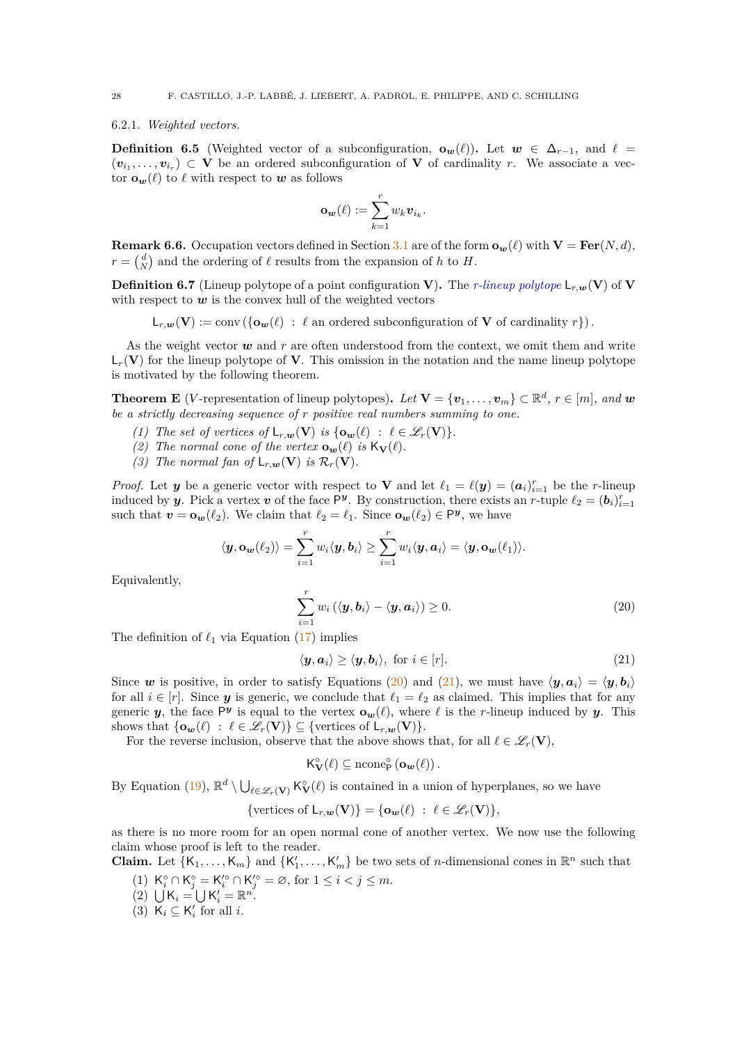6.2.1. *Weighted vectors.*

**Definition 6.5** (Weighted vector of a subconfiguration, $\mathbf{o}_{\boldsymbol{w}}(\ell)$)**.** Let $\boldsymbol{w} \in \Delta_{r-1}$, and $\ell = (\boldsymbol{v}_{i_1}, \dots, \boldsymbol{v}_{i_r}) \subset \mathbf{V}$ be an ordered subconfiguration of $\mathbf{V}$ of cardinality $r$. We associate a vector $\mathbf{o}_{\boldsymbol{w}}(\ell)$ to $\ell$ with respect to $\boldsymbol{w}$ as follows

$$\mathbf{o}_{\boldsymbol{w}}(\ell) := \sum_{k=1}^{r} w_k \boldsymbol{v}_{i_k}.$$

**Remark 6.6.** Occupation vectors defined in Section 3.1 are of the form $\mathbf{o}_{\boldsymbol{w}}(\ell)$ with $\mathbf{V} = \mathbf{Fer}(N, d)$, $r = \binom{d}{N}$ and the ordering of $\ell$ results from the expansion of $h$ to $H$.

**Definition 6.7** (Lineup polytope of a point configuration $\mathbf{V}$)**.** The *$r$-lineup polytope* $\mathsf{L}_{r,\boldsymbol{w}}(\mathbf{V})$ of $\mathbf{V}$ with respect to $\boldsymbol{w}$ is the convex hull of the weighted vectors

$$\mathsf{L}_{r,\boldsymbol{w}}(\mathbf{V}) := \operatorname{conv}\left(\{\mathbf{o}_{\boldsymbol{w}}(\ell) \ : \ \ell \text{ an ordered subconfiguration of } \mathbf{V} \text{ of cardinality } r\}\right).$$

As the weight vector $\boldsymbol{w}$ and $r$ are often understood from the context, we omit them and write $\mathsf{L}_r(\mathbf{V})$ for the lineup polytope of $\mathbf{V}$. This omission in the notation and the name lineup polytope is motivated by the following theorem.

**Theorem E** ($V$-representation of lineup polytopes)**.** *Let $\mathbf{V} = \{\boldsymbol{v}_1, \dots, \boldsymbol{v}_m\} \subset \mathbb{R}^d$, $r \in [m]$, and $\boldsymbol{w}$ be a strictly decreasing sequence of $r$ positive real numbers summing to one.*

1. *The set of vertices of $\mathsf{L}_{r,\boldsymbol{w}}(\mathbf{V})$ is $\{\mathbf{o}_{\boldsymbol{w}}(\ell) \ : \ \ell \in \mathscr{L}_r(\mathbf{V})\}$.*
2. *The normal cone of the vertex $\mathbf{o}_{\boldsymbol{w}}(\ell)$ is $\mathsf{K}_{\mathbf{V}}(\ell)$.*
3. *The normal fan of $\mathsf{L}_{r,\boldsymbol{w}}(\mathbf{V})$ is $\mathcal{R}_r(\mathbf{V})$.*

*Proof.* Let $\boldsymbol{y}$ be a generic vector with respect to $\mathbf{V}$ and let $\ell_1 = \ell(\boldsymbol{y}) = (\boldsymbol{a}_i)_{i=1}^r$ be the $r$-lineup induced by $\boldsymbol{y}$. Pick a vertex $\boldsymbol{v}$ of the face $\mathsf{P}^{\boldsymbol{y}}$. By construction, there exists an $r$-tuple $\ell_2 = (\boldsymbol{b}_i)_{i=1}^r$ such that $\boldsymbol{v} = \mathbf{o}_{\boldsymbol{w}}(\ell_2)$. We claim that $\ell_2 = \ell_1$. Since $\mathbf{o}_{\boldsymbol{w}}(\ell_2) \in \mathsf{P}^{\boldsymbol{y}}$, we have

$$\langle \boldsymbol{y}, \mathbf{o}_{\boldsymbol{w}}(\ell_2) \rangle = \sum_{i=1}^{r} w_i \langle \boldsymbol{y}, \boldsymbol{b}_i \rangle \geq \sum_{i=1}^{r} w_i \langle \boldsymbol{y}, \boldsymbol{a}_i \rangle = \langle \boldsymbol{y}, \mathbf{o}_{\boldsymbol{w}}(\ell_1) \rangle.$$

Equivalently,

$$\sum_{i=1}^{r} w_i \left( \langle \boldsymbol{y}, \boldsymbol{b}_i \rangle - \langle \boldsymbol{y}, \boldsymbol{a}_i \rangle \right) \geq 0. \tag{20}$$

The definition of $\ell_1$ via Equation (17) implies

$$\langle \boldsymbol{y}, \boldsymbol{a}_i \rangle \geq \langle \boldsymbol{y}, \boldsymbol{b}_i \rangle, \text{ for } i \in [r]. \tag{21}$$

Since $\boldsymbol{w}$ is positive, in order to satisfy Equations (20) and (21), we must have $\langle \boldsymbol{y}, \boldsymbol{a}_i \rangle = \langle \boldsymbol{y}, \boldsymbol{b}_i \rangle$ for all $i \in [r]$. Since $\boldsymbol{y}$ is generic, we conclude that $\ell_1 = \ell_2$ as claimed. This implies that for any generic $\boldsymbol{y}$, the face $\mathsf{P}^{\boldsymbol{y}}$ is equal to the vertex $\mathbf{o}_{\boldsymbol{w}}(\ell)$, where $\ell$ is the $r$-lineup induced by $\boldsymbol{y}$. This shows that $\{\mathbf{o}_{\boldsymbol{w}}(\ell) \ : \ \ell \in \mathscr{L}_r(\mathbf{V})\} \subseteq \{\text{vertices of } \mathsf{L}_{r,\boldsymbol{w}}(\mathbf{V})\}$.

For the reverse inclusion, observe that the above shows that, for all $\ell \in \mathscr{L}_r(\mathbf{V})$,

$$\mathsf{K}^{\circ}_{\mathbf{V}}(\ell) \subseteq \operatorname{ncone}^{\circ}_{\mathsf{P}}\left(\mathbf{o}_{\boldsymbol{w}}(\ell)\right).$$

By Equation (19), $\mathbb{R}^d \setminus \bigcup_{\ell \in \mathscr{L}_r(\mathbf{V})} \mathsf{K}^{\circ}_{\mathbf{V}}(\ell)$ is contained in a union of hyperplanes, so we have

$$\{\text{vertices of } \mathsf{L}_{r,\boldsymbol{w}}(\mathbf{V})\} = \{\mathbf{o}_{\boldsymbol{w}}(\ell) \ : \ \ell \in \mathscr{L}_r(\mathbf{V})\},$$

as there is no more room for an open normal cone of another vertex. We now use the following claim whose proof is left to the reader.

**Claim.** Let $\{\mathsf{K}_1, \dots, \mathsf{K}_m\}$ and $\{\mathsf{K}'_1, \dots, \mathsf{K}'_m\}$ be two sets of $n$-dimensional cones in $\mathbb{R}^n$ such that

1. $\mathsf{K}^{\circ}_i \cap \mathsf{K}^{\circ}_j = \mathsf{K}'^{\circ}_i \cap \mathsf{K}'^{\circ}_j = \varnothing$, for $1 \leq i < j \leq m$.
2. $\bigcup \mathsf{K}_i = \bigcup \mathsf{K}'_i = \mathbb{R}^n$.
3. $\mathsf{K}_i \subseteq \mathsf{K}'_i$ for all $i$.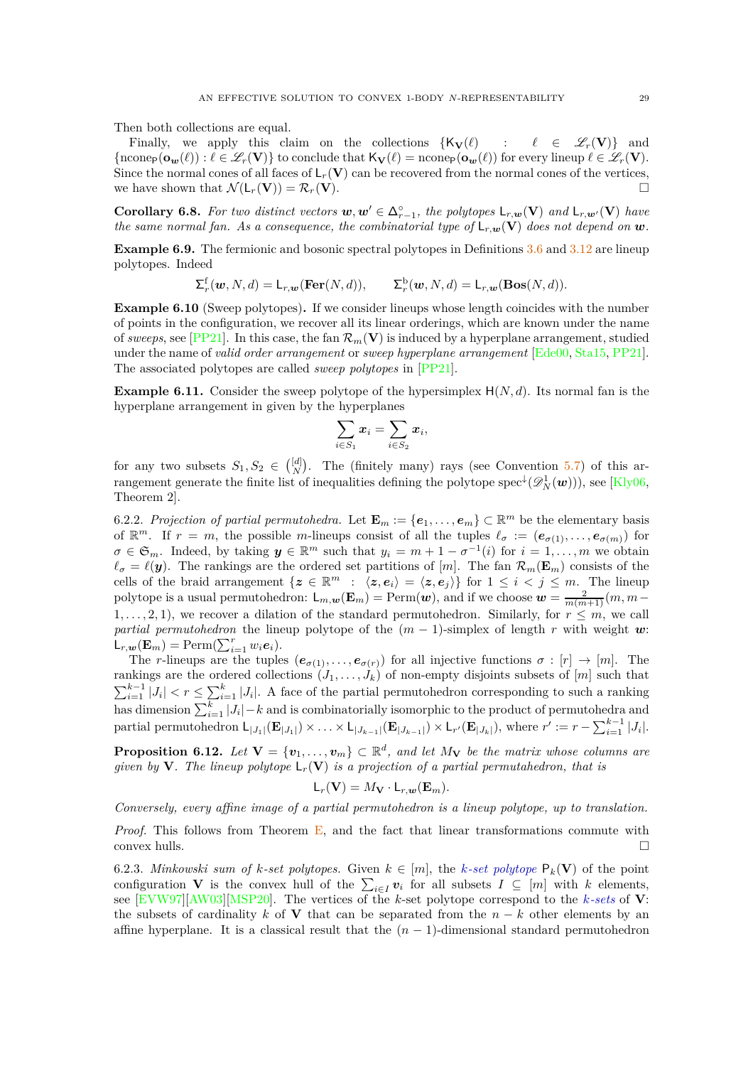Then both collections are equal.

Finally, we apply this claim on the collections $\{\mathsf{K}_{\mathbf{V}}(\ell) : \ell \in \mathscr{L}_r(\mathbf{V})\}$ and $\{\mathrm{ncone}_{\mathsf{P}}(\mathbf{o}_{\boldsymbol{w}}(\ell)) : \ell \in \mathscr{L}_r(\mathbf{V})\}$ to conclude that $\mathsf{K}_{\mathbf{V}}(\ell) = \mathrm{ncone}_{\mathsf{P}}(\mathbf{o}_{\boldsymbol{w}}(\ell))$ for every lineup $\ell \in \mathscr{L}_r(\mathbf{V})$. Since the normal cones of all faces of $\mathsf{L}_r(\mathbf{V})$ can be recovered from the normal cones of the vertices, we have shown that $\mathcal{N}(\mathsf{L}_r(\mathbf{V})) = \mathcal{R}_r(\mathbf{V})$. □

**Corollary 6.8.** *For two distinct vectors $\boldsymbol{w}, \boldsymbol{w}' \in \Delta^{\circ}_{r-1}$, the polytopes $\mathsf{L}_{r,\boldsymbol{w}}(\mathbf{V})$ and $\mathsf{L}_{r,\boldsymbol{w}'}(\mathbf{V})$ have the same normal fan. As a consequence, the combinatorial type of $\mathsf{L}_{r,\boldsymbol{w}}(\mathbf{V})$ does not depend on $\boldsymbol{w}$.*

**Example 6.9.** The fermionic and bosonic spectral polytopes in Definitions 3.6 and 3.12 are lineup polytopes. Indeed

$$\Sigma^{\mathrm{f}}_r(\boldsymbol{w}, N, d) = \mathsf{L}_{r,\boldsymbol{w}}(\mathbf{Fer}(N,d)), \qquad \Sigma^{\mathrm{b}}_r(\boldsymbol{w}, N, d) = \mathsf{L}_{r,\boldsymbol{w}}(\mathbf{Bos}(N,d)).$$

**Example 6.10** (Sweep polytopes)**.** If we consider lineups whose length coincides with the number of points in the configuration, we recover all its linear orderings, which are known under the name of *sweeps*, see [PP21]. In this case, the fan $\mathcal{R}_m(\mathbf{V})$ is induced by a hyperplane arrangement, studied under the name of *valid order arrangement* or *sweep hyperplane arrangement* [Ede00, Sta15, PP21]. The associated polytopes are called *sweep polytopes* in [PP21].

**Example 6.11.** Consider the sweep polytope of the hypersimplex $\mathsf{H}(N,d)$. Its normal fan is the hyperplane arrangement in given by the hyperplanes

$$\sum_{i\in S_1} \boldsymbol{x}_i = \sum_{i \in S_2} \boldsymbol{x}_i,$$

for any two subsets $S_1, S_2 \in \binom{[d]}{N}$. The (finitely many) rays (see Convention 5.7) of this arrangement generate the finite list of inequalities defining the polytope $\mathrm{spec}^{\downarrow}(\mathscr{D}^1_N(\boldsymbol{w})))$, see [Kly06, Theorem 2].

6.2.2. *Projection of partial permutohedra.* Let $\mathbf{E}_m := \{\boldsymbol{e}_1, \ldots, \boldsymbol{e}_m\} \subset \mathbb{R}^m$ be the elementary basis of $\mathbb{R}^m$. If $r = m$, the possible $m$-lineups consist of all the tuples $\ell_\sigma := (\boldsymbol{e}_{\sigma(1)}, \ldots, \boldsymbol{e}_{\sigma(m)})$ for $\sigma \in \mathfrak{S}_m$. Indeed, by taking $\boldsymbol{y} \in \mathbb{R}^m$ such that $y_i = m + 1 - \sigma^{-1}(i)$ for $i = 1, \ldots, m$ we obtain $\ell_\sigma = \ell(\boldsymbol{y})$. The rankings are the ordered set partitions of $[m]$. The fan $\mathcal{R}_m(\mathbf{E}_m)$ consists of the cells of the braid arrangement $\{\boldsymbol{z} \in \mathbb{R}^m : \langle \boldsymbol{z}, \boldsymbol{e}_i\rangle = \langle \boldsymbol{z}, \boldsymbol{e}_j\rangle\}$ for $1 \le i < j \le m$. The lineup polytope is a usual permutohedron: $\mathsf{L}_{m,\boldsymbol{w}}(\mathbf{E}_m) = \mathrm{Perm}(\boldsymbol{w})$, and if we choose $\boldsymbol{w} = \frac{2}{m(m+1)}(m, m-1, \ldots, 2, 1)$, we recover a dilation of the standard permutohedron. Similarly, for $r \le m$, we call *partial permutohedron* the lineup polytope of the $(m-1)$-simplex of length $r$ with weight $\boldsymbol{w}$: $\mathsf{L}_{r,\boldsymbol{w}}(\mathbf{E}_m) = \mathrm{Perm}(\sum_{i=1}^r w_i \boldsymbol{e}_i)$.

The $r$-lineups are the tuples $(\boldsymbol{e}_{\sigma(1)}, \ldots, \boldsymbol{e}_{\sigma(r)})$ for all injective functions $\sigma : [r] \to [m]$. The rankings are the ordered collections $(J_1, \ldots, J_k)$ of non-empty disjoints subsets of $[m]$ such that $\sum_{i=1}^{k-1} |J_i| < r \le \sum_{i=1}^{k} |J_i|$. A face of the partial permutohedron corresponding to such a ranking has dimension $\sum_{i=1}^{k} |J_i| - k$ and is combinatorially isomorphic to the product of permutohedra and partial permutohedron $\mathsf{L}_{|J_1|}(\mathbf{E}_{|J_1|}) \times \ldots \times \mathsf{L}_{|J_{k-1}|}(\mathbf{E}_{|J_{k-1}|}) \times \mathsf{L}_{r'}(\mathbf{E}_{|J_k|})$, where $r' := r - \sum_{i=1}^{k-1} |J_i|$.

**Proposition 6.12.** *Let $\mathbf{V} = \{\boldsymbol{v}_1, \ldots, \boldsymbol{v}_m\} \subset \mathbb{R}^d$, and let $M_{\mathbf{V}}$ be the matrix whose columns are given by $\mathbf{V}$. The lineup polytope $\mathsf{L}_r(\mathbf{V})$ is a projection of a partial permutahedron, that is*

$$\mathsf{L}_r(\mathbf{V}) = M_{\mathbf{V}} \cdot \mathsf{L}_{r,\boldsymbol{w}}(\mathbf{E}_m).$$

*Conversely, every affine image of a partial permutohedron is a lineup polytope, up to translation.*

*Proof.* This follows from Theorem E, and the fact that linear transformations commute with convex hulls. □

6.2.3. *Minkowski sum of $k$-set polytopes.* Given $k \in [m]$, the *$k$-set polytope* $\mathsf{P}_k(\mathbf{V})$ of the point configuration $\mathbf{V}$ is the convex hull of the $\sum_{i\in I} \boldsymbol{v}_i$ for all subsets $I \subseteq [m]$ with $k$ elements, see [EVW97][AW03][MSP20]. The vertices of the $k$-set polytope correspond to the *$k$-sets* of $\mathbf{V}$: the subsets of cardinality $k$ of $\mathbf{V}$ that can be separated from the $n-k$ other elements by an affine hyperplane. It is a classical result that the $(n-1)$-dimensional standard permutohedron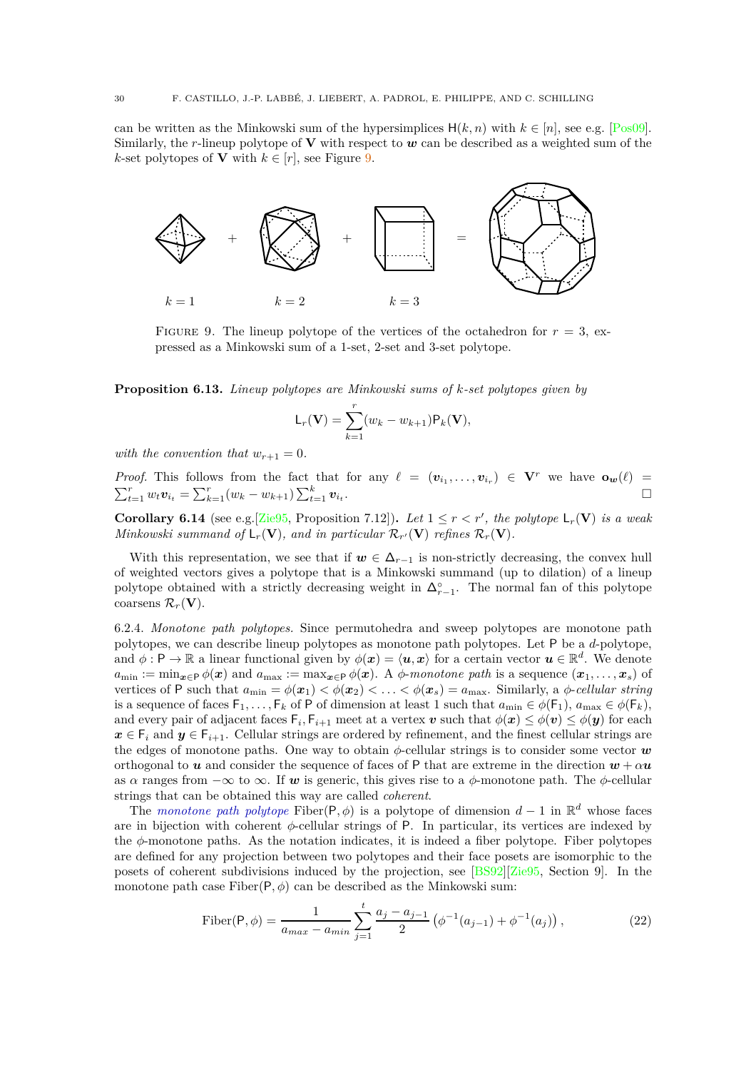can be written as the Minkowski sum of the hypersimplices $\mathsf{H}(k,n)$ with $k \in [n]$, see e.g. [Pos09]. Similarly, the $r$-lineup polytope of $\mathbf{V}$ with respect to $\boldsymbol{w}$ can be described as a weighted sum of the $k$-set polytopes of $\mathbf{V}$ with $k \in [r]$, see Figure 9.

$k = 1$ $\quad$ $k = 2$ $\quad$ $k = 3$

Figure 9. The lineup polytope of the vertices of the octahedron for $r = 3$, expressed as a Minkowski sum of a 1-set, 2-set and 3-set polytope.

**Proposition 6.13.** *Lineup polytopes are Minkowski sums of $k$-set polytopes given by*

$$\mathsf{L}_r(\mathbf{V}) = \sum_{k=1}^{r} (w_k - w_{k+1}) \mathsf{P}_k(\mathbf{V}),$$

*with the convention that $w_{r+1} = 0$.*

*Proof.* This follows from the fact that for any $\ell = (\boldsymbol{v}_{i_1}, \dots, \boldsymbol{v}_{i_r}) \in \mathbf{V}^r$ we have $\mathbf{o}_{\boldsymbol{w}}(\ell) = \sum_{t=1}^{r} w_t \boldsymbol{v}_{i_t} = \sum_{k=1}^{r} (w_k - w_{k+1}) \sum_{t=1}^{k} \boldsymbol{v}_{i_t}$. □

**Corollary 6.14** (see e.g.[Zie95, Proposition 7.12])**.** *Let $1 \le r < r'$, the polytope $\mathsf{L}_r(\mathbf{V})$ is a weak Minkowski summand of $\mathsf{L}_r(\mathbf{V})$, and in particular $\mathcal{R}_{r'}(\mathbf{V})$ refines $\mathcal{R}_r(\mathbf{V})$.*

With this representation, we see that if $\boldsymbol{w} \in \Delta_{r-1}$ is non-strictly decreasing, the convex hull of weighted vectors gives a polytope that is a Minkowski summand (up to dilation) of a lineup polytope obtained with a strictly decreasing weight in $\Delta_{r-1}^{\circ}$. The normal fan of this polytope coarsens $\mathcal{R}_r(\mathbf{V})$.

6.2.4. *Monotone path polytopes.* Since permutohedra and sweep polytopes are monotone path polytopes, we can describe lineup polytopes as monotone path polytopes. Let $\mathsf{P}$ be a $d$-polytope, and $\phi : \mathsf{P} \to \mathbb{R}$ a linear functional given by $\phi(\boldsymbol{x}) = \langle \boldsymbol{u}, \boldsymbol{x} \rangle$ for a certain vector $\boldsymbol{u} \in \mathbb{R}^d$. We denote $a_{\min} := \min_{\boldsymbol{x} \in \mathsf{P}} \phi(\boldsymbol{x})$ and $a_{\max} := \max_{\boldsymbol{x} \in \mathsf{P}} \phi(\boldsymbol{x})$. A *$\phi$-monotone path* is a sequence $(\boldsymbol{x}_1, \dots, \boldsymbol{x}_s)$ of vertices of $\mathsf{P}$ such that $a_{\min} = \phi(\boldsymbol{x}_1) < \phi(\boldsymbol{x}_2) < \dots < \phi(\boldsymbol{x}_s) = a_{\max}$. Similarly, a *$\phi$-cellular string* is a sequence of faces $\mathsf{F}_1, \dots, \mathsf{F}_k$ of $\mathsf{P}$ of dimension at least 1 such that $a_{\min} \in \phi(\mathsf{F}_1)$, $a_{\max} \in \phi(\mathsf{F}_k)$, and every pair of adjacent faces $\mathsf{F}_i, \mathsf{F}_{i+1}$ meet at a vertex $\boldsymbol{v}$ such that $\phi(\boldsymbol{x}) \le \phi(\boldsymbol{v}) \le \phi(\boldsymbol{y})$ for each $\boldsymbol{x} \in \mathsf{F}_i$ and $\boldsymbol{y} \in \mathsf{F}_{i+1}$. Cellular strings are ordered by refinement, and the finest cellular strings are the edges of monotone paths. One way to obtain $\phi$-cellular strings is to consider some vector $\boldsymbol{w}$ orthogonal to $\boldsymbol{u}$ and consider the sequence of faces of $\mathsf{P}$ that are extreme in the direction $\boldsymbol{w} + \alpha \boldsymbol{u}$ as $\alpha$ ranges from $-\infty$ to $\infty$. If $\boldsymbol{w}$ is generic, this gives rise to a $\phi$-monotone path. The $\phi$-cellular strings that can be obtained this way are called *coherent*.

The *monotone path polytope* $\mathrm{Fiber}(\mathsf{P}, \phi)$ is a polytope of dimension $d-1$ in $\mathbb{R}^d$ whose faces are in bijection with coherent $\phi$-cellular strings of $\mathsf{P}$. In particular, its vertices are indexed by the $\phi$-monotone paths. As the notation indicates, it is indeed a fiber polytope. Fiber polytopes are defined for any projection between two polytopes and their face posets are isomorphic to the posets of coherent subdivisions induced by the projection, see [BS92][Zie95, Section 9]. In the monotone path case $\mathrm{Fiber}(\mathsf{P}, \phi)$ can be described as the Minkowski sum:

$$\mathrm{Fiber}(\mathsf{P}, \phi) = \frac{1}{a_{max} - a_{min}} \sum_{j=1}^{t} \frac{a_j - a_{j-1}}{2} \left( \phi^{-1}(a_{j-1}) + \phi^{-1}(a_j) \right), \tag{22}$$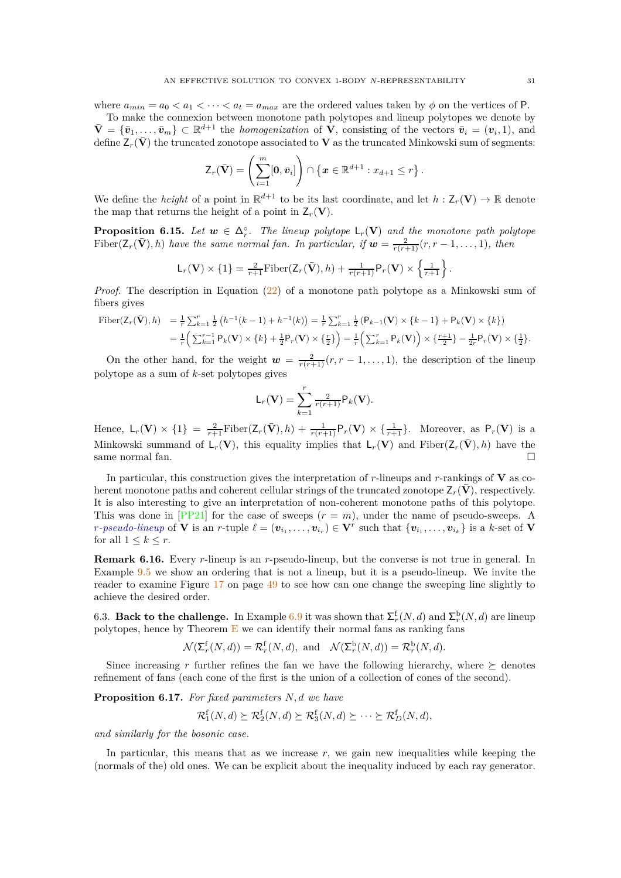where $a_{min} = a_0 < a_1 < \cdots < a_t = a_{max}$ are the ordered values taken by $\phi$ on the vertices of $\mathsf{P}$.

To make the connexion between monotone path polytopes and lineup polytopes we denote by $\bar{\mathbf{V}} = \{\bar{\boldsymbol{v}}_1, \ldots, \bar{\boldsymbol{v}}_m\} \subset \mathbb{R}^{d+1}$ the *homogenization* of $\mathbf{V}$, consisting of the vectors $\bar{\boldsymbol{v}}_i = (\boldsymbol{v}_i, 1)$, and define $\mathsf{Z}_r(\bar{\mathbf{V}})$ the truncated zonotope associated to $\mathbf{V}$ as the truncated Minkowski sum of segments:

$$\mathsf{Z}_r(\bar{\mathbf{V}}) = \left(\sum_{i=1}^{m} [\mathbf{0}, \bar{\boldsymbol{v}}_i]\right) \cap \left\{\boldsymbol{x} \in \mathbb{R}^{d+1} : x_{d+1} \leq r\right\}.$$

We define the *height* of a point in $\mathbb{R}^{d+1}$ to be its last coordinate, and let $h : \mathsf{Z}_r(\mathbf{V}) \to \mathbb{R}$ denote the map that returns the height of a point in $\mathsf{Z}_r(\mathbf{V})$.

**Proposition 6.15.** *Let $\boldsymbol{w} \in \Delta_r^\circ$. The lineup polytope $\mathsf{L}_r(\mathbf{V})$ and the monotone path polytope $\mathrm{Fiber}(\mathsf{Z}_r(\bar{\mathbf{V}}), h)$ have the same normal fan. In particular, if $\boldsymbol{w} = \frac{2}{r(r+1)}(r, r-1, \ldots, 1)$, then*

$$\mathsf{L}_r(\mathbf{V}) \times \{1\} = \tfrac{2}{r+1}\mathrm{Fiber}(\mathsf{Z}_r(\bar{\mathbf{V}}), h) + \tfrac{1}{r(r+1)}\mathsf{P}_r(\mathbf{V}) \times \left\{\tfrac{1}{r+1}\right\}.$$

*Proof.* The description in Equation (22) of a monotone path polytope as a Minkowski sum of fibers gives

$$\begin{aligned}
\mathrm{Fiber}(\mathsf{Z}_r(\bar{\mathbf{V}}), h) &= \tfrac{1}{r}\sum_{k=1}^{r} \tfrac{1}{2}\left(h^{-1}(k-1) + h^{-1}(k)\right) = \tfrac{1}{r}\sum_{k=1}^{r} \tfrac{1}{2}\left(\mathsf{P}_{k-1}(\mathbf{V}) \times \{k-1\} + \mathsf{P}_k(\mathbf{V}) \times \{k\}\right) \\
&= \tfrac{1}{r}\Big(\sum_{k=1}^{r-1} \mathsf{P}_k(\mathbf{V}) \times \{k\} + \tfrac{1}{2}\mathsf{P}_r(\mathbf{V}) \times \{\tfrac{r}{2}\}\Big) = \tfrac{1}{r}\Big(\sum_{k=1}^{r} \mathsf{P}_k(\mathbf{V})\Big) \times \{\tfrac{r+1}{2}\} - \tfrac{1}{2r}\mathsf{P}_r(\mathbf{V}) \times \{\tfrac{1}{2}\}.
\end{aligned}$$

On the other hand, for the weight $\boldsymbol{w} = \frac{2}{r(r+1)}(r, r-1, \ldots, 1)$, the description of the lineup polytope as a sum of $k$-set polytopes gives

$$\mathsf{L}_r(\mathbf{V}) = \sum_{k=1}^{r} \tfrac{2}{r(r+1)}\mathsf{P}_k(\mathbf{V}).$$

Hence, $\mathsf{L}_r(\mathbf{V}) \times \{1\} = \frac{2}{r+1}\mathrm{Fiber}(\mathsf{Z}_r(\bar{\mathbf{V}}), h) + \frac{1}{r(r+1)}\mathsf{P}_r(\mathbf{V}) \times \{\frac{1}{r+1}\}$. Moreover, as $\mathsf{P}_r(\mathbf{V})$ is a Minkowski summand of $\mathsf{L}_r(\mathbf{V})$, this equality implies that $\mathsf{L}_r(\mathbf{V})$ and $\mathrm{Fiber}(\mathsf{Z}_r(\bar{\mathbf{V}}), h)$ have the same normal fan. $\square$

In particular, this construction gives the interpretation of $r$-lineups and $r$-rankings of $\mathbf{V}$ as coherent monotone paths and coherent cellular strings of the truncated zonotope $\mathsf{Z}_r(\bar{\mathbf{V}})$, respectively. It is also interesting to give an interpretation of non-coherent monotone paths of this polytope. This was done in [PP21] for the case of sweeps ($r = m$), under the name of pseudo-sweeps. A *$r$-pseudo-lineup* of $\mathbf{V}$ is an $r$-tuple $\ell = (\boldsymbol{v}_{i_1}, \ldots, \boldsymbol{v}_{i_r}) \in \mathbf{V}^r$ such that $\{\boldsymbol{v}_{i_1}, \ldots, \boldsymbol{v}_{i_k}\}$ is a $k$-set of $\mathbf{V}$ for all $1 \leq k \leq r$.

**Remark 6.16.** Every $r$-lineup is an $r$-pseudo-lineup, but the converse is not true in general. In Example 9.5 we show an ordering that is not a lineup, but it is a pseudo-lineup. We invite the reader to examine Figure 17 on page 49 to see how can one change the sweeping line slightly to achieve the desired order.

6.3. **Back to the challenge.** In Example 6.9 it was shown that $\Sigma_r^{\mathrm{f}}(N, d)$ and $\Sigma_r^{\mathrm{b}}(N, d)$ are lineup polytopes, hence by Theorem E we can identify their normal fans as ranking fans

$$\mathcal{N}(\Sigma_r^{\mathrm{f}}(N, d)) = \mathcal{R}_r^{\mathrm{f}}(N, d), \text{ and } \mathcal{N}(\Sigma_r^{\mathrm{b}}(N, d)) = \mathcal{R}_r^{\mathrm{b}}(N, d).$$

Since increasing $r$ further refines the fan we have the following hierarchy, where $\succeq$ denotes refinement of fans (each cone of the first is the union of a collection of cones of the second).

**Proposition 6.17.** *For fixed parameters $N, d$ we have*

$$\mathcal{R}_1^{\mathrm{f}}(N, d) \succeq \mathcal{R}_2^{\mathrm{f}}(N, d) \succeq \mathcal{R}_3^{\mathrm{f}}(N, d) \succeq \cdots \succeq \mathcal{R}_D^{\mathrm{f}}(N, d),$$

*and similarly for the bosonic case.*

In particular, this means that as we increase $r$, we gain new inequalities while keeping the (normals of the) old ones. We can be explicit about the inequality induced by each ray generator.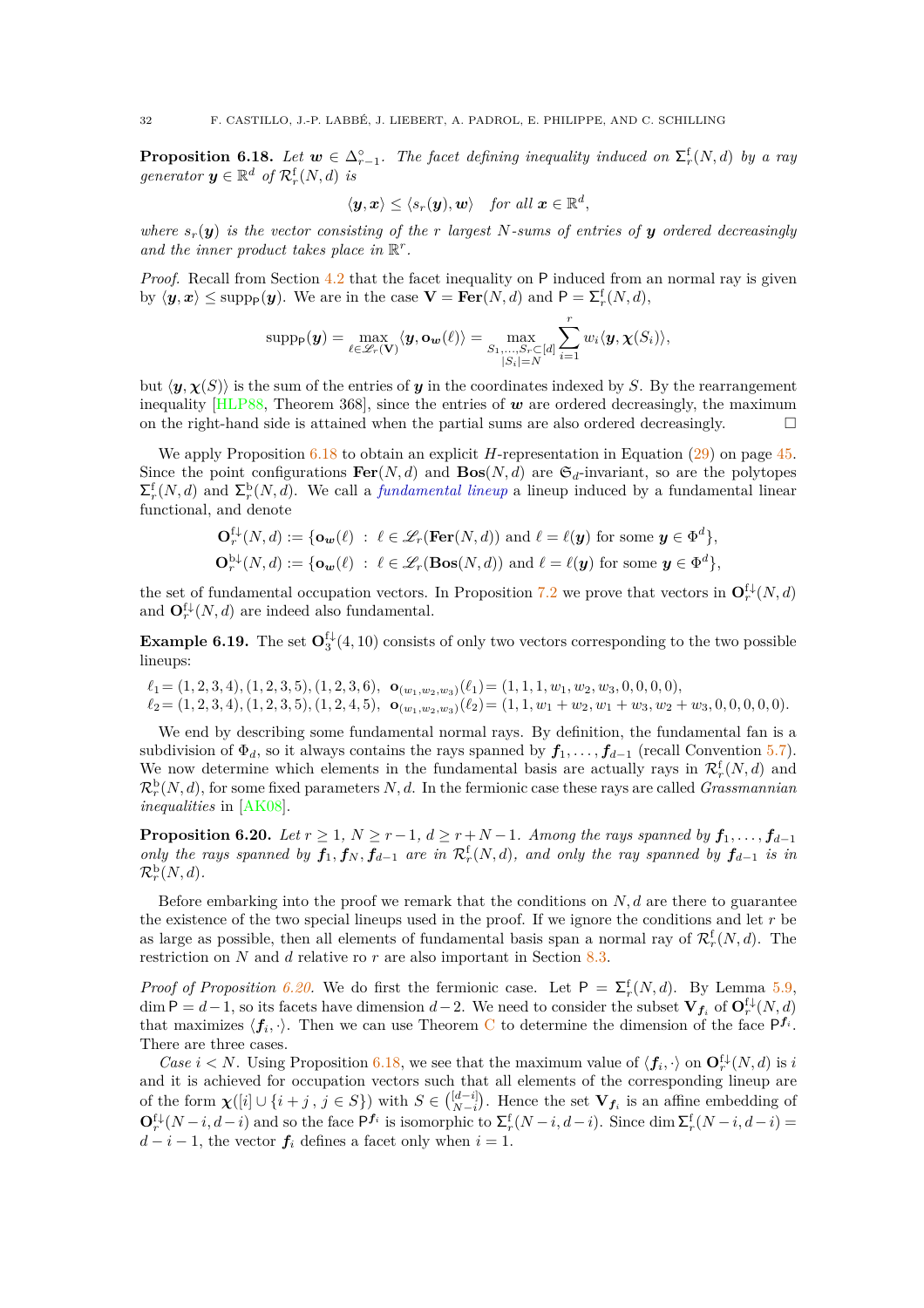**Proposition 6.18.** *Let $\boldsymbol{w} \in \Delta^{\circ}_{r-1}$. The facet defining inequality induced on $\Sigma^{\mathrm{f}}_r(N,d)$ by a ray generator $\boldsymbol{y} \in \mathbb{R}^d$ of $\mathcal{R}^{\mathrm{f}}_r(N,d)$ is*

$$\langle \boldsymbol{y}, \boldsymbol{x} \rangle \leq \langle s_r(\boldsymbol{y}), \boldsymbol{w} \rangle \quad \textit{for all } \boldsymbol{x} \in \mathbb{R}^d,$$

*where $s_r(\boldsymbol{y})$ is the vector consisting of the $r$ largest $N$-sums of entries of $\boldsymbol{y}$ ordered decreasingly and the inner product takes place in $\mathbb{R}^r$.*

*Proof.* Recall from Section 4.2 that the facet inequality on $\mathsf{P}$ induced from an normal ray is given by $\langle \boldsymbol{y}, \boldsymbol{x} \rangle \leq \operatorname{supp}_{\mathsf{P}}(\boldsymbol{y})$. We are in the case $\mathbf{V} = \mathbf{Fer}(N,d)$ and $\mathsf{P} = \Sigma^{\mathrm{f}}_r(N,d)$,

$$\operatorname{supp}_{\mathsf{P}}(\boldsymbol{y}) = \max_{\ell \in \mathscr{L}_r(\mathbf{V})} \langle \boldsymbol{y}, \mathbf{o}_{\boldsymbol{w}}(\ell) \rangle = \max_{\substack{S_1,\ldots,S_r \subset [d] \\ |S_i| = N}} \sum_{i=1}^{r} w_i \langle \boldsymbol{y}, \boldsymbol{\chi}(S_i) \rangle,$$

but $\langle \boldsymbol{y}, \boldsymbol{\chi}(S) \rangle$ is the sum of the entries of $\boldsymbol{y}$ in the coordinates indexed by $S$. By the rearrangement inequality [HLP88, Theorem 368], since the entries of $\boldsymbol{w}$ are ordered decreasingly, the maximum on the right-hand side is attained when the partial sums are also ordered decreasingly. $\square$

We apply Proposition 6.18 to obtain an explicit $H$-representation in Equation (29) on page 45. Since the point configurations $\mathbf{Fer}(N,d)$ and $\mathbf{Bos}(N,d)$ are $\mathfrak{S}_d$-invariant, so are the polytopes $\Sigma^{\mathrm{f}}_r(N,d)$ and $\Sigma^{\mathrm{b}}_r(N,d)$. We call a *fundamental lineup* a lineup induced by a fundamental linear functional, and denote

$$\mathbf{O}^{\mathrm{f}\downarrow}_r(N,d) := \{\mathbf{o}_{\boldsymbol{w}}(\ell) \ : \ \ell \in \mathscr{L}_r(\mathbf{Fer}(N,d)) \text{ and } \ell = \ell(\boldsymbol{y}) \text{ for some } \boldsymbol{y} \in \Phi^d\},$$
$$\mathbf{O}^{\mathrm{b}\downarrow}_r(N,d) := \{\mathbf{o}_{\boldsymbol{w}}(\ell) \ : \ \ell \in \mathscr{L}_r(\mathbf{Bos}(N,d)) \text{ and } \ell = \ell(\boldsymbol{y}) \text{ for some } \boldsymbol{y} \in \Phi^d\},$$

the set of fundamental occupation vectors. In Proposition 7.2 we prove that vectors in $\mathbf{O}^{\mathrm{f}\downarrow}_r(N,d)$ and $\mathbf{O}^{\mathrm{f}\downarrow}_r(N,d)$ are indeed also fundamental.

**Example 6.19.** The set $\mathbf{O}^{\mathrm{f}\downarrow}_3(4,10)$ consists of only two vectors corresponding to the two possible lineups:

$\ell_1 = (1,2,3,4),(1,2,3,5),(1,2,3,6),\ \ \mathbf{o}_{(w_1,w_2,w_3)}(\ell_1) = (1,1,1,w_1,w_2,w_3,0,0,0,0),$
$\ell_2 = (1,2,3,4),(1,2,3,5),(1,2,4,5),\ \ \mathbf{o}_{(w_1,w_2,w_3)}(\ell_2) = (1,1,w_1+w_2,w_1+w_3,w_2+w_3,0,0,0,0,0).$

We end by describing some fundamental normal rays. By definition, the fundamental fan is a subdivision of $\Phi_d$, so it always contains the rays spanned by $\boldsymbol{f}_1,\ldots,\boldsymbol{f}_{d-1}$ (recall Convention 5.7). We now determine which elements in the fundamental basis are actually rays in $\mathcal{R}^{\mathrm{f}}_r(N,d)$ and $\mathcal{R}^{\mathrm{b}}_r(N,d)$, for some fixed parameters $N,d$. In the fermionic case these rays are called *Grassmannian inequalities* in [AK08].

**Proposition 6.20.** *Let $r \geq 1$, $N \geq r-1$, $d \geq r+N-1$. Among the rays spanned by $\boldsymbol{f}_1,\ldots,\boldsymbol{f}_{d-1}$ only the rays spanned by $\boldsymbol{f}_1,\boldsymbol{f}_N,\boldsymbol{f}_{d-1}$ are in $\mathcal{R}^{\mathrm{f}}_r(N,d)$, and only the ray spanned by $\boldsymbol{f}_{d-1}$ is in $\mathcal{R}^{\mathrm{b}}_r(N,d)$.*

Before embarking into the proof we remark that the conditions on $N,d$ are there to guarantee the existence of the two special lineups used in the proof. If we ignore the conditions and let $r$ be as large as possible, then all elements of fundamental basis span a normal ray of $\mathcal{R}^{\mathrm{f}}_r(N,d)$. The restriction on $N$ and $d$ relative ro $r$ are also important in Section 8.3.

*Proof of Proposition 6.20.* We do first the fermionic case. Let $\mathsf{P} = \Sigma^{\mathrm{f}}_r(N,d)$. By Lemma 5.9, $\dim \mathsf{P} = d-1$, so its facets have dimension $d-2$. We need to consider the subset $\mathbf{V}_{\boldsymbol{f}_i}$ of $\mathbf{O}^{\mathrm{f}\downarrow}_r(N,d)$ that maximizes $\langle \boldsymbol{f}_i, \cdot \rangle$. Then we can use Theorem C to determine the dimension of the face $\mathsf{P}^{\boldsymbol{f}_i}$. There are three cases.

*Case $i < N$.* Using Proposition 6.18, we see that the maximum value of $\langle \boldsymbol{f}_i, \cdot \rangle$ on $\mathbf{O}^{\mathrm{f}\downarrow}_r(N,d)$ is $i$ and it is achieved for occupation vectors such that all elements of the corresponding lineup are of the form $\boldsymbol{\chi}([i] \cup \{i+j\ ,\ j \in S\})$ with $S \in \binom{[d-i]}{N-i}$. Hence the set $\mathbf{V}_{\boldsymbol{f}_i}$ is an affine embedding of $\mathbf{O}^{\mathrm{f}\downarrow}_r(N-i,d-i)$ and so the face $\mathsf{P}^{\boldsymbol{f}_i}$ is isomorphic to $\Sigma^{\mathrm{f}}_r(N-i,d-i)$. Since $\dim \Sigma^{\mathrm{f}}_r(N-i,d-i) = d-i-1$, the vector $\boldsymbol{f}_i$ defines a facet only when $i = 1$.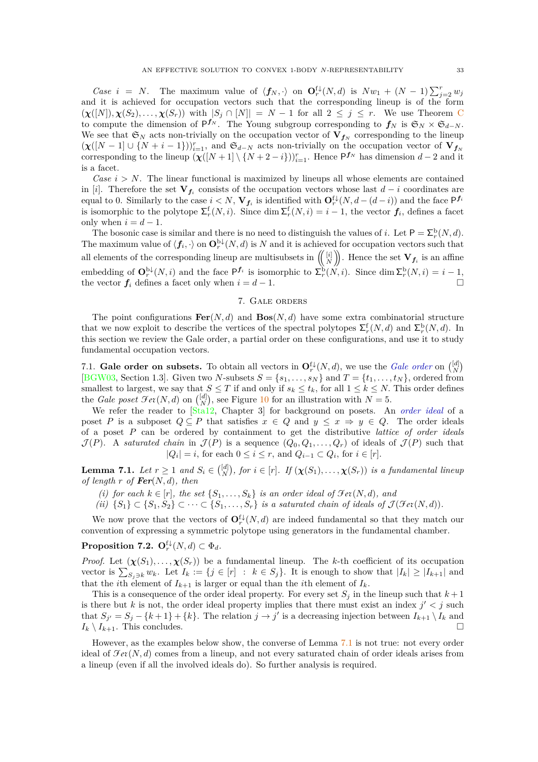*Case $i = N$.* The maximum value of $\langle \boldsymbol{f}_N, \cdot\rangle$ on $\mathbf{O}_r^{\mathrm{f}\downarrow}(N,d)$ is $Nw_1 + (N-1)\sum_{j=2}^r w_j$ and it is achieved for occupation vectors such that the corresponding lineup is of the form $(\boldsymbol{\chi}([N]), \boldsymbol{\chi}(S_2), \dots, \boldsymbol{\chi}(S_r))$ with $|S_j \cap [N]| = N-1$ for all $2 \leq j \leq r$. We use Theorem C to compute the dimension of $\mathsf{P}^{\boldsymbol{f}_N}$. The Young subgroup corresponding to $\boldsymbol{f}_N$ is $\mathfrak{S}_N \times \mathfrak{S}_{d-N}$. We see that $\mathfrak{S}_N$ acts non-trivially on the occupation vector of $\mathbf{V}_{\boldsymbol{f}_N}$ corresponding to the lineup $(\boldsymbol{\chi}([N-1] \cup \{N+i-1\}))_{i=1}^r$, and $\mathfrak{S}_{d-N}$ acts non-trivially on the occupation vector of $\mathbf{V}_{\boldsymbol{f}_N}$ corresponding to the lineup $(\boldsymbol{\chi}([N+1] \setminus \{N+2-i\}))_{i=1}^r$. Hence $\mathsf{P}^{\boldsymbol{f}_N}$ has dimension $d-2$ and it is a facet.

*Case $i > N$.* The linear functional is maximized by lineups all whose elements are contained in $[i]$. Therefore the set $\mathbf{V}_{\boldsymbol{f}_i}$ consists of the occupation vectors whose last $d-i$ coordinates are equal to 0. Similarly to the case $i < N$, $\mathbf{V}_{\boldsymbol{f}_i}$ is identified with $\mathbf{O}_r^{\mathrm{f}\downarrow}(N, d-(d-i))$ and the face $\mathsf{P}^{\boldsymbol{f}_i}$ is isomorphic to the polytope $\Sigma_r^{\mathrm{f}}(N,i)$. Since $\dim \Sigma_r^{\mathrm{f}}(N,i) = i-1$, the vector $\boldsymbol{f}_i$, defines a facet only when $i = d-1$.

The bosonic case is similar and there is no need to distinguish the values of $i$. Let $\mathsf{P} = \Sigma_r^{\mathrm{b}}(N,d)$. The maximum value of $\langle \boldsymbol{f}_i, \cdot\rangle$ on $\mathbf{O}_r^{\mathrm{b}\downarrow}(N,d)$ is $N$ and it is achieved for occupation vectors such that all elements of the corresponding lineup are multisubsets in $\left(\!\binom{[i]}{N}\!\right)$. Hence the set $\mathbf{V}_{\boldsymbol{f}_i}$ is an affine embedding of $\mathbf{O}_r^{\mathrm{b}\downarrow}(N,i)$ and the face $\mathsf{P}^{\boldsymbol{f}_i}$ is isomorphic to $\Sigma_r^{\mathrm{b}}(N,i)$. Since $\dim \Sigma_r^{\mathrm{b}}(N,i) = i-1$, the vector $\boldsymbol{f}_i$ defines a facet only when $i = d-1$. $\square$

## 7. Gale orders

The point configurations $\mathbf{Fer}(N,d)$ and $\mathbf{Bos}(N,d)$ have some extra combinatorial structure that we now exploit to describe the vertices of the spectral polytopes $\Sigma_r^{\mathrm{f}}(N,d)$ and $\Sigma_r^{\mathrm{b}}(N,d)$. In this section we review the Gale order, a partial order on these configurations, and use it to study fundamental occupation vectors.

7.1. **Gale order on subsets.** To obtain all vectors in $\mathbf{O}_r^{\mathrm{f}\downarrow}(N,d)$, we use the *Gale order* on $\binom{[d]}{N}$ [BGW03, Section 1.3]. Given two $N$-subsets $S = \{s_1, \dots, s_N\}$ and $T = \{t_1, \dots, t_N\}$, ordered from smallest to largest, we say that $S \leq T$ if and only if $s_k \leq t_k$, for all $1 \leq k \leq N$. This order defines the *Gale poset* $\mathcal{F}er(N,d)$ on $\binom{[d]}{N}$, see Figure 10 for an illustration with $N = 5$.

We refer the reader to [Sta12, Chapter 3] for background on posets. An *order ideal* of a poset $P$ is a subposet $Q \subseteq P$ that satisfies $x \in Q$ and $y \leq x \Rightarrow y \in Q$. The order ideals of a poset $P$ can be ordered by containment to get the distributive *lattice of order ideals* $\mathcal{J}(P)$. A *saturated chain* in $\mathcal{J}(P)$ is a sequence $(Q_0, Q_1, \dots, Q_r)$ of ideals of $\mathcal{J}(P)$ such that

$$|Q_i| = i, \text{ for each } 0 \leq i \leq r, \text{ and } Q_{i-1} \subset Q_i, \text{ for } i \in [r].$$

**Lemma 7.1.** *Let $r \geq 1$ and $S_i \in \binom{[d]}{N}$, for $i \in [r]$. If $(\boldsymbol{\chi}(S_1), \dots, \boldsymbol{\chi}(S_r))$ is a fundamental lineup of length $r$ of $\mathbf{Fer}(N,d)$, then*

*(i) for each $k \in [r]$, the set $\{S_1, \dots, S_k\}$ is an order ideal of $\mathcal{F}er(N,d)$, and*
*(ii) $\{S_1\} \subset \{S_1, S_2\} \subset \dots \subset \{S_1, \dots, S_r\}$ is a saturated chain of ideals of $\mathcal{J}(\mathcal{F}er(N,d))$.*

We now prove that the vectors of $\mathbf{O}_r^{\mathrm{f}\downarrow}(N,d)$ are indeed fundamental so that they match our convention of expressing a symmetric polytope using generators in the fundamental chamber.

**Proposition 7.2.** $\mathbf{O}_r^{\mathrm{f}\downarrow}(N,d) \subset \Phi_d$.

*Proof.* Let $(\boldsymbol{\chi}(S_1), \dots, \boldsymbol{\chi}(S_r))$ be a fundamental lineup. The $k$-th coefficient of its occupation vector is $\sum_{S_j \ni k} w_k$. Let $I_k := \{j \in [r] \ : \ k \in S_j\}$. It is enough to show that $|I_k| \geq |I_{k+1}|$ and that the $i$th element of $I_{k+1}$ is larger or equal than the $i$th element of $I_k$.

This is a consequence of the order ideal property. For every set $S_j$ in the lineup such that $k+1$ is there but $k$ is not, the order ideal property implies that there must exist an index $j' < j$ such that $S_{j'} = S_j - \{k+1\} + \{k\}$. The relation $j \to j'$ is a decreasing injection between $I_{k+1} \setminus I_k$ and $I_k \setminus I_{k+1}$. This concludes. $\square$

However, as the examples below show, the converse of Lemma 7.1 is not true: not every order ideal of $\mathcal{F}er(N,d)$ comes from a lineup, and not every saturated chain of order ideals arises from a lineup (even if all the involved ideals do). So further analysis is required.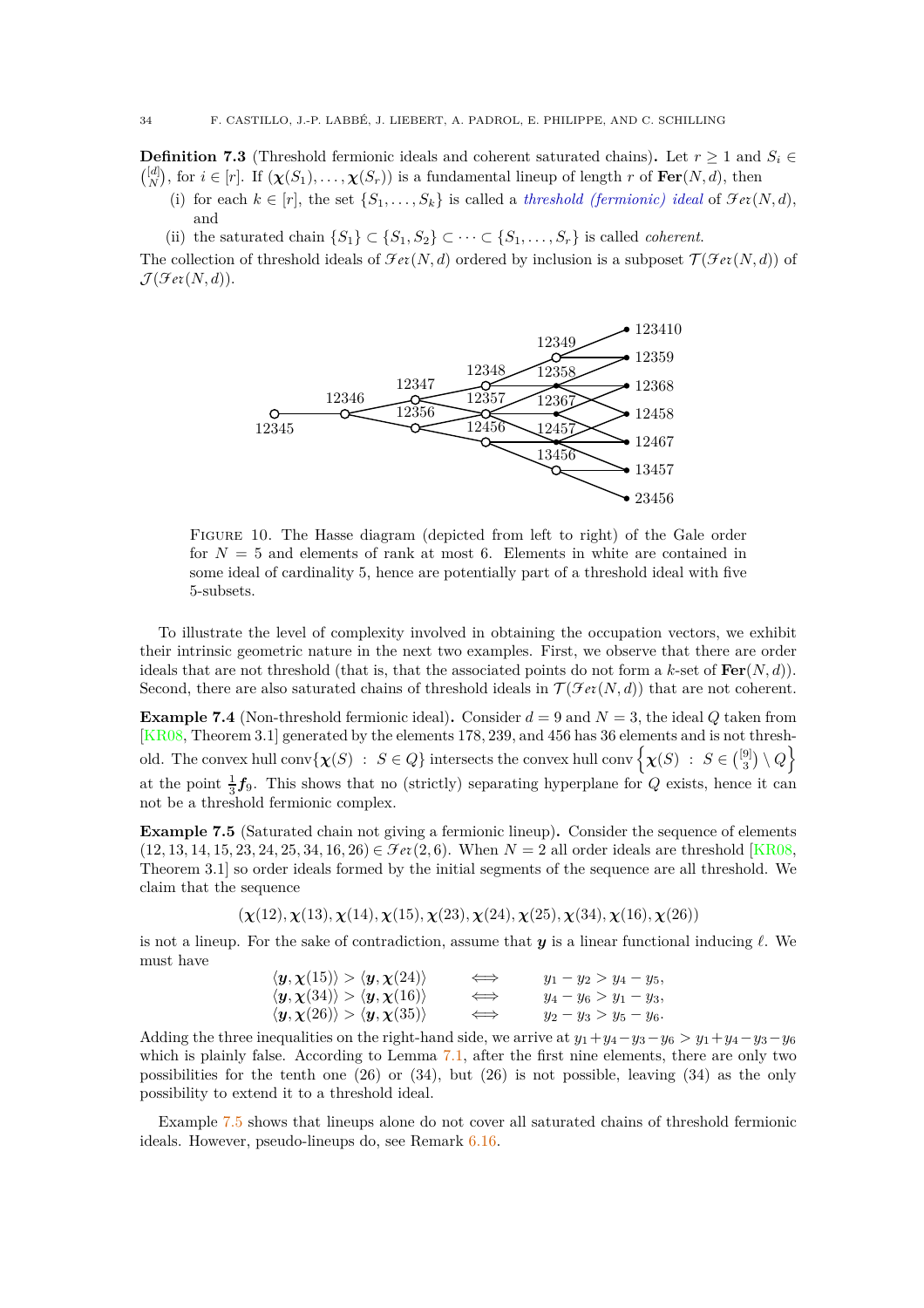**Definition 7.3** (Threshold fermionic ideals and coherent saturated chains)**.** Let $r \geq 1$ and $S_i \in \binom{[d]}{N}$, for $i \in [r]$. If $(\boldsymbol{\chi}(S_1), \ldots, \boldsymbol{\chi}(S_r))$ is a fundamental lineup of length $r$ of $\mathbf{Fer}(N, d)$, then

(i) for each $k \in [r]$, the set $\{S_1, \ldots, S_k\}$ is called a *threshold (fermionic) ideal* of $\mathscr{F}er(N, d)$, and

(ii) the saturated chain $\{S_1\} \subset \{S_1, S_2\} \subset \cdots \subset \{S_1, \ldots, S_r\}$ is called *coherent*.

The collection of threshold ideals of $\mathscr{F}er(N, d)$ ordered by inclusion is a subposet $\mathcal{T}(\mathscr{F}er(N, d))$ of $\mathcal{J}(\mathscr{F}er(N, d))$.

FIGURE 10. The Hasse diagram (depicted from left to right) of the Gale order for $N = 5$ and elements of rank at most 6. Elements in white are contained in some ideal of cardinality 5, hence are potentially part of a threshold ideal with five 5-subsets.

To illustrate the level of complexity involved in obtaining the occupation vectors, we exhibit their intrinsic geometric nature in the next two examples. First, we observe that there are order ideals that are not threshold (that is, that the associated points do not form a $k$-set of $\mathbf{Fer}(N, d)$). Second, there are also saturated chains of threshold ideals in $\mathcal{T}(\mathscr{F}er(N, d))$ that are not coherent.

**Example 7.4** (Non-threshold fermionic ideal)**.** Consider $d = 9$ and $N = 3$, the ideal $Q$ taken from [KR08, Theorem 3.1] generated by the elements 178, 239, and 456 has 36 elements and is not threshold. The convex hull $\operatorname{conv}\{\boldsymbol{\chi}(S) \ : \ S \in Q\}$ intersects the convex hull $\operatorname{conv}\left\{\boldsymbol{\chi}(S) \ : \ S \in \binom{[9]}{3} \setminus Q\right\}$ at the point $\frac{1}{3}\boldsymbol{f}_9$. This shows that no (strictly) separating hyperplane for $Q$ exists, hence it can not be a threshold fermionic complex.

**Example 7.5** (Saturated chain not giving a fermionic lineup)**.** Consider the sequence of elements $(12, 13, 14, 15, 23, 24, 25, 34, 16, 26) \in \mathscr{F}er(2, 6)$. When $N = 2$ all order ideals are threshold [KR08, Theorem 3.1] so order ideals formed by the initial segments of the sequence are all threshold. We claim that the sequence

$$(\boldsymbol{\chi}(12), \boldsymbol{\chi}(13), \boldsymbol{\chi}(14), \boldsymbol{\chi}(15), \boldsymbol{\chi}(23), \boldsymbol{\chi}(24), \boldsymbol{\chi}(25), \boldsymbol{\chi}(34), \boldsymbol{\chi}(16), \boldsymbol{\chi}(26))$$

is not a lineup. For the sake of contradiction, assume that $\boldsymbol{y}$ is a linear functional inducing $\ell$. We must have

$$\begin{array}{lcl} \langle \boldsymbol{y}, \boldsymbol{\chi}(15)\rangle > \langle \boldsymbol{y}, \boldsymbol{\chi}(24)\rangle & \iff & y_1 - y_2 > y_4 - y_5, \\ \langle \boldsymbol{y}, \boldsymbol{\chi}(34)\rangle > \langle \boldsymbol{y}, \boldsymbol{\chi}(16)\rangle & \iff & y_4 - y_6 > y_1 - y_3, \\ \langle \boldsymbol{y}, \boldsymbol{\chi}(26)\rangle > \langle \boldsymbol{y}, \boldsymbol{\chi}(35)\rangle & \iff & y_2 - y_3 > y_5 - y_6. \end{array}$$

Adding the three inequalities on the right-hand side, we arrive at $y_1 + y_4 - y_3 - y_6 > y_1 + y_4 - y_3 - y_6$ which is plainly false. According to Lemma 7.1, after the first nine elements, there are only two possibilities for the tenth one (26) or (34), but (26) is not possible, leaving (34) as the only possibility to extend it to a threshold ideal.

Example 7.5 shows that lineups alone do not cover all saturated chains of threshold fermionic ideals. However, pseudo-lineups do, see Remark 6.16.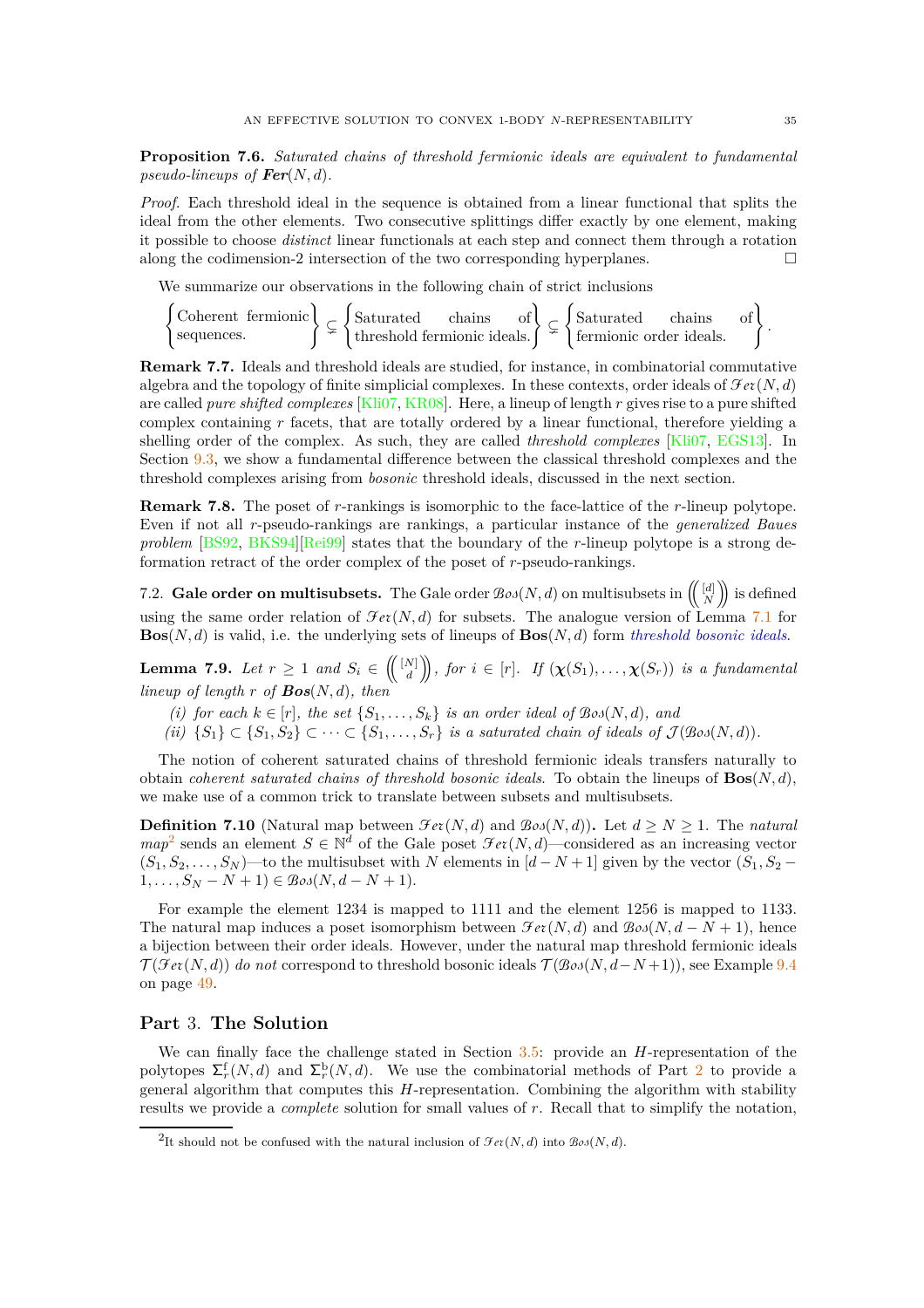**Proposition 7.6.** *Saturated chains of threshold fermionic ideals are equivalent to fundamental pseudo-lineups of* $\mathbf{Fer}(N,d)$.

*Proof.* Each threshold ideal in the sequence is obtained from a linear functional that splits the ideal from the other elements. Two consecutive splittings differ exactly by one element, making it possible to choose *distinct* linear functionals at each step and connect them through a rotation along the codimension-2 intersection of the two corresponding hyperplanes. □

We summarize our observations in the following chain of strict inclusions

$$\left\{\begin{matrix}\text{Coherent fermionic}\\ \text{sequences.}\end{matrix}\right\} \subsetneq \left\{\begin{matrix}\text{Saturated chains of}\\ \text{threshold fermionic ideals.}\end{matrix}\right\} \subsetneq \left\{\begin{matrix}\text{Saturated chains of}\\ \text{fermionic order ideals.}\end{matrix}\right\}.$$

**Remark 7.7.** Ideals and threshold ideals are studied, for instance, in combinatorial commutative algebra and the topology of finite simplicial complexes. In these contexts, order ideals of $\mathcal{Fer}(N,d)$ are called *pure shifted complexes* [Kli07, KR08]. Here, a lineup of length $r$ gives rise to a pure shifted complex containing $r$ facets, that are totally ordered by a linear functional, therefore yielding a shelling order of the complex. As such, they are called *threshold complexes* [Kli07, EGS13]. In Section 9.3, we show a fundamental difference between the classical threshold complexes and the threshold complexes arising from *bosonic* threshold ideals, discussed in the next section.

**Remark 7.8.** The poset of $r$-rankings is isomorphic to the face-lattice of the $r$-lineup polytope. Even if not all $r$-pseudo-rankings are rankings, a particular instance of the *generalized Baues problem* [BS92, BKS94][Rei99] states that the boundary of the $r$-lineup polytope is a strong deformation retract of the order complex of the poset of $r$-pseudo-rankings.

7.2. **Gale order on multisubsets.** The Gale order $\mathcal{Bos}(N,d)$ on multisubsets in $\left(\!\binom{[d]}{N}\!\right)$ is defined using the same order relation of $\mathcal{Fer}(N,d)$ for subsets. The analogue version of Lemma 7.1 for $\mathbf{Bos}(N,d)$ is valid, i.e. the underlying sets of lineups of $\mathbf{Bos}(N,d)$ form *threshold bosonic ideals*.

**Lemma 7.9.** *Let* $r \geq 1$ *and* $S_i \in \left(\!\binom{[N]}{d}\!\right)$, *for* $i \in [r]$. *If* $(\boldsymbol{\chi}(S_1),\dots,\boldsymbol{\chi}(S_r))$ *is a fundamental lineup of length* $r$ *of* $\mathbf{Bos}(N,d)$, *then*

*(i) for each* $k \in [r]$, *the set* $\{S_1,\dots,S_k\}$ *is an order ideal of* $\mathcal{Bos}(N,d)$, *and*
*(ii)* $\{S_1\} \subset \{S_1,S_2\} \subset \cdots \subset \{S_1,\dots,S_r\}$ *is a saturated chain of ideals of* $\mathcal{J}(\mathcal{Bos}(N,d))$.

The notion of coherent saturated chains of threshold fermionic ideals transfers naturally to obtain *coherent saturated chains of threshold bosonic ideals*. To obtain the lineups of $\mathbf{Bos}(N,d)$, we make use of a common trick to translate between subsets and multisubsets.

**Definition 7.10** (Natural map between $\mathcal{Fer}(N,d)$ and $\mathcal{Bos}(N,d)$)**.** Let $d \geq N \geq 1$. The *natural map*[2] sends an element $S \in \mathbb{N}^d$ of the Gale poset $\mathcal{Fer}(N,d)$—considered as an increasing vector $(S_1,S_2,\dots,S_N)$—to the multisubset with $N$ elements in $[d-N+1]$ given by the vector $(S_1,S_2-1,\dots,S_N-N+1) \in \mathcal{Bos}(N,d-N+1)$.

For example the element 1234 is mapped to 1111 and the element 1256 is mapped to 1133. The natural map induces a poset isomorphism between $\mathcal{Fer}(N,d)$ and $\mathcal{Bos}(N,d-N+1)$, hence a bijection between their order ideals. However, under the natural map threshold fermionic ideals $\mathcal{T}(\mathcal{Fer}(N,d))$ *do not* correspond to threshold bosonic ideals $\mathcal{T}(\mathcal{Bos}(N,d-N+1))$, see Example 9.4 on page 49.

# Part 3. The Solution

We can finally face the challenge stated in Section 3.5: provide an $H$-representation of the polytopes $\Sigma_r^{\mathrm{f}}(N,d)$ and $\Sigma_r^{\mathrm{b}}(N,d)$. We use the combinatorial methods of Part 2 to provide a general algorithm that computes this $H$-representation. Combining the algorithm with stability results we provide a *complete* solution for small values of $r$. Recall that to simplify the notation,

[2] It should not be confused with the natural inclusion of $\mathcal{Fer}(N,d)$ into $\mathcal{Bos}(N,d)$.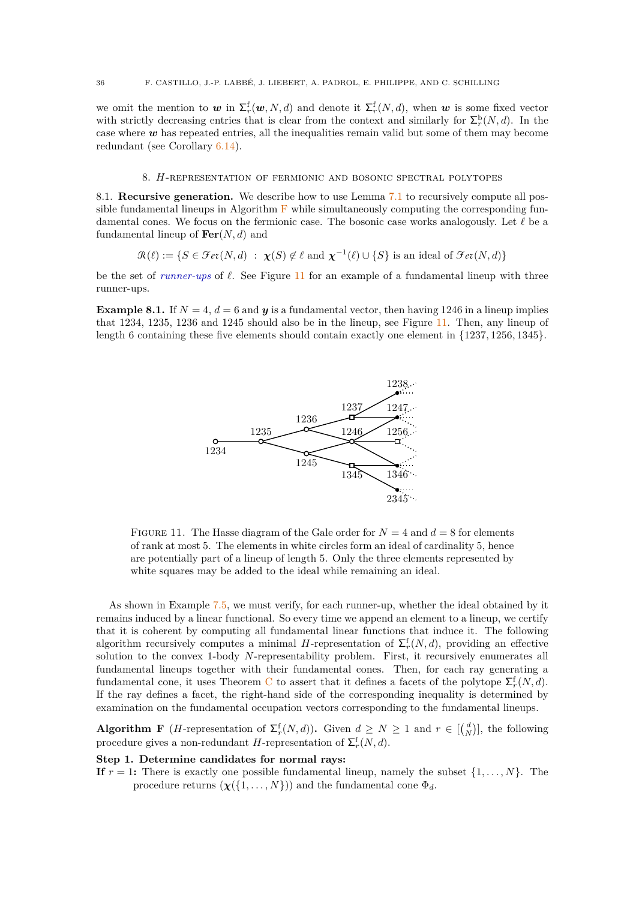we omit the mention to $\boldsymbol{w}$ in $\Sigma_r^{\mathrm{f}}(\boldsymbol{w}, N, d)$ and denote it $\Sigma_r^{\mathrm{f}}(N, d)$, when $\boldsymbol{w}$ is some fixed vector with strictly decreasing entries that is clear from the context and similarly for $\Sigma_r^{\mathrm{b}}(N, d)$. In the case where $\boldsymbol{w}$ has repeated entries, all the inequalities remain valid but some of them may become redundant (see Corollary 6.14).

## 8. $H$-representation of fermionic and bosonic spectral polytopes

**8.1. Recursive generation.** We describe how to use Lemma 7.1 to recursively compute all possible fundamental lineups in Algorithm F while simultaneously computing the corresponding fundamental cones. We focus on the fermionic case. The bosonic case works analogously. Let $\ell$ be a fundamental lineup of $\mathbf{Fer}(N, d)$ and

$$\mathcal{R}(\ell) := \{S \in \mathcal{F}er(N, d) \ : \ \boldsymbol{\chi}(S) \notin \ell \text{ and } \boldsymbol{\chi}^{-1}(\ell) \cup \{S\} \text{ is an ideal of } \mathcal{F}er(N, d)\}$$

be the set of *runner-ups* of $\ell$. See Figure 11 for an example of a fundamental lineup with three runner-ups.

**Example 8.1.** If $N = 4$, $d = 6$ and $\boldsymbol{y}$ is a fundamental vector, then having 1246 in a lineup implies that 1234, 1235, 1236 and 1245 should also be in the lineup, see Figure 11. Then, any lineup of length 6 containing these five elements should contain exactly one element in $\{1237, 1256, 1345\}$.

Figure 11. The Hasse diagram of the Gale order for $N = 4$ and $d = 8$ for elements of rank at most 5. The elements in white circles form an ideal of cardinality 5, hence are potentially part of a lineup of length 5. Only the three elements represented by white squares may be added to the ideal while remaining an ideal.

As shown in Example 7.5, we must verify, for each runner-up, whether the ideal obtained by it remains induced by a linear functional. So every time we append an element to a lineup, we certify that it is coherent by computing all fundamental linear functions that induce it. The following algorithm recursively computes a minimal $H$-representation of $\Sigma_r^{\mathrm{f}}(N, d)$, providing an effective solution to the convex 1-body $N$-representability problem. First, it recursively enumerates all fundamental lineups together with their fundamental cones. Then, for each ray generating a fundamental cone, it uses Theorem C to assert that it defines a facets of the polytope $\Sigma_r^{\mathrm{f}}(N, d)$. If the ray defines a facet, the right-hand side of the corresponding inequality is determined by examination on the fundamental occupation vectors corresponding to the fundamental lineups.

**Algorithm F** ($H$-representation of $\Sigma_r^{\mathrm{f}}(N, d)$)**.** Given $d \geq N \geq 1$ and $r \in [\binom{d}{N}]$, the following procedure gives a non-redundant $H$-representation of $\Sigma_r^{\mathrm{f}}(N, d)$.

**Step 1. Determine candidates for normal rays:**

**If** $r = 1$**:** There is exactly one possible fundamental lineup, namely the subset $\{1, \ldots, N\}$. The procedure returns $(\boldsymbol{\chi}(\{1, \ldots, N\}))$ and the fundamental cone $\Phi_d$.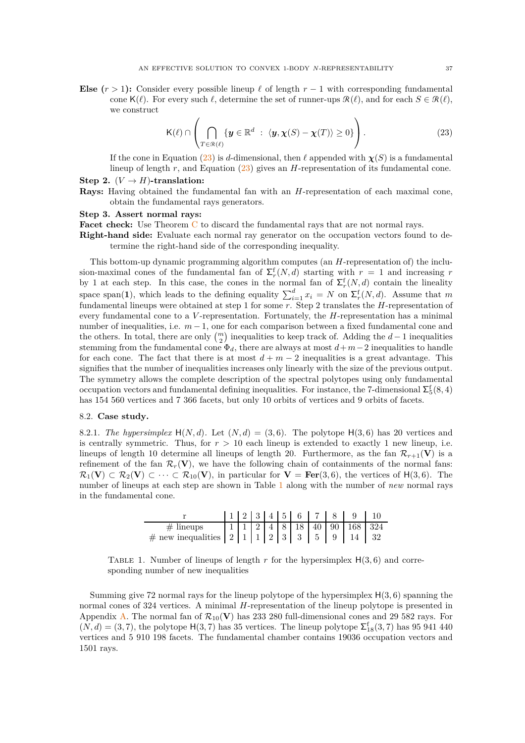**Else** ($r > 1$)**:** Consider every possible lineup $\ell$ of length $r-1$ with corresponding fundamental cone $\mathsf{K}(\ell)$. For every such $\ell$, determine the set of runner-ups $\mathcal{R}(\ell)$, and for each $S \in \mathcal{R}(\ell)$, we construct

$$\mathsf{K}(\ell) \cap \left( \bigcap_{T \in \mathcal{R}(\ell)} \{ \boldsymbol{y} \in \mathbb{R}^d \ : \ \langle \boldsymbol{y}, \boldsymbol{\chi}(S) - \boldsymbol{\chi}(T) \rangle \geq 0 \} \right). \tag{23}$$

If the cone in Equation (23) is $d$-dimensional, then $\ell$ appended with $\boldsymbol{\chi}(S)$ is a fundamental lineup of length $r$, and Equation (23) gives an $H$-representation of its fundamental cone.

**Step 2.** $(V \to H)$**-translation:**

**Rays:** Having obtained the fundamental fan with an $H$-representation of each maximal cone, obtain the fundamental rays generators.

**Step 3. Assert normal rays:**

**Facet check:** Use Theorem C to discard the fundamental rays that are not normal rays.

**Right-hand side:** Evaluate each normal ray generator on the occupation vectors found to determine the right-hand side of the corresponding inequality.

This bottom-up dynamic programming algorithm computes (an $H$-representation of) the inclusion-maximal cones of the fundamental fan of $\Sigma_r^{\mathrm{f}}(N,d)$ starting with $r=1$ and increasing $r$ by 1 at each step. In this case, the cones in the normal fan of $\Sigma_r^{\mathrm{f}}(N,d)$ contain the lineality space $\mathrm{span}(\mathbf{1})$, which leads to the defining equality $\sum_{i=1}^d x_i = N$ on $\Sigma_r^{\mathrm{f}}(N,d)$. Assume that $m$ fundamental lineups were obtained at step 1 for some $r$. Step 2 translates the $H$-representation of every fundamental cone to a $V$-representation. Fortunately, the $H$-representation has a minimal number of inequalities, i.e. $m-1$, one for each comparison between a fixed fundamental cone and the others. In total, there are only $\binom{m}{2}$ inequalities to keep track of. Adding the $d-1$ inequalities stemming from the fundamental cone $\Phi_d$, there are always at most $d+m-2$ inequalities to handle for each cone. The fact that there is at most $d+m-2$ inequalities is a great advantage. This signifies that the number of inequalities increases only linearly with the size of the previous output. The symmetry allows the complete description of the spectral polytopes using only fundamental occupation vectors and fundamental defining inequalities. For instance, the 7-dimensional $\Sigma_5^{\mathrm{f}}(8,4)$ has 154 560 vertices and 7 366 facets, but only 10 orbits of vertices and 9 orbits of facets.

### 8.2. Case study.

8.2.1. *The hypersimplex* $\mathsf{H}(N,d)$. Let $(N,d) = (3,6)$. The polytope $\mathsf{H}(3,6)$ has 20 vertices and is centrally symmetric. Thus, for $r > 10$ each lineup is extended to exactly 1 new lineup, i.e. lineups of length 10 determine all lineups of length 20. Furthermore, as the fan $\mathcal{R}_{r+1}(\mathbf{V})$ is a refinement of the fan $\mathcal{R}_r(\mathbf{V})$, we have the following chain of containments of the normal fans: $\mathcal{R}_1(\mathbf{V}) \subset \mathcal{R}_2(\mathbf{V}) \subset \cdots \subset \mathcal{R}_{10}(\mathbf{V})$, in particular for $\mathbf{V} = \mathbf{Fer}(3,6)$, the vertices of $\mathsf{H}(3,6)$. The number of lineups at each step are shown in Table 1 along with the number of *new* normal rays in the fundamental cone.

| r | 1 | 2 | 3 | 4 | 5 | 6 | 7 | 8 | 9 | 10 |
|---|---|---|---|---|---|---|---|---|---|---|
| # lineups | 1 | 1 | 2 | 4 | 8 | 18 | 40 | 90 | 168 | 324 |
| # new inequalities | 2 | 1 | 1 | 2 | 3 | 3 | 5 | 9 | 14 | 32 |

Table 1. Number of lineups of length $r$ for the hypersimplex $\mathsf{H}(3,6)$ and corresponding number of new inequalities

Summing give 72 normal rays for the lineup polytope of the hypersimplex $\mathsf{H}(3,6)$ spanning the normal cones of 324 vertices. A minimal $H$-representation of the lineup polytope is presented in Appendix A. The normal fan of $\mathcal{R}_{10}(\mathbf{V})$ has 233 280 full-dimensional cones and 29 582 rays. For $(N,d) = (3,7)$, the polytope $\mathsf{H}(3,7)$ has 35 vertices. The lineup polytope $\Sigma_{18}^{\mathrm{f}}(3,7)$ has 95 941 440 vertices and 5 910 198 facets. The fundamental chamber contains 19036 occupation vectors and 1501 rays.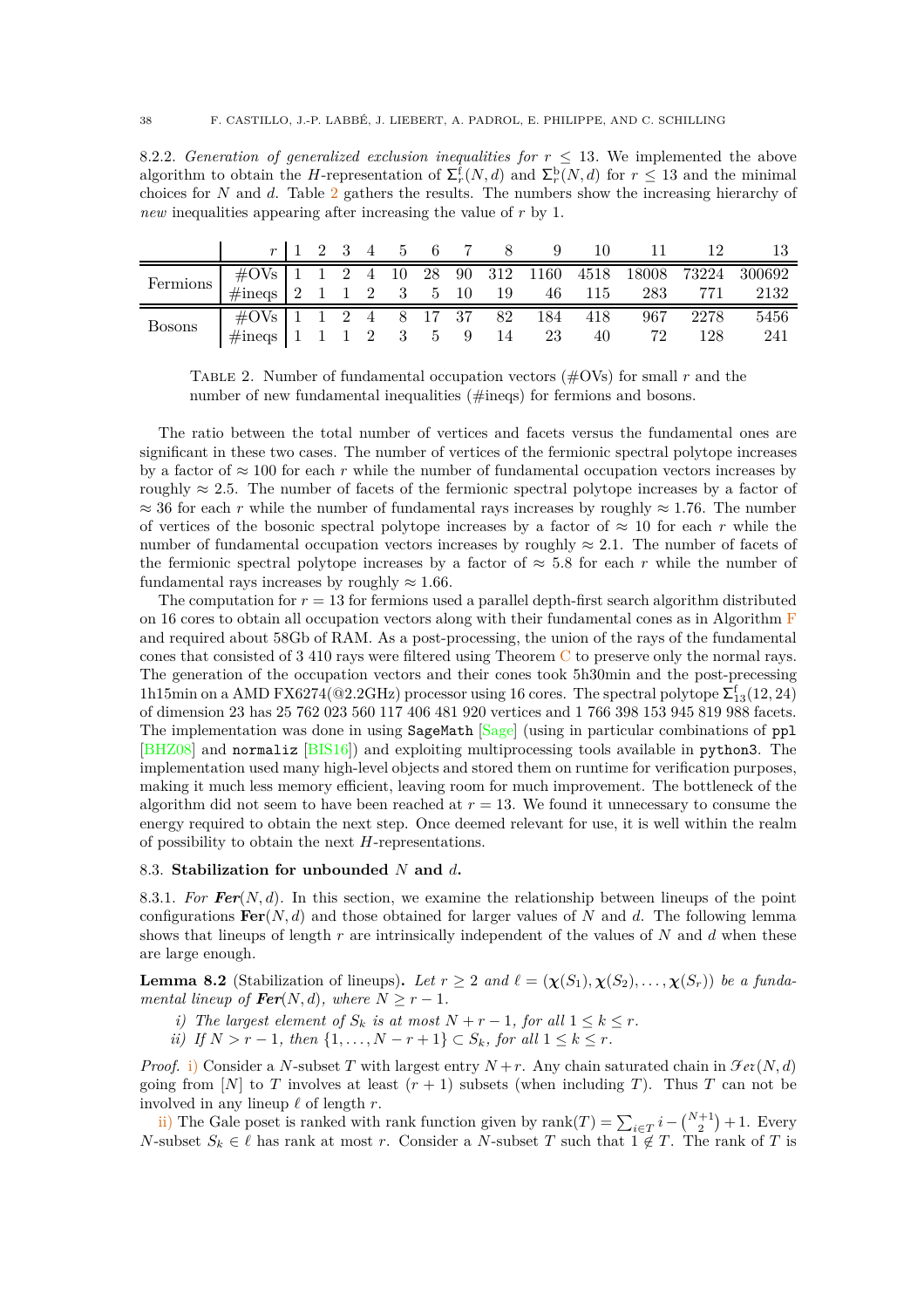8.2.2. *Generation of generalized exclusion inequalities for $r \le 13$.* We implemented the above algorithm to obtain the $H$-representation of $\Sigma^{\mathrm{f}}_r(N,d)$ and $\Sigma^{\mathrm{b}}_r(N,d)$ for $r \le 13$ and the minimal choices for $N$ and $d$. Table 2 gathers the results. The numbers show the increasing hierarchy of *new* inequalities appearing after increasing the value of $r$ by 1.

| | $r$ | 1 | 2 | 3 | 4 | 5 | 6 | 7 | 8 | 9 | 10 | 11 | 12 | 13 |
|---|---|---|---|---|---|---|---|---|---|---|---|---|---|---|
| Fermions | #OVs | 1 | 1 | 2 | 4 | 10 | 28 | 90 | 312 | 1160 | 4518 | 18008 | 73224 | 300692 |
| | #ineqs | 2 | 1 | 1 | 2 | 3 | 5 | 10 | 19 | 46 | 115 | 283 | 771 | 2132 |
| Bosons | #OVs | 1 | 1 | 2 | 4 | 8 | 17 | 37 | 82 | 184 | 418 | 967 | 2278 | 5456 |
| | #ineqs | 1 | 1 | 1 | 2 | 3 | 5 | 9 | 14 | 23 | 40 | 72 | 128 | 241 |

TABLE 2. Number of fundamental occupation vectors (#OVs) for small $r$ and the number of new fundamental inequalities (#ineqs) for fermions and bosons.

The ratio between the total number of vertices and facets versus the fundamental ones are significant in these two cases. The number of vertices of the fermionic spectral polytope increases by a factor of $\approx 100$ for each $r$ while the number of fundamental occupation vectors increases by roughly $\approx 2.5$. The number of facets of the fermionic spectral polytope increases by a factor of $\approx 36$ for each $r$ while the number of fundamental rays increases by roughly $\approx 1.76$. The number of vertices of the bosonic spectral polytope increases by a factor of $\approx 10$ for each $r$ while the number of fundamental occupation vectors increases by roughly $\approx 2.1$. The number of facets of the fermionic spectral polytope increases by a factor of $\approx 5.8$ for each $r$ while the number of fundamental rays increases by roughly $\approx 1.66$.

The computation for $r = 13$ for fermions used a parallel depth-first search algorithm distributed on 16 cores to obtain all occupation vectors along with their fundamental cones as in Algorithm F and required about 58Gb of RAM. As a post-processing, the union of the rays of the fundamental cones that consisted of 3 410 rays were filtered using Theorem C to preserve only the normal rays. The generation of the occupation vectors and their cones took 5h30min and the post-precessing 1h15min on a AMD FX6274(@2.2GHz) processor using 16 cores. The spectral polytope $\Sigma^{\mathrm{f}}_{13}(12,24)$ of dimension 23 has 25 762 023 560 117 406 481 920 vertices and 1 766 398 153 945 819 988 facets. The implementation was done in using `SageMath` [Sage] (using in particular combinations of `ppl` [BHZ08] and `normaliz` [BIS16]) and exploiting multiprocessing tools available in `python3`. The implementation used many high-level objects and stored them on runtime for verification purposes, making it much less memory efficient, leaving room for much improvement. The bottleneck of the algorithm did not seem to have been reached at $r = 13$. We found it unnecessary to consume the energy required to obtain the next step. Once deemed relevant for use, it is well within the realm of possibility to obtain the next $H$-representations.

### 8.3. **Stabilization for unbounded $N$ and $d$.**

8.3.1. *For* $\boldsymbol{Fer}(N,d)$. In this section, we examine the relationship between lineups of the point configurations $\mathbf{Fer}(N,d)$ and those obtained for larger values of $N$ and $d$. The following lemma shows that lineups of length $r$ are intrinsically independent of the values of $N$ and $d$ when these are large enough.

**Lemma 8.2** (Stabilization of lineups)**.** *Let $r \ge 2$ and $\ell = (\boldsymbol{\chi}(S_1), \boldsymbol{\chi}(S_2), \dots, \boldsymbol{\chi}(S_r))$ be a fundamental lineup of $\boldsymbol{Fer}(N,d)$, where $N \ge r-1$.*

*i) The largest element of $S_k$ is at most $N + r - 1$, for all $1 \le k \le r$.*
*ii) If $N > r - 1$, then $\{1, \dots, N - r + 1\} \subset S_k$, for all $1 \le k \le r$.*

*Proof.* i) Consider a $N$-subset $T$ with largest entry $N + r$. Any chain saturated chain in $\mathcal{F}er(N,d)$ going from $[N]$ to $T$ involves at least $(r+1)$ subsets (when including $T$). Thus $T$ can not be involved in any lineup $\ell$ of length $r$.

ii) The Gale poset is ranked with rank function given by $\mathrm{rank}(T) = \sum_{i \in T} i - \binom{N+1}{2} + 1$. Every $N$-subset $S_k \in \ell$ has rank at most $r$. Consider a $N$-subset $T$ such that $1 \notin T$. The rank of $T$ is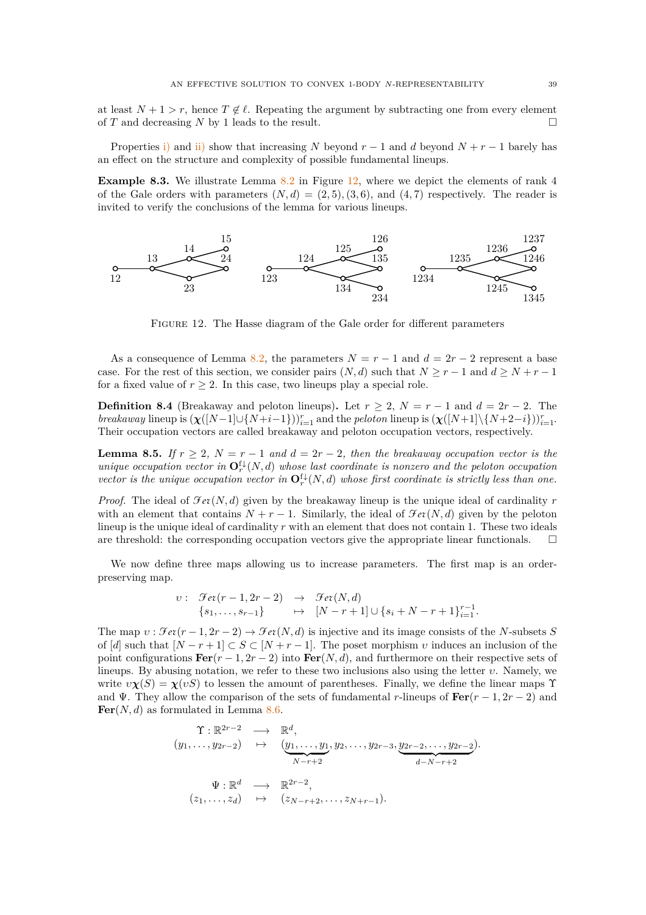at least $N+1 > r$, hence $T \notin \ell$. Repeating the argument by subtracting one from every element of $T$ and decreasing $N$ by 1 leads to the result. $\square$

Properties i) and ii) show that increasing $N$ beyond $r-1$ and $d$ beyond $N+r-1$ barely has an effect on the structure and complexity of possible fundamental lineups.

**Example 8.3.** We illustrate Lemma 8.2 in Figure 12, where we depict the elements of rank 4 of the Gale orders with parameters $(N,d) = (2,5), (3,6)$, and $(4,7)$ respectively. The reader is invited to verify the conclusions of the lemma for various lineups.

FIGURE 12. The Hasse diagram of the Gale order for different parameters

As a consequence of Lemma 8.2, the parameters $N = r-1$ and $d = 2r-2$ represent a base case. For the rest of this section, we consider pairs $(N,d)$ such that $N \geq r-1$ and $d \geq N+r-1$ for a fixed value of $r \geq 2$. In this case, two lineups play a special role.

**Definition 8.4** (Breakaway and peloton lineups)**.** Let $r \geq 2$, $N = r-1$ and $d = 2r-2$. The *breakaway* lineup is $(\boldsymbol{\chi}([N-1] \cup \{N+i-1\}))_{i=1}^r$ and the *peloton* lineup is $(\boldsymbol{\chi}([N+1] \setminus \{N+2-i\}))_{i=1}^r$. Their occupation vectors are called breakaway and peloton occupation vectors, respectively.

**Lemma 8.5.** *If $r \geq 2$, $N = r-1$ and $d = 2r-2$, then the breakaway occupation vector is the unique occupation vector in $\mathbf{O}_r^{\mathrm{f}\downarrow}(N,d)$ whose last coordinate is nonzero and the peloton occupation vector is the unique occupation vector in $\mathbf{O}_r^{\mathrm{f}\downarrow}(N,d)$ whose first coordinate is strictly less than one.*

*Proof.* The ideal of $\mathscr{F}er(N,d)$ given by the breakaway lineup is the unique ideal of cardinality $r$ with an element that contains $N+r-1$. Similarly, the ideal of $\mathscr{F}er(N,d)$ given by the peloton lineup is the unique ideal of cardinality $r$ with an element that does not contain 1. These two ideals are threshold: the corresponding occupation vectors give the appropriate linear functionals. $\square$

We now define three maps allowing us to increase parameters. The first map is an order-preserving map.

$$
\begin{array}{rccl}
\upsilon: & \mathscr{F}er(r-1,2r-2) & \to & \mathscr{F}er(N,d) \\
& \{s_1,\ldots,s_{r-1}\} & \mapsto & [N-r+1] \cup \{s_i + N - r + 1\}_{i=1}^{r-1}.
\end{array}
$$

The map $\upsilon: \mathscr{F}er(r-1,2r-2) \to \mathscr{F}er(N,d)$ is injective and its image consists of the $N$-subsets $S$ of $[d]$ such that $[N-r+1] \subset S \subset [N+r-1]$. The poset morphism $\upsilon$ induces an inclusion of the point configurations $\mathbf{Fer}(r-1,2r-2)$ into $\mathbf{Fer}(N,d)$, and furthermore on their respective sets of lineups. By abusing notation, we refer to these two inclusions also using the letter $\upsilon$. Namely, we write $\upsilon\boldsymbol{\chi}(S) = \boldsymbol{\chi}(\upsilon S)$ to lessen the amount of parentheses. Finally, we define the linear maps $\Upsilon$ and $\Psi$. They allow the comparison of the sets of fundamental $r$-lineups of $\mathbf{Fer}(r-1,2r-2)$ and $\mathbf{Fer}(N,d)$ as formulated in Lemma 8.6.

$$
\begin{array}{rcl}
\Upsilon: \mathbb{R}^{2r-2} & \longrightarrow & \mathbb{R}^d, \\
(y_1,\ldots,y_{2r-2}) & \mapsto & (\underbrace{y_1,\ldots,y_1}_{N-r+2}, y_2,\ldots,y_{2r-3}, \underbrace{y_{2r-2},\ldots,y_{2r-2}}_{d-N-r+2}).
\end{array}
$$

$$
\begin{array}{rcl}
\Psi: \mathbb{R}^d & \longrightarrow & \mathbb{R}^{2r-2}, \\
(z_1,\ldots,z_d) & \mapsto & (z_{N-r+2},\ldots,z_{N+r-1}).
\end{array}
$$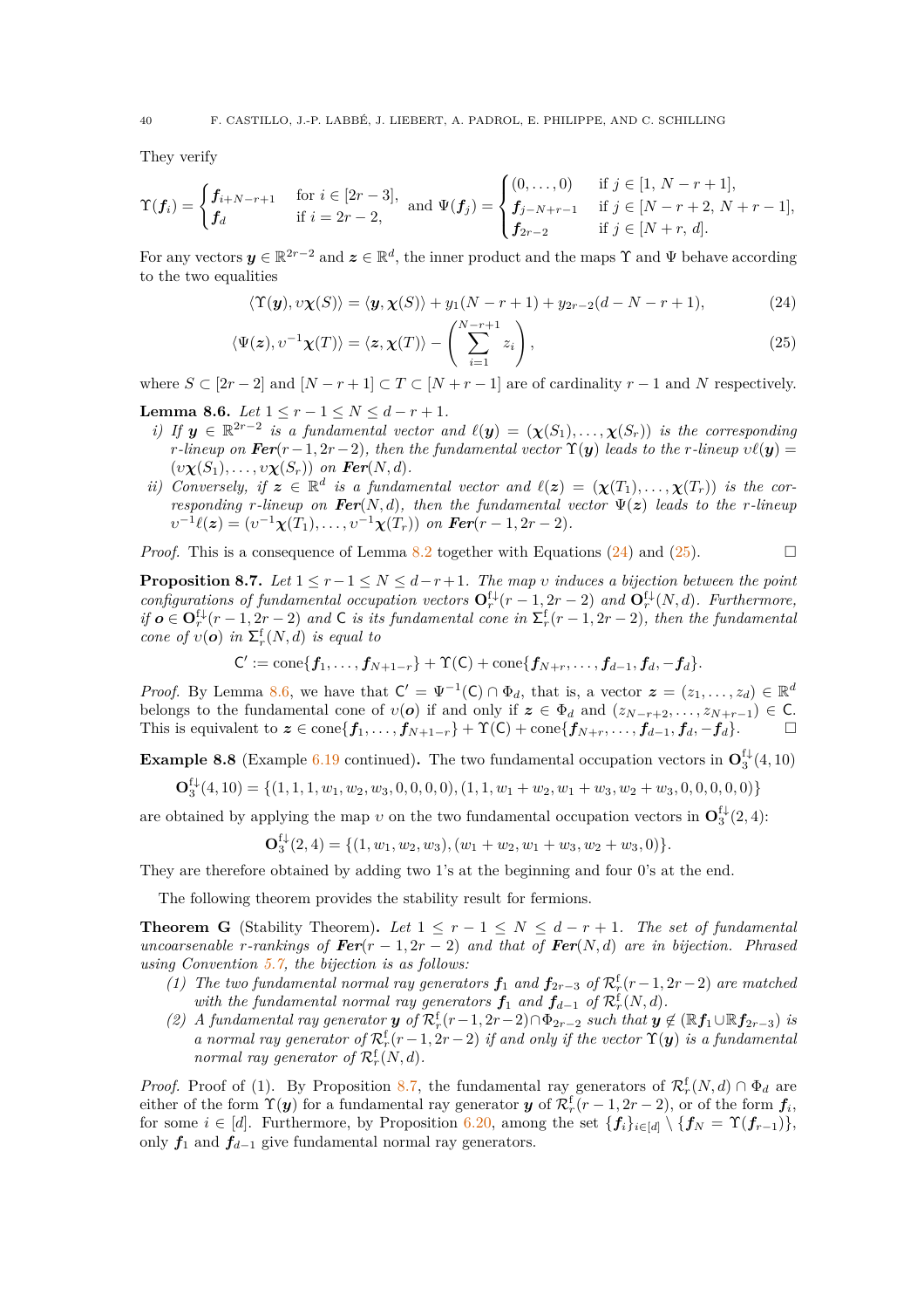They verify

$$\Upsilon(\boldsymbol{f}_i) = \begin{cases} \boldsymbol{f}_{i+N-r+1} & \text{for } i \in [2r-3], \\ \boldsymbol{f}_d & \text{if } i = 2r-2, \end{cases} \quad \text{and } \Psi(\boldsymbol{f}_j) = \begin{cases} (0,\dots,0) & \text{if } j \in [1,\ N-r+1], \\ \boldsymbol{f}_{j-N+r-1} & \text{if } j \in [N-r+2,\ N+r-1], \\ \boldsymbol{f}_{2r-2} & \text{if } j \in [N+r,\ d]. \end{cases}$$

For any vectors $\boldsymbol{y} \in \mathbb{R}^{2r-2}$ and $\boldsymbol{z} \in \mathbb{R}^d$, the inner product and the maps $\Upsilon$ and $\Psi$ behave according to the two equalities

$$\langle \Upsilon(\boldsymbol{y}), \upsilon\boldsymbol{\chi}(S)\rangle = \langle \boldsymbol{y}, \boldsymbol{\chi}(S)\rangle + y_1(N-r+1) + y_{2r-2}(d-N-r+1), \tag{24}$$

$$\langle \Psi(\boldsymbol{z}), \upsilon^{-1}\boldsymbol{\chi}(T)\rangle = \langle \boldsymbol{z}, \boldsymbol{\chi}(T)\rangle - \left(\sum_{i=1}^{N-r+1} z_i\right), \tag{25}$$

where $S \subset [2r-2]$ and $[N-r+1] \subset T \subset [N+r-1]$ are of cardinality $r-1$ and $N$ respectively.

**Lemma 8.6.** *Let $1 \le r-1 \le N \le d-r+1$.*

*i) If $\boldsymbol{y} \in \mathbb{R}^{2r-2}$ is a fundamental vector and $\ell(\boldsymbol{y}) = (\boldsymbol{\chi}(S_1), \dots, \boldsymbol{\chi}(S_r))$ is the corresponding $r$-lineup on $\boldsymbol{Fer}(r-1, 2r-2)$, then the fundamental vector $\Upsilon(\boldsymbol{y})$ leads to the $r$-lineup $\upsilon\ell(\boldsymbol{y}) = (\upsilon\boldsymbol{\chi}(S_1), \dots, \upsilon\boldsymbol{\chi}(S_r))$ on $\boldsymbol{Fer}(N, d)$.*

*ii) Conversely, if $\boldsymbol{z} \in \mathbb{R}^d$ is a fundamental vector and $\ell(\boldsymbol{z}) = (\boldsymbol{\chi}(T_1), \dots, \boldsymbol{\chi}(T_r))$ is the corresponding $r$-lineup on $\boldsymbol{Fer}(N, d)$, then the fundamental vector $\Psi(\boldsymbol{z})$ leads to the $r$-lineup $\upsilon^{-1}\ell(\boldsymbol{z}) = (\upsilon^{-1}\boldsymbol{\chi}(T_1), \dots, \upsilon^{-1}\boldsymbol{\chi}(T_r))$ on $\boldsymbol{Fer}(r-1, 2r-2)$.*

*Proof.* This is a consequence of Lemma 8.2 together with Equations (24) and (25). □

**Proposition 8.7.** *Let $1 \le r-1 \le N \le d-r+1$. The map $\upsilon$ induces a bijection between the point configurations of fundamental occupation vectors $\mathbf{O}_r^{\mathrm{f}\downarrow}(r-1, 2r-2)$ and $\mathbf{O}_r^{\mathrm{f}\downarrow}(N, d)$. Furthermore, if $\boldsymbol{o} \in \mathbf{O}_r^{\mathrm{f}\downarrow}(r-1, 2r-2)$ and $\mathsf{C}$ is its fundamental cone in $\Sigma_r^{\mathrm{f}}(r-1, 2r-2)$, then the fundamental cone of $\upsilon(\boldsymbol{o})$ in $\Sigma_r^{\mathrm{f}}(N, d)$ is equal to*

$$\mathsf{C}' := \operatorname{cone}\{\boldsymbol{f}_1, \dots, \boldsymbol{f}_{N+1-r}\} + \Upsilon(\mathsf{C}) + \operatorname{cone}\{\boldsymbol{f}_{N+r}, \dots, \boldsymbol{f}_{d-1}, \boldsymbol{f}_d, -\boldsymbol{f}_d\}.$$

*Proof.* By Lemma 8.6, we have that $\mathsf{C}' = \Psi^{-1}(\mathsf{C}) \cap \Phi_d$, that is, a vector $\boldsymbol{z} = (z_1, \dots, z_d) \in \mathbb{R}^d$ belongs to the fundamental cone of $\upsilon(\boldsymbol{o})$ if and only if $\boldsymbol{z} \in \Phi_d$ and $(z_{N-r+2}, \dots, z_{N+r-1}) \in \mathsf{C}$. This is equivalent to $\boldsymbol{z} \in \operatorname{cone}\{\boldsymbol{f}_1, \dots, \boldsymbol{f}_{N+1-r}\} + \Upsilon(\mathsf{C}) + \operatorname{cone}\{\boldsymbol{f}_{N+r}, \dots, \boldsymbol{f}_{d-1}, \boldsymbol{f}_d, -\boldsymbol{f}_d\}$. □

**Example 8.8** (Example 6.19 continued)**.** The two fundamental occupation vectors in $\mathbf{O}_3^{\mathrm{f}\downarrow}(4, 10)$

$$\mathbf{O}_3^{\mathrm{f}\downarrow}(4, 10) = \{(1,1,1,w_1,w_2,w_3,0,0,0,0), (1,1,w_1+w_2,w_1+w_3,w_2+w_3,0,0,0,0,0)\}$$

are obtained by applying the map $\upsilon$ on the two fundamental occupation vectors in $\mathbf{O}_3^{\mathrm{f}\downarrow}(2, 4)$:

$$\mathbf{O}_3^{\mathrm{f}\downarrow}(2, 4) = \{(1, w_1, w_2, w_3), (w_1+w_2, w_1+w_3, w_2+w_3, 0)\}.$$

They are therefore obtained by adding two 1's at the beginning and four 0's at the end.

The following theorem provides the stability result for fermions.

**Theorem G** (Stability Theorem)**.** *Let $1 \le r-1 \le N \le d-r+1$. The set of fundamental uncoarsenable $r$-rankings of $\boldsymbol{Fer}(r-1, 2r-2)$ and that of $\boldsymbol{Fer}(N, d)$ are in bijection. Phrased using Convention 5.7, the bijection is as follows:*

1. *The two fundamental normal ray generators $\boldsymbol{f}_1$ and $\boldsymbol{f}_{2r-3}$ of $\mathcal{R}_r^{\mathrm{f}}(r-1, 2r-2)$ are matched with the fundamental normal ray generators $\boldsymbol{f}_1$ and $\boldsymbol{f}_{d-1}$ of $\mathcal{R}_r^{\mathrm{f}}(N, d)$.*
2. *A fundamental ray generator $\boldsymbol{y}$ of $\mathcal{R}_r^{\mathrm{f}}(r-1, 2r-2) \cap \Phi_{2r-2}$ such that $\boldsymbol{y} \notin (\mathbb{R}\boldsymbol{f}_1 \cup \mathbb{R}\boldsymbol{f}_{2r-3})$ is a normal ray generator of $\mathcal{R}_r^{\mathrm{f}}(r-1, 2r-2)$ if and only if the vector $\Upsilon(\boldsymbol{y})$ is a fundamental normal ray generator of $\mathcal{R}_r^{\mathrm{f}}(N, d)$.*

*Proof.* Proof of (1). By Proposition 8.7, the fundamental ray generators of $\mathcal{R}_r^{\mathrm{f}}(N, d) \cap \Phi_d$ are either of the form $\Upsilon(\boldsymbol{y})$ for a fundamental ray generator $\boldsymbol{y}$ of $\mathcal{R}_r^{\mathrm{f}}(r-1, 2r-2)$, or of the form $\boldsymbol{f}_i$, for some $i \in [d]$. Furthermore, by Proposition 6.20, among the set $\{\boldsymbol{f}_i\}_{i \in [d]} \setminus \{\boldsymbol{f}_N = \Upsilon(\boldsymbol{f}_{r-1})\}$, only $\boldsymbol{f}_1$ and $\boldsymbol{f}_{d-1}$ give fundamental normal ray generators.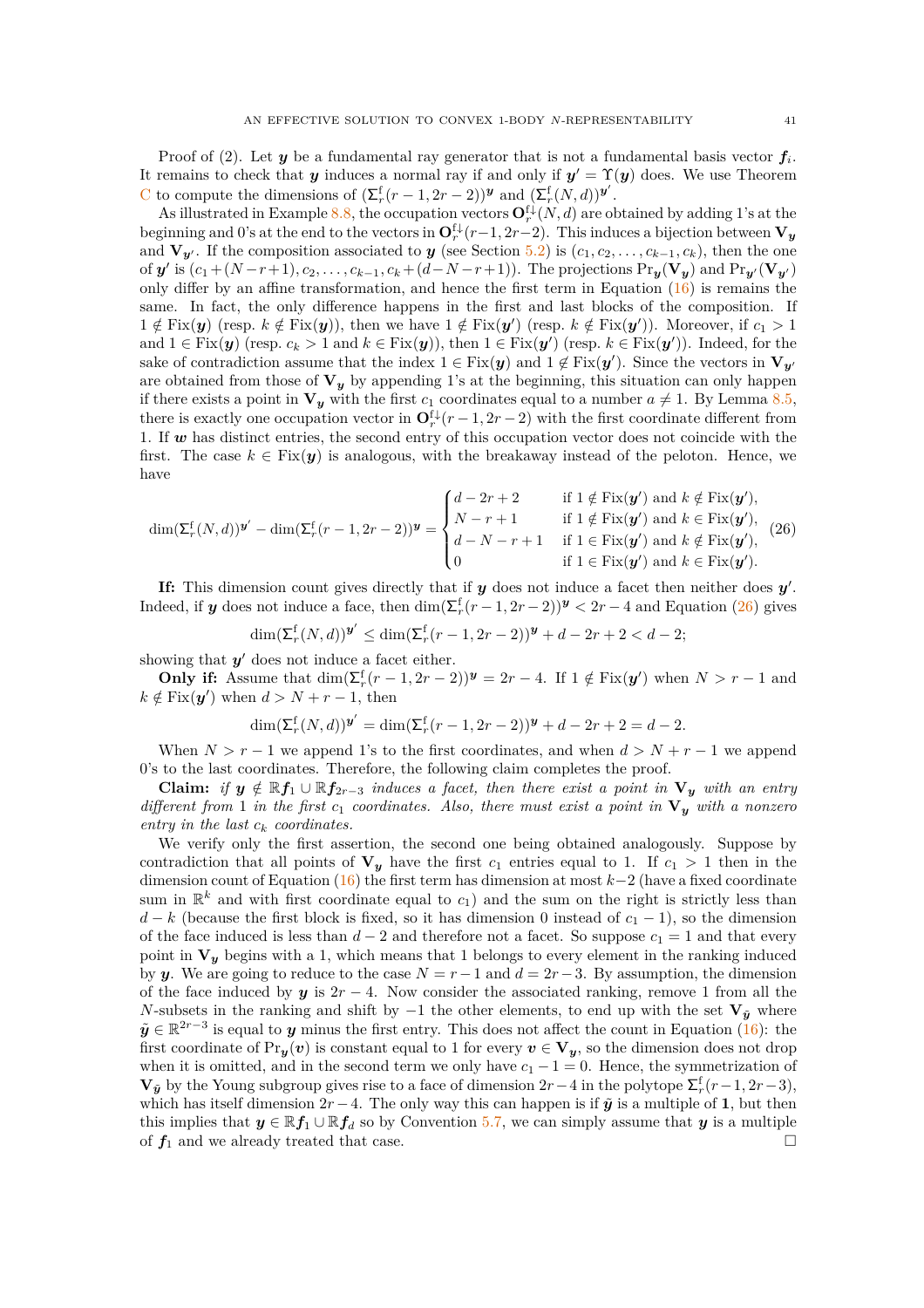Proof of (2). Let $\boldsymbol{y}$ be a fundamental ray generator that is not a fundamental basis vector $\boldsymbol{f}_i$. It remains to check that $\boldsymbol{y}$ induces a normal ray if and only if $\boldsymbol{y}' = \Upsilon(\boldsymbol{y})$ does. We use Theorem C to compute the dimensions of $(\Sigma_r^{\mathrm{f}}(r-1, 2r-2))^{\boldsymbol{y}}$ and $(\Sigma_r^{\mathrm{f}}(N,d))^{\boldsymbol{y}'}$.

As illustrated in Example 8.8, the occupation vectors $\mathbf{O}_r^{\mathrm{f}\downarrow}(N,d)$ are obtained by adding 1's at the beginning and 0's at the end to the vectors in $\mathbf{O}_r^{\mathrm{f}\downarrow}(r-1, 2r-2)$. This induces a bijection between $\mathbf{V}_{\boldsymbol{y}}$ and $\mathbf{V}_{\boldsymbol{y}'}$. If the composition associated to $\boldsymbol{y}$ (see Section 5.2) is $(c_1, c_2, \dots, c_{k-1}, c_k)$, then the one of $\boldsymbol{y}'$ is $(c_1 + (N-r+1), c_2, \dots, c_{k-1}, c_k + (d-N-r+1))$. The projections $\mathrm{Pr}_{\boldsymbol{y}}(\mathbf{V}_{\boldsymbol{y}})$ and $\mathrm{Pr}_{\boldsymbol{y}'}(\mathbf{V}_{\boldsymbol{y}'})$ only differ by an affine transformation, and hence the first term in Equation (16) is remains the same. In fact, the only difference happens in the first and last blocks of the composition. If $1 \notin \mathrm{Fix}(\boldsymbol{y})$ (resp. $k \notin \mathrm{Fix}(\boldsymbol{y})$), then we have $1 \notin \mathrm{Fix}(\boldsymbol{y}')$ (resp. $k \notin \mathrm{Fix}(\boldsymbol{y}')$). Moreover, if $c_1 > 1$ and $1 \in \mathrm{Fix}(\boldsymbol{y})$ (resp. $c_k > 1$ and $k \in \mathrm{Fix}(\boldsymbol{y})$), then $1 \in \mathrm{Fix}(\boldsymbol{y}')$ (resp. $k \in \mathrm{Fix}(\boldsymbol{y}')$). Indeed, for the sake of contradiction assume that the index $1 \in \mathrm{Fix}(\boldsymbol{y})$ and $1 \notin \mathrm{Fix}(\boldsymbol{y}')$. Since the vectors in $\mathbf{V}_{\boldsymbol{y}'}$ are obtained from those of $\mathbf{V}_{\boldsymbol{y}}$ by appending 1's at the beginning, this situation can only happen if there exists a point in $\mathbf{V}_{\boldsymbol{y}}$ with the first $c_1$ coordinates equal to a number $a \neq 1$. By Lemma 8.5, there is exactly one occupation vector in $\mathbf{O}_r^{\mathrm{f}\downarrow}(r-1, 2r-2)$ with the first coordinate different from 1. If $\boldsymbol{w}$ has distinct entries, the second entry of this occupation vector does not coincide with the first. The case $k \in \mathrm{Fix}(\boldsymbol{y})$ is analogous, with the breakaway instead of the peloton. Hence, we have

$$
\dim(\Sigma_r^{\mathrm{f}}(N,d))^{\boldsymbol{y}'} - \dim(\Sigma_r^{\mathrm{f}}(r-1,2r-2))^{\boldsymbol{y}} =
\begin{cases}
d - 2r + 2 & \text{if } 1 \notin \mathrm{Fix}(\boldsymbol{y}') \text{ and } k \notin \mathrm{Fix}(\boldsymbol{y}'), \\
N - r + 1 & \text{if } 1 \notin \mathrm{Fix}(\boldsymbol{y}') \text{ and } k \in \mathrm{Fix}(\boldsymbol{y}'), \\
d - N - r + 1 & \text{if } 1 \in \mathrm{Fix}(\boldsymbol{y}') \text{ and } k \notin \mathrm{Fix}(\boldsymbol{y}'), \\
0 & \text{if } 1 \in \mathrm{Fix}(\boldsymbol{y}') \text{ and } k \in \mathrm{Fix}(\boldsymbol{y}').
\end{cases}
\tag{26}
$$

**If:** This dimension count gives directly that if $\boldsymbol{y}$ does not induce a facet then neither does $\boldsymbol{y}'$. Indeed, if $\boldsymbol{y}$ does not induce a face, then $\dim(\Sigma_r^{\mathrm{f}}(r-1,2r-2))^{\boldsymbol{y}} < 2r-4$ and Equation (26) gives

$$
\dim(\Sigma_r^{\mathrm{f}}(N,d))^{\boldsymbol{y}'} \leq \dim(\Sigma_r^{\mathrm{f}}(r-1,2r-2))^{\boldsymbol{y}} + d - 2r + 2 < d - 2;
$$

showing that $\boldsymbol{y}'$ does not induce a facet either.

**Only if:** Assume that $\dim(\Sigma_r^{\mathrm{f}}(r-1,2r-2))^{\boldsymbol{y}} = 2r-4$. If $1 \notin \mathrm{Fix}(\boldsymbol{y}')$ when $N > r-1$ and $k \notin \mathrm{Fix}(\boldsymbol{y}')$ when $d > N + r - 1$, then

$$
\dim(\Sigma_r^{\mathrm{f}}(N,d))^{\boldsymbol{y}'} = \dim(\Sigma_r^{\mathrm{f}}(r-1,2r-2))^{\boldsymbol{y}} + d - 2r + 2 = d - 2.
$$

When $N > r-1$ we append 1's to the first coordinates, and when $d > N + r - 1$ we append 0's to the last coordinates. Therefore, the following claim completes the proof.

**Claim:** *if $\boldsymbol{y} \notin \mathbb{R}\boldsymbol{f}_1 \cup \mathbb{R}\boldsymbol{f}_{2r-3}$ induces a facet, then there exist a point in $\mathbf{V}_{\boldsymbol{y}}$ with an entry different from 1 in the first $c_1$ coordinates. Also, there must exist a point in $\mathbf{V}_{\boldsymbol{y}}$ with a nonzero entry in the last $c_k$ coordinates.*

We verify only the first assertion, the second one being obtained analogously. Suppose by contradiction that all points of $\mathbf{V}_{\boldsymbol{y}}$ have the first $c_1$ entries equal to 1. If $c_1 > 1$ then in the dimension count of Equation (16) the first term has dimension at most $k-2$ (have a fixed coordinate sum in $\mathbb{R}^k$ and with first coordinate equal to $c_1$) and the sum on the right is strictly less than $d - k$ (because the first block is fixed, so it has dimension 0 instead of $c_1 - 1$), so the dimension of the face induced is less than $d-2$ and therefore not a facet. So suppose $c_1 = 1$ and that every point in $\mathbf{V}_{\boldsymbol{y}}$ begins with a 1, which means that 1 belongs to every element in the ranking induced by $\boldsymbol{y}$. We are going to reduce to the case $N = r-1$ and $d = 2r-3$. By assumption, the dimension of the face induced by $\boldsymbol{y}$ is $2r-4$. Now consider the associated ranking, remove 1 from all the $N$-subsets in the ranking and shift by $-1$ the other elements, to end up with the set $\mathbf{V}_{\tilde{\boldsymbol{y}}}$ where $\tilde{\boldsymbol{y}} \in \mathbb{R}^{2r-3}$ is equal to $\boldsymbol{y}$ minus the first entry. This does not affect the count in Equation (16): the first coordinate of $\mathrm{Pr}_{\boldsymbol{y}}(\boldsymbol{v})$ is constant equal to 1 for every $\boldsymbol{v} \in \mathbf{V}_{\boldsymbol{y}}$, so the dimension does not drop when it is omitted, and in the second term we only have $c_1 - 1 = 0$. Hence, the symmetrization of $\mathbf{V}_{\tilde{\boldsymbol{y}}}$ by the Young subgroup gives rise to a face of dimension $2r-4$ in the polytope $\Sigma_r^{\mathrm{f}}(r-1, 2r-3)$, which has itself dimension $2r-4$. The only way this can happen is if $\tilde{\boldsymbol{y}}$ is a multiple of $\mathbf{1}$, but then this implies that $\boldsymbol{y} \in \mathbb{R}\boldsymbol{f}_1 \cup \mathbb{R}\boldsymbol{f}_d$ so by Convention 5.7, we can simply assume that $\boldsymbol{y}$ is a multiple of $\boldsymbol{f}_1$ and we already treated that case. $\square$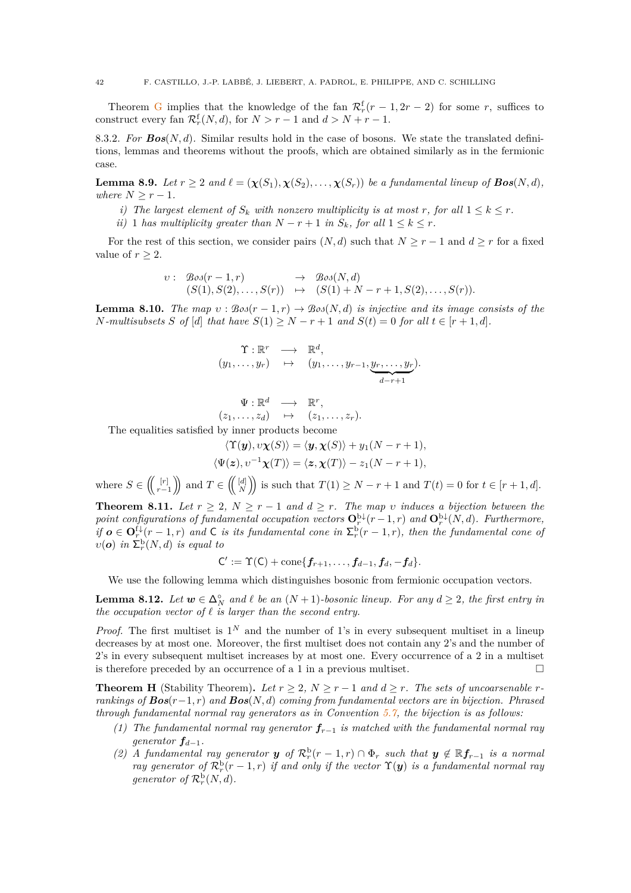Theorem G implies that the knowledge of the fan $\mathcal{R}^{\mathrm{f}}_r(r-1, 2r-2)$ for some $r$, suffices to construct every fan $\mathcal{R}^{\mathrm{f}}_r(N,d)$, for $N > r-1$ and $d > N+r-1$.

8.3.2. *For $\boldsymbol{Bos}(N,d)$.* Similar results hold in the case of bosons. We state the translated definitions, lemmas and theorems without the proofs, which are obtained similarly as in the fermionic case.

**Lemma 8.9.** *Let $r \geq 2$ and $\ell = (\boldsymbol{\chi}(S_1), \boldsymbol{\chi}(S_2), \ldots, \boldsymbol{\chi}(S_r))$ be a fundamental lineup of $\boldsymbol{Bos}(N,d)$, where $N \geq r-1$.*

*i) The largest element of $S_k$ with nonzero multiplicity is at most $r$, for all $1 \leq k \leq r$.*

*ii) 1 has multiplicity greater than $N-r+1$ in $S_k$, for all $1 \leq k \leq r$.*

For the rest of this section, we consider pairs $(N,d)$ such that $N \geq r-1$ and $d \geq r$ for a fixed value of $r \geq 2$.

$$\begin{array}{rlcl} \upsilon: & \mathcal{B}os(r-1,r) & \to & \mathcal{B}os(N,d) \\ & (S(1), S(2), \ldots, S(r)) & \mapsto & (S(1)+N-r+1, S(2), \ldots, S(r)). \end{array}$$

**Lemma 8.10.** *The map $\upsilon : \mathcal{B}os(r-1,r) \to \mathcal{B}os(N,d)$ is injective and its image consists of the $N$-multisubsets $S$ of $[d]$ that have $S(1) \geq N-r+1$ and $S(t) = 0$ for all $t \in [r+1,d]$.*

$$\begin{array}{rcl} \Upsilon : \mathbb{R}^r & \longrightarrow & \mathbb{R}^d, \\ (y_1, \ldots, y_r) & \mapsto & (y_1, \ldots, y_{r-1}, \underbrace{y_r, \ldots, y_r}_{d-r+1}). \end{array}$$

$$\begin{array}{rcl} \Psi : \mathbb{R}^d & \longrightarrow & \mathbb{R}^r, \\ (z_1, \ldots, z_d) & \mapsto & (z_1, \ldots, z_r). \end{array}$$

The equalities satisfied by inner products become

$$\langle \Upsilon(\boldsymbol{y}), \upsilon\boldsymbol{\chi}(S)\rangle = \langle \boldsymbol{y}, \boldsymbol{\chi}(S)\rangle + y_1(N-r+1),$$
$$\langle \Psi(\boldsymbol{z}), \upsilon^{-1}\boldsymbol{\chi}(T)\rangle = \langle \boldsymbol{z}, \boldsymbol{\chi}(T)\rangle - z_1(N-r+1),$$

where $S \in \left(\!\binom{[r]}{r-1}\!\right)$ and $T \in \left(\!\binom{[d]}{N}\!\right)$ is such that $T(1) \geq N-r+1$ and $T(t) = 0$ for $t \in [r+1,d]$.

**Theorem 8.11.** *Let $r \geq 2$, $N \geq r-1$ and $d \geq r$. The map $\upsilon$ induces a bijection between the point configurations of fundamental occupation vectors $\mathbf{O}^{\mathrm{b}\downarrow}_r(r-1,r)$ and $\mathbf{O}^{\mathrm{b}\downarrow}_r(N,d)$. Furthermore, if $\boldsymbol{o} \in \mathbf{O}^{\mathrm{f}\downarrow}_r(r-1,r)$ and $\mathsf{C}$ is its fundamental cone in $\Sigma^{\mathrm{b}}_r(r-1,r)$, then the fundamental cone of $\upsilon(\boldsymbol{o})$ in $\Sigma^{\mathrm{b}}_r(N,d)$ is equal to*

$$\mathsf{C}' := \Upsilon(\mathsf{C}) + \operatorname{cone}\{\boldsymbol{f}_{r+1}, \ldots, \boldsymbol{f}_{d-1}, \boldsymbol{f}_d, -\boldsymbol{f}_d\}.$$

We use the following lemma which distinguishes bosonic from fermionic occupation vectors.

**Lemma 8.12.** *Let $\boldsymbol{w} \in \Delta^{\circ}_N$ and $\ell$ be an $(N+1)$-bosonic lineup. For any $d \geq 2$, the first entry in the occupation vector of $\ell$ is larger than the second entry.*

*Proof.* The first multiset is $1^N$ and the number of 1's in every subsequent multiset in a lineup decreases by at most one. Moreover, the first multiset does not contain any 2's and the number of 2's in every subsequent multiset increases by at most one. Every occurrence of a 2 in a multiset is therefore preceded by an occurrence of a 1 in a previous multiset. □

**Theorem H** (Stability Theorem)**.** *Let $r \geq 2$, $N \geq r-1$ and $d \geq r$. The sets of uncoarsenable $r$-rankings of $\boldsymbol{Bos}(r-1,r)$ and $\boldsymbol{Bos}(N,d)$ coming from fundamental vectors are in bijection. Phrased through fundamental normal ray generators as in Convention 5.7, the bijection is as follows:*

*(1) The fundamental normal ray generator $\boldsymbol{f}_{r-1}$ is matched with the fundamental normal ray generator $\boldsymbol{f}_{d-1}$.*

*(2) A fundamental ray generator $\boldsymbol{y}$ of $\mathcal{R}^{\mathrm{b}}_r(r-1,r) \cap \Phi_r$ such that $\boldsymbol{y} \notin \mathbb{R}\boldsymbol{f}_{r-1}$ is a normal ray generator of $\mathcal{R}^{\mathrm{b}}_r(r-1,r)$ if and only if the vector $\Upsilon(\boldsymbol{y})$ is a fundamental normal ray generator of $\mathcal{R}^{\mathrm{b}}_r(N,d)$.*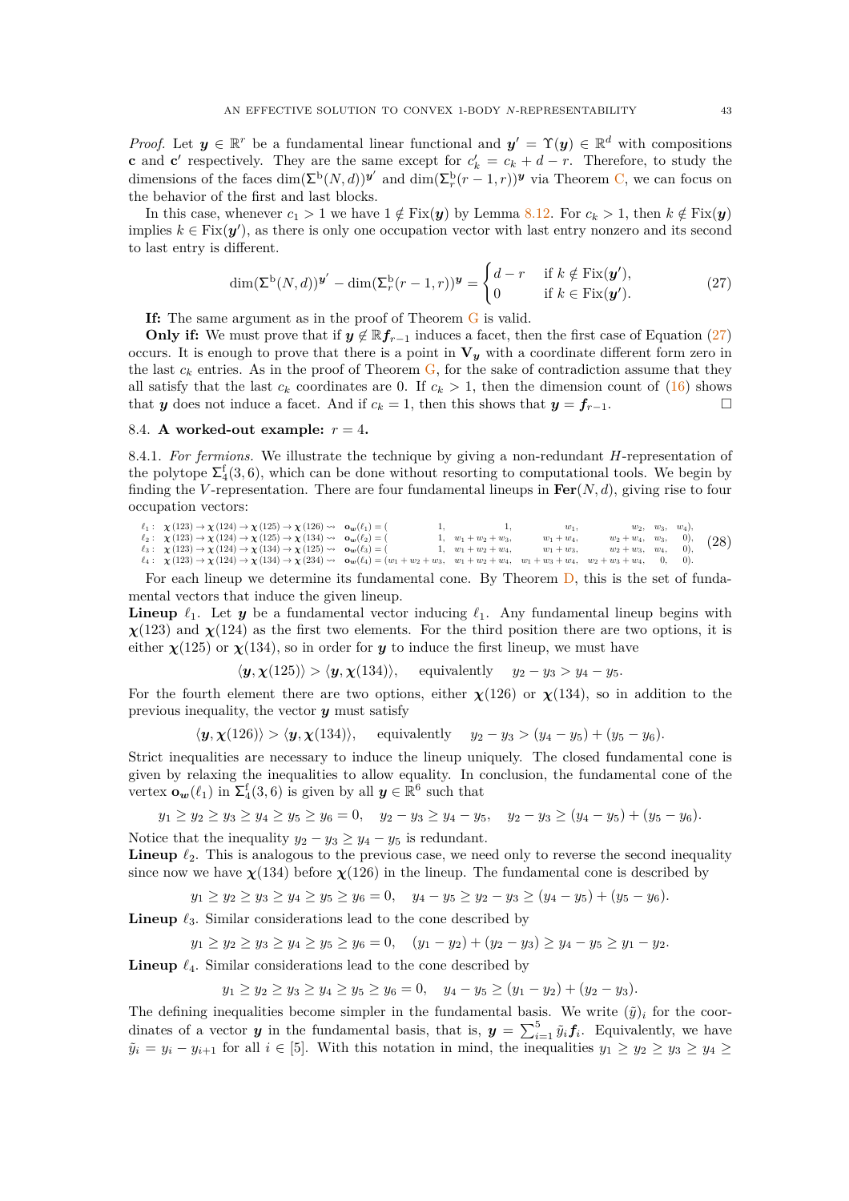*Proof.* Let $\boldsymbol{y} \in \mathbb{R}^r$ be a fundamental linear functional and $\boldsymbol{y}' = \Upsilon(\boldsymbol{y}) \in \mathbb{R}^d$ with compositions $\mathbf{c}$ and $\mathbf{c}'$ respectively. They are the same except for $c'_k = c_k + d - r$. Therefore, to study the dimensions of the faces $\dim(\Sigma^{\mathrm{b}}(N,d))^{\boldsymbol{y}'}$ and $\dim(\Sigma^{\mathrm{b}}_r(r-1,r))^{\boldsymbol{y}}$ via Theorem C, we can focus on the behavior of the first and last blocks.

In this case, whenever $c_1 > 1$ we have $1 \notin \mathrm{Fix}(\boldsymbol{y})$ by Lemma 8.12. For $c_k > 1$, then $k \notin \mathrm{Fix}(\boldsymbol{y})$ implies $k \in \mathrm{Fix}(\boldsymbol{y}')$, as there is only one occupation vector with last entry nonzero and its second to last entry is different.

$$\dim(\Sigma^{\mathrm{b}}(N,d))^{\boldsymbol{y}'} - \dim(\Sigma^{\mathrm{b}}_r(r-1,r))^{\boldsymbol{y}} = \begin{cases} d-r & \text{if } k \notin \mathrm{Fix}(\boldsymbol{y}'), \\ 0 & \text{if } k \in \mathrm{Fix}(\boldsymbol{y}'). \end{cases} \tag{27}$$

**If:** The same argument as in the proof of Theorem G is valid.

**Only if:** We must prove that if $\boldsymbol{y} \notin \mathbb{R}\boldsymbol{f}_{r-1}$ induces a facet, then the first case of Equation (27) occurs. It is enough to prove that there is a point in $\mathbf{V}_{\boldsymbol{y}}$ with a coordinate different form zero in the last $c_k$ entries. As in the proof of Theorem G, for the sake of contradiction assume that they all satisfy that the last $c_k$ coordinates are 0. If $c_k > 1$, then the dimension count of (16) shows that $\boldsymbol{y}$ does not induce a facet. And if $c_k = 1$, then this shows that $\boldsymbol{y} = \boldsymbol{f}_{r-1}$. $\square$

### 8.4. A worked-out example: $r = 4$.

8.4.1. *For fermions.* We illustrate the technique by giving a non-redundant $H$-representation of the polytope $\Sigma^{\mathrm{f}}_4(3,6)$, which can be done without resorting to computational tools. We begin by finding the $V$-representation. There are four fundamental lineups in $\mathbf{Fer}(N,d)$, giving rise to four occupation vectors:

$$\begin{aligned}
\ell_1: &\ \boldsymbol{\chi}(123) \to \boldsymbol{\chi}(124) \to \boldsymbol{\chi}(125) \to \boldsymbol{\chi}(126) \rightsquigarrow \ \mathbf{o}_{\boldsymbol{w}}(\ell_1) = (1,\ 1,\ w_1,\ w_2,\ w_3,\ w_4),\\
\ell_2: &\ \boldsymbol{\chi}(123) \to \boldsymbol{\chi}(124) \to \boldsymbol{\chi}(125) \to \boldsymbol{\chi}(134) \rightsquigarrow \ \mathbf{o}_{\boldsymbol{w}}(\ell_2) = (1,\ w_1+w_2+w_3,\ w_1+w_4,\ w_2+w_4,\ w_3,\ 0),\\
\ell_3: &\ \boldsymbol{\chi}(123) \to \boldsymbol{\chi}(124) \to \boldsymbol{\chi}(134) \to \boldsymbol{\chi}(125) \rightsquigarrow \ \mathbf{o}_{\boldsymbol{w}}(\ell_3) = (1,\ w_1+w_2+w_4,\ w_1+w_3,\ w_2+w_3,\ w_4,\ 0),\\
\ell_4: &\ \boldsymbol{\chi}(123) \to \boldsymbol{\chi}(124) \to \boldsymbol{\chi}(134) \to \boldsymbol{\chi}(234) \rightsquigarrow \ \mathbf{o}_{\boldsymbol{w}}(\ell_4) = (w_1+w_2+w_3,\ w_1+w_2+w_4,\ w_1+w_3+w_4,\ w_2+w_3+w_4,\ 0,\ 0).
\end{aligned} \tag{28}$$

For each lineup we determine its fundamental cone. By Theorem D, this is the set of fundamental vectors that induce the given lineup.

**Lineup** $\ell_1$. Let $\boldsymbol{y}$ be a fundamental vector inducing $\ell_1$. Any fundamental lineup begins with $\boldsymbol{\chi}(123)$ and $\boldsymbol{\chi}(124)$ as the first two elements. For the third position there are two options, it is either $\boldsymbol{\chi}(125)$ or $\boldsymbol{\chi}(134)$, so in order for $\boldsymbol{y}$ to induce the first lineup, we must have

$$\langle \boldsymbol{y}, \boldsymbol{\chi}(125)\rangle > \langle \boldsymbol{y}, \boldsymbol{\chi}(134)\rangle, \quad \text{equivalently} \quad y_2 - y_3 > y_4 - y_5.$$

For the fourth element there are two options, either $\boldsymbol{\chi}(126)$ or $\boldsymbol{\chi}(134)$, so in addition to the previous inequality, the vector $\boldsymbol{y}$ must satisfy

$$\langle \boldsymbol{y}, \boldsymbol{\chi}(126)\rangle > \langle \boldsymbol{y}, \boldsymbol{\chi}(134)\rangle, \quad \text{equivalently} \quad y_2 - y_3 > (y_4 - y_5) + (y_5 - y_6).$$

Strict inequalities are necessary to induce the lineup uniquely. The closed fundamental cone is given by relaxing the inequalities to allow equality. In conclusion, the fundamental cone of the vertex $\mathbf{o}_{\boldsymbol{w}}(\ell_1)$ in $\Sigma^{\mathrm{f}}_4(3,6)$ is given by all $\boldsymbol{y} \in \mathbb{R}^6$ such that

$$y_1 \geq y_2 \geq y_3 \geq y_4 \geq y_5 \geq y_6 = 0, \quad y_2 - y_3 \geq y_4 - y_5, \quad y_2 - y_3 \geq (y_4 - y_5) + (y_5 - y_6).$$

Notice that the inequality $y_2 - y_3 \geq y_4 - y_5$ is redundant.

**Lineup** $\ell_2$. This is analogous to the previous case, we need only to reverse the second inequality since now we have $\boldsymbol{\chi}(134)$ before $\boldsymbol{\chi}(126)$ in the lineup. The fundamental cone is described by

$$y_1 \geq y_2 \geq y_3 \geq y_4 \geq y_5 \geq y_6 = 0, \quad y_4 - y_5 \geq y_2 - y_3 \geq (y_4 - y_5) + (y_5 - y_6).$$

**Lineup** $\ell_3$. Similar considerations lead to the cone described by

$$y_1 \geq y_2 \geq y_3 \geq y_4 \geq y_5 \geq y_6 = 0, \quad (y_1 - y_2) + (y_2 - y_3) \geq y_4 - y_5 \geq y_1 - y_2.$$

**Lineup** $\ell_4$. Similar considerations lead to the cone described by

$$y_1 \geq y_2 \geq y_3 \geq y_4 \geq y_5 \geq y_6 = 0, \quad y_4 - y_5 \geq (y_1 - y_2) + (y_2 - y_3).$$

The defining inequalities become simpler in the fundamental basis. We write $(\tilde{y})_i$ for the coordinates of a vector $\boldsymbol{y}$ in the fundamental basis, that is, $\boldsymbol{y} = \sum_{i=1}^{5} \tilde{y}_i \boldsymbol{f}_i$. Equivalently, we have $\tilde{y}_i = y_i - y_{i+1}$ for all $i \in [5]$. With this notation in mind, the inequalities $y_1 \geq y_2 \geq y_3 \geq y_4 \geq$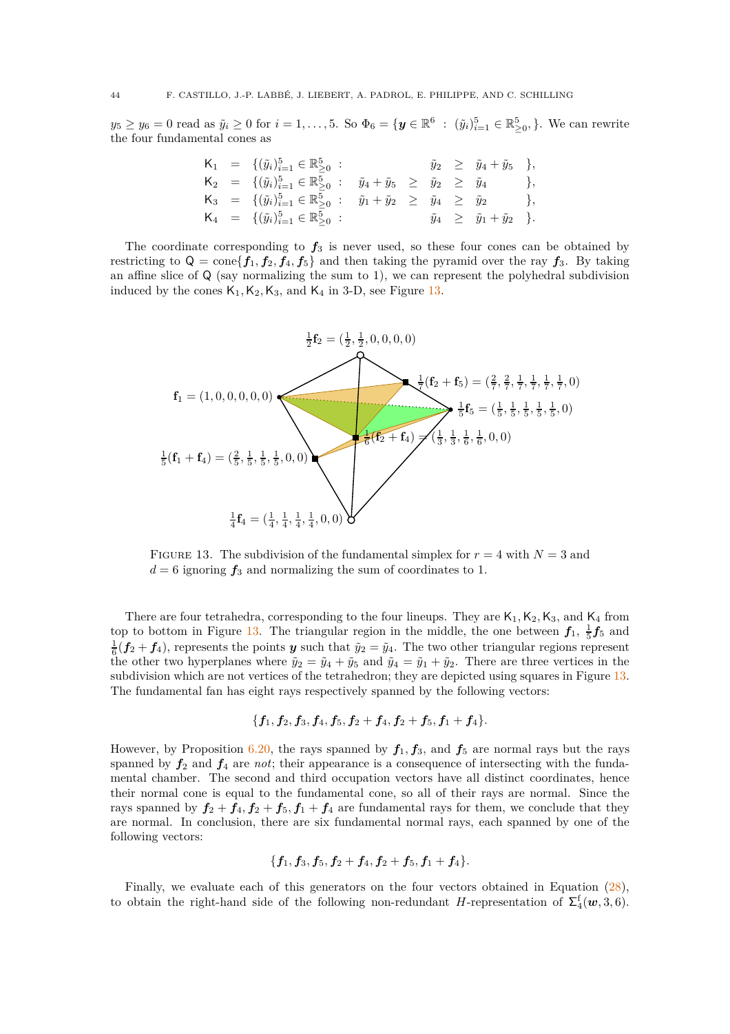$y_5 \geq y_6 = 0$ read as $\tilde{y}_i \geq 0$ for $i = 1, \ldots, 5$. So $\Phi_6 = \{\boldsymbol{y} \in \mathbb{R}^6 \ : \ (\tilde{y}_i)_{i=1}^5 \in \mathbb{R}^5_{\geq 0}, \}$. We can rewrite the four fundamental cones as

$$
\begin{array}{lllcccccl}
\mathsf{K}_1 & = & \{(\tilde{y}_i)_{i=1}^5 \in \mathbb{R}^5_{\geq 0} & : & & & \tilde{y}_2 & \geq & \tilde{y}_4 + \tilde{y}_5 \quad \}, \\
\mathsf{K}_2 & = & \{(\tilde{y}_i)_{i=1}^5 \in \mathbb{R}^5_{\geq 0} & : & \tilde{y}_4 + \tilde{y}_5 & \geq & \tilde{y}_2 & \geq & \tilde{y}_4 \quad \}, \\
\mathsf{K}_3 & = & \{(\tilde{y}_i)_{i=1}^5 \in \mathbb{R}^5_{\geq 0} & : & \tilde{y}_1 + \tilde{y}_2 & \geq & \tilde{y}_4 & \geq & \tilde{y}_2 \quad \}, \\
\mathsf{K}_4 & = & \{(\tilde{y}_i)_{i=1}^5 \in \mathbb{R}^5_{\geq 0} & : & & & \tilde{y}_4 & \geq & \tilde{y}_1 + \tilde{y}_2 \quad \}.
\end{array}
$$

The coordinate corresponding to $\boldsymbol{f}_3$ is never used, so these four cones can be obtained by restricting to $\mathsf{Q} = \operatorname{cone}\{\boldsymbol{f}_1, \boldsymbol{f}_2, \boldsymbol{f}_4, \boldsymbol{f}_5\}$ and then taking the pyramid over the ray $\boldsymbol{f}_3$. By taking an affine slice of $\mathsf{Q}$ (say normalizing the sum to 1), we can represent the polyhedral subdivision induced by the cones $\mathsf{K}_1, \mathsf{K}_2, \mathsf{K}_3$, and $\mathsf{K}_4$ in 3-D, see Figure 13.

$\frac{1}{2}\mathbf{f}_2 = (\frac{1}{2}, \frac{1}{2}, 0, 0, 0, 0)$

$\frac{1}{7}(\mathbf{f}_2 + \mathbf{f}_5) = (\frac{2}{7}, \frac{2}{7}, \frac{1}{7}, \frac{1}{7}, \frac{1}{7}, \frac{1}{7}, 0)$

$\mathbf{f}_1 = (1, 0, 0, 0, 0, 0)$

$\frac{1}{5}\mathbf{f}_5 = (\frac{1}{5}, \frac{1}{5}, \frac{1}{5}, \frac{1}{5}, \frac{1}{5}, 0)$

$\frac{1}{6}(\mathbf{f}_2 + \mathbf{f}_4) = (\frac{1}{3}, \frac{1}{3}, \frac{1}{6}, \frac{1}{6}, 0, 0)$

$\frac{1}{5}(\mathbf{f}_1 + \mathbf{f}_4) = (\frac{2}{5}, \frac{1}{5}, \frac{1}{5}, \frac{1}{5}, 0, 0)$

$\frac{1}{4}\mathbf{f}_4 = (\frac{1}{4}, \frac{1}{4}, \frac{1}{4}, \frac{1}{4}, 0, 0)$

Figure 13. The subdivision of the fundamental simplex for $r = 4$ with $N = 3$ and $d = 6$ ignoring $\boldsymbol{f}_3$ and normalizing the sum of coordinates to 1.

There are four tetrahedra, corresponding to the four lineups. They are $\mathsf{K}_1, \mathsf{K}_2, \mathsf{K}_3$, and $\mathsf{K}_4$ from top to bottom in Figure 13. The triangular region in the middle, the one between $\boldsymbol{f}_1$, $\frac{1}{5}\boldsymbol{f}_5$ and $\frac{1}{6}(\boldsymbol{f}_2 + \boldsymbol{f}_4)$, represents the points $\boldsymbol{y}$ such that $\tilde{y}_2 = \tilde{y}_4$. The two other triangular regions represent the other two hyperplanes where $\tilde{y}_2 = \tilde{y}_4 + \tilde{y}_5$ and $\tilde{y}_4 = \tilde{y}_1 + \tilde{y}_2$. There are three vertices in the subdivision which are not vertices of the tetrahedron; they are depicted using squares in Figure 13. The fundamental fan has eight rays respectively spanned by the following vectors:

$$\{\boldsymbol{f}_1, \boldsymbol{f}_2, \boldsymbol{f}_3, \boldsymbol{f}_4, \boldsymbol{f}_5, \boldsymbol{f}_2 + \boldsymbol{f}_4, \boldsymbol{f}_2 + \boldsymbol{f}_5, \boldsymbol{f}_1 + \boldsymbol{f}_4\}.$$

However, by Proposition 6.20, the rays spanned by $\boldsymbol{f}_1, \boldsymbol{f}_3$, and $\boldsymbol{f}_5$ are normal rays but the rays spanned by $\boldsymbol{f}_2$ and $\boldsymbol{f}_4$ are *not*; their appearance is a consequence of intersecting with the fundamental chamber. The second and third occupation vectors have all distinct coordinates, hence their normal cone is equal to the fundamental cone, so all of their rays are normal. Since the rays spanned by $\boldsymbol{f}_2 + \boldsymbol{f}_4, \boldsymbol{f}_2 + \boldsymbol{f}_5, \boldsymbol{f}_1 + \boldsymbol{f}_4$ are fundamental rays for them, we conclude that they are normal. In conclusion, there are six fundamental normal rays, each spanned by one of the following vectors:

$$\{\boldsymbol{f}_1, \boldsymbol{f}_3, \boldsymbol{f}_5, \boldsymbol{f}_2 + \boldsymbol{f}_4, \boldsymbol{f}_2 + \boldsymbol{f}_5, \boldsymbol{f}_1 + \boldsymbol{f}_4\}.$$

Finally, we evaluate each of this generators on the four vectors obtained in Equation (28), to obtain the right-hand side of the following non-redundant $H$-representation of $\Sigma^{\mathrm{f}}_4(\boldsymbol{w}, 3, 6)$.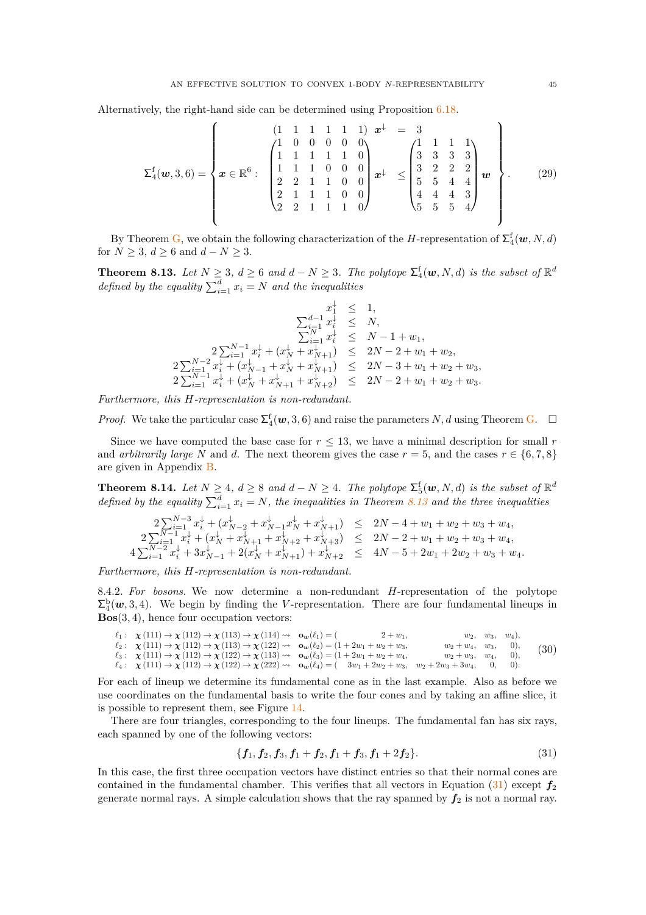Alternatively, the right-hand side can be determined using Proposition 6.18.

$$
\Sigma_4^{\mathrm{f}}(\boldsymbol{w},3,6) = \left\{ \boldsymbol{x}\in\mathbb{R}^6 : \begin{array}{ccc} \begin{pmatrix}1 & 1 & 1 & 1 & 1 & 1\end{pmatrix} \boldsymbol{x}^{\downarrow} & = & 3 \\ \begin{pmatrix} 1&0&0&0&0&0\\ 1&1&1&1&1&0\\ 1&1&1&0&0&0\\ 2&2&1&1&0&0\\ 2&1&1&1&0&0\\ 2&2&1&1&1&0 \end{pmatrix}\boldsymbol{x}^{\downarrow} & \leq & \begin{pmatrix} 1&1&1&1\\ 3&3&3&3\\ 3&2&2&2\\ 5&5&4&4\\ 4&4&4&3\\ 5&5&5&4 \end{pmatrix}\boldsymbol{w} \end{array} \right\}. \tag{29}
$$

By Theorem G, we obtain the following characterization of the $H$-representation of $\Sigma_4^{\mathrm{f}}(\boldsymbol{w},N,d)$ for $N\geq 3$, $d\geq 6$ and $d-N\geq 3$.

**Theorem 8.13.** *Let $N\geq 3$, $d\geq 6$ and $d-N\geq 3$. The polytope $\Sigma_4^{\mathrm{f}}(\boldsymbol{w},N,d)$ is the subset of $\mathbb{R}^d$ defined by the equality $\sum_{i=1}^d x_i = N$ and the inequalities*

$$
\begin{array}{rcl}
x_1^{\downarrow} & \leq & 1, \\
\sum_{i=1}^{d-1} x_i^{\downarrow} & \leq & N, \\
\sum_{i=1}^{N} x_i^{\downarrow} & \leq & N-1+w_1, \\
2\sum_{i=1}^{N-1} x_i^{\downarrow} + (x_N^{\downarrow}+x_{N+1}^{\downarrow}) & \leq & 2N-2+w_1+w_2, \\
2\sum_{i=1}^{N-2} x_i^{\downarrow} + (x_{N-1}^{\downarrow}+x_N^{\downarrow}+x_{N+1}^{\downarrow}) & \leq & 2N-3+w_1+w_2+w_3, \\
2\sum_{i=1}^{N-1} x_i^{\downarrow} + (x_N^{\downarrow}+x_{N+1}^{\downarrow}+x_{N+2}^{\downarrow}) & \leq & 2N-2+w_1+w_2+w_3.
\end{array}
$$

*Furthermore, this $H$-representation is non-redundant.*

*Proof.* We take the particular case $\Sigma_4^{\mathrm{f}}(\boldsymbol{w},3,6)$ and raise the parameters $N,d$ using Theorem G. $\square$

Since we have computed the base case for $r\leq 13$, we have a minimal description for small $r$ and *arbitrarily large* $N$ and $d$. The next theorem gives the case $r=5$, and the cases $r\in\{6,7,8\}$ are given in Appendix B.

**Theorem 8.14.** *Let $N\geq 4$, $d\geq 8$ and $d-N\geq 4$. The polytope $\Sigma_5^{\mathrm{f}}(\boldsymbol{w},N,d)$ is the subset of $\mathbb{R}^d$ defined by the equality $\sum_{i=1}^d x_i = N$, the inequalities in Theorem 8.13 and the three inequalities*

$$
\begin{array}{rcl}
2\sum_{i=1}^{N-3} x_i^{\downarrow} + (x_{N-2}^{\downarrow}+x_{N-1}^{\downarrow}x_N^{\downarrow}+x_{N+1}^{\downarrow}) & \leq & 2N-4+w_1+w_2+w_3+w_4, \\
2\sum_{i=1}^{N-1} x_i^{\downarrow} + (x_N^{\downarrow}+x_{N+1}^{\downarrow}+x_{N+2}^{\downarrow}+x_{N+3}^{\downarrow}) & \leq & 2N-2+w_1+w_2+w_3+w_4, \\
4\sum_{i=1}^{N-2} x_i^{\downarrow} + 3x_{N-1}^{\downarrow} + 2(x_N^{\downarrow}+x_{N+1}^{\downarrow}) + x_{N+2}^{\downarrow} & \leq & 4N-5+2w_1+2w_2+w_3+w_4.
\end{array}
$$

*Furthermore, this $H$-representation is non-redundant.*

8.4.2. *For bosons.* We now determine a non-redundant $H$-representation of the polytope $\Sigma_4^{\mathrm{b}}(\boldsymbol{w},3,4)$. We begin by finding the $V$-representation. There are four fundamental lineups in $\mathbf{Bos}(3,4)$, hence four occupation vectors:

$$
\begin{array}{llll}
\ell_1: & \boldsymbol{\chi}(111)\to\boldsymbol{\chi}(112)\to\boldsymbol{\chi}(113)\to\boldsymbol{\chi}(114)\rightsquigarrow & \mathbf{o}_{\boldsymbol{w}}(\ell_1) = ( & 2+w_1, \quad w_2, \quad w_3, \quad w_4), \\
\ell_2: & \boldsymbol{\chi}(111)\to\boldsymbol{\chi}(112)\to\boldsymbol{\chi}(113)\to\boldsymbol{\chi}(122)\rightsquigarrow & \mathbf{o}_{\boldsymbol{w}}(\ell_2) = ( & 1+2w_1+w_2+w_3, \quad w_2+w_4, \quad w_3, \quad 0), \\
\ell_3: & \boldsymbol{\chi}(111)\to\boldsymbol{\chi}(112)\to\boldsymbol{\chi}(122)\to\boldsymbol{\chi}(113)\rightsquigarrow & \mathbf{o}_{\boldsymbol{w}}(\ell_3) = ( & 1+2w_1+w_2+w_4, \quad w_2+w_3, \quad w_4, \quad 0), \\
\ell_4: & \boldsymbol{\chi}(111)\to\boldsymbol{\chi}(112)\to\boldsymbol{\chi}(122)\to\boldsymbol{\chi}(222)\rightsquigarrow & \mathbf{o}_{\boldsymbol{w}}(\ell_4) = ( & 3w_1+2w_2+w_3, \quad w_2+2w_3+3w_4, \quad 0, \quad 0).
\end{array} \tag{30}
$$

For each of lineup we determine its fundamental cone as in the last example. Also as before we use coordinates on the fundamental basis to write the four cones and by taking an affine slice, it is possible to represent them, see Figure 14.

There are four triangles, corresponding to the four lineups. The fundamental fan has six rays, each spanned by one of the following vectors:

$$
\{\boldsymbol{f}_1, \boldsymbol{f}_2, \boldsymbol{f}_3, \boldsymbol{f}_1+\boldsymbol{f}_2, \boldsymbol{f}_1+\boldsymbol{f}_3, \boldsymbol{f}_1+2\boldsymbol{f}_2\}. \tag{31}
$$

In this case, the first three occupation vectors have distinct entries so that their normal cones are contained in the fundamental chamber. This verifies that all vectors in Equation (31) except $\boldsymbol{f}_2$ generate normal rays. A simple calculation shows that the ray spanned by $\boldsymbol{f}_2$ is not a normal ray.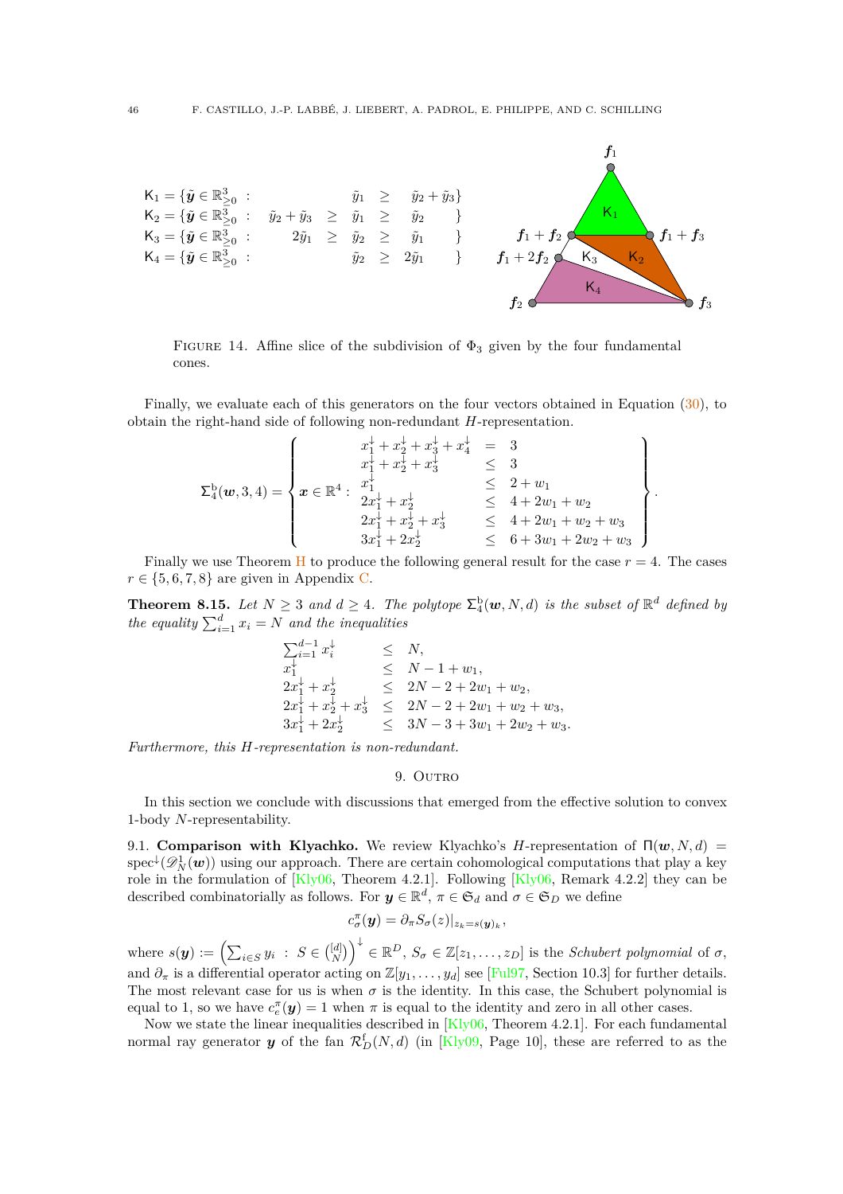$$
\begin{array}{llcccl}
\mathsf{K}_1 = \{\tilde{\boldsymbol{y}} \in \mathbb{R}^3_{\geq 0} & : & & \tilde{y}_1 & \geq & \tilde{y}_2 + \tilde{y}_3\} \\
\mathsf{K}_2 = \{\tilde{\boldsymbol{y}} \in \mathbb{R}^3_{\geq 0} & : & \tilde{y}_2 + \tilde{y}_3 \ \geq & \tilde{y}_1 & \geq & \tilde{y}_2 \quad \} \\
\mathsf{K}_3 = \{\tilde{\boldsymbol{y}} \in \mathbb{R}^3_{\geq 0} & : & 2\tilde{y}_1 \ \geq & \tilde{y}_2 & \geq & \tilde{y}_1 \quad \} \\
\mathsf{K}_4 = \{\tilde{\boldsymbol{y}} \in \mathbb{R}^3_{\geq 0} & : & & \tilde{y}_2 & \geq & 2\tilde{y}_1 \quad \}
\end{array}
$$

FIGURE 14. Affine slice of the subdivision of $\Phi_3$ given by the four fundamental cones.

Finally, we evaluate each of this generators on the four vectors obtained in Equation (30), to obtain the right-hand side of following non-redundant $H$-representation.

$$
\Sigma_4^{\mathrm{b}}(\boldsymbol{w},3,4) = \left\{ \boldsymbol{x} \in \mathbb{R}^4 : \begin{array}{lcl}
x_1^\downarrow + x_2^\downarrow + x_3^\downarrow + x_4^\downarrow & = & 3 \\
x_1^\downarrow + x_2^\downarrow + x_3^\downarrow & \leq & 3 \\
x_1^\downarrow & \leq & 2 + w_1 \\
2x_1^\downarrow + x_2^\downarrow & \leq & 4 + 2w_1 + w_2 \\
2x_1^\downarrow + x_2^\downarrow + x_3^\downarrow & \leq & 4 + 2w_1 + w_2 + w_3 \\
3x_1^\downarrow + 2x_2^\downarrow & \leq & 6 + 3w_1 + 2w_2 + w_3
\end{array} \right\}.
$$

Finally we use Theorem H to produce the following general result for the case $r = 4$. The cases $r \in \{5, 6, 7, 8\}$ are given in Appendix C.

**Theorem 8.15.** *Let $N \geq 3$ and $d \geq 4$. The polytope $\Sigma_4^{\mathrm{b}}(\boldsymbol{w}, N, d)$ is the subset of $\mathbb{R}^d$ defined by the equality $\sum_{i=1}^d x_i = N$ and the inequalities*

$$
\begin{array}{lcl}
\sum_{i=1}^{d-1} x_i^\downarrow & \leq & N, \\
x_1^\downarrow & \leq & N - 1 + w_1, \\
2x_1^\downarrow + x_2^\downarrow & \leq & 2N - 2 + 2w_1 + w_2, \\
2x_1^\downarrow + x_2^\downarrow + x_3^\downarrow & \leq & 2N - 2 + 2w_1 + w_2 + w_3, \\
3x_1^\downarrow + 2x_2^\downarrow & \leq & 3N - 3 + 3w_1 + 2w_2 + w_3.
\end{array}
$$

*Furthermore, this $H$-representation is non-redundant.*

## 9. Outro

In this section we conclude with discussions that emerged from the effective solution to convex 1-body $N$-representability.

**9.1. Comparison with Klyachko.** We review Klyachko's $H$-representation of $\Pi(\boldsymbol{w}, N, d) = \operatorname{spec}^\downarrow(\mathscr{D}_N^1(\boldsymbol{w}))$ using our approach. There are certain cohomological computations that play a key role in the formulation of [Kly06, Theorem 4.2.1]. Following [Kly06, Remark 4.2.2] they can be described combinatorially as follows. For $\boldsymbol{y} \in \mathbb{R}^d$, $\pi \in \mathfrak{S}_d$ and $\sigma \in \mathfrak{S}_D$ we define

$$
c_\sigma^\pi(\boldsymbol{y}) = \partial_\pi S_\sigma(z)|_{z_k = s(\boldsymbol{y})_k},
$$

where $s(\boldsymbol{y}) := \left(\sum_{i \in S} y_i \ : \ S \in \binom{[d]}{N}\right)^\downarrow \in \mathbb{R}^D$, $S_\sigma \in \mathbb{Z}[z_1, \ldots, z_D]$ is the *Schubert polynomial* of $\sigma$, and $\partial_\pi$ is a differential operator acting on $\mathbb{Z}[y_1, \ldots, y_d]$ see [Ful97, Section 10.3] for further details. The most relevant case for us is when $\sigma$ is the identity. In this case, the Schubert polynomial is equal to 1, so we have $c_e^\pi(\boldsymbol{y}) = 1$ when $\pi$ is equal to the identity and zero in all other cases.

Now we state the linear inequalities described in [Kly06, Theorem 4.2.1]. For each fundamental normal ray generator $\boldsymbol{y}$ of the fan $\mathcal{R}_D^{\mathrm{f}}(N, d)$ (in [Kly09, Page 10], these are referred to as the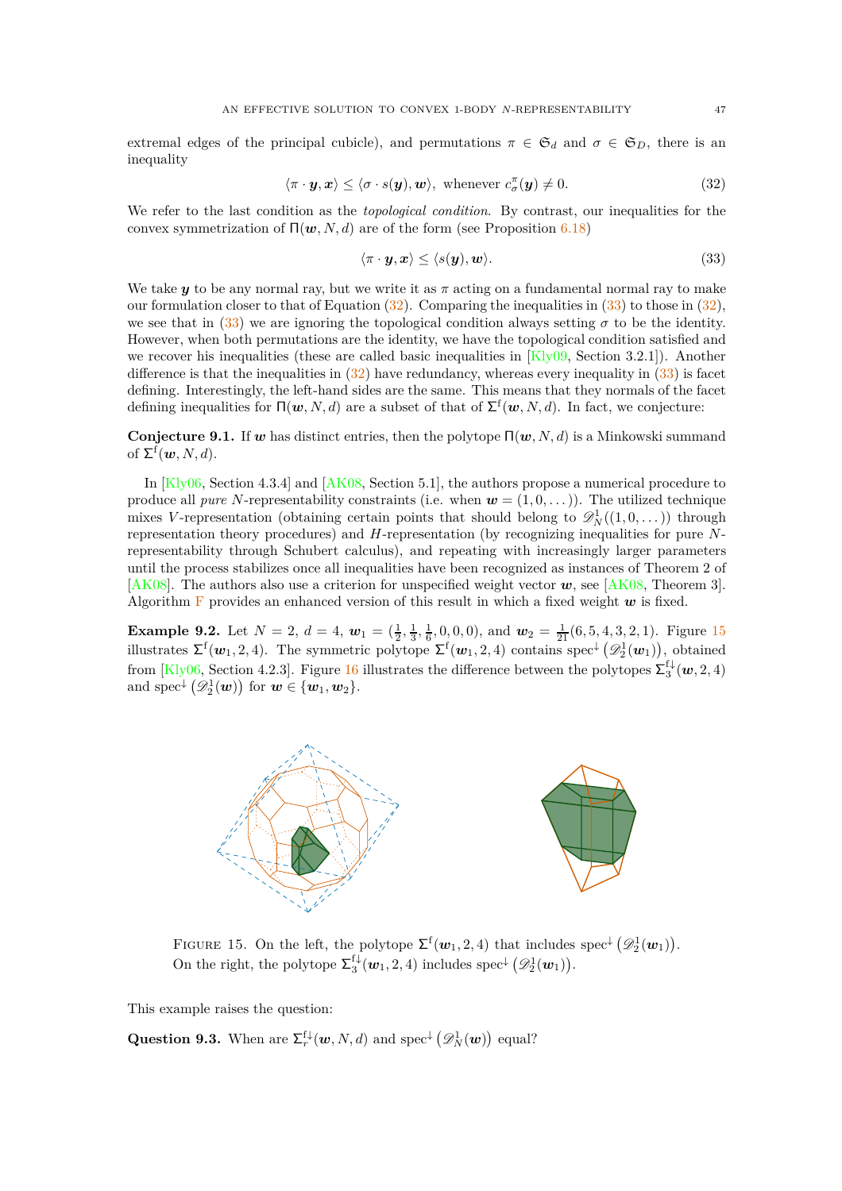extremal edges of the principal cubicle), and permutations $\pi \in \mathfrak{S}_d$ and $\sigma \in \mathfrak{S}_D$, there is an inequality

$$\langle \pi \cdot \boldsymbol{y}, \boldsymbol{x} \rangle \leq \langle \sigma \cdot s(\boldsymbol{y}), \boldsymbol{w} \rangle, \text{ whenever } c^{\pi}_{\sigma}(\boldsymbol{y}) \neq 0. \tag{32}$$

We refer to the last condition as the *topological condition*. By contrast, our inequalities for the convex symmetrization of $\Pi(\boldsymbol{w}, N, d)$ are of the form (see Proposition 6.18)

$$\langle \pi \cdot \boldsymbol{y}, \boldsymbol{x} \rangle \leq \langle s(\boldsymbol{y}), \boldsymbol{w} \rangle. \tag{33}$$

We take $\boldsymbol{y}$ to be any normal ray, but we write it as $\pi$ acting on a fundamental normal ray to make our formulation closer to that of Equation (32). Comparing the inequalities in (33) to those in (32), we see that in (33) we are ignoring the topological condition always setting $\sigma$ to be the identity. However, when both permutations are the identity, we have the topological condition satisfied and we recover his inequalities (these are called basic inequalities in [Kly09, Section 3.2.1]). Another difference is that the inequalities in (32) have redundancy, whereas every inequality in (33) is facet defining. Interestingly, the left-hand sides are the same. This means that they normals of the facet defining inequalities for $\Pi(\boldsymbol{w}, N, d)$ are a subset of that of $\Sigma^{\mathrm{f}}(\boldsymbol{w}, N, d)$. In fact, we conjecture:

**Conjecture 9.1.** If $\boldsymbol{w}$ has distinct entries, then the polytope $\Pi(\boldsymbol{w}, N, d)$ is a Minkowski summand of $\Sigma^{\mathrm{f}}(\boldsymbol{w}, N, d)$.

In [Kly06, Section 4.3.4] and [AK08, Section 5.1], the authors propose a numerical procedure to produce all *pure* $N$-representability constraints (i.e. when $\boldsymbol{w} = (1, 0, \dots)$). The utilized technique mixes $V$-representation (obtaining certain points that should belong to $\mathscr{D}^1_N((1, 0, \dots))$ through representation theory procedures) and $H$-representation (by recognizing inequalities for pure $N$-representability through Schubert calculus), and repeating with increasingly larger parameters until the process stabilizes once all inequalities have been recognized as instances of Theorem 2 of [AK08]. The authors also use a criterion for unspecified weight vector $\boldsymbol{w}$, see [AK08, Theorem 3]. Algorithm F provides an enhanced version of this result in which a fixed weight $\boldsymbol{w}$ is fixed.

**Example 9.2.** Let $N = 2$, $d = 4$, $\boldsymbol{w}_1 = (\frac{1}{2}, \frac{1}{3}, \frac{1}{6}, 0, 0, 0)$, and $\boldsymbol{w}_2 = \frac{1}{21}(6, 5, 4, 3, 2, 1)$. Figure 15 illustrates $\Sigma^{\mathrm{f}}(\boldsymbol{w}_1, 2, 4)$. The symmetric polytope $\Sigma^{\mathrm{f}}(\boldsymbol{w}_1, 2, 4)$ contains $\operatorname{spec}^{\downarrow}\left(\mathscr{D}^1_2(\boldsymbol{w}_1)\right)$, obtained from [Kly06, Section 4.2.3]. Figure 16 illustrates the difference between the polytopes $\Sigma^{\mathrm{f}\downarrow}_3(\boldsymbol{w}, 2, 4)$ and $\operatorname{spec}^{\downarrow}\left(\mathscr{D}^1_2(\boldsymbol{w})\right)$ for $\boldsymbol{w} \in \{\boldsymbol{w}_1, \boldsymbol{w}_2\}$.

Figure 15. On the left, the polytope $\Sigma^{\mathrm{f}}(\boldsymbol{w}_1, 2, 4)$ that includes $\operatorname{spec}^{\downarrow}\left(\mathscr{D}^1_2(\boldsymbol{w}_1)\right)$. On the right, the polytope $\Sigma^{\mathrm{f}\downarrow}_3(\boldsymbol{w}_1, 2, 4)$ includes $\operatorname{spec}^{\downarrow}\left(\mathscr{D}^1_2(\boldsymbol{w}_1)\right)$.

This example raises the question:

**Question 9.3.** When are $\Sigma^{\mathrm{f}\downarrow}_r(\boldsymbol{w}, N, d)$ and $\operatorname{spec}^{\downarrow}\left(\mathscr{D}^1_N(\boldsymbol{w})\right)$ equal?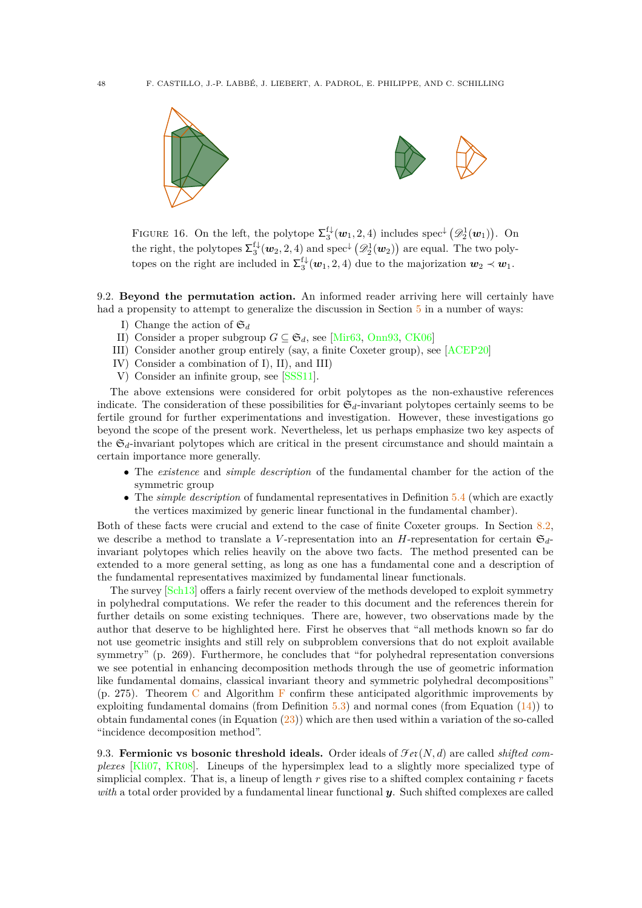FIGURE 16. On the left, the polytope $\Sigma_3^{f\downarrow}(\boldsymbol{w}_1, 2, 4)$ includes $\operatorname{spec}^{\downarrow}\left(\mathscr{D}_2^1(\boldsymbol{w}_1)\right)$. On the right, the polytopes $\Sigma_3^{f\downarrow}(\boldsymbol{w}_2, 2, 4)$ and $\operatorname{spec}^{\downarrow}\left(\mathscr{D}_2^1(\boldsymbol{w}_2)\right)$ are equal. The two polytopes on the right are included in $\Sigma_3^{f\downarrow}(\boldsymbol{w}_1, 2, 4)$ due to the majorization $\boldsymbol{w}_2 \prec \boldsymbol{w}_1$.

### 9.2. Beyond the permutation action.

An informed reader arriving here will certainly have had a propensity to attempt to generalize the discussion in Section 5 in a number of ways:

- I) Change the action of $\mathfrak{S}_d$
- II) Consider a proper subgroup $G \subseteq \mathfrak{S}_d$, see [Mir63, Onn93, CK06]
- III) Consider another group entirely (say, a finite Coxeter group), see [ACEP20]
- IV) Consider a combination of I), II), and III)
- V) Consider an infinite group, see [SSS11].

The above extensions were considered for orbit polytopes as the non-exhaustive references indicate. The consideration of these possibilities for $\mathfrak{S}_d$-invariant polytopes certainly seems to be fertile ground for further experimentations and investigation. However, these investigations go beyond the scope of the present work. Nevertheless, let us perhaps emphasize two key aspects of the $\mathfrak{S}_d$-invariant polytopes which are critical in the present circumstance and should maintain a certain importance more generally.

- The *existence* and *simple description* of the fundamental chamber for the action of the symmetric group
- The *simple description* of fundamental representatives in Definition 5.4 (which are exactly the vertices maximized by generic linear functional in the fundamental chamber).

Both of these facts were crucial and extend to the case of finite Coxeter groups. In Section 8.2, we describe a method to translate a $V$-representation into an $H$-representation for certain $\mathfrak{S}_d$-invariant polytopes which relies heavily on the above two facts. The method presented can be extended to a more general setting, as long as one has a fundamental cone and a description of the fundamental representatives maximized by fundamental linear functionals.

The survey [Sch13] offers a fairly recent overview of the methods developed to exploit symmetry in polyhedral computations. We refer the reader to this document and the references therein for further details on some existing techniques. There are, however, two observations made by the author that deserve to be highlighted here. First he observes that "all methods known so far do not use geometric insights and still rely on subproblem conversions that do not exploit available symmetry" (p. 269). Furthermore, he concludes that "for polyhedral representation conversions we see potential in enhancing decomposition methods through the use of geometric information like fundamental domains, classical invariant theory and symmetric polyhedral decompositions" (p. 275). Theorem C and Algorithm F confirm these anticipated algorithmic improvements by exploiting fundamental domains (from Definition 5.3) and normal cones (from Equation (14)) to obtain fundamental cones (in Equation (23)) which are then used within a variation of the so-called "incidence decomposition method".

### 9.3. Fermionic vs bosonic threshold ideals.

Order ideals of $\mathscr{F}er(N, d)$ are called *shifted complexes* [Kli07, KR08]. Lineups of the hypersimplex lead to a slightly more specialized type of simplicial complex. That is, a lineup of length $r$ gives rise to a shifted complex containing $r$ facets *with* a total order provided by a fundamental linear functional $\boldsymbol{y}$. Such shifted complexes are called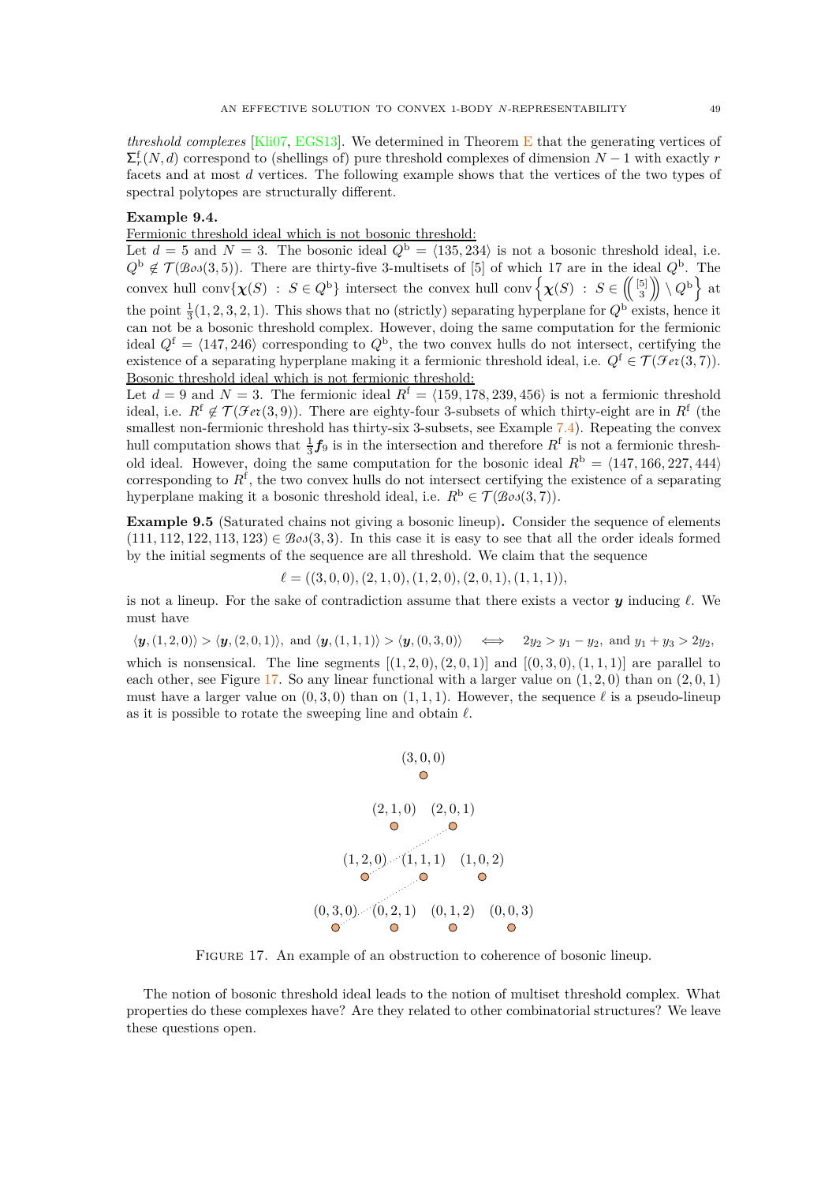*threshold complexes* [Kli07, EGS13]. We determined in Theorem E that the generating vertices of $\Sigma_r^{\mathrm{f}}(N,d)$ correspond to (shellings of) pure threshold complexes of dimension $N-1$ with exactly $r$ facets and at most $d$ vertices. The following example shows that the vertices of the two types of spectral polytopes are structurally different.

**Example 9.4.**

Fermionic threshold ideal which is not bosonic threshold:
Let $d=5$ and $N=3$. The bosonic ideal $Q^{\mathrm{b}} = \langle 135, 234\rangle$ is not a bosonic threshold ideal, i.e. $Q^{\mathrm{b}} \notin \mathcal{T}(\mathcal{Bos}(3,5))$. There are thirty-five 3-multisets of $[5]$ of which 17 are in the ideal $Q^{\mathrm{b}}$. The convex hull $\operatorname{conv}\{\boldsymbol{\chi}(S) \;:\; S \in Q^{\mathrm{b}}\}$ intersect the convex hull $\operatorname{conv}\left\{\boldsymbol{\chi}(S) \;:\; S \in \left(\!\binom{[5]}{3}\!\right) \setminus Q^{\mathrm{b}}\right\}$ at the point $\frac{1}{3}(1,2,3,2,1)$. This shows that no (strictly) separating hyperplane for $Q^{\mathrm{b}}$ exists, hence it can not be a bosonic threshold complex. However, doing the same computation for the fermionic ideal $Q^{\mathrm{f}} = \langle 147, 246\rangle$ corresponding to $Q^{\mathrm{b}}$, the two convex hulls do not intersect, certifying the existence of a separating hyperplane making it a fermionic threshold ideal, i.e. $Q^{\mathrm{f}} \in \mathcal{T}(\mathcal{Fer}(3,7))$.

Bosonic threshold ideal which is not fermionic threshold:
Let $d=9$ and $N=3$. The fermionic ideal $R^{\mathrm{f}} = \langle 159, 178, 239, 456\rangle$ is not a fermionic threshold ideal, i.e. $R^{\mathrm{f}} \notin \mathcal{T}(\mathcal{Fer}(3,9))$. There are eighty-four 3-subsets of which thirty-eight are in $R^{\mathrm{f}}$ (the smallest non-fermionic threshold has thirty-six 3-subsets, see Example 7.4). Repeating the convex hull computation shows that $\frac{1}{3}\boldsymbol{f}_9$ is in the intersection and therefore $R^{\mathrm{f}}$ is not a fermionic threshold ideal. However, doing the same computation for the bosonic ideal $R^{\mathrm{b}} = \langle 147, 166, 227, 444\rangle$ corresponding to $R^{\mathrm{f}}$, the two convex hulls do not intersect certifying the existence of a separating hyperplane making it a bosonic threshold ideal, i.e. $R^{\mathrm{b}} \in \mathcal{T}(\mathcal{Bos}(3,7))$.

**Example 9.5** (Saturated chains not giving a bosonic lineup)**.** Consider the sequence of elements $(111, 112, 122, 113, 123) \in \mathcal{Bos}(3,3)$. In this case it is easy to see that all the order ideals formed by the initial segments of the sequence are all threshold. We claim that the sequence

$$\ell = ((3,0,0),(2,1,0),(1,2,0),(2,0,1),(1,1,1)),$$

is not a lineup. For the sake of contradiction assume that there exists a vector $\boldsymbol{y}$ inducing $\ell$. We must have

$$\langle \boldsymbol{y},(1,2,0)\rangle > \langle \boldsymbol{y},(2,0,1)\rangle, \text{ and } \langle \boldsymbol{y},(1,1,1)\rangle > \langle \boldsymbol{y},(0,3,0)\rangle \quad \Longleftrightarrow \quad 2y_2 > y_1 - y_2, \text{ and } y_1 + y_3 > 2y_2,$$

which is nonsensical. The line segments $[(1,2,0),(2,0,1)]$ and $[(0,3,0),(1,1,1)]$ are parallel to each other, see Figure 17. So any linear functional with a larger value on $(1,2,0)$ than on $(2,0,1)$ must have a larger value on $(0,3,0)$ than on $(1,1,1)$. However, the sequence $\ell$ is a pseudo-lineup as it is possible to rotate the sweeping line and obtain $\ell$.

FIGURE 17. An example of an obstruction to coherence of bosonic lineup.

The notion of bosonic threshold ideal leads to the notion of multiset threshold complex. What properties do these complexes have? Are they related to other combinatorial structures? We leave these questions open.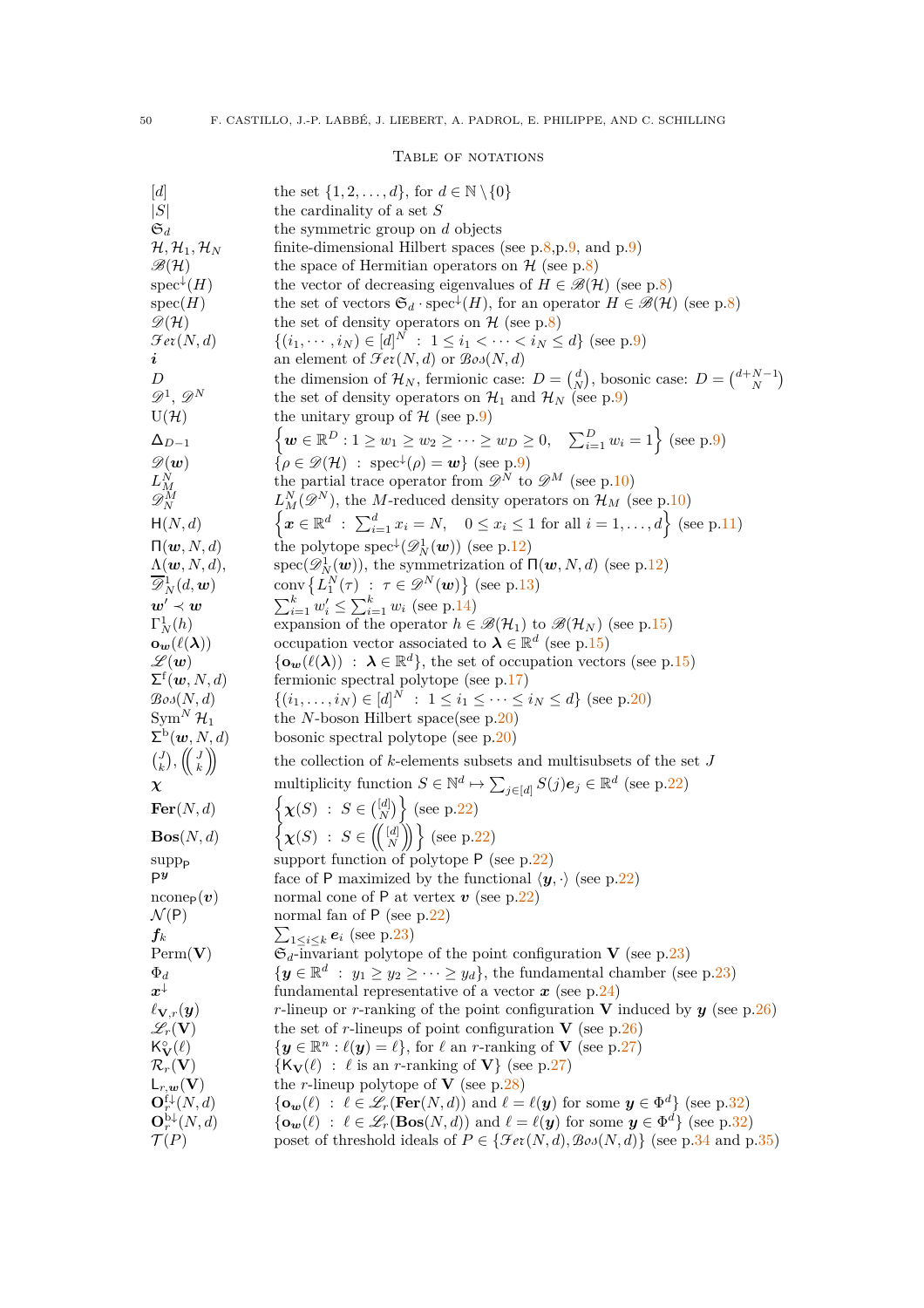## Table of notations

| | |
|---|---|
| $[d]$ | the set $\{1, 2, \dots, d\}$, for $d \in \mathbb{N} \setminus \{0\}$ |
| $\lvert S \rvert$ | the cardinality of a set $S$ |
| $\mathfrak{S}_d$ | the symmetric group on $d$ objects |
| $\mathcal{H}, \mathcal{H}_1, \mathcal{H}_N$ | finite-dimensional Hilbert spaces (see p.8,p.9, and p.9) |
| $\mathscr{B}(\mathcal{H})$ | the space of Hermitian operators on $\mathcal{H}$ (see p.8) |
| $\mathrm{spec}^{\downarrow}(H)$ | the vector of decreasing eigenvalues of $H \in \mathscr{B}(\mathcal{H})$ (see p.8) |
| $\mathrm{spec}(H)$ | the set of vectors $\mathfrak{S}_d \cdot \mathrm{spec}^{\downarrow}(H)$, for an operator $H \in \mathscr{B}(\mathcal{H})$ (see p.8) |
| $\mathscr{D}(\mathcal{H})$ | the set of density operators on $\mathcal{H}$ (see p.8) |
| $\mathcal{F}er(N, d)$ | $\{(i_1, \cdots, i_N) \in [d]^N \ : \ 1 \leq i_1 < \cdots < i_N \leq d\}$ (see p.9) |
| $\boldsymbol{i}$ | an element of $\mathcal{F}er(N, d)$ or $\mathcal{B}os(N, d)$ |
| $D$ | the dimension of $\mathcal{H}_N$, fermionic case: $D = \binom{d}{N}$, bosonic case: $D = \binom{d+N-1}{N}$ |
| $\mathscr{D}^1$, $\mathscr{D}^N$ | the set of density operators on $\mathcal{H}_1$ and $\mathcal{H}_N$ (see p.9) |
| $\mathrm{U}(\mathcal{H})$ | the unitary group of $\mathcal{H}$ (see p.9) |
| $\Delta_{D-1}$ | $\left\{\boldsymbol{w} \in \mathbb{R}^D : 1 \geq w_1 \geq w_2 \geq \cdots \geq w_D \geq 0, \quad \sum_{i=1}^{D} w_i = 1\right\}$ (see p.9) |
| $\mathscr{D}(\boldsymbol{w})$ | $\{\rho \in \mathscr{D}(\mathcal{H}) \ : \ \mathrm{spec}^{\downarrow}(\rho) = \boldsymbol{w}\}$ (see p.9) |
| $L_M^N$ | the partial trace operator from $\mathscr{D}^N$ to $\mathscr{D}^M$ (see p.10) |
| $\mathscr{D}_N^M$ | $L_M^N(\mathscr{D}^N)$, the $M$-reduced density operators on $\mathcal{H}_M$ (see p.10) |
| $\mathsf{H}(N, d)$ | $\left\{\boldsymbol{x} \in \mathbb{R}^d \ : \ \sum_{i=1}^{d} x_i = N, \quad 0 \leq x_i \leq 1 \text{ for all } i = 1, \dots, d\right\}$ (see p.11) |
| $\Pi(\boldsymbol{w}, N, d)$ | the polytope $\mathrm{spec}^{\downarrow}(\mathscr{D}_N^1(\boldsymbol{w}))$ (see p.12) |
| $\Lambda(\boldsymbol{w}, N, d)$, | $\mathrm{spec}(\mathscr{D}_N^1(\boldsymbol{w}))$, the symmetrization of $\Pi(\boldsymbol{w}, N, d)$ (see p.12) |
| $\overline{\mathscr{D}}_N^1(d, \boldsymbol{w})$ | $\mathrm{conv}\left\{L_1^N(\tau) \ : \ \tau \in \mathscr{D}^N(\boldsymbol{w})\right\}$ (see p.13) |
| $\boldsymbol{w}' \prec \boldsymbol{w}$ | $\sum_{i=1}^{k} w_i' \leq \sum_{i=1}^{k} w_i$ (see p.14) |
| $\Gamma_N^1(h)$ | expansion of the operator $h \in \mathscr{B}(\mathcal{H}_1)$ to $\mathscr{B}(\mathcal{H}_N)$ (see p.15) |
| $\mathbf{o}_{\boldsymbol{w}}(\ell(\boldsymbol{\lambda}))$ | occupation vector associated to $\boldsymbol{\lambda} \in \mathbb{R}^d$ (see p.15) |
| $\mathscr{L}(\boldsymbol{w})$ | $\{\mathbf{o}_{\boldsymbol{w}}(\ell(\boldsymbol{\lambda})) \ : \ \boldsymbol{\lambda} \in \mathbb{R}^d\}$, the set of occupation vectors (see p.15) |
| $\Sigma^{\mathrm{f}}(\boldsymbol{w}, N, d)$ | fermionic spectral polytope (see p.17) |
| $\mathcal{B}os(N, d)$ | $\{(i_1, \dots, i_N) \in [d]^N \ : \ 1 \leq i_1 \leq \cdots \leq i_N \leq d\}$ (see p.20) |
| $\mathrm{Sym}^N \mathcal{H}_1$ | the $N$-boson Hilbert space(see p.20) |
| $\Sigma^{\mathrm{b}}(\boldsymbol{w}, N, d)$ | bosonic spectral polytope (see p.20) |
| $\binom{J}{k}, \left(\!\binom{J}{k}\!\right)$ | the collection of $k$-elements subsets and multisubsets of the set $J$ |
| $\boldsymbol{\chi}$ | multiplicity function $S \in \mathbb{N}^d \mapsto \sum_{j \in [d]} S(j)\boldsymbol{e}_j \in \mathbb{R}^d$ (see p.22) |
| $\mathbf{Fer}(N, d)$ | $\left\{\boldsymbol{\chi}(S) \ : \ S \in \binom{[d]}{N}\right\}$ (see p.22) |
| $\mathbf{Bos}(N, d)$ | $\left\{\boldsymbol{\chi}(S) \ : \ S \in \left(\!\binom{[d]}{N}\!\right)\right\}$ (see p.22) |
| $\mathrm{supp}_{\mathsf{P}}$ | support function of polytope $\mathsf{P}$ (see p.22) |
| $\mathsf{P}^{\boldsymbol{y}}$ | face of $\mathsf{P}$ maximized by the functional $\langle \boldsymbol{y}, \cdot \rangle$ (see p.22) |
| $\mathrm{ncone}_{\mathsf{P}}(\boldsymbol{v})$ | normal cone of $\mathsf{P}$ at vertex $\boldsymbol{v}$ (see p.22) |
| $\mathcal{N}(\mathsf{P})$ | normal fan of $\mathsf{P}$ (see p.22) |
| $\boldsymbol{f}_k$ | $\sum_{1 \leq i \leq k} \boldsymbol{e}_i$ (see p.23) |
| $\mathrm{Perm}(\mathbf{V})$ | $\mathfrak{S}_d$-invariant polytope of the point configuration $\mathbf{V}$ (see p.23) |
| $\Phi_d$ | $\{\boldsymbol{y} \in \mathbb{R}^d \ : \ y_1 \geq y_2 \geq \cdots \geq y_d\}$, the fundamental chamber (see p.23) |
| $\boldsymbol{x}^{\downarrow}$ | fundamental representative of a vector $\boldsymbol{x}$ (see p.24) |
| $\ell_{\mathbf{V},r}(\boldsymbol{y})$ | $r$-lineup or $r$-ranking of the point configuration $\mathbf{V}$ induced by $\boldsymbol{y}$ (see p.26) |
| $\mathscr{L}_r(\mathbf{V})$ | the set of $r$-lineups of point configuration $\mathbf{V}$ (see p.26) |
| $\mathsf{K}_{\mathbf{V}}^{\circ}(\ell)$ | $\{\boldsymbol{y} \in \mathbb{R}^n : \ell(\boldsymbol{y}) = \ell\}$, for $\ell$ an $r$-ranking of $\mathbf{V}$ (see p.27) |
| $\mathcal{R}_r(\mathbf{V})$ | $\{\mathsf{K}_{\mathbf{V}}(\ell) \ : \ \ell \text{ is an } r\text{-ranking of } \mathbf{V}\}$ (see p.27) |
| $\mathsf{L}_{r,\boldsymbol{w}}(\mathbf{V})$ | the $r$-lineup polytope of $\mathbf{V}$ (see p.28) |
| $\mathbf{O}_r^{\mathrm{f}\downarrow}(N, d)$ | $\{\mathbf{o}_{\boldsymbol{w}}(\ell) \ : \ \ell \in \mathscr{L}_r(\mathbf{Fer}(N, d)) \text{ and } \ell = \ell(\boldsymbol{y}) \text{ for some } \boldsymbol{y} \in \Phi^d\}$ (see p.32) |
| $\mathbf{O}_r^{\mathrm{b}\downarrow}(N, d)$ | $\{\mathbf{o}_{\boldsymbol{w}}(\ell) \ : \ \ell \in \mathscr{L}_r(\mathbf{Bos}(N, d)) \text{ and } \ell = \ell(\boldsymbol{y}) \text{ for some } \boldsymbol{y} \in \Phi^d\}$ (see p.32) |
| $\mathcal{T}(P)$ | poset of threshold ideals of $P \in \{\mathcal{F}er(N, d), \mathcal{B}os(N, d)\}$ (see p.34 and p.35) |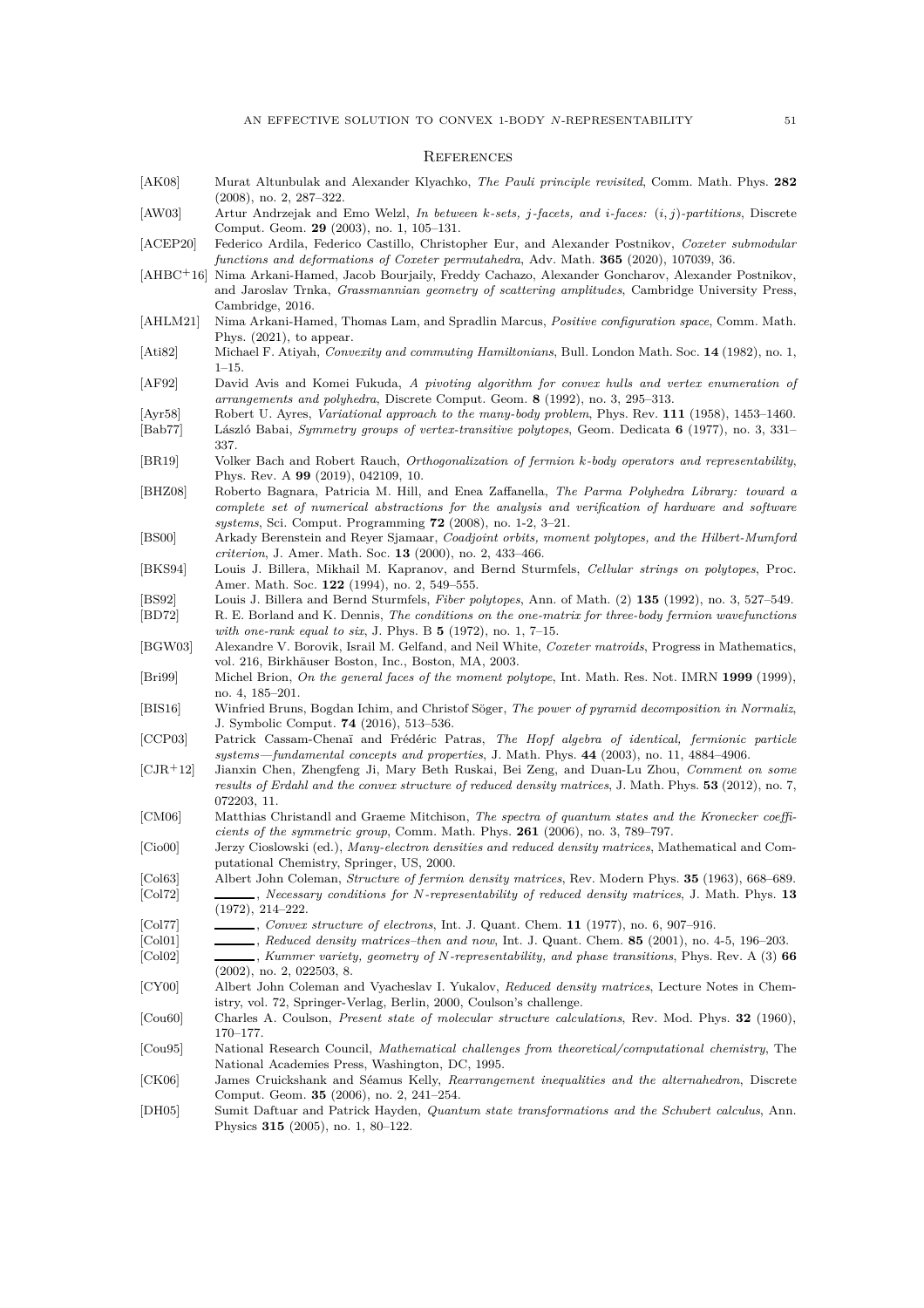## References

[AK08] Murat Altunbulak and Alexander Klyachko, *The Pauli principle revisited*, Comm. Math. Phys. **282** (2008), no. 2, 287–322.

[AW03] Artur Andrzejak and Emo Welzl, *In between k-sets, j-facets, and i-faces: $(i, j)$-partitions*, Discrete Comput. Geom. **29** (2003), no. 1, 105–131.

[ACEP20] Federico Ardila, Federico Castillo, Christopher Eur, and Alexander Postnikov, *Coxeter submodular functions and deformations of Coxeter permutahedra*, Adv. Math. **365** (2020), 107039, 36.

[AHBC+16] Nima Arkani-Hamed, Jacob Bourjaily, Freddy Cachazo, Alexander Goncharov, Alexander Postnikov, and Jaroslav Trnka, *Grassmannian geometry of scattering amplitudes*, Cambridge University Press, Cambridge, 2016.

[AHLM21] Nima Arkani-Hamed, Thomas Lam, and Spradlin Marcus, *Positive configuration space*, Comm. Math. Phys. (2021), to appear.

[Ati82] Michael F. Atiyah, *Convexity and commuting Hamiltonians*, Bull. London Math. Soc. **14** (1982), no. 1, 1–15.

[AF92] David Avis and Komei Fukuda, *A pivoting algorithm for convex hulls and vertex enumeration of arrangements and polyhedra*, Discrete Comput. Geom. **8** (1992), no. 3, 295–313.

[Ayr58] Robert U. Ayres, *Variational approach to the many-body problem*, Phys. Rev. **111** (1958), 1453–1460.

[Bab77] László Babai, *Symmetry groups of vertex-transitive polytopes*, Geom. Dedicata **6** (1977), no. 3, 331–337.

[BR19] Volker Bach and Robert Rauch, *Orthogonalization of fermion k-body operators and representability*, Phys. Rev. A **99** (2019), 042109, 10.

[BHZ08] Roberto Bagnara, Patricia M. Hill, and Enea Zaffanella, *The Parma Polyhedra Library: toward a complete set of numerical abstractions for the analysis and verification of hardware and software systems*, Sci. Comput. Programming **72** (2008), no. 1-2, 3–21.

[BS00] Arkady Berenstein and Reyer Sjamaar, *Coadjoint orbits, moment polytopes, and the Hilbert-Mumford criterion*, J. Amer. Math. Soc. **13** (2000), no. 2, 433–466.

[BKS94] Louis J. Billera, Mikhail M. Kapranov, and Bernd Sturmfels, *Cellular strings on polytopes*, Proc. Amer. Math. Soc. **122** (1994), no. 2, 549–555.

[BS92] Louis J. Billera and Bernd Sturmfels, *Fiber polytopes*, Ann. of Math. (2) **135** (1992), no. 3, 527–549.

[BD72] R. E. Borland and K. Dennis, *The conditions on the one-matrix for three-body fermion wavefunctions with one-rank equal to six*, J. Phys. B **5** (1972), no. 1, 7–15.

[BGW03] Alexandre V. Borovik, Israil M. Gelfand, and Neil White, *Coxeter matroids*, Progress in Mathematics, vol. 216, Birkhäuser Boston, Inc., Boston, MA, 2003.

[Bri99] Michel Brion, *On the general faces of the moment polytope*, Int. Math. Res. Not. IMRN **1999** (1999), no. 4, 185–201.

[BIS16] Winfried Bruns, Bogdan Ichim, and Christof Söger, *The power of pyramid decomposition in Normaliz*, J. Symbolic Comput. **74** (2016), 513–536.

[CCP03] Patrick Cassam-Chenaï and Frédéric Patras, *The Hopf algebra of identical, fermionic particle systems—fundamental concepts and properties*, J. Math. Phys. **44** (2003), no. 11, 4884–4906.

[CJR+12] Jianxin Chen, Zhengfeng Ji, Mary Beth Ruskai, Bei Zeng, and Duan-Lu Zhou, *Comment on some results of Erdahl and the convex structure of reduced density matrices*, J. Math. Phys. **53** (2012), no. 7, 072203, 11.

[CM06] Matthias Christandl and Graeme Mitchison, *The spectra of quantum states and the Kronecker coefficients of the symmetric group*, Comm. Math. Phys. **261** (2006), no. 3, 789–797.

[Cio00] Jerzy Cioslowski (ed.), *Many-electron densities and reduced density matrices*, Mathematical and Computational Chemistry, Springer, US, 2000.

[Col63] Albert John Coleman, *Structure of fermion density matrices*, Rev. Modern Phys. **35** (1963), 668–689.

[Col72] ______, *Necessary conditions for N-representability of reduced density matrices*, J. Math. Phys. **13** (1972), 214–222.

[Col77] ______, *Convex structure of electrons*, Int. J. Quant. Chem. **11** (1977), no. 6, 907–916.

[Col01] ______, *Reduced density matrices–then and now*, Int. J. Quant. Chem. **85** (2001), no. 4-5, 196–203.

[Col02] ______, *Kummer variety, geometry of N-representability, and phase transitions*, Phys. Rev. A (3) **66** (2002), no. 2, 022503, 8.

[CY00] Albert John Coleman and Vyacheslav I. Yukalov, *Reduced density matrices*, Lecture Notes in Chemistry, vol. 72, Springer-Verlag, Berlin, 2000, Coulson's challenge.

[Cou60] Charles A. Coulson, *Present state of molecular structure calculations*, Rev. Mod. Phys. **32** (1960), 170–177.

[Cou95] National Research Council, *Mathematical challenges from theoretical/computational chemistry*, The National Academies Press, Washington, DC, 1995.

[CK06] James Cruickshank and Séamus Kelly, *Rearrangement inequalities and the alternahedron*, Discrete Comput. Geom. **35** (2006), no. 2, 241–254.

[DH05] Sumit Daftuar and Patrick Hayden, *Quantum state transformations and the Schubert calculus*, Ann. Physics **315** (2005), no. 1, 80–122.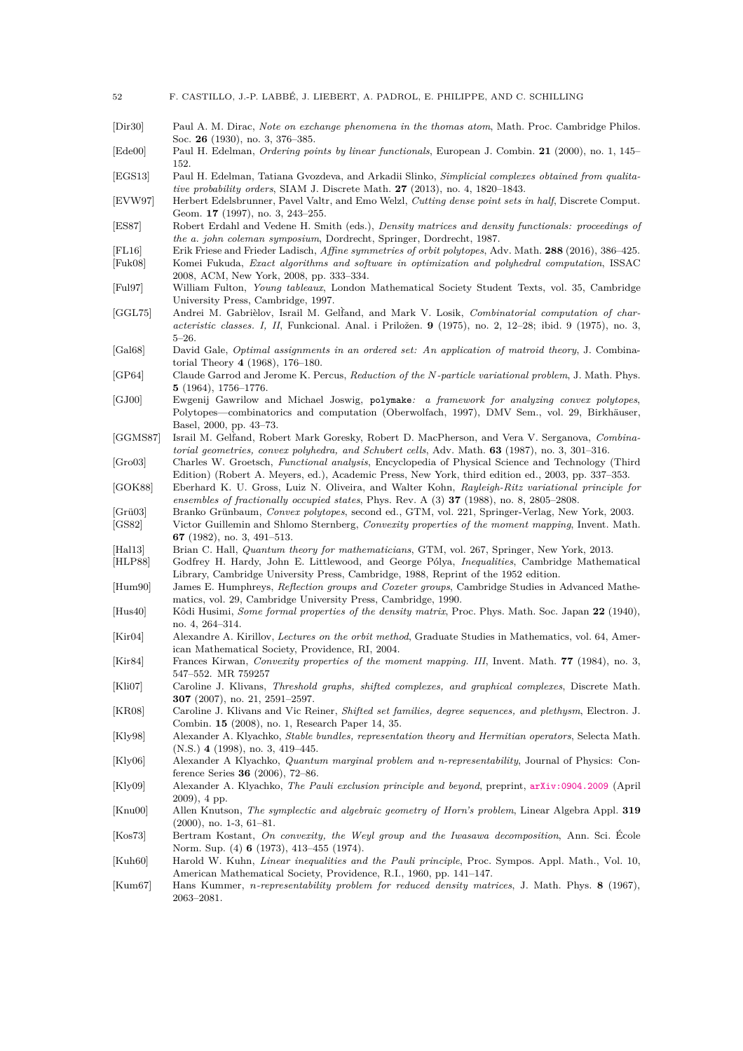- [Dir30] Paul A. M. Dirac, *Note on exchange phenomena in the thomas atom*, Math. Proc. Cambridge Philos. Soc. **26** (1930), no. 3, 376–385.
- [Ede00] Paul H. Edelman, *Ordering points by linear functionals*, European J. Combin. **21** (2000), no. 1, 145–152.
- [EGS13] Paul H. Edelman, Tatiana Gvozdeva, and Arkadii Slinko, *Simplicial complexes obtained from qualitative probability orders*, SIAM J. Discrete Math. **27** (2013), no. 4, 1820–1843.
- [EVW97] Herbert Edelsbrunner, Pavel Valtr, and Emo Welzl, *Cutting dense point sets in half*, Discrete Comput. Geom. **17** (1997), no. 3, 243–255.
- [ES87] Robert Erdahl and Vedene H. Smith (eds.), *Density matrices and density functionals: proceedings of the a. john coleman symposium*, Dordrecht, Springer, Dordrecht, 1987.
- [FL16] Erik Friese and Frieder Ladisch, *Affine symmetries of orbit polytopes*, Adv. Math. **288** (2016), 386–425.
- [Fuk08] Komei Fukuda, *Exact algorithms and software in optimization and polyhedral computation*, ISSAC 2008, ACM, New York, 2008, pp. 333–334.
- [Ful97] William Fulton, *Young tableaux*, London Mathematical Society Student Texts, vol. 35, Cambridge University Press, Cambridge, 1997.
- [GGL75] Andrei M. Gabrièlov, Israil M. Gelfand, and Mark V. Losik, *Combinatorial computation of characteristic classes. I, II*, Funkcional. Anal. i Priložen. **9** (1975), no. 2, 12–28; ibid. 9 (1975), no. 3, 5–26.
- [Gal68] David Gale, *Optimal assignments in an ordered set: An application of matroid theory*, J. Combinatorial Theory **4** (1968), 176–180.
- [GP64] Claude Garrod and Jerome K. Percus, *Reduction of the N-particle variational problem*, J. Math. Phys. **5** (1964), 1756–1776.
- [GJ00] Ewgenij Gawrilow and Michael Joswig, `polymake`*: a framework for analyzing convex polytopes*, Polytopes—combinatorics and computation (Oberwolfach, 1997), DMV Sem., vol. 29, Birkhäuser, Basel, 2000, pp. 43–73.
- [GGMS87] Israil M. Gelfand, Robert Mark Goresky, Robert D. MacPherson, and Vera V. Serganova, *Combinatorial geometries, convex polyhedra, and Schubert cells*, Adv. Math. **63** (1987), no. 3, 301–316.
- [Gro03] Charles W. Groetsch, *Functional analysis*, Encyclopedia of Physical Science and Technology (Third Edition) (Robert A. Meyers, ed.), Academic Press, New York, third edition ed., 2003, pp. 337–353.
- [GOK88] Eberhard K. U. Gross, Luiz N. Oliveira, and Walter Kohn, *Rayleigh-Ritz variational principle for ensembles of fractionally occupied states*, Phys. Rev. A (3) **37** (1988), no. 8, 2805–2808.
- [Grü03] Branko Grünbaum, *Convex polytopes*, second ed., GTM, vol. 221, Springer-Verlag, New York, 2003.
- [GS82] Victor Guillemin and Shlomo Sternberg, *Convexity properties of the moment mapping*, Invent. Math. **67** (1982), no. 3, 491–513.
- [Hal13] Brian C. Hall, *Quantum theory for mathematicians*, GTM, vol. 267, Springer, New York, 2013.
- [HLP88] Godfrey H. Hardy, John E. Littlewood, and George Pólya, *Inequalities*, Cambridge Mathematical Library, Cambridge University Press, Cambridge, 1988, Reprint of the 1952 edition.
- [Hum90] James E. Humphreys, *Reflection groups and Coxeter groups*, Cambridge Studies in Advanced Mathematics, vol. 29, Cambridge University Press, Cambridge, 1990.
- [Hus40] Kôdi Husimi, *Some formal properties of the density matrix*, Proc. Phys. Math. Soc. Japan **22** (1940), no. 4, 264–314.
- [Kir04] Alexandre A. Kirillov, *Lectures on the orbit method*, Graduate Studies in Mathematics, vol. 64, American Mathematical Society, Providence, RI, 2004.
- [Kir84] Frances Kirwan, *Convexity properties of the moment mapping. III*, Invent. Math. **77** (1984), no. 3, 547–552. MR 759257
- [Kli07] Caroline J. Klivans, *Threshold graphs, shifted complexes, and graphical complexes*, Discrete Math. **307** (2007), no. 21, 2591–2597.
- [KR08] Caroline J. Klivans and Vic Reiner, *Shifted set families, degree sequences, and plethysm*, Electron. J. Combin. **15** (2008), no. 1, Research Paper 14, 35.
- [Kly98] Alexander A. Klyachko, *Stable bundles, representation theory and Hermitian operators*, Selecta Math. (N.S.) **4** (1998), no. 3, 419–445.
- [Kly06] Alexander A Klyachko, *Quantum marginal problem and n-representability*, Journal of Physics: Conference Series **36** (2006), 72–86.
- [Kly09] Alexander A. Klyachko, *The Pauli exclusion principle and beyond*, preprint, arXiv:0904.2009 (April 2009), 4 pp.
- [Knu00] Allen Knutson, *The symplectic and algebraic geometry of Horn's problem*, Linear Algebra Appl. **319** (2000), no. 1-3, 61–81.
- [Kos73] Bertram Kostant, *On convexity, the Weyl group and the Iwasawa decomposition*, Ann. Sci. École Norm. Sup. (4) **6** (1973), 413–455 (1974).
- [Kuh60] Harold W. Kuhn, *Linear inequalities and the Pauli principle*, Proc. Sympos. Appl. Math., Vol. 10, American Mathematical Society, Providence, R.I., 1960, pp. 141–147.
- [Kum67] Hans Kummer, *n-representability problem for reduced density matrices*, J. Math. Phys. **8** (1967), 2063–2081.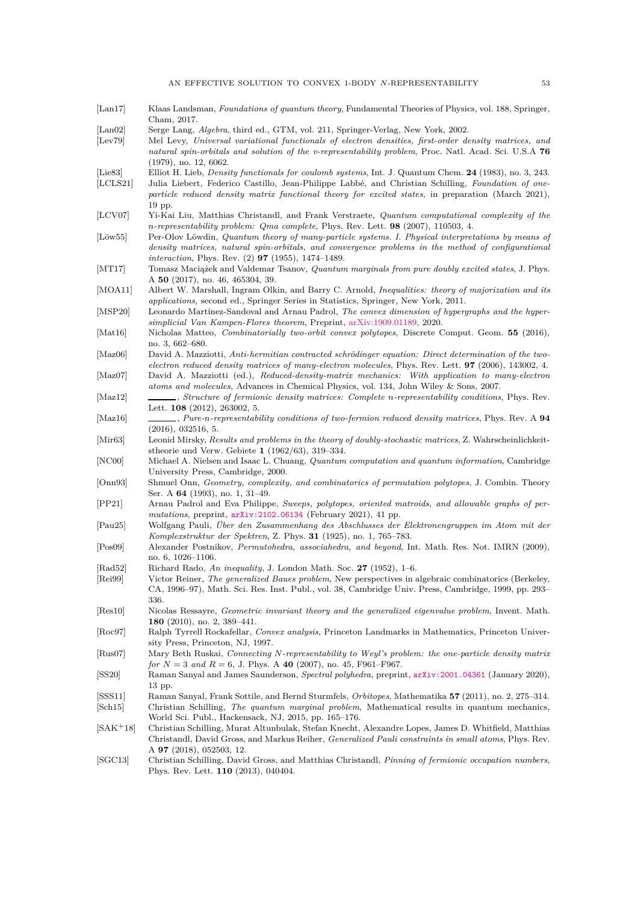[Lan17] Klaas Landsman, *Foundations of quantum theory*, Fundamental Theories of Physics, vol. 188, Springer, Cham, 2017.

[Lan02] Serge Lang, *Algebra*, third ed., GTM, vol. 211, Springer-Verlag, New York, 2002.

[Lev79] Mel Levy, *Universal variational functionals of electron densities, first-order density matrices, and natural spin-orbitals and solution of the v-representability problem*, Proc. Natl. Acad. Sci. U.S.A **76** (1979), no. 12, 6062.

[Lie83] Elliot H. Lieb, *Density functionals for coulomb systems*, Int. J. Quantum Chem. **24** (1983), no. 3, 243.

[LCLS21] Julia Liebert, Federico Castillo, Jean-Philippe Labbé, and Christian Schilling, *Foundation of one-particle reduced density matrix functional theory for excited states*, in preparation (March 2021), 19 pp.

[LCV07] Yi-Kai Liu, Matthias Christandl, and Frank Verstraete, *Quantum computational complexity of the n-representability problem: Qma complete*, Phys. Rev. Lett. **98** (2007), 110503, 4.

[Löw55] Per-Olov Löwdin, *Quantum theory of many-particle systems. I. Physical interpretations by means of density matrices, natural spin-orbitals, and convergence problems in the method of configurational interaction*, Phys. Rev. (2) **97** (1955), 1474–1489.

[MT17] Tomasz Maciążek and Valdemar Tsanov, *Quantum marginals from pure doubly excited states*, J. Phys. A **50** (2017), no. 46, 465304, 39.

[MOA11] Albert W. Marshall, Ingram Olkin, and Barry C. Arnold, *Inequalities: theory of majorization and its applications*, second ed., Springer Series in Statistics, Springer, New York, 2011.

[MSP20] Leonardo Martínez-Sandoval and Arnau Padrol, *The convex dimension of hypergraphs and the hypersimplicial Van Kampen-Flores theorem*, Preprint, arXiv:1909.01189, 2020.

[Mat16] Nicholas Matteo, *Combinatorially two-orbit convex polytopes*, Discrete Comput. Geom. **55** (2016), no. 3, 662–680.

[Maz06] David A. Mazziotti, *Anti-hermitian contracted schrödinger equation: Direct determination of the two-electron reduced density matrices of many-electron molecules*, Phys. Rev. Lett. **97** (2006), 143002, 4.

[Maz07] David A. Mazziotti (ed.), *Reduced-density-matrix mechanics: With application to many-electron atoms and molecules*, Advances in Chemical Physics, vol. 134, John Wiley & Sons, 2007.

[Maz12] ———, *Structure of fermionic density matrices: Complete n-representability conditions*, Phys. Rev. Lett. **108** (2012), 263002, 5.

[Maz16] ———, *Pure-n-representability conditions of two-fermion reduced density matrices*, Phys. Rev. A **94** (2016), 032516, 5.

[Mir63] Leonid Mirsky, *Results and problems in the theory of doubly-stochastic matrices*, Z. Wahrscheinlichkeitstheorie und Verw. Gebiete **1** (1962/63), 319–334.

[NC00] Michael A. Nielsen and Isaac L. Chuang, *Quantum computation and quantum information*, Cambridge University Press, Cambridge, 2000.

[Onn93] Shmuel Onn, *Geometry, complexity, and combinatorics of permutation polytopes*, J. Combin. Theory Ser. A **64** (1993), no. 1, 31–49.

[PP21] Arnau Padrol and Eva Philippe, *Sweeps, polytopes, oriented matroids, and allowable graphs of permutations*, preprint, arXiv:2102.06134 (February 2021), 41 pp.

[Pau25] Wolfgang Pauli, *Über den Zusammenhang des Abschlusses der Elektronengruppen im Atom mit der Komplexstruktur der Spektren*, Z. Phys. **31** (1925), no. 1, 765–783.

[Pos09] Alexander Postnikov, *Permutohedra, associahedra, and beyond*, Int. Math. Res. Not. IMRN (2009), no. 6, 1026–1106.

[Rad52] Richard Rado, *An inequality*, J. London Math. Soc. **27** (1952), 1–6.

[Rei99] Victor Reiner, *The generalized Baues problem*, New perspectives in algebraic combinatorics (Berkeley, CA, 1996–97), Math. Sci. Res. Inst. Publ., vol. 38, Cambridge Univ. Press, Cambridge, 1999, pp. 293–336.

[Res10] Nicolas Ressayre, *Geometric invariant theory and the generalized eigenvalue problem*, Invent. Math. **180** (2010), no. 2, 389–441.

[Roc97] Ralph Tyrrell Rockafellar, *Convex analysis*, Princeton Landmarks in Mathematics, Princeton University Press, Princeton, NJ, 1997.

[Rus07] Mary Beth Ruskai, *Connecting $N$-representability to Weyl's problem: the one-particle density matrix for $N = 3$ and $R = 6$*, J. Phys. A **40** (2007), no. 45, F961–F967.

[SS20] Raman Sanyal and James Saunderson, *Spectral polyhedra*, preprint, arXiv:2001.04361 (January 2020), 13 pp.

[SSS11] Raman Sanyal, Frank Sottile, and Bernd Sturmfels, *Orbitopes*, Mathematika **57** (2011), no. 2, 275–314.

[Sch15] Christian Schilling, *The quantum marginal problem*, Mathematical results in quantum mechanics, World Sci. Publ., Hackensack, NJ, 2015, pp. 165–176.

[SAK+18] Christian Schilling, Murat Altunbulak, Stefan Knecht, Alexandre Lopes, James D. Whitfield, Matthias Christandl, David Gross, and Markus Reiher, *Generalized Pauli constraints in small atoms*, Phys. Rev. A **97** (2018), 052503, 12.

[SGC13] Christian Schilling, David Gross, and Matthias Christandl, *Pinning of fermionic occupation numbers*, Phys. Rev. Lett. **110** (2013), 040404.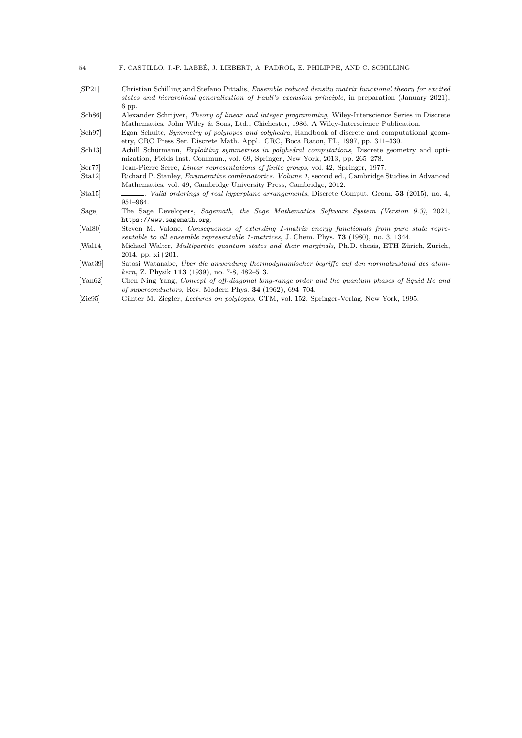[SP21] Christian Schilling and Stefano Pittalis, *Ensemble reduced density matrix functional theory for excited states and hierarchical generalization of Pauli's exclusion principle*, in preparation (January 2021), 6 pp.

[Sch86] Alexander Schrijver, *Theory of linear and integer programming*, Wiley-Interscience Series in Discrete Mathematics, John Wiley & Sons, Ltd., Chichester, 1986, A Wiley-Interscience Publication.

[Sch97] Egon Schulte, *Symmetry of polytopes and polyhedra*, Handbook of discrete and computational geometry, CRC Press Ser. Discrete Math. Appl., CRC, Boca Raton, FL, 1997, pp. 311–330.

[Sch13] Achill Schürmann, *Exploiting symmetries in polyhedral computations*, Discrete geometry and optimization, Fields Inst. Commun., vol. 69, Springer, New York, 2013, pp. 265–278.

[Ser77] Jean-Pierre Serre, *Linear representations of finite groups*, vol. 42, Springer, 1977.

[Sta12] Richard P. Stanley, *Enumerative combinatorics. Volume 1*, second ed., Cambridge Studies in Advanced Mathematics, vol. 49, Cambridge University Press, Cambridge, 2012.

[Sta15] ______, *Valid orderings of real hyperplane arrangements*, Discrete Comput. Geom. **53** (2015), no. 4, 951–964.

[Sage] The Sage Developers, *Sagemath, the Sage Mathematics Software System (Version 9.3)*, 2021, `https://www.sagemath.org`.

[Val80] Steven M. Valone, *Consequences of extending 1-matrix energy functionals from pure–state representable to all ensemble representable 1-matrices*, J. Chem. Phys. **73** (1980), no. 3, 1344.

[Wal14] Michael Walter, *Multipartite quantum states and their marginals*, Ph.D. thesis, ETH Zürich, Zürich, 2014, pp. xi+201.

[Wat39] Satosi Watanabe, *Über die anwendung thermodynamischer begriffe auf den normalzustand des atomkern*, Z. Physik **113** (1939), no. 7-8, 482–513.

[Yan62] Chen Ning Yang, *Concept of off-diagonal long-range order and the quantum phases of liquid He and of superconductors*, Rev. Modern Phys. **34** (1962), 694–704.

[Zie95] Günter M. Ziegler, *Lectures on polytopes*, GTM, vol. 152, Springer-Verlag, New York, 1995.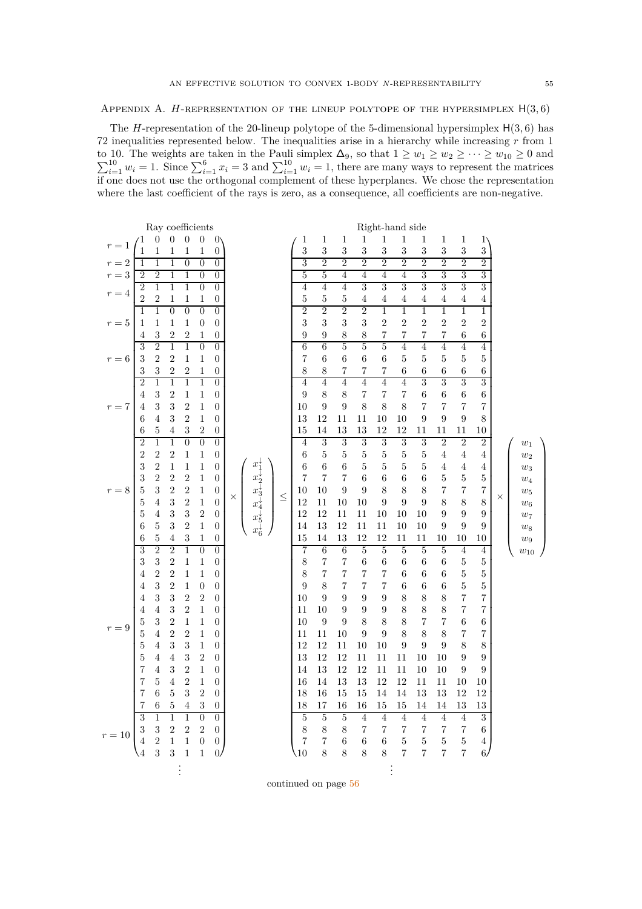## Appendix A. $H$-representation of the lineup polytope of the hypersimplex $\mathsf{H}(3,6)$

The $H$-representation of the 20-lineup polytope of the 5-dimensional hypersimplex $\mathsf{H}(3,6)$ has 72 inequalities represented below. The inequalities arise in a hierarchy while increasing $r$ from 1 to 10. The weights are taken in the Pauli simplex $\Delta_9$, so that $1 \geq w_1 \geq w_2 \geq \cdots \geq w_{10} \geq 0$ and $\sum_{i=1}^{10} w_i = 1$. Since $\sum_{i=1}^{6} x_i = 3$ and $\sum_{i=1}^{10} w_i = 1$, there are many ways to represent the matrices if one does not use the orthogonal complement of these hyperplanes. We chose the representation where the last coefficient of the rays is zero, as a consequence, all coefficients are non-negative.

$$(\text{Ray coefficients}) \times \begin{pmatrix} x_1^{\downarrow} \\ x_2^{\downarrow} \\ x_3^{\downarrow} \\ x_4^{\downarrow} \\ x_5^{\downarrow} \\ x_6^{\downarrow} \end{pmatrix} \leq (\text{Right-hand side}) \times \begin{pmatrix} w_1 \\ w_2 \\ w_3 \\ w_4 \\ w_5 \\ w_6 \\ w_7 \\ w_8 \\ w_9 \\ w_{10} \end{pmatrix}$$

| | Ray coefficients | | | | | | Right-hand side | | | | | | | | | |
|---|---|---|---|---|---|---|---|---|---|---|---|---|---|---|---|---|
| $r=1$ | 1 | 0 | 0 | 0 | 0 | 0 | 1 | 1 | 1 | 1 | 1 | 1 | 1 | 1 | 1 | 1 |
| | 1 | 1 | 1 | 1 | 1 | 0 | 3 | 3 | 3 | 3 | 3 | 3 | 3 | 3 | 3 | 3 |
| $r=2$ | 1 | 1 | 1 | 0 | 0 | 0 | 3 | 2 | 2 | 2 | 2 | 2 | 2 | 2 | 2 | 2 |
| $r=3$ | 2 | 2 | 1 | 1 | 0 | 0 | 5 | 5 | 4 | 4 | 4 | 4 | 3 | 3 | 3 | 3 |
| $r=4$ | 2 | 1 | 1 | 1 | 0 | 0 | 4 | 4 | 4 | 3 | 3 | 3 | 3 | 3 | 3 | 3 |
| | 2 | 2 | 1 | 1 | 1 | 0 | 5 | 5 | 5 | 4 | 4 | 4 | 4 | 4 | 4 | 4 |
| $r=5$ | 1 | 1 | 0 | 0 | 0 | 0 | 2 | 2 | 2 | 2 | 1 | 1 | 1 | 1 | 1 | 1 |
| | 1 | 1 | 1 | 1 | 0 | 0 | 3 | 3 | 3 | 3 | 2 | 2 | 2 | 2 | 2 | 2 |
| | 4 | 3 | 2 | 2 | 1 | 0 | 9 | 9 | 8 | 8 | 7 | 7 | 7 | 7 | 6 | 6 |
| $r=6$ | 3 | 2 | 1 | 1 | 0 | 0 | 6 | 6 | 5 | 5 | 5 | 4 | 4 | 4 | 4 | 4 |
| | 3 | 2 | 2 | 1 | 1 | 0 | 7 | 6 | 6 | 6 | 6 | 5 | 5 | 5 | 5 | 5 |
| | 3 | 3 | 2 | 2 | 1 | 0 | 8 | 8 | 7 | 7 | 7 | 6 | 6 | 6 | 6 | 6 |
| $r=7$ | 2 | 1 | 1 | 1 | 1 | 0 | 4 | 4 | 4 | 4 | 4 | 4 | 3 | 3 | 3 | 3 |
| | 4 | 3 | 2 | 1 | 1 | 0 | 9 | 8 | 8 | 7 | 7 | 7 | 6 | 6 | 6 | 6 |
| | 4 | 3 | 3 | 2 | 1 | 0 | 10 | 9 | 9 | 8 | 8 | 8 | 7 | 7 | 7 | 7 |
| | 6 | 4 | 3 | 2 | 1 | 0 | 13 | 12 | 11 | 11 | 10 | 10 | 9 | 9 | 9 | 8 |
| | 6 | 5 | 4 | 3 | 2 | 0 | 15 | 14 | 13 | 13 | 12 | 12 | 11 | 11 | 11 | 10 |
| $r=8$ | 2 | 1 | 1 | 0 | 0 | 0 | 4 | 3 | 3 | 3 | 3 | 3 | 3 | 2 | 2 | 2 |
| | 2 | 2 | 2 | 1 | 1 | 0 | 6 | 5 | 5 | 5 | 5 | 5 | 5 | 4 | 4 | 4 |
| | 3 | 2 | 1 | 1 | 1 | 0 | 6 | 6 | 6 | 5 | 5 | 5 | 5 | 4 | 4 | 4 |
| | 3 | 2 | 2 | 2 | 1 | 0 | 7 | 7 | 7 | 6 | 6 | 6 | 6 | 5 | 5 | 5 |
| | 5 | 3 | 2 | 2 | 1 | 0 | 10 | 10 | 9 | 9 | 8 | 8 | 8 | 7 | 7 | 7 |
| | 5 | 4 | 3 | 2 | 1 | 0 | 12 | 11 | 10 | 10 | 9 | 9 | 9 | 8 | 8 | 8 |
| | 5 | 4 | 3 | 3 | 2 | 0 | 12 | 12 | 11 | 11 | 10 | 10 | 10 | 9 | 9 | 9 |
| | 6 | 5 | 3 | 2 | 1 | 0 | 14 | 13 | 12 | 11 | 11 | 10 | 10 | 9 | 9 | 9 |
| | 6 | 5 | 4 | 3 | 1 | 0 | 15 | 14 | 13 | 12 | 12 | 11 | 11 | 10 | 10 | 10 |
| $r=9$ | 3 | 2 | 2 | 1 | 0 | 0 | 7 | 6 | 6 | 5 | 5 | 5 | 5 | 5 | 4 | 4 |
| | 3 | 3 | 2 | 1 | 1 | 0 | 8 | 7 | 7 | 6 | 6 | 6 | 6 | 6 | 5 | 5 |
| | 4 | 2 | 2 | 1 | 1 | 0 | 8 | 7 | 7 | 7 | 7 | 6 | 6 | 6 | 5 | 5 |
| | 4 | 3 | 2 | 1 | 0 | 0 | 9 | 8 | 7 | 7 | 7 | 6 | 6 | 6 | 5 | 5 |
| | 4 | 3 | 3 | 2 | 2 | 0 | 10 | 9 | 9 | 9 | 9 | 8 | 8 | 8 | 7 | 7 |
| | 4 | 4 | 3 | 2 | 1 | 0 | 11 | 10 | 9 | 9 | 9 | 8 | 8 | 8 | 7 | 7 |
| | 5 | 3 | 2 | 1 | 1 | 0 | 10 | 9 | 9 | 8 | 8 | 8 | 7 | 7 | 6 | 6 |
| | 5 | 4 | 2 | 2 | 1 | 0 | 11 | 11 | 10 | 9 | 9 | 8 | 8 | 8 | 7 | 7 |
| | 5 | 4 | 3 | 3 | 1 | 0 | 12 | 12 | 11 | 10 | 10 | 9 | 9 | 9 | 8 | 8 |
| | 5 | 4 | 4 | 3 | 2 | 0 | 13 | 12 | 12 | 11 | 11 | 11 | 10 | 10 | 9 | 9 |
| | 7 | 4 | 3 | 2 | 1 | 0 | 14 | 13 | 12 | 12 | 11 | 11 | 10 | 10 | 9 | 9 |
| | 7 | 5 | 4 | 2 | 1 | 0 | 16 | 14 | 13 | 13 | 12 | 12 | 11 | 11 | 10 | 10 |
| | 7 | 6 | 5 | 3 | 2 | 0 | 18 | 16 | 15 | 15 | 14 | 14 | 13 | 13 | 12 | 12 |
| | 7 | 6 | 5 | 4 | 3 | 0 | 18 | 17 | 16 | 16 | 15 | 15 | 14 | 14 | 13 | 13 |
| $r=10$ | 3 | 1 | 1 | 1 | 0 | 0 | 5 | 5 | 5 | 4 | 4 | 4 | 4 | 4 | 4 | 3 |
| | 3 | 3 | 2 | 2 | 2 | 0 | 8 | 8 | 8 | 7 | 7 | 7 | 7 | 7 | 7 | 6 |
| | 4 | 2 | 1 | 1 | 0 | 0 | 7 | 7 | 6 | 6 | 6 | 5 | 5 | 5 | 5 | 4 |
| | 4 | 3 | 3 | 1 | 1 | 0 | 10 | 8 | 8 | 8 | 8 | 7 | 7 | 7 | 7 | 6 |
| | ⋮ | | | | | | ⋮ | | | | | | | | | |

continued on page 56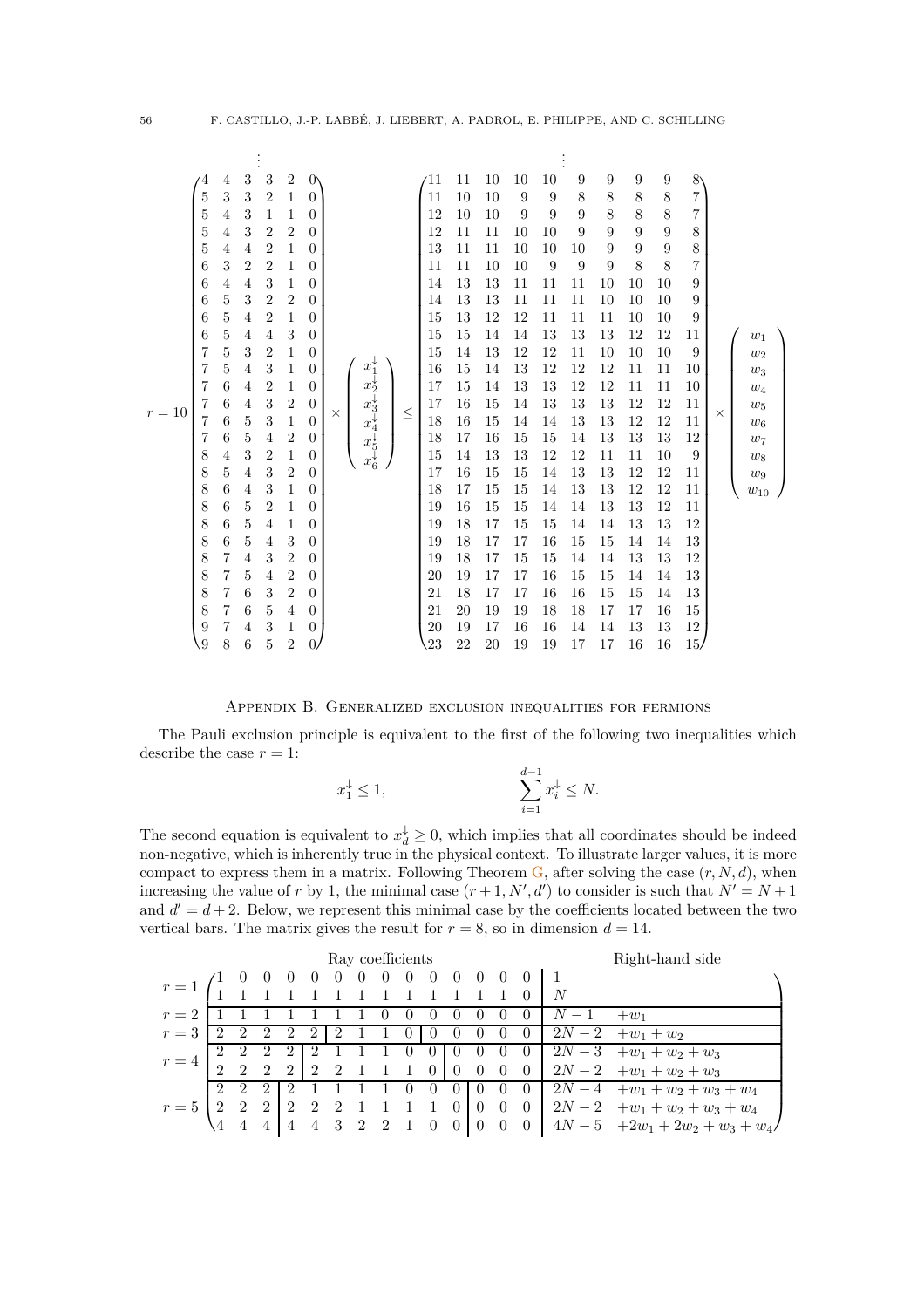$$
r = 10 \begin{pmatrix}
 & & \vdots & & & \\
4 & 4 & 3 & 3 & 2 & 0 \\
5 & 3 & 3 & 2 & 1 & 0 \\
5 & 4 & 3 & 1 & 1 & 0 \\
5 & 4 & 3 & 2 & 2 & 0 \\
5 & 4 & 4 & 2 & 1 & 0 \\
6 & 3 & 2 & 2 & 1 & 0 \\
6 & 4 & 4 & 3 & 1 & 0 \\
6 & 5 & 3 & 2 & 2 & 0 \\
6 & 5 & 4 & 2 & 1 & 0 \\
6 & 5 & 4 & 4 & 3 & 0 \\
7 & 5 & 3 & 2 & 1 & 0 \\
7 & 5 & 4 & 3 & 1 & 0 \\
7 & 6 & 4 & 2 & 1 & 0 \\
7 & 6 & 4 & 3 & 2 & 0 \\
7 & 6 & 5 & 3 & 1 & 0 \\
7 & 6 & 5 & 4 & 2 & 0 \\
8 & 4 & 3 & 2 & 1 & 0 \\
8 & 5 & 4 & 3 & 2 & 0 \\
8 & 6 & 4 & 3 & 1 & 0 \\
8 & 6 & 5 & 2 & 1 & 0 \\
8 & 6 & 5 & 4 & 1 & 0 \\
8 & 6 & 5 & 4 & 3 & 0 \\
8 & 7 & 4 & 3 & 2 & 0 \\
8 & 7 & 5 & 4 & 2 & 0 \\
8 & 7 & 6 & 3 & 2 & 0 \\
8 & 7 & 6 & 5 & 4 & 0 \\
9 & 7 & 4 & 3 & 1 & 0 \\
9 & 8 & 6 & 5 & 2 & 0
\end{pmatrix}
\times
\begin{pmatrix} x_1^\downarrow \\ x_2^\downarrow \\ x_3^\downarrow \\ x_4^\downarrow \\ x_5^\downarrow \\ x_6^\downarrow \end{pmatrix}
\leq
\begin{pmatrix}
 & & & & \vdots & & & & & \\
11 & 11 & 10 & 10 & 10 & 9 & 9 & 9 & 9 & 8 \\
11 & 10 & 10 & 9 & 9 & 8 & 8 & 8 & 8 & 7 \\
12 & 10 & 10 & 9 & 9 & 9 & 8 & 8 & 8 & 7 \\
12 & 11 & 11 & 10 & 10 & 9 & 9 & 9 & 9 & 8 \\
13 & 11 & 11 & 10 & 10 & 10 & 9 & 9 & 9 & 8 \\
11 & 11 & 10 & 10 & 9 & 9 & 9 & 8 & 8 & 7 \\
14 & 13 & 13 & 11 & 11 & 11 & 10 & 10 & 10 & 9 \\
14 & 13 & 13 & 11 & 11 & 11 & 10 & 10 & 10 & 9 \\
15 & 13 & 12 & 12 & 11 & 11 & 11 & 10 & 10 & 9 \\
15 & 15 & 14 & 14 & 13 & 13 & 13 & 12 & 12 & 11 \\
15 & 14 & 13 & 12 & 12 & 11 & 10 & 10 & 10 & 9 \\
16 & 15 & 14 & 13 & 12 & 12 & 12 & 11 & 11 & 10 \\
17 & 15 & 14 & 13 & 13 & 12 & 12 & 11 & 11 & 10 \\
17 & 16 & 15 & 14 & 13 & 13 & 13 & 12 & 12 & 11 \\
18 & 16 & 15 & 14 & 14 & 13 & 13 & 12 & 12 & 11 \\
18 & 17 & 16 & 15 & 15 & 14 & 13 & 13 & 13 & 12 \\
15 & 14 & 13 & 13 & 12 & 12 & 11 & 11 & 10 & 9 \\
17 & 16 & 15 & 15 & 14 & 13 & 13 & 12 & 12 & 11 \\
18 & 17 & 15 & 15 & 14 & 13 & 13 & 12 & 12 & 11 \\
19 & 16 & 15 & 15 & 14 & 14 & 13 & 13 & 12 & 11 \\
19 & 18 & 17 & 15 & 15 & 14 & 14 & 13 & 13 & 12 \\
19 & 18 & 17 & 17 & 16 & 15 & 15 & 14 & 14 & 13 \\
19 & 18 & 17 & 15 & 15 & 14 & 14 & 13 & 13 & 12 \\
20 & 19 & 17 & 17 & 16 & 15 & 15 & 14 & 14 & 13 \\
21 & 18 & 17 & 17 & 16 & 16 & 15 & 15 & 14 & 13 \\
21 & 20 & 19 & 19 & 18 & 18 & 17 & 17 & 16 & 15 \\
20 & 19 & 17 & 16 & 16 & 14 & 14 & 13 & 13 & 12 \\
23 & 22 & 20 & 19 & 19 & 17 & 17 & 16 & 16 & 15
\end{pmatrix}
\times
\begin{pmatrix} w_1 \\ w_2 \\ w_3 \\ w_4 \\ w_5 \\ w_6 \\ w_7 \\ w_8 \\ w_9 \\ w_{10} \end{pmatrix}
$$

## Appendix B. Generalized exclusion inequalities for fermions

The Pauli exclusion principle is equivalent to the first of the following two inequalities which describe the case $r = 1$:

$$
x_1^\downarrow \leq 1, \qquad\qquad \sum_{i=1}^{d-1} x_i^\downarrow \leq N.
$$

The second equation is equivalent to $x_d^\downarrow \geq 0$, which implies that all coordinates should be indeed non-negative, which is inherently true in the physical context. To illustrate larger values, it is more compact to express them in a matrix. Following Theorem G, after solving the case $(r, N, d)$, when increasing the value of $r$ by 1, the minimal case $(r+1, N', d')$ to consider is such that $N' = N + 1$ and $d' = d + 2$. Below, we represent this minimal case by the coefficients located between the two vertical bars. The matrix gives the result for $r = 8$, so in dimension $d = 14$.

| | Ray coefficients | | | | | | | | | | | | | | Right-hand side | |
|---|---|---|---|---|---|---|---|---|---|---|---|---|---|---|---|---|
| $r=1$ | 1 | 0 | 0 | 0 | 0 | 0 | 0 | 0 | 0 | 0 | 0 | 0 | 0 | 0 | $1$ | |
| | 1 | 1 | 1 | 1 | 1 | 1 | 1 | 1 | 1 | 1 | 1 | 1 | 1 | 0 | $N$ | |
| $r=2$ | 1 | 1 | 1 | 1 | 1 | 1 | 1 | 0 | 0 | 0 | 0 | 0 | 0 | 0 | $N-1$ | $+w_1$ |
| $r=3$ | 2 | 2 | 2 | 2 | 2 | 2 | 1 | 1 | 0 | 0 | 0 | 0 | 0 | 0 | $2N-2$ | $+w_1+w_2$ |
| $r=4$ | 2 | 2 | 2 | 2 | 2 | 1 | 1 | 1 | 0 | 0 | 0 | 0 | 0 | 0 | $2N-3$ | $+w_1+w_2+w_3$ |
| | 2 | 2 | 2 | 2 | 2 | 2 | 1 | 1 | 1 | 0 | 0 | 0 | 0 | 0 | $2N-2$ | $+w_1+w_2+w_3$ |
| $r=5$ | 2 | 2 | 2 | 2 | 1 | 1 | 1 | 1 | 0 | 0 | 0 | 0 | 0 | 0 | $2N-4$ | $+w_1+w_2+w_3+w_4$ |
| | 2 | 2 | 2 | 2 | 2 | 2 | 1 | 1 | 1 | 1 | 0 | 0 | 0 | 0 | $2N-2$ | $+w_1+w_2+w_3+w_4$ |
| | 4 | 4 | 4 | 4 | 4 | 3 | 2 | 2 | 1 | 0 | 0 | 0 | 0 | 0 | $4N-5$ | $+2w_1+2w_2+w_3+w_4$ |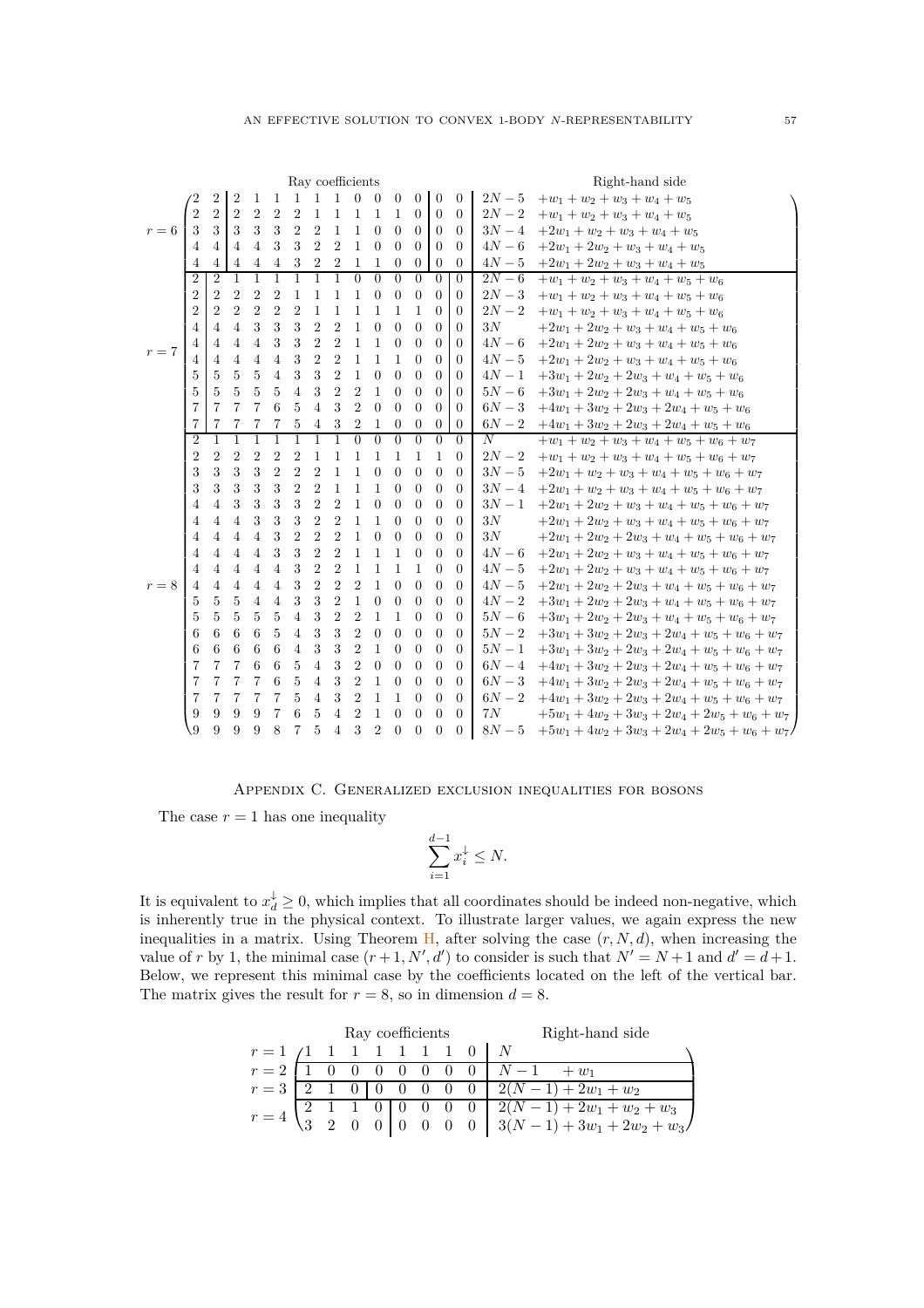| | Ray coefficients | | | | | | | | | | | | | | Right-hand side | |
|---|---|---|---|---|---|---|---|---|---|---|---|---|---|---|---|---|
| $r=6$ | 2 | 2 | 2 | 1 | 1 | 1 | 1 | 1 | 0 | 0 | 0 | 0 | 0 | 0 | $2N-5$ | $+w_1+w_2+w_3+w_4+w_5$ |
| | 2 | 2 | 2 | 2 | 2 | 2 | 1 | 1 | 1 | 1 | 1 | 0 | 0 | 0 | $2N-2$ | $+w_1+w_2+w_3+w_4+w_5$ |
| | 3 | 3 | 3 | 3 | 3 | 2 | 2 | 1 | 1 | 0 | 0 | 0 | 0 | 0 | $3N-4$ | $+2w_1+w_2+w_3+w_4+w_5$ |
| | 4 | 4 | 4 | 4 | 3 | 3 | 2 | 2 | 1 | 0 | 0 | 0 | 0 | 0 | $4N-6$ | $+2w_1+2w_2+w_3+w_4+w_5$ |
| | 4 | 4 | 4 | 4 | 4 | 3 | 2 | 2 | 1 | 1 | 0 | 0 | 0 | 0 | $4N-5$ | $+2w_1+2w_2+w_3+w_4+w_5$ |
| $r=7$ | 2 | 2 | 1 | 1 | 1 | 1 | 1 | 1 | 0 | 0 | 0 | 0 | 0 | 0 | $2N-6$ | $+w_1+w_2+w_3+w_4+w_5+w_6$ |
| | 2 | 2 | 2 | 2 | 2 | 1 | 1 | 1 | 1 | 0 | 0 | 0 | 0 | 0 | $2N-3$ | $+w_1+w_2+w_3+w_4+w_5+w_6$ |
| | 2 | 2 | 2 | 2 | 2 | 2 | 1 | 1 | 1 | 1 | 1 | 1 | 0 | 0 | $2N-2$ | $+w_1+w_2+w_3+w_4+w_5+w_6$ |
| | 4 | 4 | 4 | 3 | 3 | 3 | 2 | 2 | 1 | 0 | 0 | 0 | 0 | 0 | $3N$ | $+2w_1+2w_2+w_3+w_4+w_5+w_6$ |
| | 4 | 4 | 4 | 4 | 3 | 3 | 2 | 2 | 1 | 1 | 0 | 0 | 0 | 0 | $4N-6$ | $+2w_1+2w_2+w_3+w_4+w_5+w_6$ |
| | 4 | 4 | 4 | 4 | 4 | 3 | 2 | 2 | 1 | 1 | 1 | 0 | 0 | 0 | $4N-5$ | $+2w_1+2w_2+w_3+w_4+w_5+w_6$ |
| | 5 | 5 | 5 | 5 | 4 | 3 | 3 | 2 | 1 | 0 | 0 | 0 | 0 | 0 | $4N-1$ | $+3w_1+2w_2+2w_3+w_4+w_5+w_6$ |
| | 5 | 5 | 5 | 5 | 5 | 4 | 3 | 2 | 2 | 1 | 0 | 0 | 0 | 0 | $5N-6$ | $+3w_1+2w_2+2w_3+w_4+w_5+w_6$ |
| | 7 | 7 | 7 | 7 | 6 | 5 | 4 | 3 | 2 | 0 | 0 | 0 | 0 | 0 | $6N-3$ | $+4w_1+3w_2+2w_3+2w_4+w_5+w_6$ |
| | 7 | 7 | 7 | 7 | 7 | 5 | 4 | 3 | 2 | 1 | 0 | 0 | 0 | 0 | $6N-2$ | $+4w_1+3w_2+2w_3+2w_4+w_5+w_6$ |
| $r=8$ | 2 | 1 | 1 | 1 | 1 | 1 | 1 | 1 | 0 | 0 | 0 | 0 | 0 | 0 | $N$ | $+w_1+w_2+w_3+w_4+w_5+w_6+w_7$ |
| | 2 | 2 | 2 | 2 | 2 | 2 | 1 | 1 | 1 | 1 | 1 | 1 | 1 | 0 | $2N-2$ | $+w_1+w_2+w_3+w_4+w_5+w_6+w_7$ |
| | 3 | 3 | 3 | 3 | 2 | 2 | 2 | 1 | 1 | 0 | 0 | 0 | 0 | 0 | $3N-5$ | $+2w_1+w_2+w_3+w_4+w_5+w_6+w_7$ |
| | 3 | 3 | 3 | 3 | 3 | 2 | 2 | 1 | 1 | 1 | 0 | 0 | 0 | 0 | $3N-4$ | $+2w_1+w_2+w_3+w_4+w_5+w_6+w_7$ |
| | 4 | 4 | 3 | 3 | 3 | 3 | 2 | 2 | 1 | 0 | 0 | 0 | 0 | 0 | $3N-1$ | $+2w_1+2w_2+w_3+w_4+w_5+w_6+w_7$ |
| | 4 | 4 | 4 | 3 | 3 | 3 | 2 | 2 | 1 | 1 | 0 | 0 | 0 | 0 | $3N$ | $+2w_1+2w_2+w_3+w_4+w_5+w_6+w_7$ |
| | 4 | 4 | 4 | 4 | 3 | 2 | 2 | 2 | 1 | 0 | 0 | 0 | 0 | 0 | $3N$ | $+2w_1+2w_2+2w_3+w_4+w_5+w_6+w_7$ |
| | 4 | 4 | 4 | 4 | 3 | 3 | 2 | 2 | 1 | 1 | 1 | 0 | 0 | 0 | $4N-6$ | $+2w_1+2w_2+w_3+w_4+w_5+w_6+w_7$ |
| | 4 | 4 | 4 | 4 | 4 | 3 | 2 | 2 | 1 | 1 | 1 | 1 | 0 | 0 | $4N-5$ | $+2w_1+2w_2+w_3+w_4+w_5+w_6+w_7$ |
| | 4 | 4 | 4 | 4 | 4 | 3 | 2 | 2 | 2 | 1 | 0 | 0 | 0 | 0 | $4N-5$ | $+2w_1+2w_2+2w_3+w_4+w_5+w_6+w_7$ |
| | 5 | 5 | 5 | 4 | 4 | 3 | 3 | 2 | 1 | 0 | 0 | 0 | 0 | 0 | $4N-2$ | $+3w_1+2w_2+2w_3+w_4+w_5+w_6+w_7$ |
| | 5 | 5 | 5 | 5 | 5 | 4 | 3 | 2 | 2 | 1 | 1 | 0 | 0 | 0 | $5N-6$ | $+3w_1+2w_2+2w_3+w_4+w_5+w_6+w_7$ |
| | 6 | 6 | 6 | 6 | 5 | 4 | 3 | 3 | 2 | 0 | 0 | 0 | 0 | 0 | $5N-2$ | $+3w_1+3w_2+2w_3+2w_4+w_5+w_6+w_7$ |
| | 6 | 6 | 6 | 6 | 6 | 4 | 3 | 3 | 2 | 1 | 0 | 0 | 0 | 0 | $5N-1$ | $+3w_1+3w_2+2w_3+2w_4+w_5+w_6+w_7$ |
| | 7 | 7 | 7 | 6 | 6 | 5 | 4 | 3 | 2 | 0 | 0 | 0 | 0 | 0 | $6N-4$ | $+4w_1+3w_2+2w_3+2w_4+w_5+w_6+w_7$ |
| | 7 | 7 | 7 | 7 | 6 | 5 | 4 | 3 | 2 | 1 | 0 | 0 | 0 | 0 | $6N-3$ | $+4w_1+3w_2+2w_3+2w_4+w_5+w_6+w_7$ |
| | 7 | 7 | 7 | 7 | 7 | 5 | 4 | 3 | 2 | 1 | 1 | 0 | 0 | 0 | $6N-2$ | $+4w_1+3w_2+2w_3+2w_4+w_5+w_6+w_7$ |
| | 9 | 9 | 9 | 9 | 7 | 6 | 5 | 4 | 2 | 1 | 0 | 0 | 0 | 0 | $7N$ | $+5w_1+4w_2+3w_3+2w_4+2w_5+w_6+w_7$ |
| | 9 | 9 | 9 | 9 | 8 | 7 | 5 | 4 | 3 | 2 | 0 | 0 | 0 | 0 | $8N-5$ | $+5w_1+4w_2+3w_3+2w_4+2w_5+w_6+w_7$ |

## Appendix C. Generalized exclusion inequalities for bosons

The case $r=1$ has one inequality

$$\sum_{i=1}^{d-1} x_i^{\downarrow} \leq N.$$

It is equivalent to $x_d^{\downarrow} \geq 0$, which implies that all coordinates should be indeed non-negative, which is inherently true in the physical context. To illustrate larger values, we again express the new inequalities in a matrix. Using Theorem H, after solving the case $(r, N, d)$, when increasing the value of $r$ by 1, the minimal case $(r+1, N', d')$ to consider is such that $N' = N+1$ and $d' = d+1$. Below, we represent this minimal case by the coefficients located on the left of the vertical bar. The matrix gives the result for $r = 8$, so in dimension $d = 8$.

| | Ray coefficients | | | | | | | | Right-hand side |
|---|---|---|---|---|---|---|---|---|---|
| $r=1$ | 1 | 1 | 1 | 1 | 1 | 1 | 1 | 0 | $N$ |
| $r=2$ | 1 | 0 | 0 | 0 | 0 | 0 | 0 | 0 | $N-1 \quad +w_1$ |
| $r=3$ | 2 | 1 | 0 | 0 | 0 | 0 | 0 | 0 | $2(N-1)+2w_1+w_2$ |
| $r=4$ | 2 | 1 | 1 | 0 | 0 | 0 | 0 | 0 | $2(N-1)+2w_1+w_2+w_3$ |
| | 3 | 2 | 0 | 0 | 0 | 0 | 0 | 0 | $3(N-1)+3w_1+2w_2+w_3$ |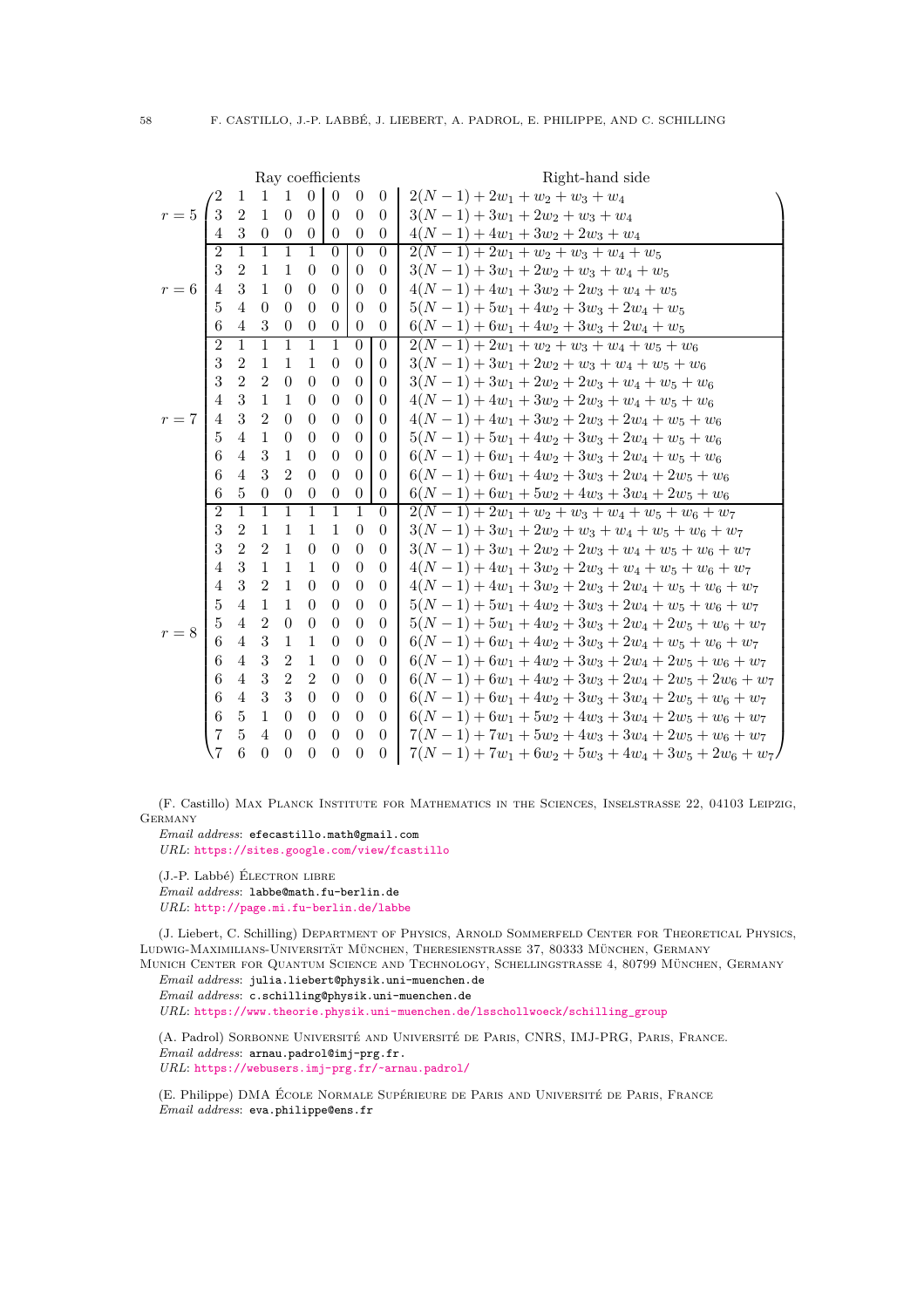| | Ray coefficients | | | | | | | | Right-hand side |
|---|---|---|---|---|---|---|---|---|---|
| $r=5$ | 2 | 1 | 1 | 1 | 0 | 0 | 0 | 0 | $2(N-1)+2w_1+w_2+w_3+w_4$ |
| | 3 | 2 | 1 | 0 | 0 | 0 | 0 | 0 | $3(N-1)+3w_1+2w_2+w_3+w_4$ |
| | 4 | 3 | 0 | 0 | 0 | 0 | 0 | 0 | $4(N-1)+4w_1+3w_2+2w_3+w_4$ |
| $r=6$ | 2 | 1 | 1 | 1 | 1 | 0 | 0 | 0 | $2(N-1)+2w_1+w_2+w_3+w_4+w_5$ |
| | 3 | 2 | 1 | 1 | 0 | 0 | 0 | 0 | $3(N-1)+3w_1+2w_2+w_3+w_4+w_5$ |
| | 4 | 3 | 1 | 0 | 0 | 0 | 0 | 0 | $4(N-1)+4w_1+3w_2+2w_3+w_4+w_5$ |
| | 5 | 4 | 0 | 0 | 0 | 0 | 0 | 0 | $5(N-1)+5w_1+4w_2+3w_3+2w_4+w_5$ |
| | 6 | 4 | 3 | 0 | 0 | 0 | 0 | 0 | $6(N-1)+6w_1+4w_2+3w_3+2w_4+w_5$ |
| $r=7$ | 2 | 1 | 1 | 1 | 1 | 1 | 0 | 0 | $2(N-1)+2w_1+w_2+w_3+w_4+w_5+w_6$ |
| | 3 | 2 | 1 | 1 | 1 | 0 | 0 | 0 | $3(N-1)+3w_1+2w_2+w_3+w_4+w_5+w_6$ |
| | 3 | 2 | 2 | 0 | 0 | 0 | 0 | 0 | $3(N-1)+3w_1+2w_2+2w_3+w_4+w_5+w_6$ |
| | 4 | 3 | 1 | 1 | 0 | 0 | 0 | 0 | $4(N-1)+4w_1+3w_2+2w_3+w_4+w_5+w_6$ |
| | 4 | 3 | 2 | 0 | 0 | 0 | 0 | 0 | $4(N-1)+4w_1+3w_2+2w_3+2w_4+w_5+w_6$ |
| | 5 | 4 | 1 | 0 | 0 | 0 | 0 | 0 | $5(N-1)+5w_1+4w_2+3w_3+2w_4+w_5+w_6$ |
| | 6 | 4 | 3 | 1 | 0 | 0 | 0 | 0 | $6(N-1)+6w_1+4w_2+3w_3+2w_4+w_5+w_6$ |
| | 6 | 4 | 3 | 2 | 0 | 0 | 0 | 0 | $6(N-1)+6w_1+4w_2+3w_3+2w_4+2w_5+w_6$ |
| | 6 | 5 | 0 | 0 | 0 | 0 | 0 | 0 | $6(N-1)+6w_1+5w_2+4w_3+3w_4+2w_5+w_6$ |
| $r=8$ | 2 | 1 | 1 | 1 | 1 | 1 | 1 | 0 | $2(N-1)+2w_1+w_2+w_3+w_4+w_5+w_6+w_7$ |
| | 3 | 2 | 1 | 1 | 1 | 1 | 0 | 0 | $3(N-1)+3w_1+2w_2+w_3+w_4+w_5+w_6+w_7$ |
| | 3 | 2 | 2 | 1 | 0 | 0 | 0 | 0 | $3(N-1)+3w_1+2w_2+2w_3+w_4+w_5+w_6+w_7$ |
| | 4 | 3 | 1 | 1 | 1 | 0 | 0 | 0 | $4(N-1)+4w_1+3w_2+2w_3+w_4+w_5+w_6+w_7$ |
| | 4 | 3 | 2 | 1 | 0 | 0 | 0 | 0 | $4(N-1)+4w_1+3w_2+2w_3+2w_4+w_5+w_6+w_7$ |
| | 5 | 4 | 1 | 1 | 0 | 0 | 0 | 0 | $5(N-1)+5w_1+4w_2+3w_3+2w_4+w_5+w_6+w_7$ |
| | 5 | 4 | 2 | 0 | 0 | 0 | 0 | 0 | $5(N-1)+5w_1+4w_2+3w_3+2w_4+2w_5+w_6+w_7$ |
| | 6 | 4 | 3 | 1 | 1 | 0 | 0 | 0 | $6(N-1)+6w_1+4w_2+3w_3+2w_4+w_5+w_6+w_7$ |
| | 6 | 4 | 3 | 2 | 1 | 0 | 0 | 0 | $6(N-1)+6w_1+4w_2+3w_3+2w_4+2w_5+w_6+w_7$ |
| | 6 | 4 | 3 | 2 | 2 | 0 | 0 | 0 | $6(N-1)+6w_1+4w_2+3w_3+2w_4+2w_5+2w_6+w_7$ |
| | 6 | 4 | 3 | 3 | 0 | 0 | 0 | 0 | $6(N-1)+6w_1+4w_2+3w_3+3w_4+2w_5+w_6+w_7$ |
| | 6 | 5 | 1 | 0 | 0 | 0 | 0 | 0 | $6(N-1)+6w_1+5w_2+4w_3+3w_4+2w_5+w_6+w_7$ |
| | 7 | 5 | 4 | 0 | 0 | 0 | 0 | 0 | $7(N-1)+7w_1+5w_2+4w_3+3w_4+2w_5+w_6+w_7$ |
| | 7 | 6 | 0 | 0 | 0 | 0 | 0 | 0 | $7(N-1)+7w_1+6w_2+5w_3+4w_4+3w_5+2w_6+w_7$ |

(F. Castillo) Max Planck Institute for Mathematics in the Sciences, Inselstrasse 22, 04103 Leipzig, Germany
*Email address*: efecastillo.math@gmail.com
*URL*: https://sites.google.com/view/fcastillo

(J.-P. Labbé) Électron libre
*Email address*: labbe@math.fu-berlin.de
*URL*: http://page.mi.fu-berlin.de/labbe

(J. Liebert, C. Schilling) Department of Physics, Arnold Sommerfeld Center for Theoretical Physics, Ludwig-Maximilians-Universität München, Theresienstrasse 37, 80333 München, Germany
Munich Center for Quantum Science and Technology, Schellingstrasse 4, 80799 München, Germany
*Email address*: julia.liebert@physik.uni-muenchen.de
*Email address*: c.schilling@physik.uni-muenchen.de
*URL*: https://www.theorie.physik.uni-muenchen.de/lsschollwoeck/schilling_group

(A. Padrol) Sorbonne Université and Université de Paris, CNRS, IMJ-PRG, Paris, France.
*Email address*: arnau.padrol@imj-prg.fr.
*URL*: https://webusers.imj-prg.fr/~arnau.padrol/

(E. Philippe) DMA École Normale Supérieure de Paris and Université de Paris, France
*Email address*: eva.philippe@ens.fr